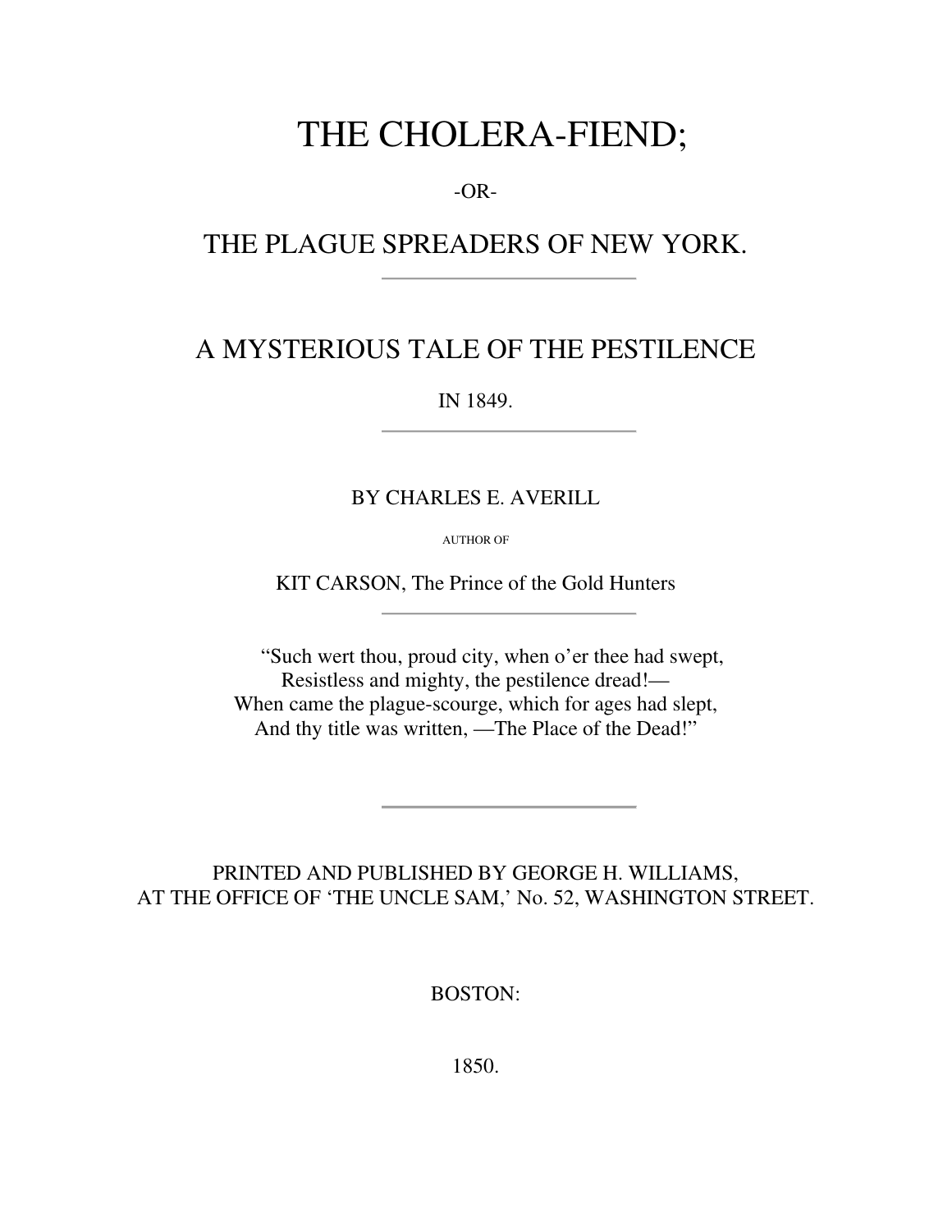# THE CHOLERA-FIEND;

-OR-

## THE PLAGUE SPREADERS OF NEW YORK.

---

## A MYSTERIOUS TALE OF THE PESTILENCE

IN 1849.

---

BY CHARLES E. AVERILL

AUTHOR OF

KIT CARSON, The Prince of the Gold Hunters

---

> "Such wert thou, proud city, when o'er thee had swept,
> Resistless and mighty, the pestilence dread!—
> When came the plague-scourge, which for ages had slept,
> And thy title was written, —The Place of the Dead!"

---

PRINTED AND PUBLISHED BY GEORGE H. WILLIAMS,
AT THE OFFICE OF 'THE UNCLE SAM,' No. 52, WASHINGTON STREET.

BOSTON:

1850.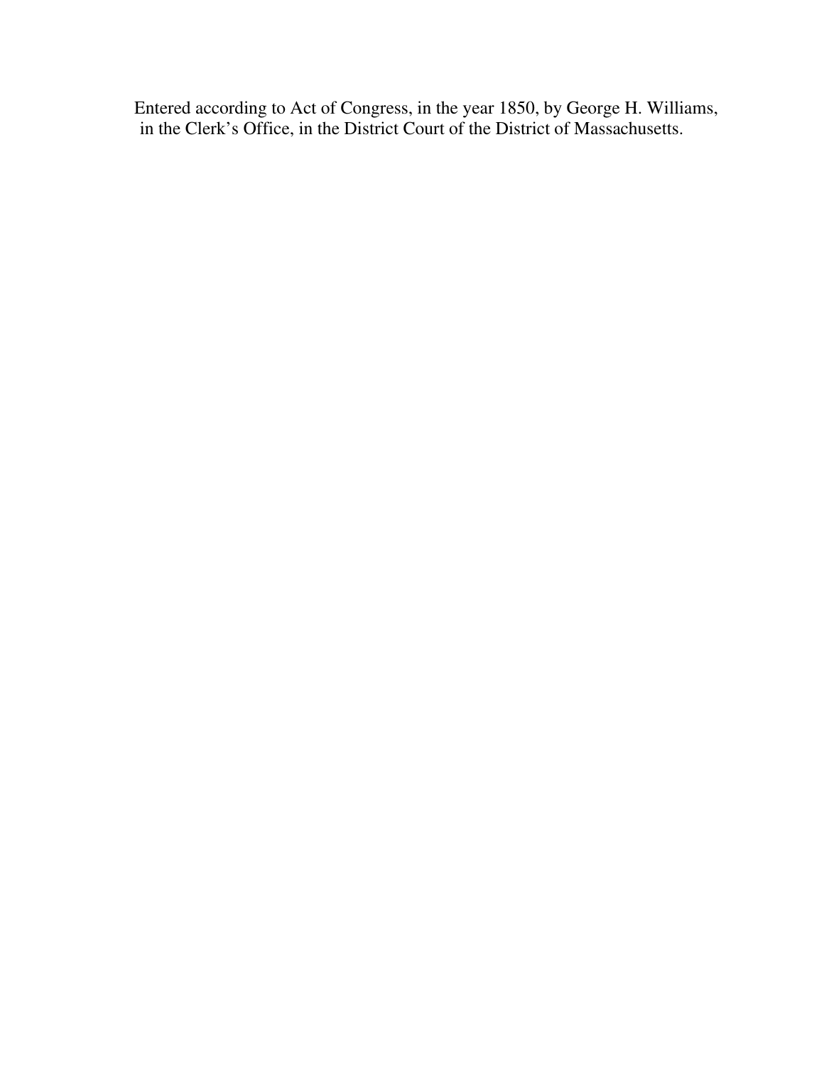Entered according to Act of Congress, in the year 1850, by George H. Williams, in the Clerk's Office, in the District Court of the District of Massachusetts.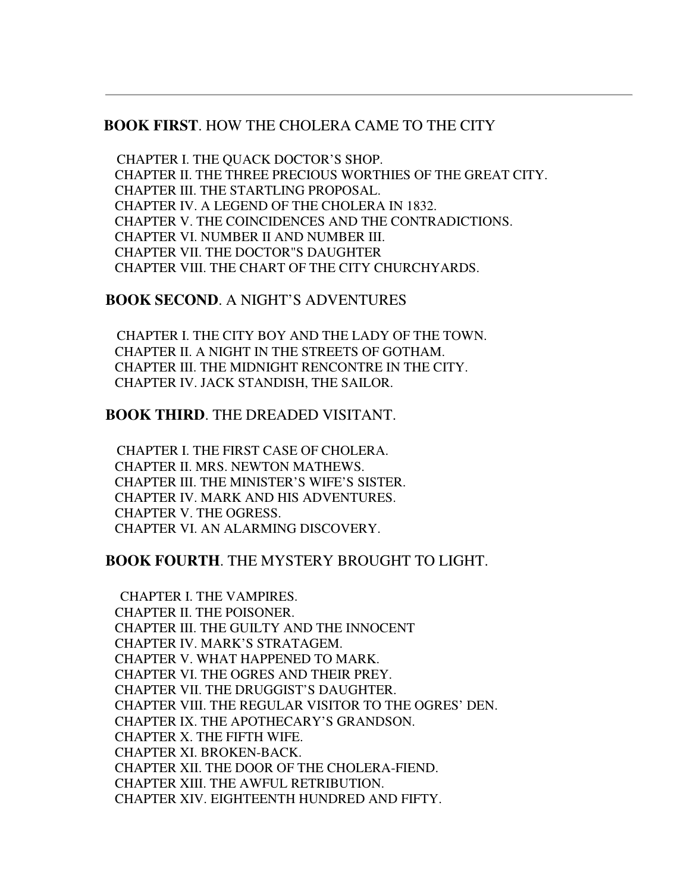---

**BOOK FIRST**. HOW THE CHOLERA CAME TO THE CITY

CHAPTER I. THE QUACK DOCTOR'S SHOP.
CHAPTER II. THE THREE PRECIOUS WORTHIES OF THE GREAT CITY.
CHAPTER III. THE STARTLING PROPOSAL.
CHAPTER IV. A LEGEND OF THE CHOLERA IN 1832.
CHAPTER V. THE COINCIDENCES AND THE CONTRADICTIONS.
CHAPTER VI. NUMBER II AND NUMBER III.
CHAPTER VII. THE DOCTOR"S DAUGHTER
CHAPTER VIII. THE CHART OF THE CITY CHURCHYARDS.

**BOOK SECOND**. A NIGHT'S ADVENTURES

CHAPTER I. THE CITY BOY AND THE LADY OF THE TOWN.
CHAPTER II. A NIGHT IN THE STREETS OF GOTHAM.
CHAPTER III. THE MIDNIGHT RENCONTRE IN THE CITY.
CHAPTER IV. JACK STANDISH, THE SAILOR.

**BOOK THIRD**. THE DREADED VISITANT.

CHAPTER I. THE FIRST CASE OF CHOLERA.
CHAPTER II. MRS. NEWTON MATHEWS.
CHAPTER III. THE MINISTER'S WIFE'S SISTER.
CHAPTER IV. MARK AND HIS ADVENTURES.
CHAPTER V. THE OGRESS.
CHAPTER VI. AN ALARMING DISCOVERY.

**BOOK FOURTH**. THE MYSTERY BROUGHT TO LIGHT.

CHAPTER I. THE VAMPIRES.
CHAPTER II. THE POISONER.
CHAPTER III. THE GUILTY AND THE INNOCENT
CHAPTER IV. MARK'S STRATAGEM.
CHAPTER V. WHAT HAPPENED TO MARK.
CHAPTER VI. THE OGRES AND THEIR PREY.
CHAPTER VII. THE DRUGGIST'S DAUGHTER.
CHAPTER VIII. THE REGULAR VISITOR TO THE OGRES' DEN.
CHAPTER IX. THE APOTHECARY'S GRANDSON.
CHAPTER X. THE FIFTH WIFE.
CHAPTER XI. BROKEN-BACK.
CHAPTER XII. THE DOOR OF THE CHOLERA-FIEND.
CHAPTER XIII. THE AWFUL RETRIBUTION.
CHAPTER XIV. EIGHTEENTH HUNDRED AND FIFTY.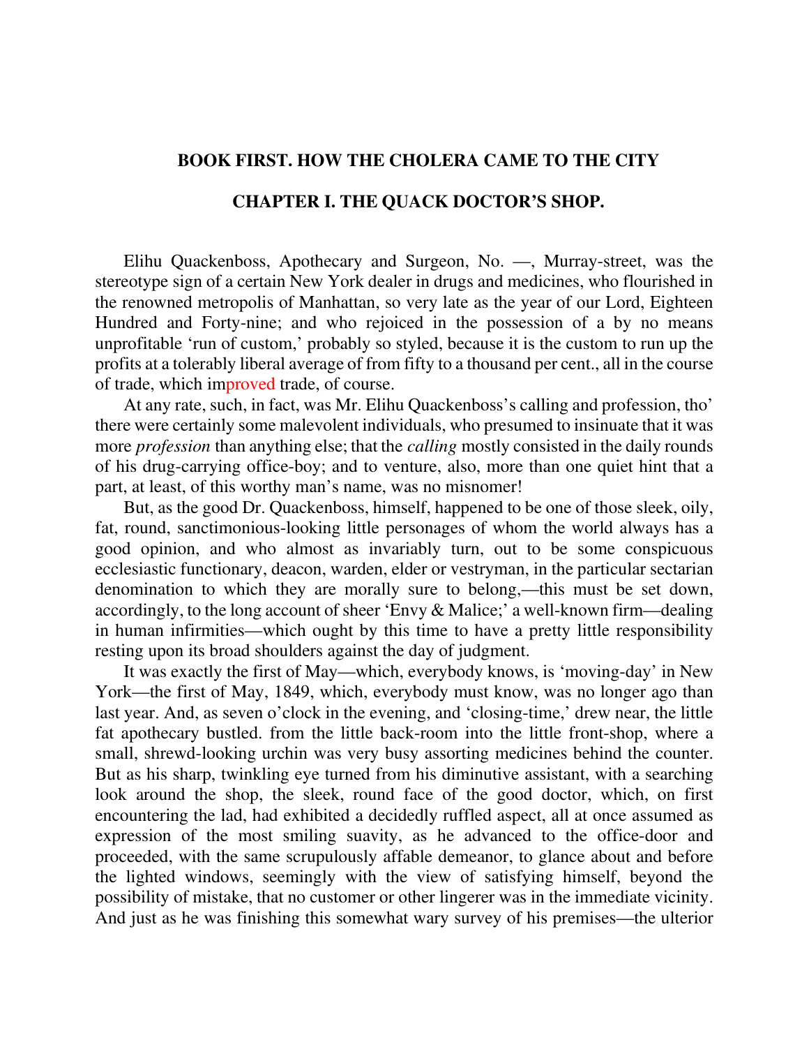## BOOK FIRST. HOW THE CHOLERA CAME TO THE CITY

### CHAPTER I. THE QUACK DOCTOR'S SHOP.

Elihu Quackenboss, Apothecary and Surgeon, No. —, Murray-street, was the stereotype sign of a certain New York dealer in drugs and medicines, who flourished in the renowned metropolis of Manhattan, so very late as the year of our Lord, Eighteen Hundred and Forty-nine; and who rejoiced in the possession of a by no means unprofitable 'run of custom,' probably so styled, because it is the custom to run up the profits at a tolerably liberal average of from fifty to a thousand per cent., all in the course of trade, which improved trade, of course.

At any rate, such, in fact, was Mr. Elihu Quackenboss's calling and profession, tho' there were certainly some malevolent individuals, who presumed to insinuate that it was more *profession* than anything else; that the *calling* mostly consisted in the daily rounds of his drug-carrying office-boy; and to venture, also, more than one quiet hint that a part, at least, of this worthy man's name, was no misnomer!

But, as the good Dr. Quackenboss, himself, happened to be one of those sleek, oily, fat, round, sanctimonious-looking little personages of whom the world always has a good opinion, and who almost as invariably turn, out to be some conspicuous ecclesiastic functionary, deacon, warden, elder or vestryman, in the particular sectarian denomination to which they are morally sure to belong,—this must be set down, accordingly, to the long account of sheer 'Envy & Malice;' a well-known firm—dealing in human infirmities—which ought by this time to have a pretty little responsibility resting upon its broad shoulders against the day of judgment.

It was exactly the first of May—which, everybody knows, is 'moving-day' in New York—the first of May, 1849, which, everybody must know, was no longer ago than last year. And, as seven o'clock in the evening, and 'closing-time,' drew near, the little fat apothecary bustled. from the little back-room into the little front-shop, where a small, shrewd-looking urchin was very busy assorting medicines behind the counter. But as his sharp, twinkling eye turned from his diminutive assistant, with a searching look around the shop, the sleek, round face of the good doctor, which, on first encountering the lad, had exhibited a decidedly ruffled aspect, all at once assumed as expression of the most smiling suavity, as he advanced to the office-door and proceeded, with the same scrupulously affable demeanor, to glance about and before the lighted windows, seemingly with the view of satisfying himself, beyond the possibility of mistake, that no customer or other lingerer was in the immediate vicinity. And just as he was finishing this somewhat wary survey of his premises—the ulterior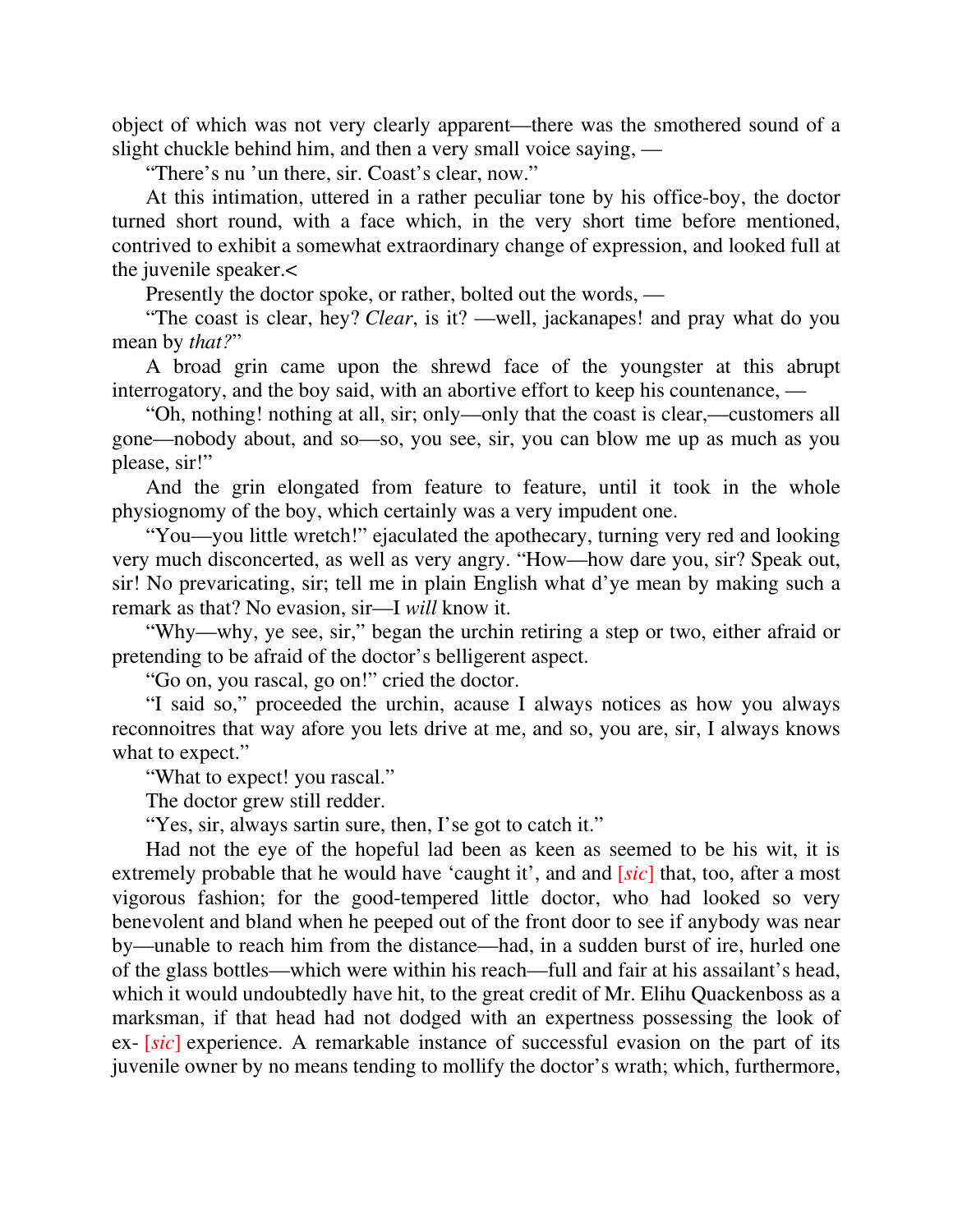object of which was not very clearly apparent—there was the smothered sound of a slight chuckle behind him, and then a very small voice saying, —

"There's nu 'un there, sir. Coast's clear, now."

At this intimation, uttered in a rather peculiar tone by his office-boy, the doctor turned short round, with a face which, in the very short time before mentioned, contrived to exhibit a somewhat extraordinary change of expression, and looked full at the juvenile speaker.<

Presently the doctor spoke, or rather, bolted out the words, —

"The coast is clear, hey? *Clear*, is it? —well, jackanapes! and pray what do you mean by *that?*"

A broad grin came upon the shrewd face of the youngster at this abrupt interrogatory, and the boy said, with an abortive effort to keep his countenance, —

"Oh, nothing! nothing at all, sir; only—only that the coast is clear,—customers all gone—nobody about, and so—so, you see, sir, you can blow me up as much as you please, sir!"

And the grin elongated from feature to feature, until it took in the whole physiognomy of the boy, which certainly was a very impudent one.

"You—you little wretch!" ejaculated the apothecary, turning very red and looking very much disconcerted, as well as very angry. "How—how dare you, sir? Speak out, sir! No prevaricating, sir; tell me in plain English what d'ye mean by making such a remark as that? No evasion, sir—I *will* know it.

"Why—why, ye see, sir," began the urchin retiring a step or two, either afraid or pretending to be afraid of the doctor's belligerent aspect.

"Go on, you rascal, go on!" cried the doctor.

"I said so," proceeded the urchin, acause I always notices as how you always reconnoitres that way afore you lets drive at me, and so, you are, sir, I always knows what to expect."

"What to expect! you rascal."

The doctor grew still redder.

"Yes, sir, always sartin sure, then, I'se got to catch it."

Had not the eye of the hopeful lad been as keen as seemed to be his wit, it is extremely probable that he would have 'caught it', and and [*sic*] that, too, after a most vigorous fashion; for the good-tempered little doctor, who had looked so very benevolent and bland when he peeped out of the front door to see if anybody was near by—unable to reach him from the distance—had, in a sudden burst of ire, hurled one of the glass bottles—which were within his reach—full and fair at his assailant's head, which it would undoubtedly have hit, to the great credit of Mr. Elihu Quackenboss as a marksman, if that head had not dodged with an expertness possessing the look of ex- [*sic*] experience. A remarkable instance of successful evasion on the part of its juvenile owner by no means tending to mollify the doctor's wrath; which, furthermore,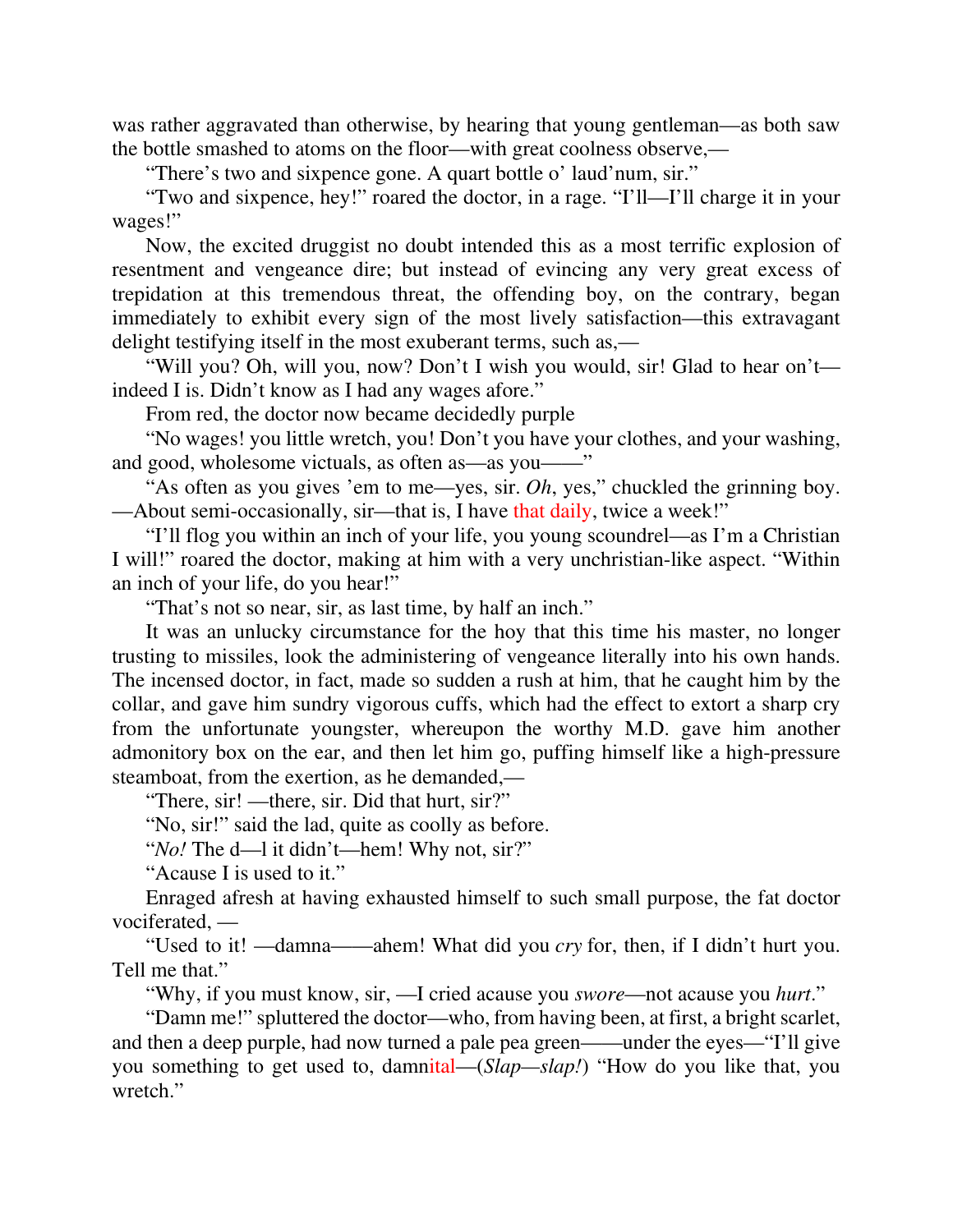was rather aggravated than otherwise, by hearing that young gentleman—as both saw the bottle smashed to atoms on the floor—with great coolness observe,—

"There's two and sixpence gone. A quart bottle o' laud'num, sir."

"Two and sixpence, hey!" roared the doctor, in a rage. "I'll—I'll charge it in your wages!"

Now, the excited druggist no doubt intended this as a most terrific explosion of resentment and vengeance dire; but instead of evincing any very great excess of trepidation at this tremendous threat, the offending boy, on the contrary, began immediately to exhibit every sign of the most lively satisfaction—this extravagant delight testifying itself in the most exuberant terms, such as,—

"Will you? Oh, will you, now? Don't I wish you would, sir! Glad to hear on't—indeed I is. Didn't know as I had any wages afore."

From red, the doctor now became decidedly purple

"No wages! you little wretch, you! Don't you have your clothes, and your washing, and good, wholesome victuals, as often as—as you——"

"As often as you gives 'em to me—yes, sir. *Oh*, yes," chuckled the grinning boy. —About semi-occasionally, sir—that is, I have that daily, twice a week!"

"I'll flog you within an inch of your life, you young scoundrel—as I'm a Christian I will!" roared the doctor, making at him with a very unchristian-like aspect. "Within an inch of your life, do you hear!"

"That's not so near, sir, as last time, by half an inch."

It was an unlucky circumstance for the hoy that this time his master, no longer trusting to missiles, look the administering of vengeance literally into his own hands. The incensed doctor, in fact, made so sudden a rush at him, that he caught him by the collar, and gave him sundry vigorous cuffs, which had the effect to extort a sharp cry from the unfortunate youngster, whereupon the worthy M.D. gave him another admonitory box on the ear, and then let him go, puffing himself like a high-pressure steamboat, from the exertion, as he demanded,—

"There, sir! —there, sir. Did that hurt, sir?"

"No, sir!" said the lad, quite as coolly as before.

"*No!* The d—l it didn't—hem! Why not, sir?"

"Acause I is used to it."

Enraged afresh at having exhausted himself to such small purpose, the fat doctor vociferated, —

"Used to it! —damna——ahem! What did you *cry* for, then, if I didn't hurt you. Tell me that."

"Why, if you must know, sir, —I cried acause you *swore*—not acause you *hurt*."

"Damn me!" spluttered the doctor—who, from having been, at first, a bright scarlet, and then a deep purple, had now turned a pale pea green——under the eyes—"I'll give you something to get used to, damnital—(*Slap—slap!*) "How do you like that, you wretch."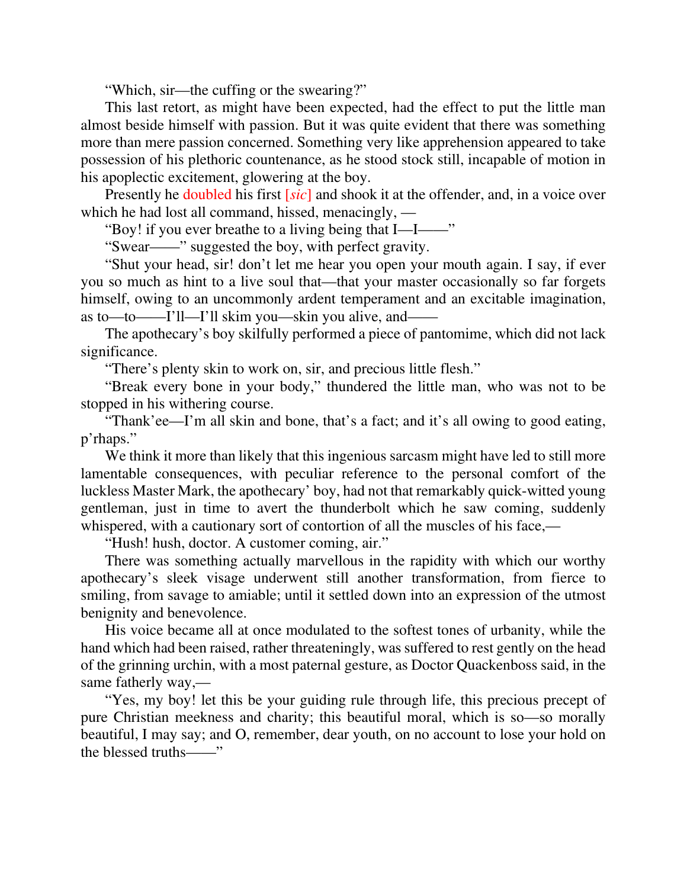“Which, sir—the cuffing or the swearing?”

This last retort, as might have been expected, had the effect to put the little man almost beside himself with passion. But it was quite evident that there was something more than mere passion concerned. Something very like apprehension appeared to take possession of his plethoric countenance, as he stood stock still, incapable of motion in his apoplectic excitement, glowering at the boy.

Presently he doubled his first [*sic*] and shook it at the offender, and, in a voice over which he had lost all command, hissed, menacingly, —

“Boy! if you ever breathe to a living being that I—I——”

“Swear——” suggested the boy, with perfect gravity.

“Shut your head, sir! don’t let me hear you open your mouth again. I say, if ever you so much as hint to a live soul that—that your master occasionally so far forgets himself, owing to an uncommonly ardent temperament and an excitable imagination, as to—to——I’ll—I’ll skim you—skin you alive, and——

The apothecary’s boy skilfully performed a piece of pantomime, which did not lack significance.

“There’s plenty skin to work on, sir, and precious little flesh.”

“Break every bone in your body,” thundered the little man, who was not to be stopped in his withering course.

“Thank’ee—I’m all skin and bone, that’s a fact; and it’s all owing to good eating, p’rhaps.”

We think it more than likely that this ingenious sarcasm might have led to still more lamentable consequences, with peculiar reference to the personal comfort of the luckless Master Mark, the apothecary’ boy, had not that remarkably quick-witted young gentleman, just in time to avert the thunderbolt which he saw coming, suddenly whispered, with a cautionary sort of contortion of all the muscles of his face,—

“Hush! hush, doctor. A customer coming, air.”

There was something actually marvellous in the rapidity with which our worthy apothecary’s sleek visage underwent still another transformation, from fierce to smiling, from savage to amiable; until it settled down into an expression of the utmost benignity and benevolence.

His voice became all at once modulated to the softest tones of urbanity, while the hand which had been raised, rather threateningly, was suffered to rest gently on the head of the grinning urchin, with a most paternal gesture, as Doctor Quackenboss said, in the same fatherly way,—

“Yes, my boy! let this be your guiding rule through life, this precious precept of pure Christian meekness and charity; this beautiful moral, which is so—so morally beautiful, I may say; and O, remember, dear youth, on no account to lose your hold on the blessed truths——”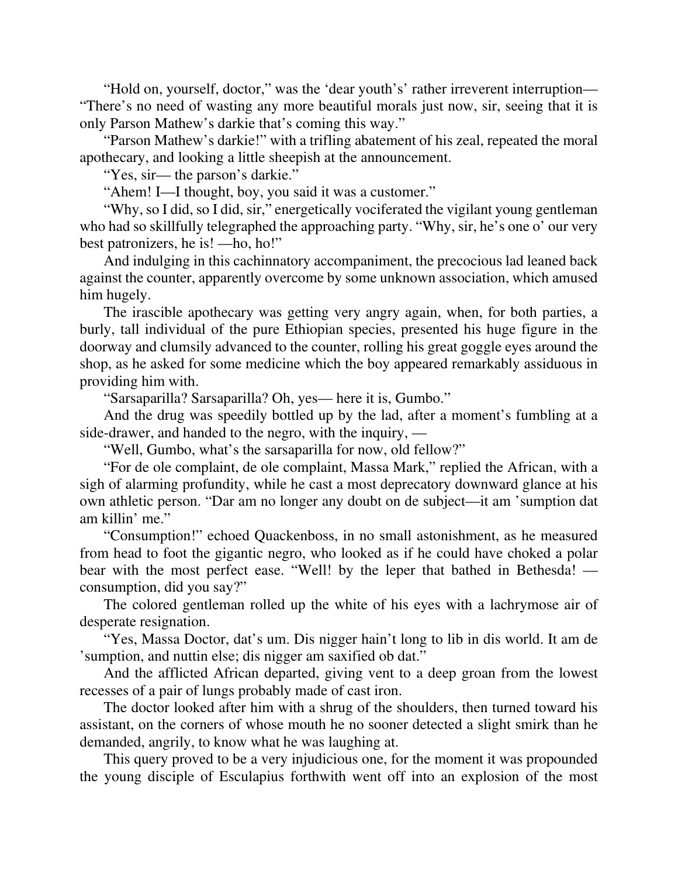"Hold on, yourself, doctor," was the 'dear youth's' rather irreverent interruption—"There's no need of wasting any more beautiful morals just now, sir, seeing that it is only Parson Mathew's darkie that's coming this way."

"Parson Mathew's darkie!" with a trifling abatement of his zeal, repeated the moral apothecary, and looking a little sheepish at the announcement.

"Yes, sir— the parson's darkie."

"Ahem! I—I thought, boy, you said it was a customer."

"Why, so I did, so I did, sir," energetically vociferated the vigilant young gentleman who had so skillfully telegraphed the approaching party. "Why, sir, he's one o' our very best patronizers, he is! —ho, ho!"

And indulging in this cachinnatory accompaniment, the precocious lad leaned back against the counter, apparently overcome by some unknown association, which amused him hugely.

The irascible apothecary was getting very angry again, when, for both parties, a burly, tall individual of the pure Ethiopian species, presented his huge figure in the doorway and clumsily advanced to the counter, rolling his great goggle eyes around the shop, as he asked for some medicine which the boy appeared remarkably assiduous in providing him with.

"Sarsaparilla? Sarsaparilla? Oh, yes— here it is, Gumbo."

And the drug was speedily bottled up by the lad, after a moment's fumbling at a side-drawer, and handed to the negro, with the inquiry, —

"Well, Gumbo, what's the sarsaparilla for now, old fellow?"

"For de ole complaint, de ole complaint, Massa Mark," replied the African, with a sigh of alarming profundity, while he cast a most deprecatory downward glance at his own athletic person. "Dar am no longer any doubt on de subject—it am 'sumption dat am killin' me."

"Consumption!" echoed Quackenboss, in no small astonishment, as he measured from head to foot the gigantic negro, who looked as if he could have choked a polar bear with the most perfect ease. "Well! by the leper that bathed in Bethesda! —consumption, did you say?"

The colored gentleman rolled up the white of his eyes with a lachrymose air of desperate resignation.

"Yes, Massa Doctor, dat's um. Dis nigger hain't long to lib in dis world. It am de 'sumption, and nuttin else; dis nigger am saxified ob dat."

And the afflicted African departed, giving vent to a deep groan from the lowest recesses of a pair of lungs probably made of cast iron.

The doctor looked after him with a shrug of the shoulders, then turned toward his assistant, on the corners of whose mouth he no sooner detected a slight smirk than he demanded, angrily, to know what he was laughing at.

This query proved to be a very injudicious one, for the moment it was propounded the young disciple of Esculapius forthwith went off into an explosion of the most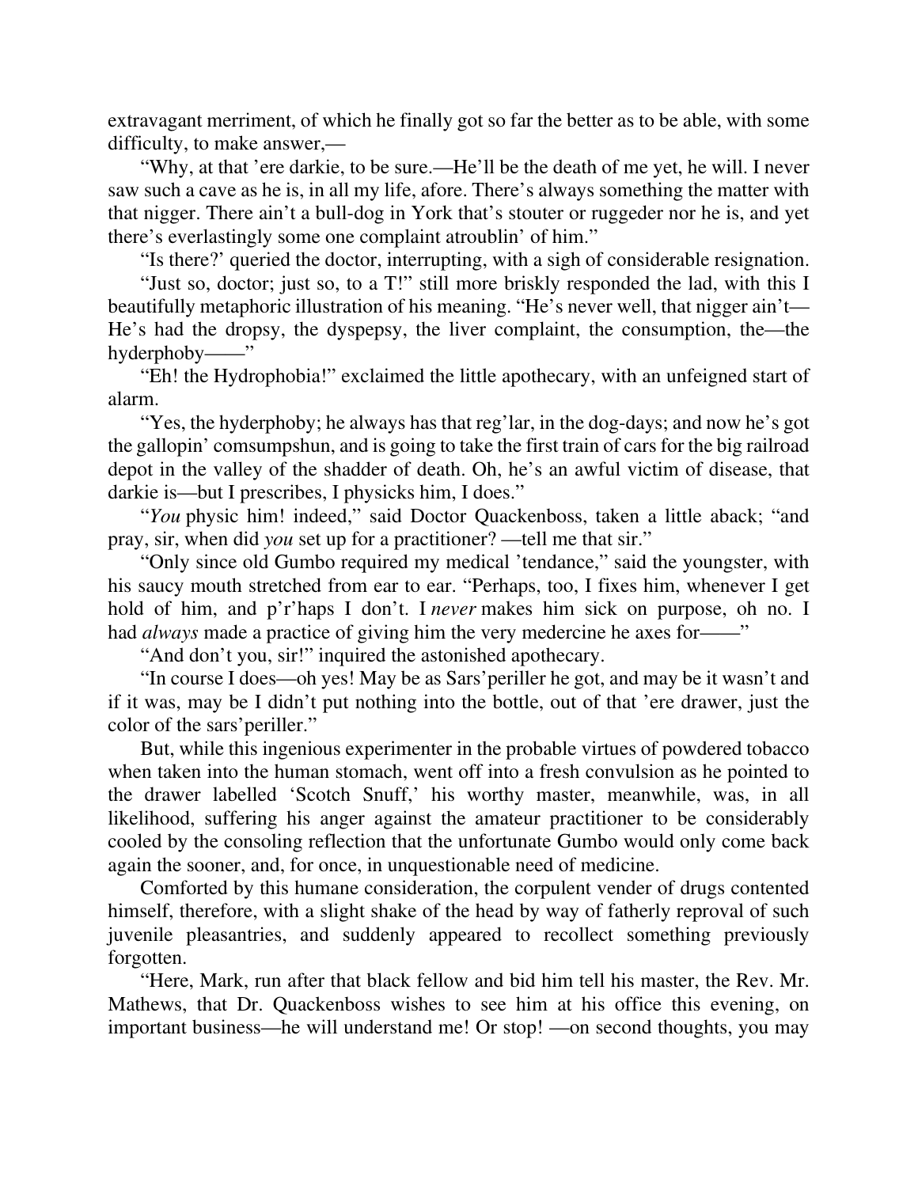extravagant merriment, of which he finally got so far the better as to be able, with some difficulty, to make answer,—

“Why, at that ’ere darkie, to be sure.—He’ll be the death of me yet, he will. I never saw such a cave as he is, in all my life, afore. There’s always something the matter with that nigger. There ain’t a bull-dog in York that’s stouter or ruggeder nor he is, and yet there’s everlastingly some one complaint atroublin’ of him.”

“Is there?’ queried the doctor, interrupting, with a sigh of considerable resignation.

“Just so, doctor; just so, to a T!” still more briskly responded the lad, with this I beautifully metaphoric illustration of his meaning. “He’s never well, that nigger ain’t—He’s had the dropsy, the dyspepsy, the liver complaint, the consumption, the—the hyderphoby——”

“Eh! the Hydrophobia!” exclaimed the little apothecary, with an unfeigned start of alarm.

“Yes, the hyderphoby; he always has that reg’lar, in the dog-days; and now he’s got the gallopin’ comsumpshun, and is going to take the first train of cars for the big railroad depot in the valley of the shadder of death. Oh, he’s an awful victim of disease, that darkie is—but I prescribes, I physicks him, I does.”

“*You* physic him! indeed,” said Doctor Quackenboss, taken a little aback; “and pray, sir, when did *you* set up for a practitioner? —tell me that sir.”

“Only since old Gumbo required my medical ’tendance,” said the youngster, with his saucy mouth stretched from ear to ear. “Perhaps, too, I fixes him, whenever I get hold of him, and p’r’haps I don’t. I *never* makes him sick on purpose, oh no. I had *always* made a practice of giving him the very medercine he axes for——”

“And don’t you, sir!” inquired the astonished apothecary.

“In course I does—oh yes! May be as Sars’periller he got, and may be it wasn’t and if it was, may be I didn’t put nothing into the bottle, out of that ’ere drawer, just the color of the sars’periller.”

But, while this ingenious experimenter in the probable virtues of powdered tobacco when taken into the human stomach, went off into a fresh convulsion as he pointed to the drawer labelled ‘Scotch Snuff,’ his worthy master, meanwhile, was, in all likelihood, suffering his anger against the amateur practitioner to be considerably cooled by the consoling reflection that the unfortunate Gumbo would only come back again the sooner, and, for once, in unquestionable need of medicine.

Comforted by this humane consideration, the corpulent vender of drugs contented himself, therefore, with a slight shake of the head by way of fatherly reproval of such juvenile pleasantries, and suddenly appeared to recollect something previously forgotten.

“Here, Mark, run after that black fellow and bid him tell his master, the Rev. Mr. Mathews, that Dr. Quackenboss wishes to see him at his office this evening, on important business—he will understand me! Or stop! —on second thoughts, you may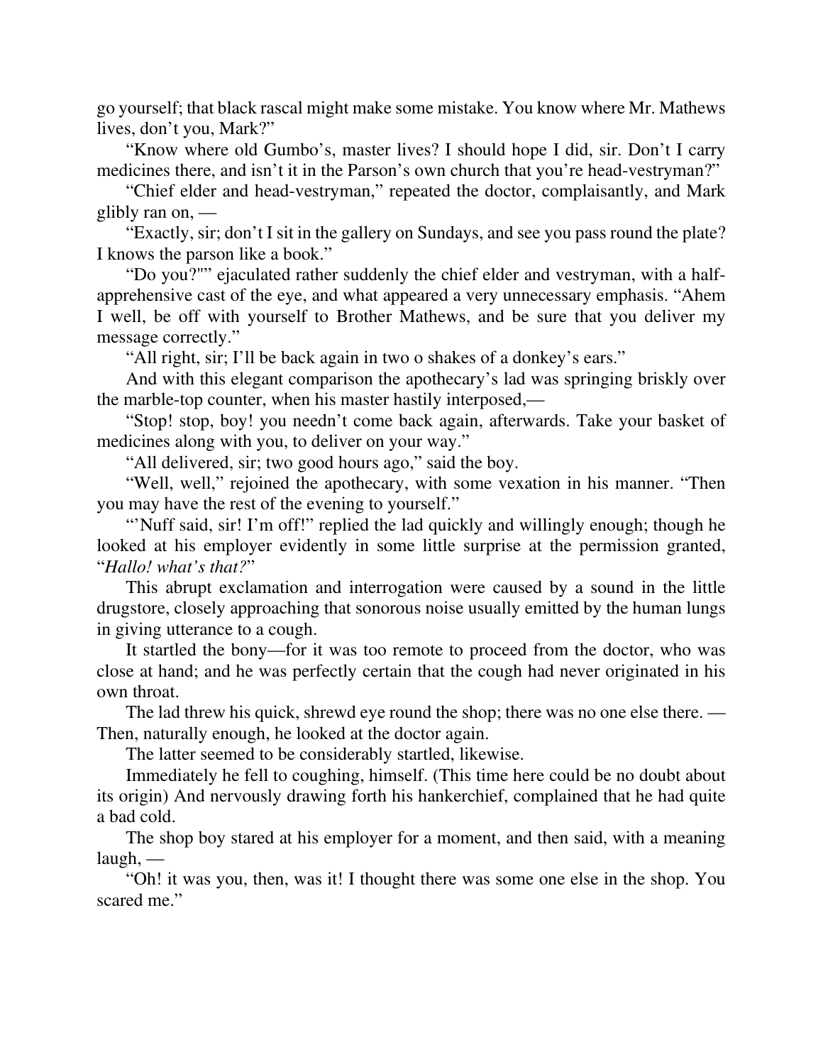go yourself; that black rascal might make some mistake. You know where Mr. Mathews lives, don't you, Mark?"

"Know where old Gumbo's, master lives? I should hope I did, sir. Don't I carry medicines there, and isn't it in the Parson's own church that you're head-vestryman?"

"Chief elder and head-vestryman," repeated the doctor, complaisantly, and Mark glibly ran on, —

"Exactly, sir; don't I sit in the gallery on Sundays, and see you pass round the plate? I knows the parson like a book."

"Do you?"" ejaculated rather suddenly the chief elder and vestryman, with a half-apprehensive cast of the eye, and what appeared a very unnecessary emphasis. "Ahem I well, be off with yourself to Brother Mathews, and be sure that you deliver my message correctly."

"All right, sir; I'll be back again in two o shakes of a donkey's ears."

And with this elegant comparison the apothecary's lad was springing briskly over the marble-top counter, when his master hastily interposed,—

"Stop! stop, boy! you needn't come back again, afterwards. Take your basket of medicines along with you, to deliver on your way."

"All delivered, sir; two good hours ago," said the boy.

"Well, well," rejoined the apothecary, with some vexation in his manner. "Then you may have the rest of the evening to yourself."

"'Nuff said, sir! I'm off!" replied the lad quickly and willingly enough; though he looked at his employer evidently in some little surprise at the permission granted, "*Hallo! what's that?*"

This abrupt exclamation and interrogation were caused by a sound in the little drugstore, closely approaching that sonorous noise usually emitted by the human lungs in giving utterance to a cough.

It startled the bony—for it was too remote to proceed from the doctor, who was close at hand; and he was perfectly certain that the cough had never originated in his own throat.

The lad threw his quick, shrewd eye round the shop; there was no one else there. — Then, naturally enough, he looked at the doctor again.

The latter seemed to be considerably startled, likewise.

Immediately he fell to coughing, himself. (This time here could be no doubt about its origin) And nervously drawing forth his hankerchief, complained that he had quite a bad cold.

The shop boy stared at his employer for a moment, and then said, with a meaning laugh, —

"Oh! it was you, then, was it! I thought there was some one else in the shop. You scared me."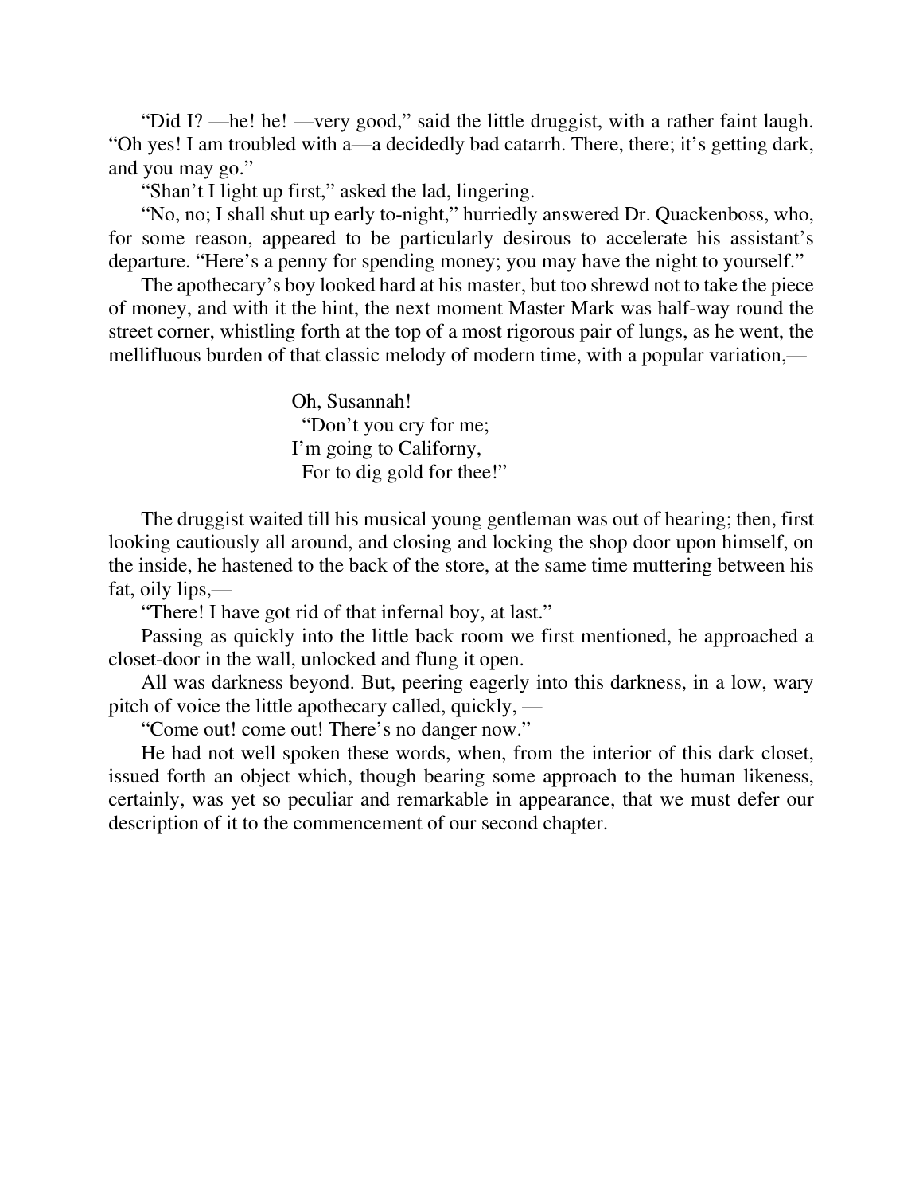"Did I? —he! he! —very good," said the little druggist, with a rather faint laugh. "Oh yes! I am troubled with a—a decidedly bad catarrh. There, there; it's getting dark, and you may go."

"Shan't I light up first," asked the lad, lingering.

"No, no; I shall shut up early to-night," hurriedly answered Dr. Quackenboss, who, for some reason, appeared to be particularly desirous to accelerate his assistant's departure. "Here's a penny for spending money; you may have the night to yourself."

The apothecary's boy looked hard at his master, but too shrewd not to take the piece of money, and with it the hint, the next moment Master Mark was half-way round the street corner, whistling forth at the top of a most rigorous pair of lungs, as he went, the mellifluous burden of that classic melody of modern time, with a popular variation,—

> Oh, Susannah!
>   "Don't you cry for me;
> I'm going to Californy,
>   For to dig gold for thee!"

The druggist waited till his musical young gentleman was out of hearing; then, first looking cautiously all around, and closing and locking the shop door upon himself, on the inside, he hastened to the back of the store, at the same time muttering between his fat, oily lips,—

"There! I have got rid of that infernal boy, at last."

Passing as quickly into the little back room we first mentioned, he approached a closet-door in the wall, unlocked and flung it open.

All was darkness beyond. But, peering eagerly into this darkness, in a low, wary pitch of voice the little apothecary called, quickly, —

"Come out! come out! There's no danger now."

He had not well spoken these words, when, from the interior of this dark closet, issued forth an object which, though bearing some approach to the human likeness, certainly, was yet so peculiar and remarkable in appearance, that we must defer our description of it to the commencement of our second chapter.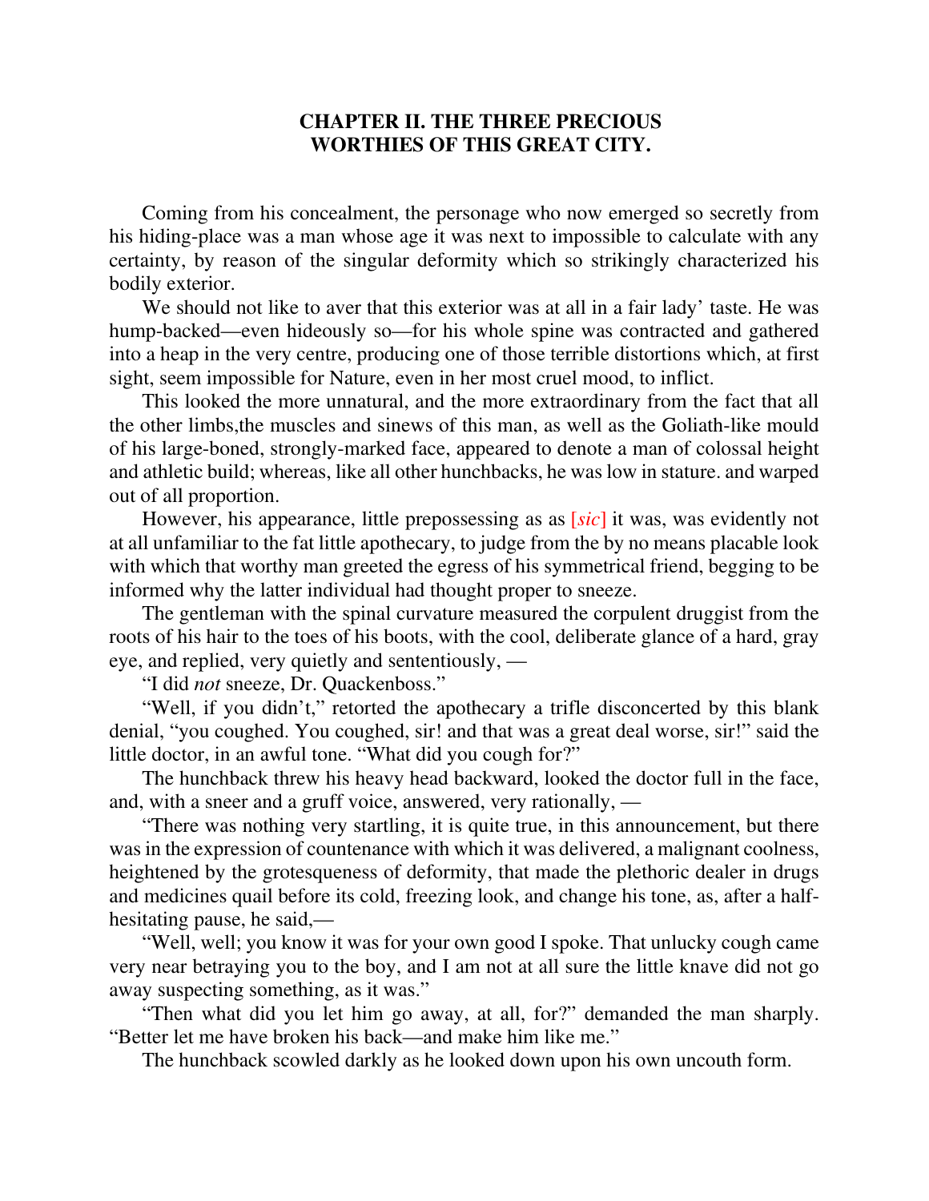## CHAPTER II. THE THREE PRECIOUS WORTHIES OF THIS GREAT CITY.

Coming from his concealment, the personage who now emerged so secretly from his hiding-place was a man whose age it was next to impossible to calculate with any certainty, by reason of the singular deformity which so strikingly characterized his bodily exterior.

We should not like to aver that this exterior was at all in a fair lady' taste. He was hump-backed—even hideously so—for his whole spine was contracted and gathered into a heap in the very centre, producing one of those terrible distortions which, at first sight, seem impossible for Nature, even in her most cruel mood, to inflict.

This looked the more unnatural, and the more extraordinary from the fact that all the other limbs,the muscles and sinews of this man, as well as the Goliath-like mould of his large-boned, strongly-marked face, appeared to denote a man of colossal height and athletic build; whereas, like all other hunchbacks, he was low in stature. and warped out of all proportion.

However, his appearance, little prepossessing as as [*sic*] it was, was evidently not at all unfamiliar to the fat little apothecary, to judge from the by no means placable look with which that worthy man greeted the egress of his symmetrical friend, begging to be informed why the latter individual had thought proper to sneeze.

The gentleman with the spinal curvature measured the corpulent druggist from the roots of his hair to the toes of his boots, with the cool, deliberate glance of a hard, gray eye, and replied, very quietly and sententiously, —

"I did *not* sneeze, Dr. Quackenboss."

"Well, if you didn't," retorted the apothecary a trifle disconcerted by this blank denial, "you coughed. You coughed, sir! and that was a great deal worse, sir!" said the little doctor, in an awful tone. "What did you cough for?"

The hunchback threw his heavy head backward, looked the doctor full in the face, and, with a sneer and a gruff voice, answered, very rationally, —

"There was nothing very startling, it is quite true, in this announcement, but there was in the expression of countenance with which it was delivered, a malignant coolness, heightened by the grotesqueness of deformity, that made the plethoric dealer in drugs and medicines quail before its cold, freezing look, and change his tone, as, after a half-hesitating pause, he said,—

"Well, well; you know it was for your own good I spoke. That unlucky cough came very near betraying you to the boy, and I am not at all sure the little knave did not go away suspecting something, as it was."

"Then what did you let him go away, at all, for?" demanded the man sharply. "Better let me have broken his back—and make him like me."

The hunchback scowled darkly as he looked down upon his own uncouth form.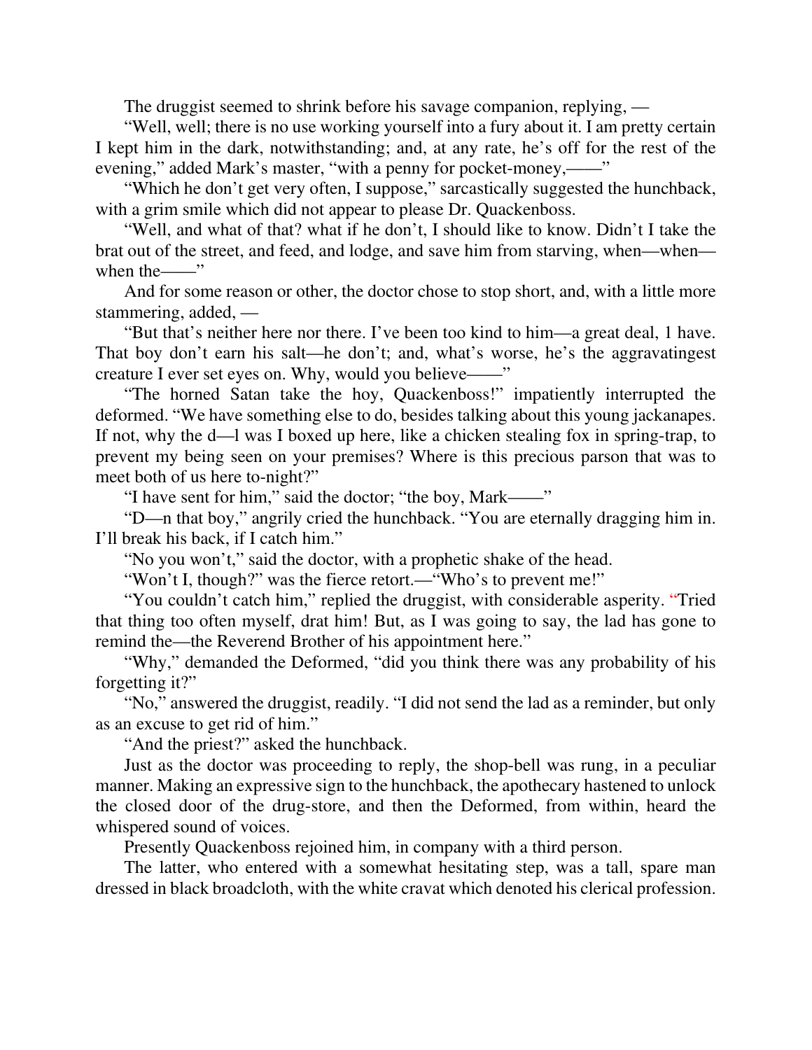The druggist seemed to shrink before his savage companion, replying, —

"Well, well; there is no use working yourself into a fury about it. I am pretty certain I kept him in the dark, notwithstanding; and, at any rate, he's off for the rest of the evening," added Mark's master, "with a penny for pocket-money,——"

"Which he don't get very often, I suppose," sarcastically suggested the hunchback, with a grim smile which did not appear to please Dr. Quackenboss.

"Well, and what of that? what if he don't, I should like to know. Didn't I take the brat out of the street, and feed, and lodge, and save him from starving, when—when—when the——"

And for some reason or other, the doctor chose to stop short, and, with a little more stammering, added, —

"But that's neither here nor there. I've been too kind to him—a great deal, 1 have. That boy don't earn his salt—he don't; and, what's worse, he's the aggravatingest creature I ever set eyes on. Why, would you believe——"

"The horned Satan take the hoy, Quackenboss!" impatiently interrupted the deformed. "We have something else to do, besides talking about this young jackanapes. If not, why the d—l was I boxed up here, like a chicken stealing fox in spring-trap, to prevent my being seen on your premises? Where is this precious parson that was to meet both of us here to-night?"

"I have sent for him," said the doctor; "the boy, Mark——"

"D—n that boy," angrily cried the hunchback. "You are eternally dragging him in. I'll break his back, if I catch him."

"No you won't," said the doctor, with a prophetic shake of the head.

"Won't I, though?" was the fierce retort.—"Who's to prevent me!"

"You couldn't catch him," replied the druggist, with considerable asperity. "Tried that thing too often myself, drat him! But, as I was going to say, the lad has gone to remind the—the Reverend Brother of his appointment here."

"Why," demanded the Deformed, "did you think there was any probability of his forgetting it?"

"No," answered the druggist, readily. "I did not send the lad as a reminder, but only as an excuse to get rid of him."

"And the priest?" asked the hunchback.

Just as the doctor was proceeding to reply, the shop-bell was rung, in a peculiar manner. Making an expressive sign to the hunchback, the apothecary hastened to unlock the closed door of the drug-store, and then the Deformed, from within, heard the whispered sound of voices.

Presently Quackenboss rejoined him, in company with a third person.

The latter, who entered with a somewhat hesitating step, was a tall, spare man dressed in black broadcloth, with the white cravat which denoted his clerical profession.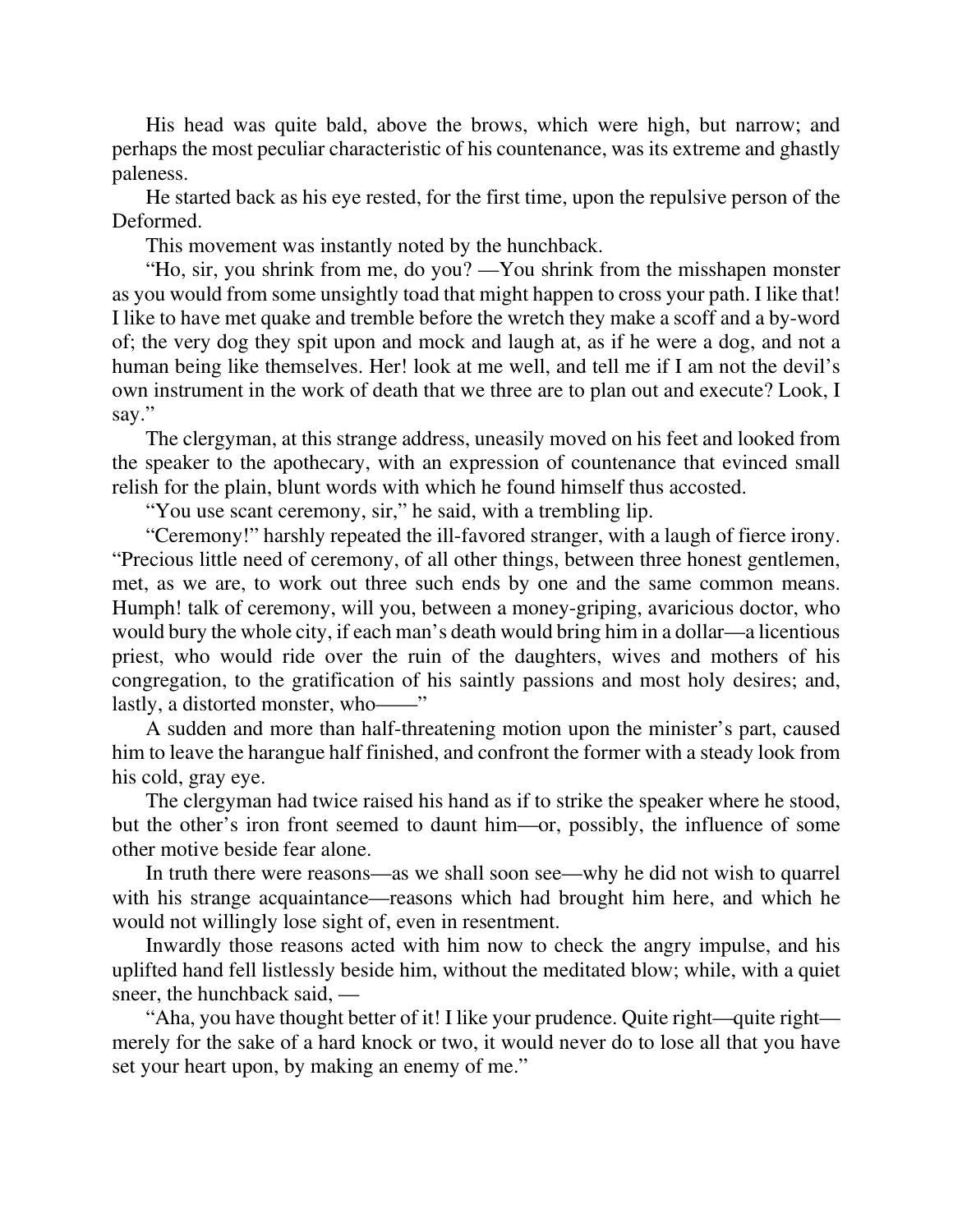His head was quite bald, above the brows, which were high, but narrow; and perhaps the most peculiar characteristic of his countenance, was its extreme and ghastly paleness.

He started back as his eye rested, for the first time, upon the repulsive person of the Deformed.

This movement was instantly noted by the hunchback.

"Ho, sir, you shrink from me, do you? —You shrink from the misshapen monster as you would from some unsightly toad that might happen to cross your path. I like that! I like to have met quake and tremble before the wretch they make a scoff and a by-word of; the very dog they spit upon and mock and laugh at, as if he were a dog, and not a human being like themselves. Her! look at me well, and tell me if I am not the devil's own instrument in the work of death that we three are to plan out and execute? Look, I say."

The clergyman, at this strange address, uneasily moved on his feet and looked from the speaker to the apothecary, with an expression of countenance that evinced small relish for the plain, blunt words with which he found himself thus accosted.

"You use scant ceremony, sir," he said, with a trembling lip.

"Ceremony!" harshly repeated the ill-favored stranger, with a laugh of fierce irony. "Precious little need of ceremony, of all other things, between three honest gentlemen, met, as we are, to work out three such ends by one and the same common means. Humph! talk of ceremony, will you, between a money-griping, avaricious doctor, who would bury the whole city, if each man's death would bring him in a dollar—a licentious priest, who would ride over the ruin of the daughters, wives and mothers of his congregation, to the gratification of his saintly passions and most holy desires; and, lastly, a distorted monster, who——"

A sudden and more than half-threatening motion upon the minister's part, caused him to leave the harangue half finished, and confront the former with a steady look from his cold, gray eye.

The clergyman had twice raised his hand as if to strike the speaker where he stood, but the other's iron front seemed to daunt him—or, possibly, the influence of some other motive beside fear alone.

In truth there were reasons—as we shall soon see—why he did not wish to quarrel with his strange acquaintance—reasons which had brought him here, and which he would not willingly lose sight of, even in resentment.

Inwardly those reasons acted with him now to check the angry impulse, and his uplifted hand fell listlessly beside him, without the meditated blow; while, with a quiet sneer, the hunchback said, —

"Aha, you have thought better of it! I like your prudence. Quite right—quite right—merely for the sake of a hard knock or two, it would never do to lose all that you have set your heart upon, by making an enemy of me."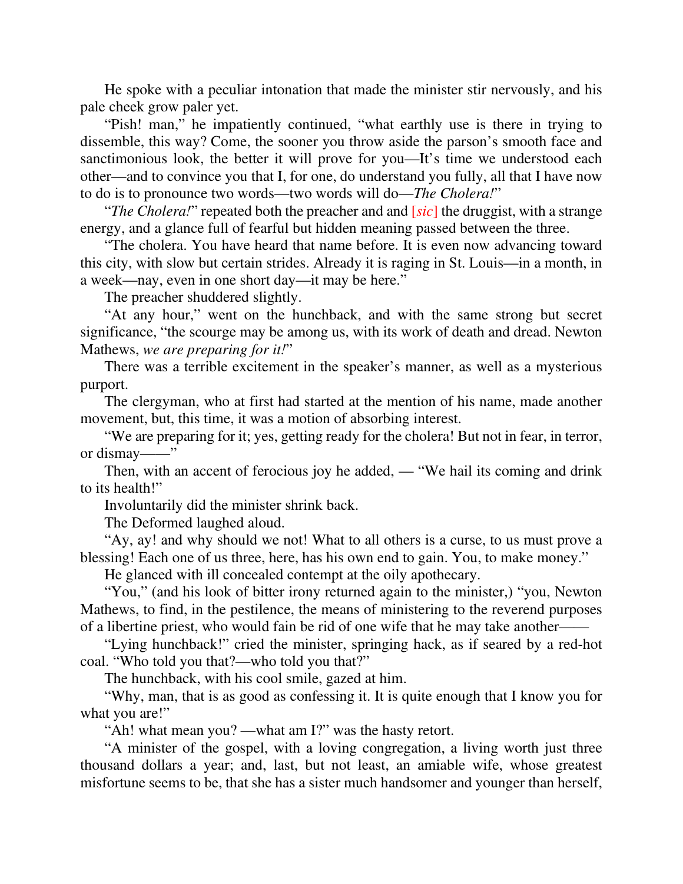He spoke with a peculiar intonation that made the minister stir nervously, and his pale cheek grow paler yet.

"Pish! man," he impatiently continued, "what earthly use is there in trying to dissemble, this way? Come, the sooner you throw aside the parson's smooth face and sanctimonious look, the better it will prove for you—It's time we understood each other—and to convince you that I, for one, do understand you fully, all that I have now to do is to pronounce two words—two words will do—*The Cholera!*"

"*The Cholera!*" repeated both the preacher and and [*sic*] the druggist, with a strange energy, and a glance full of fearful but hidden meaning passed between the three.

"The cholera. You have heard that name before. It is even now advancing toward this city, with slow but certain strides. Already it is raging in St. Louis—in a month, in a week—nay, even in one short day—it may be here."

The preacher shuddered slightly.

"At any hour," went on the hunchback, and with the same strong but secret significance, "the scourge may be among us, with its work of death and dread. Newton Mathews, *we are preparing for it!*"

There was a terrible excitement in the speaker's manner, as well as a mysterious purport.

The clergyman, who at first had started at the mention of his name, made another movement, but, this time, it was a motion of absorbing interest.

"We are preparing for it; yes, getting ready for the cholera! But not in fear, in terror, or dismay——"

Then, with an accent of ferocious joy he added, — "We hail its coming and drink to its health!"

Involuntarily did the minister shrink back.

The Deformed laughed aloud.

"Ay, ay! and why should we not! What to all others is a curse, to us must prove a blessing! Each one of us three, here, has his own end to gain. You, to make money."

He glanced with ill concealed contempt at the oily apothecary.

"You," (and his look of bitter irony returned again to the minister,) "you, Newton Mathews, to find, in the pestilence, the means of ministering to the reverend purposes of a libertine priest, who would fain be rid of one wife that he may take another——

"Lying hunchback!" cried the minister, springing hack, as if seared by a red-hot coal. "Who told you that?—who told you that?"

The hunchback, with his cool smile, gazed at him.

"Why, man, that is as good as confessing it. It is quite enough that I know you for what you are!"

"Ah! what mean you? —what am I?" was the hasty retort.

"A minister of the gospel, with a loving congregation, a living worth just three thousand dollars a year; and, last, but not least, an amiable wife, whose greatest misfortune seems to be, that she has a sister much handsomer and younger than herself,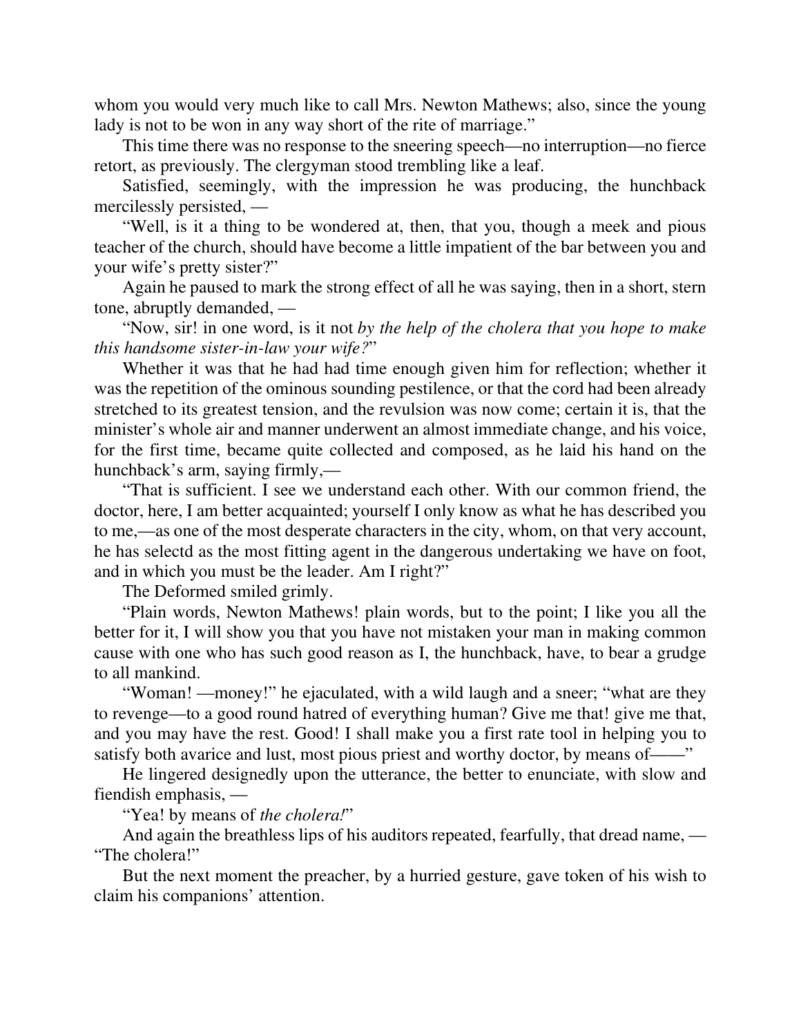whom you would very much like to call Mrs. Newton Mathews; also, since the young lady is not to be won in any way short of the rite of marriage."

This time there was no response to the sneering speech—no interruption—no fierce retort, as previously. The clergyman stood trembling like a leaf.

Satisfied, seemingly, with the impression he was producing, the hunchback mercilessly persisted, —

"Well, is it a thing to be wondered at, then, that you, though a meek and pious teacher of the church, should have become a little impatient of the bar between you and your wife's pretty sister?"

Again he paused to mark the strong effect of all he was saying, then in a short, stern tone, abruptly demanded, —

"Now, sir! in one word, is it not *by the help of the cholera that you hope to make this handsome sister-in-law your wife?*"

Whether it was that he had had time enough given him for reflection; whether it was the repetition of the ominous sounding pestilence, or that the cord had been already stretched to its greatest tension, and the revulsion was now come; certain it is, that the minister's whole air and manner underwent an almost immediate change, and his voice, for the first time, became quite collected and composed, as he laid his hand on the hunchback's arm, saying firmly,—

"That is sufficient. I see we understand each other. With our common friend, the doctor, here, I am better acquainted; yourself I only know as what he has described you to me,—as one of the most desperate characters in the city, whom, on that very account, he has selectd as the most fitting agent in the dangerous undertaking we have on foot, and in which you must be the leader. Am I right?"

The Deformed smiled grimly.

"Plain words, Newton Mathews! plain words, but to the point; I like you all the better for it, I will show you that you have not mistaken your man in making common cause with one who has such good reason as I, the hunchback, have, to bear a grudge to all mankind.

"Woman! —money!" he ejaculated, with a wild laugh and a sneer; "what are they to revenge—to a good round hatred of everything human? Give me that! give me that, and you may have the rest. Good! I shall make you a first rate tool in helping you to satisfy both avarice and lust, most pious priest and worthy doctor, by means of——"

He lingered designedly upon the utterance, the better to enunciate, with slow and fiendish emphasis, —

"Yea! by means of *the cholera!*"

And again the breathless lips of his auditors repeated, fearfully, that dread name, — "The cholera!"

But the next moment the preacher, by a hurried gesture, gave token of his wish to claim his companions' attention.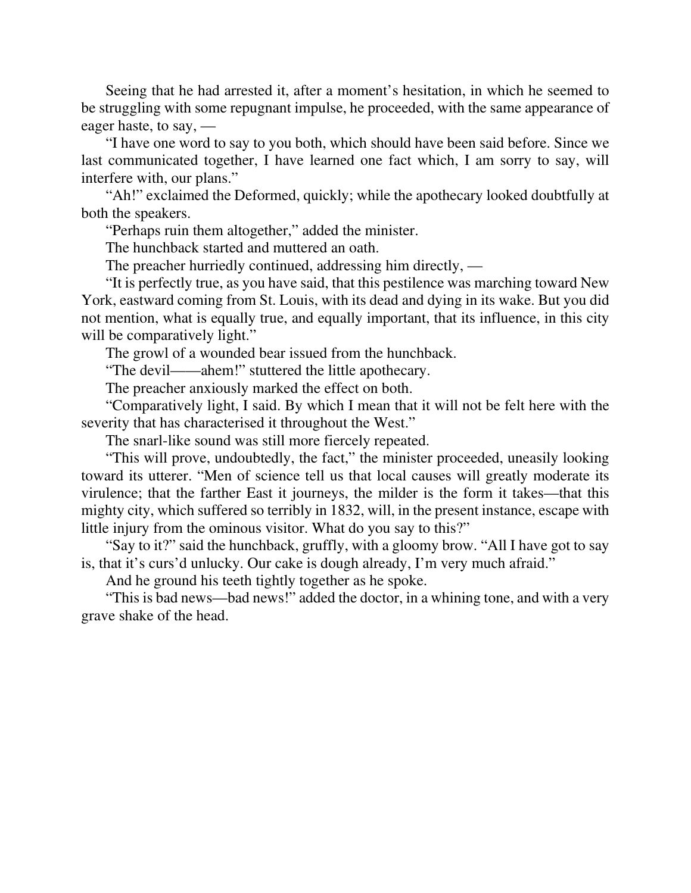Seeing that he had arrested it, after a moment's hesitation, in which he seemed to be struggling with some repugnant impulse, he proceeded, with the same appearance of eager haste, to say, —

"I have one word to say to you both, which should have been said before. Since we last communicated together, I have learned one fact which, I am sorry to say, will interfere with, our plans."

"Ah!" exclaimed the Deformed, quickly; while the apothecary looked doubtfully at both the speakers.

"Perhaps ruin them altogether," added the minister.

The hunchback started and muttered an oath.

The preacher hurriedly continued, addressing him directly, —

"It is perfectly true, as you have said, that this pestilence was marching toward New York, eastward coming from St. Louis, with its dead and dying in its wake. But you did not mention, what is equally true, and equally important, that its influence, in this city will be comparatively light."

The growl of a wounded bear issued from the hunchback.

"The devil——ahem!" stuttered the little apothecary.

The preacher anxiously marked the effect on both.

"Comparatively light, I said. By which I mean that it will not be felt here with the severity that has characterised it throughout the West."

The snarl-like sound was still more fiercely repeated.

"This will prove, undoubtedly, the fact," the minister proceeded, uneasily looking toward its utterer. "Men of science tell us that local causes will greatly moderate its virulence; that the farther East it journeys, the milder is the form it takes—that this mighty city, which suffered so terribly in 1832, will, in the present instance, escape with little injury from the ominous visitor. What do you say to this?"

"Say to it?" said the hunchback, gruffly, with a gloomy brow. "All I have got to say is, that it's curs'd unlucky. Our cake is dough already, I'm very much afraid."

And he ground his teeth tightly together as he spoke.

"This is bad news—bad news!" added the doctor, in a whining tone, and with a very grave shake of the head.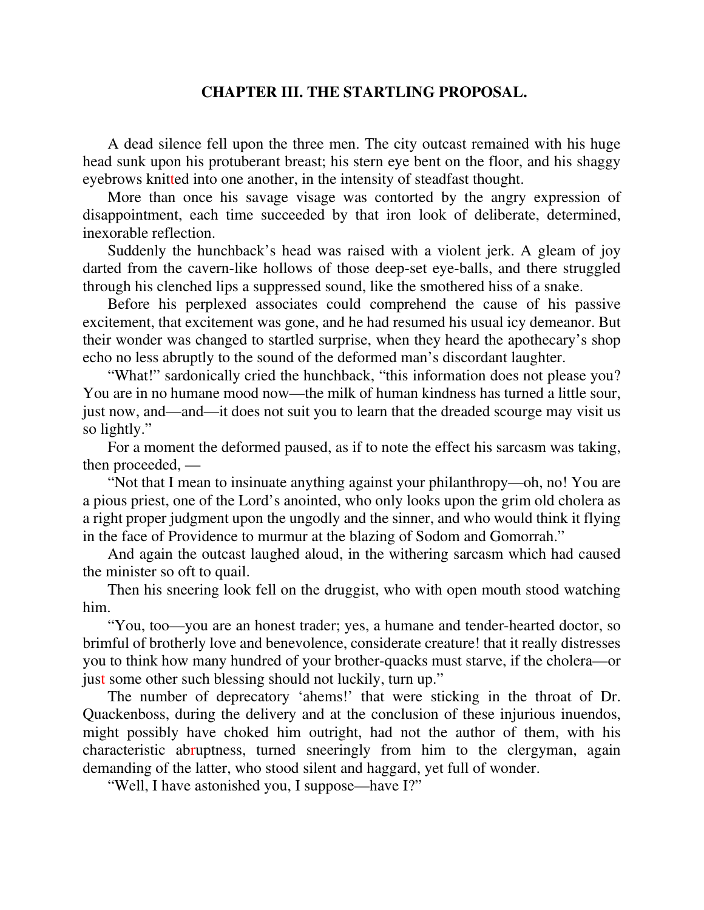## CHAPTER III. THE STARTLING PROPOSAL.

A dead silence fell upon the three men. The city outcast remained with his huge head sunk upon his protuberant breast; his stern eye bent on the floor, and his shaggy eyebrows knitted into one another, in the intensity of steadfast thought.

More than once his savage visage was contorted by the angry expression of disappointment, each time succeeded by that iron look of deliberate, determined, inexorable reflection.

Suddenly the hunchback's head was raised with a violent jerk. A gleam of joy darted from the cavern-like hollows of those deep-set eye-balls, and there struggled through his clenched lips a suppressed sound, like the smothered hiss of a snake.

Before his perplexed associates could comprehend the cause of his passive excitement, that excitement was gone, and he had resumed his usual icy demeanor. But their wonder was changed to startled surprise, when they heard the apothecary's shop echo no less abruptly to the sound of the deformed man's discordant laughter.

"What!" sardonically cried the hunchback, "this information does not please you? You are in no humane mood now—the milk of human kindness has turned a little sour, just now, and—and—it does not suit you to learn that the dreaded scourge may visit us so lightly."

For a moment the deformed paused, as if to note the effect his sarcasm was taking, then proceeded, —

"Not that I mean to insinuate anything against your philanthropy—oh, no! You are a pious priest, one of the Lord's anointed, who only looks upon the grim old cholera as a right proper judgment upon the ungodly and the sinner, and who would think it flying in the face of Providence to murmur at the blazing of Sodom and Gomorrah."

And again the outcast laughed aloud, in the withering sarcasm which had caused the minister so oft to quail.

Then his sneering look fell on the druggist, who with open mouth stood watching him.

"You, too—you are an honest trader; yes, a humane and tender-hearted doctor, so brimful of brotherly love and benevolence, considerate creature! that it really distresses you to think how many hundred of your brother-quacks must starve, if the cholera—or just some other such blessing should not luckily, turn up."

The number of deprecatory 'ahems!' that were sticking in the throat of Dr. Quackenboss, during the delivery and at the conclusion of these injurious inuendos, might possibly have choked him outright, had not the author of them, with his characteristic abruptness, turned sneeringly from him to the clergyman, again demanding of the latter, who stood silent and haggard, yet full of wonder.

"Well, I have astonished you, I suppose—have I?"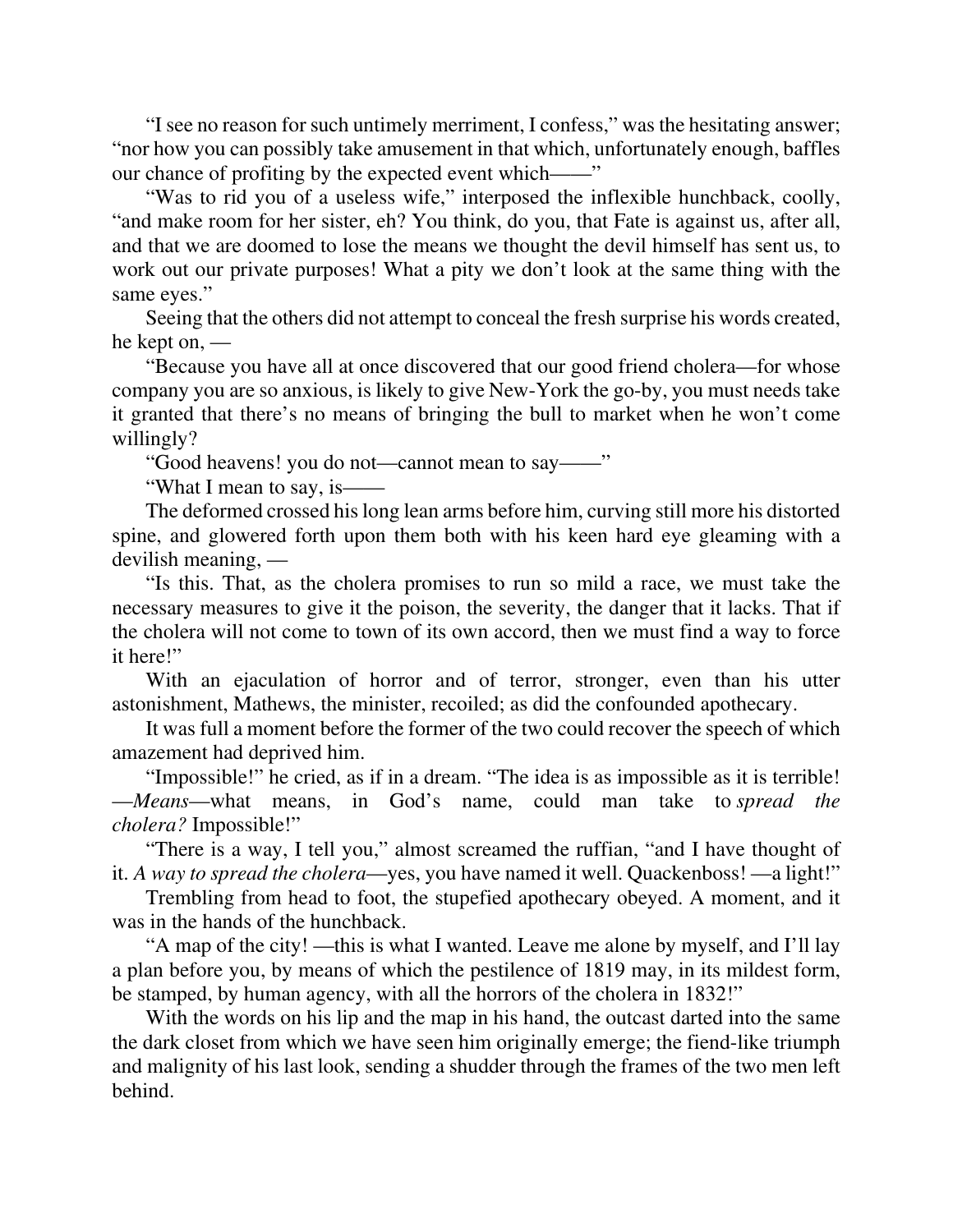"I see no reason for such untimely merriment, I confess," was the hesitating answer; "nor how you can possibly take amusement in that which, unfortunately enough, baffles our chance of profiting by the expected event which——"

"Was to rid you of a useless wife," interposed the inflexible hunchback, coolly, "and make room for her sister, eh? You think, do you, that Fate is against us, after all, and that we are doomed to lose the means we thought the devil himself has sent us, to work out our private purposes! What a pity we don't look at the same thing with the same eyes."

Seeing that the others did not attempt to conceal the fresh surprise his words created, he kept on, —

"Because you have all at once discovered that our good friend cholera—for whose company you are so anxious, is likely to give New-York the go-by, you must needs take it granted that there's no means of bringing the bull to market when he won't come willingly?

"Good heavens! you do not—cannot mean to say——"

"What I mean to say, is——

The deformed crossed his long lean arms before him, curving still more his distorted spine, and glowered forth upon them both with his keen hard eye gleaming with a devilish meaning, —

"Is this. That, as the cholera promises to run so mild a race, we must take the necessary measures to give it the poison, the severity, the danger that it lacks. That if the cholera will not come to town of its own accord, then we must find a way to force it here!"

With an ejaculation of horror and of terror, stronger, even than his utter astonishment, Mathews, the minister, recoiled; as did the confounded apothecary.

It was full a moment before the former of the two could recover the speech of which amazement had deprived him.

"Impossible!" he cried, as if in a dream. "The idea is as impossible as it is terrible! —*Means*—what means, in God's name, could man take to *spread the cholera?* Impossible!"

"There is a way, I tell you," almost screamed the ruffian, "and I have thought of it. *A way to spread the cholera*—yes, you have named it well. Quackenboss! —a light!"

Trembling from head to foot, the stupefied apothecary obeyed. A moment, and it was in the hands of the hunchback.

"A map of the city! —this is what I wanted. Leave me alone by myself, and I'll lay a plan before you, by means of which the pestilence of 1819 may, in its mildest form, be stamped, by human agency, with all the horrors of the cholera in 1832!"

With the words on his lip and the map in his hand, the outcast darted into the same the dark closet from which we have seen him originally emerge; the fiend-like triumph and malignity of his last look, sending a shudder through the frames of the two men left behind.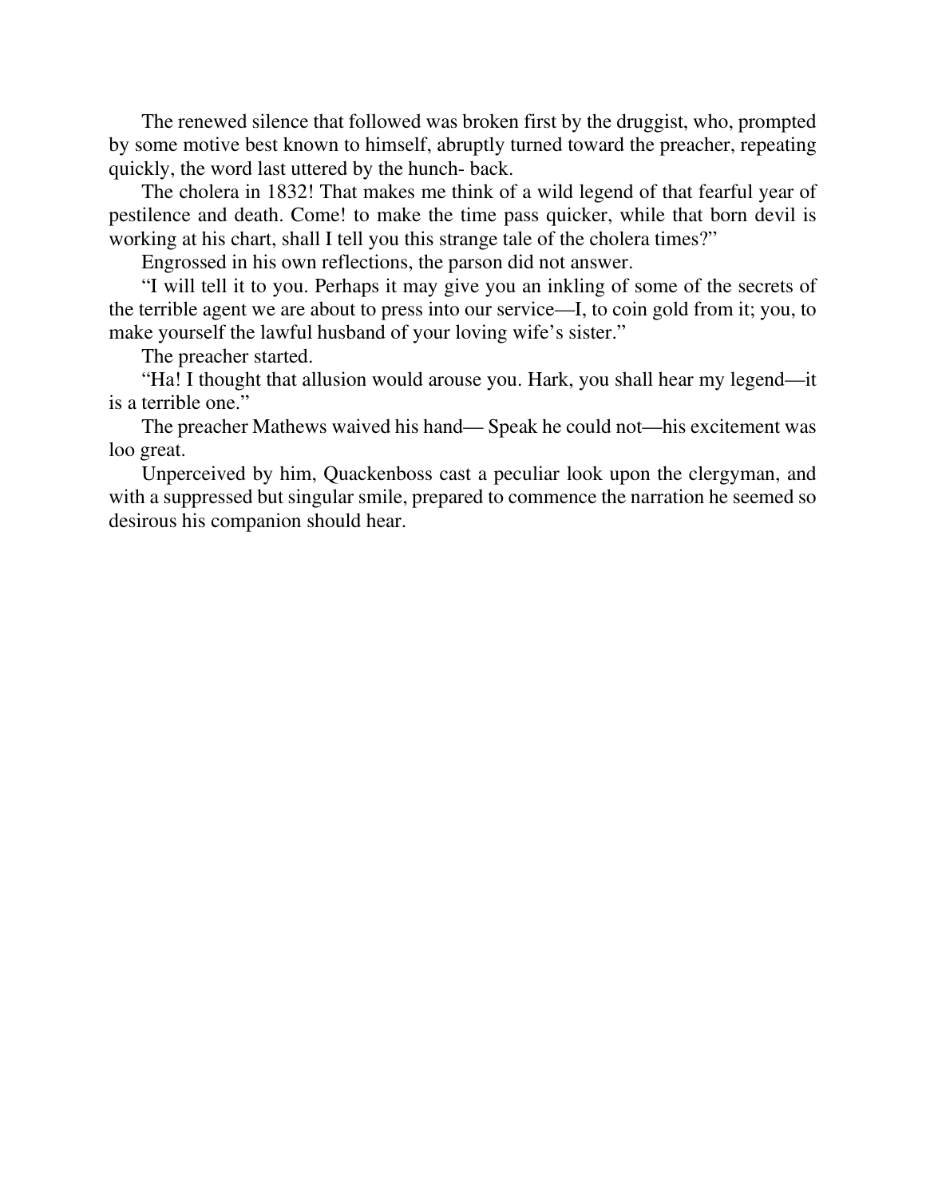The renewed silence that followed was broken first by the druggist, who, prompted by some motive best known to himself, abruptly turned toward the preacher, repeating quickly, the word last uttered by the hunch- back.

The cholera in 1832! That makes me think of a wild legend of that fearful year of pestilence and death. Come! to make the time pass quicker, while that born devil is working at his chart, shall I tell you this strange tale of the cholera times?"

Engrossed in his own reflections, the parson did not answer.

"I will tell it to you. Perhaps it may give you an inkling of some of the secrets of the terrible agent we are about to press into our service—I, to coin gold from it; you, to make yourself the lawful husband of your loving wife's sister."

The preacher started.

"Ha! I thought that allusion would arouse you. Hark, you shall hear my legend—it is a terrible one."

The preacher Mathews waived his hand— Speak he could not—his excitement was loo great.

Unperceived by him, Quackenboss cast a peculiar look upon the clergyman, and with a suppressed but singular smile, prepared to commence the narration he seemed so desirous his companion should hear.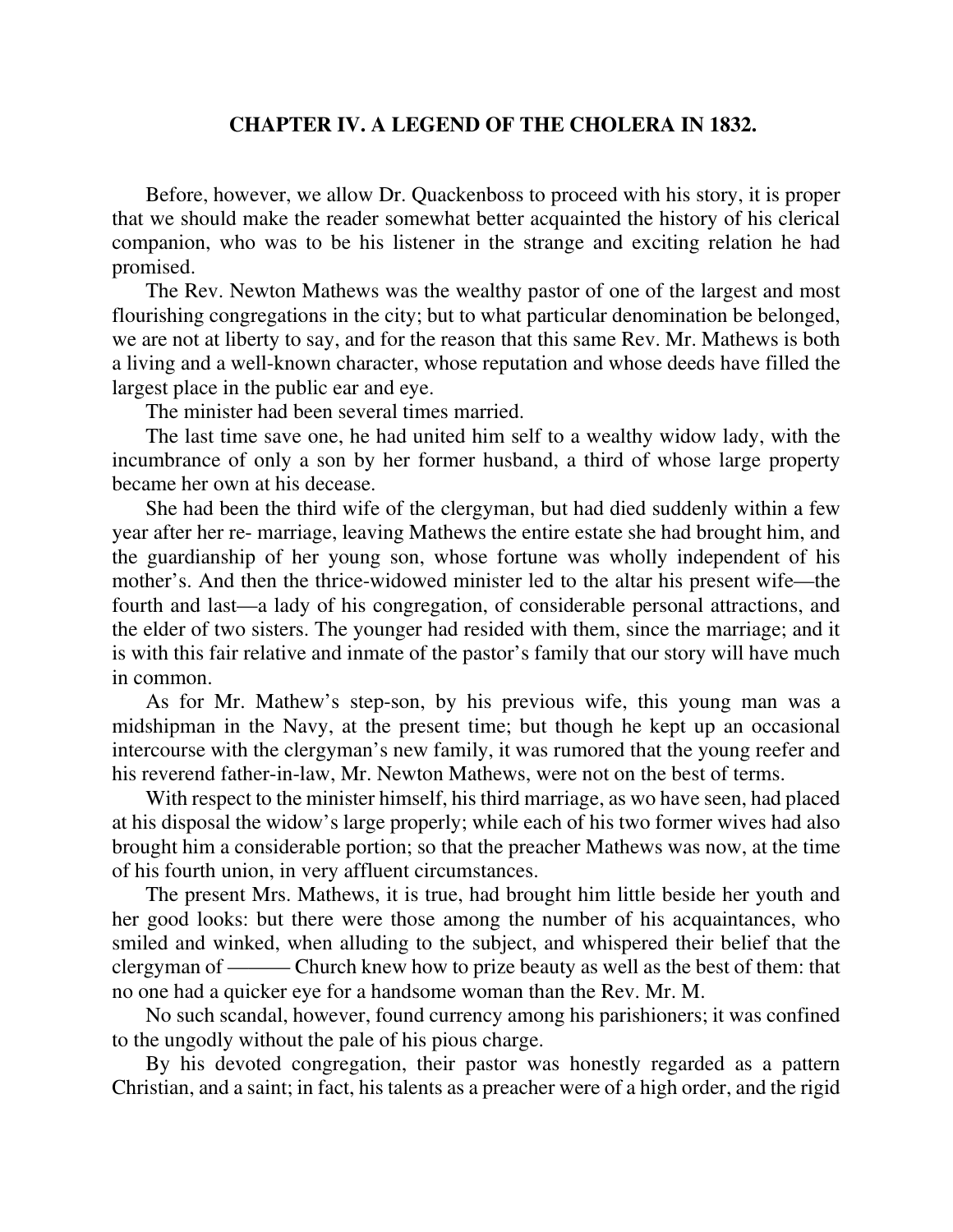## CHAPTER IV. A LEGEND OF THE CHOLERA IN 1832.

Before, however, we allow Dr. Quackenboss to proceed with his story, it is proper that we should make the reader somewhat better acquainted the history of his clerical companion, who was to be his listener in the strange and exciting relation he had promised.

The Rev. Newton Mathews was the wealthy pastor of one of the largest and most flourishing congregations in the city; but to what particular denomination be belonged, we are not at liberty to say, and for the reason that this same Rev. Mr. Mathews is both a living and a well-known character, whose reputation and whose deeds have filled the largest place in the public ear and eye.

The minister had been several times married.

The last time save one, he had united him self to a wealthy widow lady, with the incumbrance of only a son by her former husband, a third of whose large property became her own at his decease.

She had been the third wife of the clergyman, but had died suddenly within a few year after her re- marriage, leaving Mathews the entire estate she had brought him, and the guardianship of her young son, whose fortune was wholly independent of his mother's. And then the thrice-widowed minister led to the altar his present wife—the fourth and last—a lady of his congregation, of considerable personal attractions, and the elder of two sisters. The younger had resided with them, since the marriage; and it is with this fair relative and inmate of the pastor's family that our story will have much in common.

As for Mr. Mathew's step-son, by his previous wife, this young man was a midshipman in the Navy, at the present time; but though he kept up an occasional intercourse with the clergyman's new family, it was rumored that the young reefer and his reverend father-in-law, Mr. Newton Mathews, were not on the best of terms.

With respect to the minister himself, his third marriage, as wo have seen, had placed at his disposal the widow's large properly; while each of his two former wives had also brought him a considerable portion; so that the preacher Mathews was now, at the time of his fourth union, in very affluent circumstances.

The present Mrs. Mathews, it is true, had brought him little beside her youth and her good looks: but there were those among the number of his acquaintances, who smiled and winked, when alluding to the subject, and whispered their belief that the clergyman of ——— Church knew how to prize beauty as well as the best of them: that no one had a quicker eye for a handsome woman than the Rev. Mr. M.

No such scandal, however, found currency among his parishioners; it was confined to the ungodly without the pale of his pious charge.

By his devoted congregation, their pastor was honestly regarded as a pattern Christian, and a saint; in fact, his talents as a preacher were of a high order, and the rigid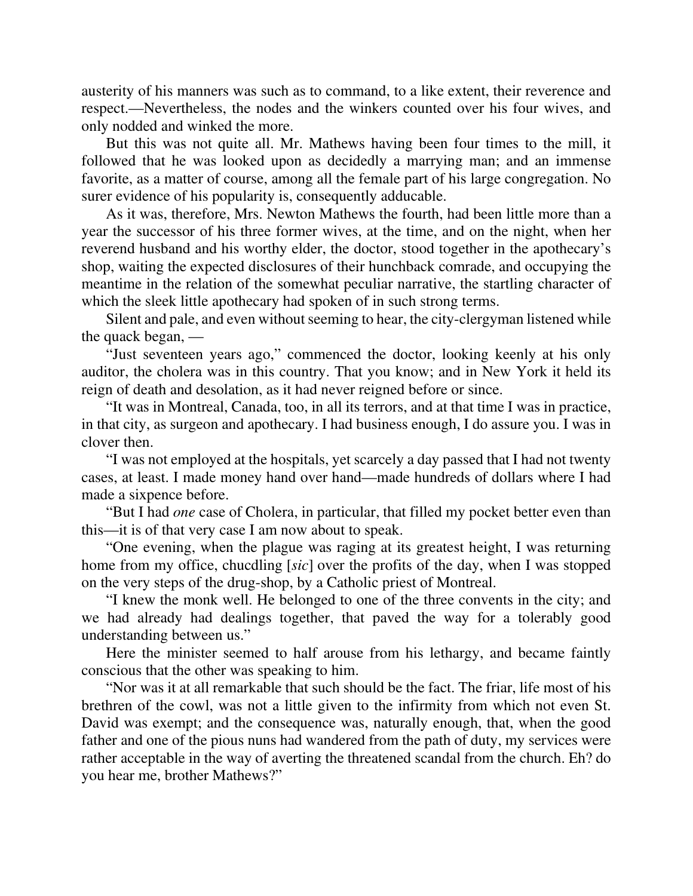austerity of his manners was such as to command, to a like extent, their reverence and respect.—Nevertheless, the nodes and the winkers counted over his four wives, and only nodded and winked the more.

But this was not quite all. Mr. Mathews having been four times to the mill, it followed that he was looked upon as decidedly a marrying man; and an immense favorite, as a matter of course, among all the female part of his large congregation. No surer evidence of his popularity is, consequently adducable.

As it was, therefore, Mrs. Newton Mathews the fourth, had been little more than a year the successor of his three former wives, at the time, and on the night, when her reverend husband and his worthy elder, the doctor, stood together in the apothecary's shop, waiting the expected disclosures of their hunchback comrade, and occupying the meantime in the relation of the somewhat peculiar narrative, the startling character of which the sleek little apothecary had spoken of in such strong terms.

Silent and pale, and even without seeming to hear, the city-clergyman listened while the quack began, —

"Just seventeen years ago," commenced the doctor, looking keenly at his only auditor, the cholera was in this country. That you know; and in New York it held its reign of death and desolation, as it had never reigned before or since.

"It was in Montreal, Canada, too, in all its terrors, and at that time I was in practice, in that city, as surgeon and apothecary. I had business enough, I do assure you. I was in clover then.

"I was not employed at the hospitals, yet scarcely a day passed that I had not twenty cases, at least. I made money hand over hand—made hundreds of dollars where I had made a sixpence before.

"But I had *one* case of Cholera, in particular, that filled my pocket better even than this—it is of that very case I am now about to speak.

"One evening, when the plague was raging at its greatest height, I was returning home from my office, chucdling [*sic*] over the profits of the day, when I was stopped on the very steps of the drug-shop, by a Catholic priest of Montreal.

"I knew the monk well. He belonged to one of the three convents in the city; and we had already had dealings together, that paved the way for a tolerably good understanding between us."

Here the minister seemed to half arouse from his lethargy, and became faintly conscious that the other was speaking to him.

"Nor was it at all remarkable that such should be the fact. The friar, life most of his brethren of the cowl, was not a little given to the infirmity from which not even St. David was exempt; and the consequence was, naturally enough, that, when the good father and one of the pious nuns had wandered from the path of duty, my services were rather acceptable in the way of averting the threatened scandal from the church. Eh? do you hear me, brother Mathews?"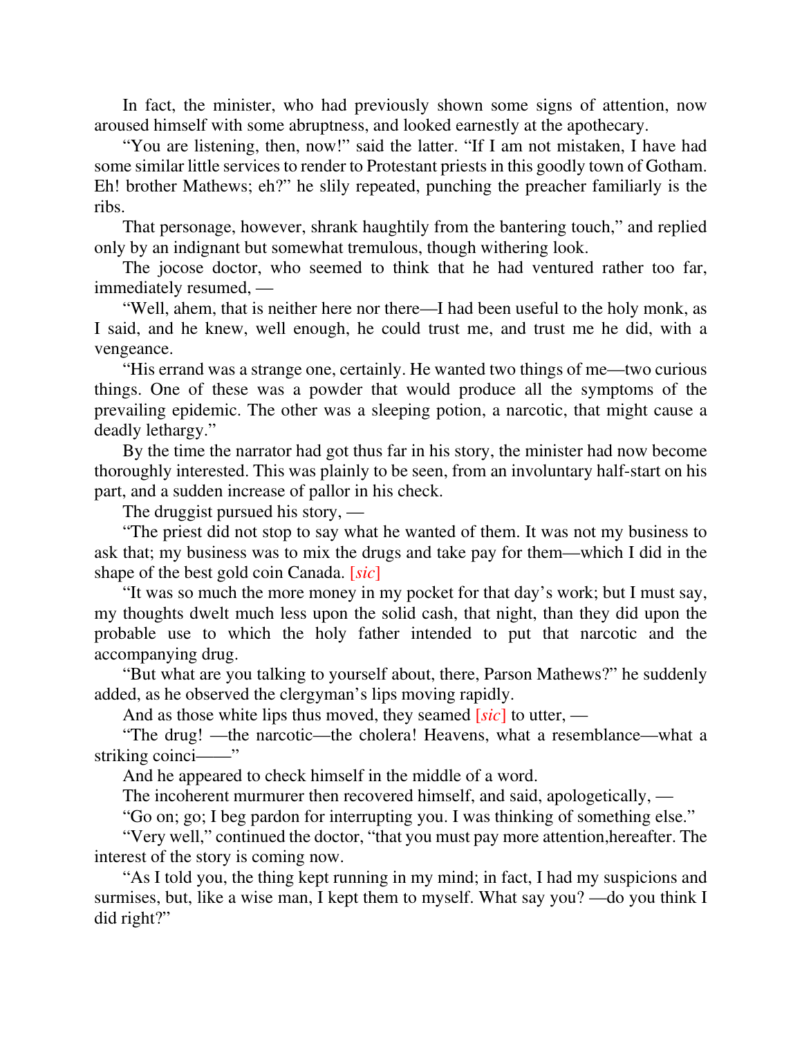In fact, the minister, who had previously shown some signs of attention, now aroused himself with some abruptness, and looked earnestly at the apothecary.

"You are listening, then, now!" said the latter. "If I am not mistaken, I have had some similar little services to render to Protestant priests in this goodly town of Gotham. Eh! brother Mathews; eh?" he slily repeated, punching the preacher familiarly is the ribs.

That personage, however, shrank haughtily from the bantering touch," and replied only by an indignant but somewhat tremulous, though withering look.

The jocose doctor, who seemed to think that he had ventured rather too far, immediately resumed, —

"Well, ahem, that is neither here nor there—I had been useful to the holy monk, as I said, and he knew, well enough, he could trust me, and trust me he did, with a vengeance.

"His errand was a strange one, certainly. He wanted two things of me—two curious things. One of these was a powder that would produce all the symptoms of the prevailing epidemic. The other was a sleeping potion, a narcotic, that might cause a deadly lethargy."

By the time the narrator had got thus far in his story, the minister had now become thoroughly interested. This was plainly to be seen, from an involuntary half-start on his part, and a sudden increase of pallor in his check.

The druggist pursued his story, —

"The priest did not stop to say what he wanted of them. It was not my business to ask that; my business was to mix the drugs and take pay for them—which I did in the shape of the best gold coin Canada. [*sic*]

"It was so much the more money in my pocket for that day's work; but I must say, my thoughts dwelt much less upon the solid cash, that night, than they did upon the probable use to which the holy father intended to put that narcotic and the accompanying drug.

"But what are you talking to yourself about, there, Parson Mathews?" he suddenly added, as he observed the clergyman's lips moving rapidly.

And as those white lips thus moved, they seamed [*sic*] to utter, —

"The drug! —the narcotic—the cholera! Heavens, what a resemblance—what a striking coinci——"

And he appeared to check himself in the middle of a word.

The incoherent murmurer then recovered himself, and said, apologetically, —

"Go on; go; I beg pardon for interrupting you. I was thinking of something else."

"Very well," continued the doctor, "that you must pay more attention,hereafter. The interest of the story is coming now.

"As I told you, the thing kept running in my mind; in fact, I had my suspicions and surmises, but, like a wise man, I kept them to myself. What say you? —do you think I did right?"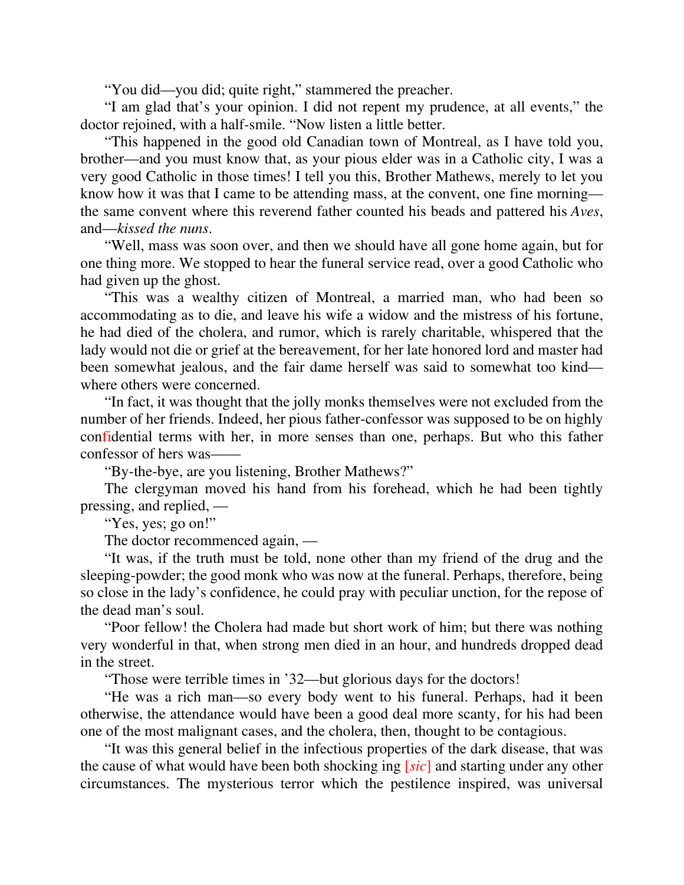"You did—you did; quite right," stammered the preacher.

"I am glad that's your opinion. I did not repent my prudence, at all events," the doctor rejoined, with a half-smile. "Now listen a little better.

"This happened in the good old Canadian town of Montreal, as I have told you, brother—and you must know that, as your pious elder was in a Catholic city, I was a very good Catholic in those times! I tell you this, Brother Mathews, merely to let you know how it was that I came to be attending mass, at the convent, one fine morning—the same convent where this reverend father counted his beads and pattered his *Aves*, and—*kissed the nuns*.

"Well, mass was soon over, and then we should have all gone home again, but for one thing more. We stopped to hear the funeral service read, over a good Catholic who had given up the ghost.

"This was a wealthy citizen of Montreal, a married man, who had been so accommodating as to die, and leave his wife a widow and the mistress of his fortune, he had died of the cholera, and rumor, which is rarely charitable, whispered that the lady would not die or grief at the bereavement, for her late honored lord and master had been somewhat jealous, and the fair dame herself was said to somewhat too kind—where others were concerned.

"In fact, it was thought that the jolly monks themselves were not excluded from the number of her friends. Indeed, her pious father-confessor was supposed to be on highly confidential terms with her, in more senses than one, perhaps. But who this father confessor of hers was——

"By-the-bye, are you listening, Brother Mathews?"

The clergyman moved his hand from his forehead, which he had been tightly pressing, and replied, —

"Yes, yes; go on!"

The doctor recommenced again, —

"It was, if the truth must be told, none other than my friend of the drug and the sleeping-powder; the good monk who was now at the funeral. Perhaps, therefore, being so close in the lady's confidence, he could pray with peculiar unction, for the repose of the dead man's soul.

"Poor fellow! the Cholera had made but short work of him; but there was nothing very wonderful in that, when strong men died in an hour, and hundreds dropped dead in the street.

"Those were terrible times in '32—but glorious days for the doctors!

"He was a rich man—so every body went to his funeral. Perhaps, had it been otherwise, the attendance would have been a good deal more scanty, for his had been one of the most malignant cases, and the cholera, then, thought to be contagious.

"It was this general belief in the infectious properties of the dark disease, that was the cause of what would have been both shocking ing [*sic*] and starting under any other circumstances. The mysterious terror which the pestilence inspired, was universal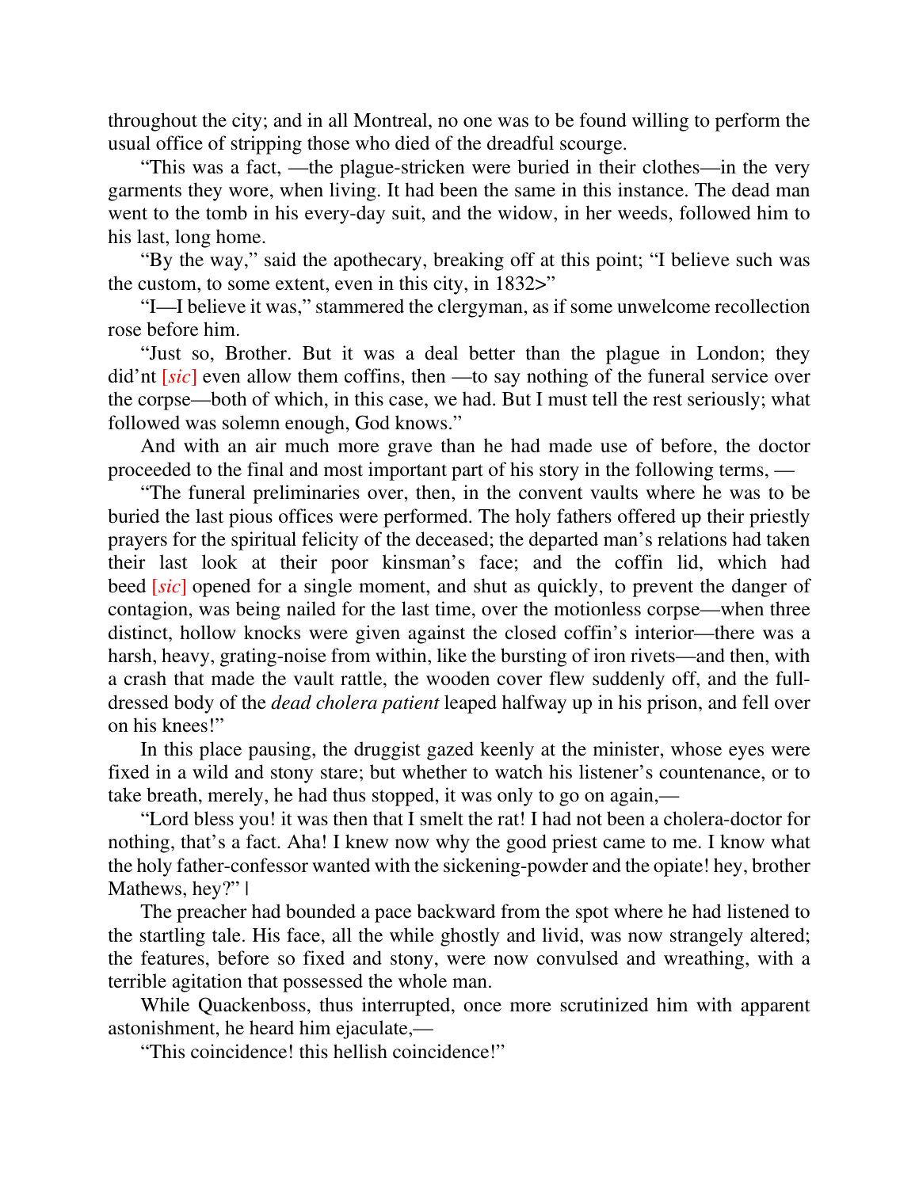throughout the city; and in all Montreal, no one was to be found willing to perform the usual office of stripping those who died of the dreadful scourge.

"This was a fact, —the plague-stricken were buried in their clothes—in the very garments they wore, when living. It had been the same in this instance. The dead man went to the tomb in his every-day suit, and the widow, in her weeds, followed him to his last, long home.

"By the way," said the apothecary, breaking off at this point; "I believe such was the custom, to some extent, even in this city, in 1832>"

"I—I believe it was," stammered the clergyman, as if some unwelcome recollection rose before him.

"Just so, Brother. But it was a deal better than the plague in London; they did'nt [*sic*] even allow them coffins, then —to say nothing of the funeral service over the corpse—both of which, in this case, we had. But I must tell the rest seriously; what followed was solemn enough, God knows."

And with an air much more grave than he had made use of before, the doctor proceeded to the final and most important part of his story in the following terms, —

"The funeral preliminaries over, then, in the convent vaults where he was to be buried the last pious offices were performed. The holy fathers offered up their priestly prayers for the spiritual felicity of the deceased; the departed man's relations had taken their last look at their poor kinsman's face; and the coffin lid, which had beed [*sic*] opened for a single moment, and shut as quickly, to prevent the danger of contagion, was being nailed for the last time, over the motionless corpse—when three distinct, hollow knocks were given against the closed coffin's interior—there was a harsh, heavy, grating-noise from within, like the bursting of iron rivets—and then, with a crash that made the vault rattle, the wooden cover flew suddenly off, and the full-dressed body of the *dead cholera patient* leaped halfway up in his prison, and fell over on his knees!"

In this place pausing, the druggist gazed keenly at the minister, whose eyes were fixed in a wild and stony stare; but whether to watch his listener's countenance, or to take breath, merely, he had thus stopped, it was only to go on again,—

"Lord bless you! it was then that I smelt the rat! I had not been a cholera-doctor for nothing, that's a fact. Aha! I knew now why the good priest came to me. I know what the holy father-confessor wanted with the sickening-powder and the opiate! hey, brother Mathews, hey?" |

The preacher had bounded a pace backward from the spot where he had listened to the startling tale. His face, all the while ghostly and livid, was now strangely altered; the features, before so fixed and stony, were now convulsed and wreathing, with a terrible agitation that possessed the whole man.

While Quackenboss, thus interrupted, once more scrutinized him with apparent astonishment, he heard him ejaculate,—

"This coincidence! this hellish coincidence!"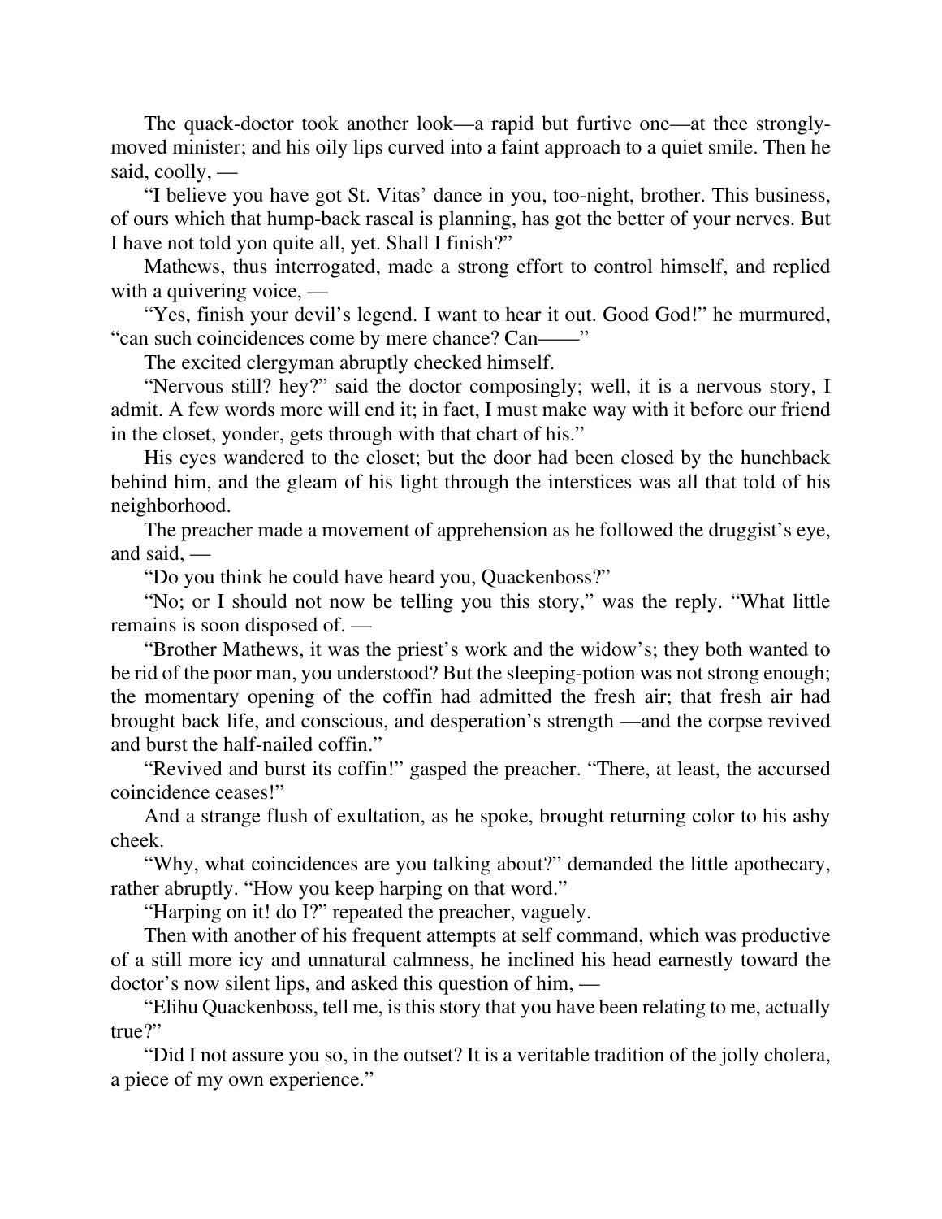The quack-doctor took another look—a rapid but furtive one—at thee strongly-moved minister; and his oily lips curved into a faint approach to a quiet smile. Then he said, coolly, —

"I believe you have got St. Vitas' dance in you, too-night, brother. This business, of ours which that hump-back rascal is planning, has got the better of your nerves. But I have not told yon quite all, yet. Shall I finish?"

Mathews, thus interrogated, made a strong effort to control himself, and replied with a quivering voice, —

"Yes, finish your devil's legend. I want to hear it out. Good God!" he murmured, "can such coincidences come by mere chance? Can——"

The excited clergyman abruptly checked himself.

"Nervous still? hey?" said the doctor composingly; well, it is a nervous story, I admit. A few words more will end it; in fact, I must make way with it before our friend in the closet, yonder, gets through with that chart of his."

His eyes wandered to the closet; but the door had been closed by the hunchback behind him, and the gleam of his light through the interstices was all that told of his neighborhood.

The preacher made a movement of apprehension as he followed the druggist's eye, and said, —

"Do you think he could have heard you, Quackenboss?"

"No; or I should not now be telling you this story," was the reply. "What little remains is soon disposed of. —

"Brother Mathews, it was the priest's work and the widow's; they both wanted to be rid of the poor man, you understood? But the sleeping-potion was not strong enough; the momentary opening of the coffin had admitted the fresh air; that fresh air had brought back life, and conscious, and desperation's strength —and the corpse revived and burst the half-nailed coffin."

"Revived and burst its coffin!" gasped the preacher. "There, at least, the accursed coincidence ceases!"

And a strange flush of exultation, as he spoke, brought returning color to his ashy cheek.

"Why, what coincidences are you talking about?" demanded the little apothecary, rather abruptly. "How you keep harping on that word."

"Harping on it! do I?" repeated the preacher, vaguely.

Then with another of his frequent attempts at self command, which was productive of a still more icy and unnatural calmness, he inclined his head earnestly toward the doctor's now silent lips, and asked this question of him, —

"Elihu Quackenboss, tell me, is this story that you have been relating to me, actually true?"

"Did I not assure you so, in the outset? It is a veritable tradition of the jolly cholera, a piece of my own experience."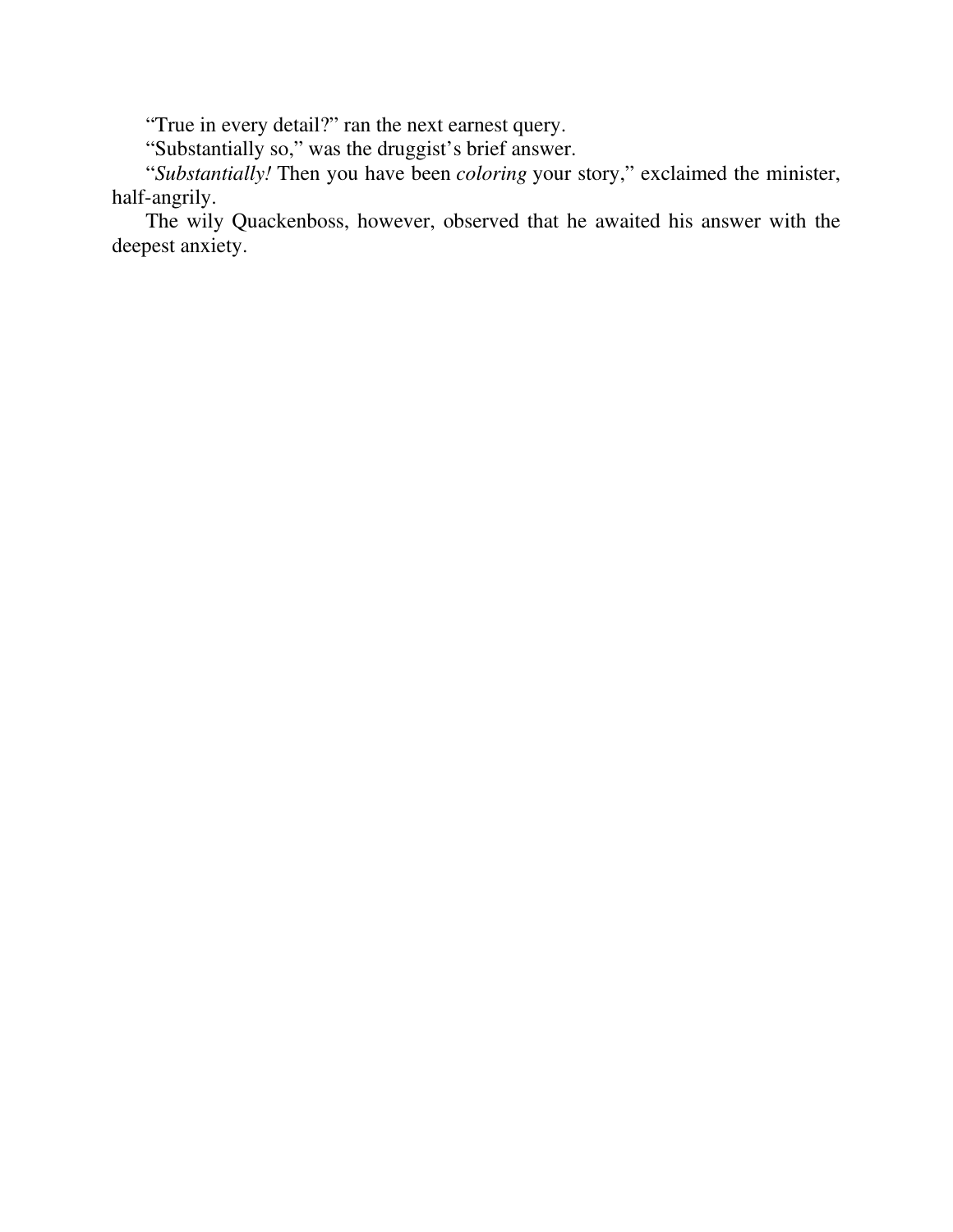"True in every detail?" ran the next earnest query.

"Substantially so," was the druggist's brief answer.

"*Substantially!* Then you have been *coloring* your story," exclaimed the minister, half-angrily.

The wily Quackenboss, however, observed that he awaited his answer with the deepest anxiety.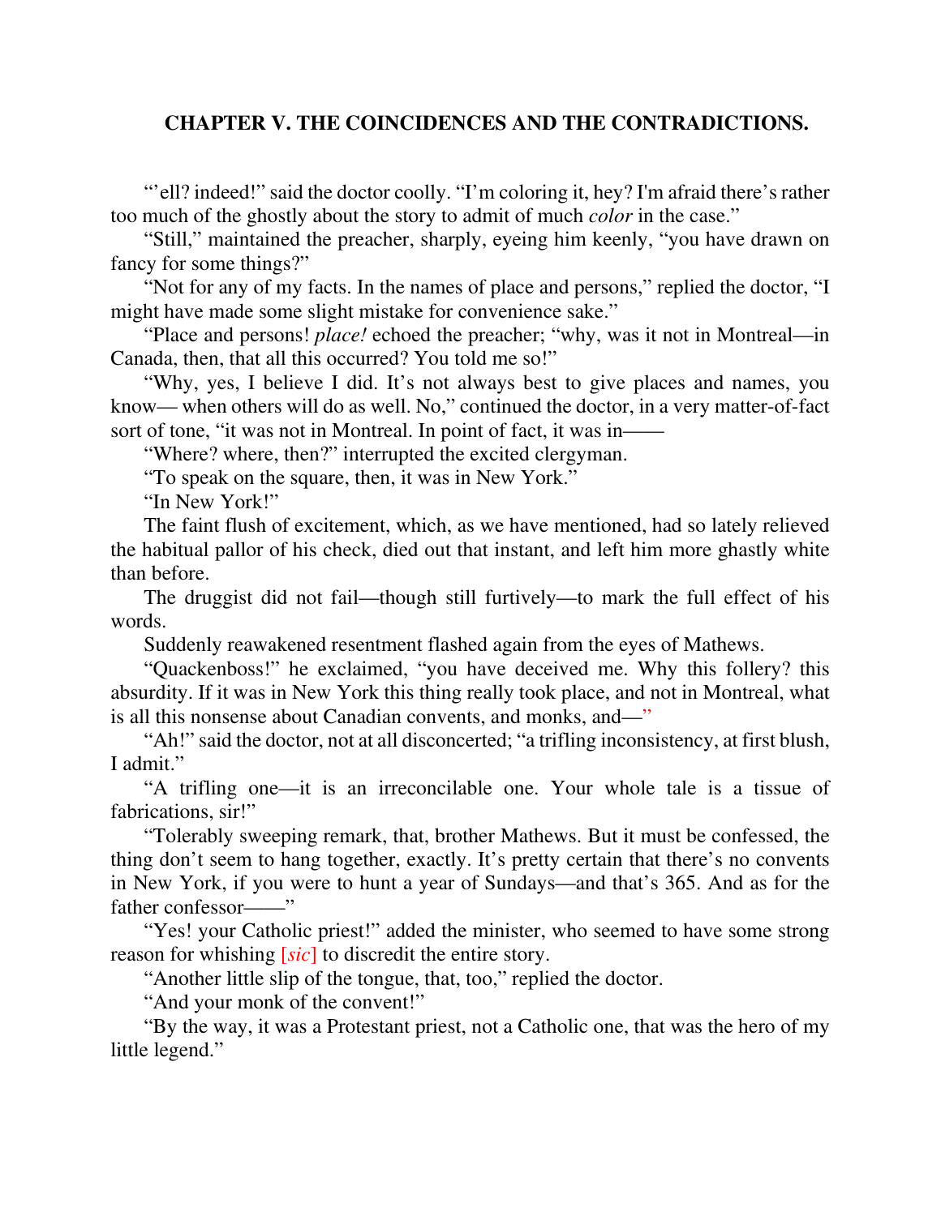## CHAPTER V. THE COINCIDENCES AND THE CONTRADICTIONS.

"'ell? indeed!" said the doctor coolly. "I'm coloring it, hey? I'm afraid there's rather too much of the ghostly about the story to admit of much *color* in the case."

"Still," maintained the preacher, sharply, eyeing him keenly, "you have drawn on fancy for some things?"

"Not for any of my facts. In the names of place and persons," replied the doctor, "I might have made some slight mistake for convenience sake."

"Place and persons! *place!* echoed the preacher; "why, was it not in Montreal—in Canada, then, that all this occurred? You told me so!"

"Why, yes, I believe I did. It's not always best to give places and names, you know— when others will do as well. No," continued the doctor, in a very matter-of-fact sort of tone, "it was not in Montreal. In point of fact, it was in——

"Where? where, then?" interrupted the excited clergyman.

"To speak on the square, then, it was in New York."

"In New York!"

The faint flush of excitement, which, as we have mentioned, had so lately relieved the habitual pallor of his check, died out that instant, and left him more ghastly white than before.

The druggist did not fail—though still furtively—to mark the full effect of his words.

Suddenly reawakened resentment flashed again from the eyes of Mathews.

"Quackenboss!" he exclaimed, "you have deceived me. Why this follery? this absurdity. If it was in New York this thing really took place, and not in Montreal, what is all this nonsense about Canadian convents, and monks, and—"

"Ah!" said the doctor, not at all disconcerted; "a trifling inconsistency, at first blush, I admit."

"A trifling one—it is an irreconcilable one. Your whole tale is a tissue of fabrications, sir!"

"Tolerably sweeping remark, that, brother Mathews. But it must be confessed, the thing don't seem to hang together, exactly. It's pretty certain that there's no convents in New York, if you were to hunt a year of Sundays—and that's 365. And as for the father confessor——"

"Yes! your Catholic priest!" added the minister, who seemed to have some strong reason for whishing [*sic*] to discredit the entire story.

"Another little slip of the tongue, that, too," replied the doctor.

"And your monk of the convent!"

"By the way, it was a Protestant priest, not a Catholic one, that was the hero of my little legend."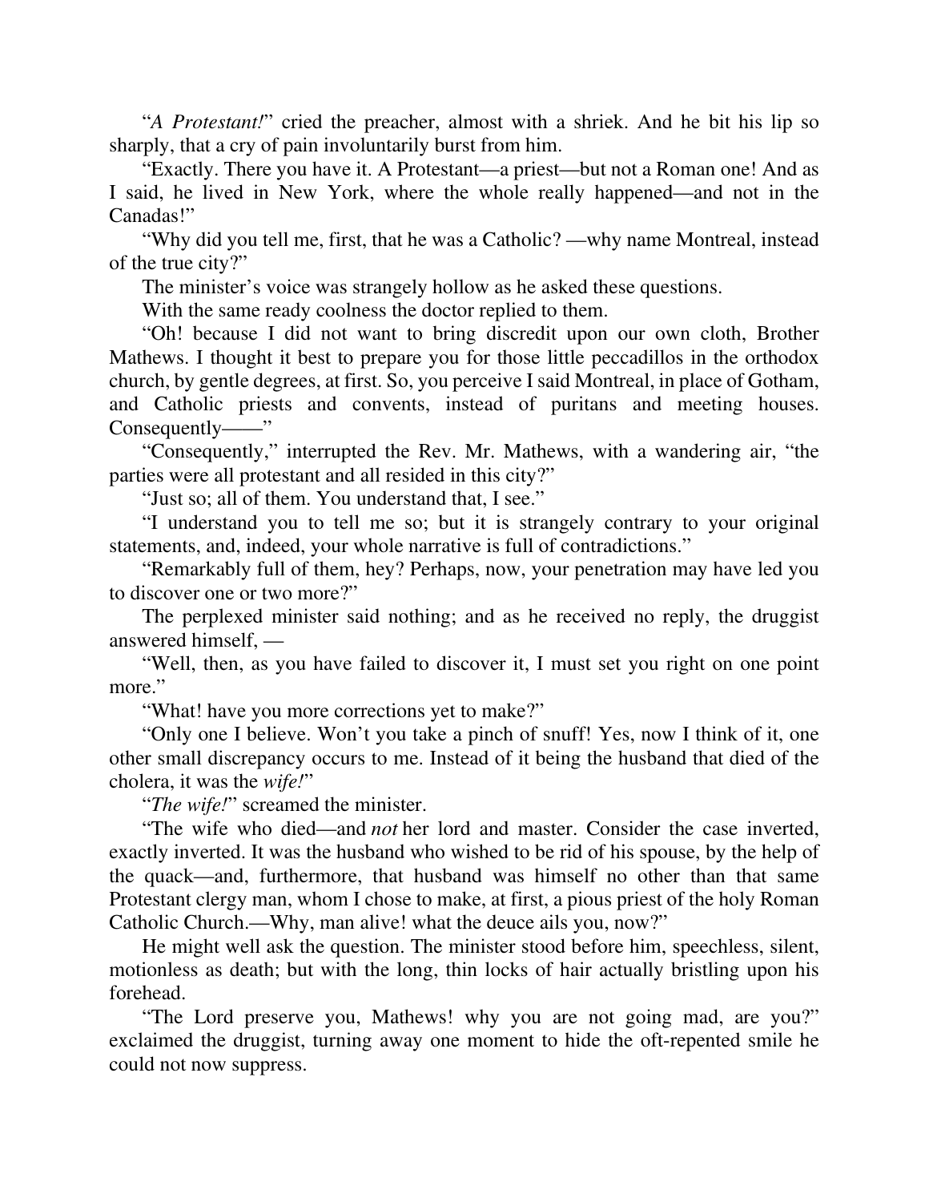"*A Protestant!*" cried the preacher, almost with a shriek. And he bit his lip so sharply, that a cry of pain involuntarily burst from him.

"Exactly. There you have it. A Protestant—a priest—but not a Roman one! And as I said, he lived in New York, where the whole really happened—and not in the Canadas!"

"Why did you tell me, first, that he was a Catholic? —why name Montreal, instead of the true city?"

The minister's voice was strangely hollow as he asked these questions.

With the same ready coolness the doctor replied to them.

"Oh! because I did not want to bring discredit upon our own cloth, Brother Mathews. I thought it best to prepare you for those little peccadillos in the orthodox church, by gentle degrees, at first. So, you perceive I said Montreal, in place of Gotham, and Catholic priests and convents, instead of puritans and meeting houses. Consequently——"

"Consequently," interrupted the Rev. Mr. Mathews, with a wandering air, "the parties were all protestant and all resided in this city?"

"Just so; all of them. You understand that, I see."

"I understand you to tell me so; but it is strangely contrary to your original statements, and, indeed, your whole narrative is full of contradictions."

"Remarkably full of them, hey? Perhaps, now, your penetration may have led you to discover one or two more?"

The perplexed minister said nothing; and as he received no reply, the druggist answered himself, —

"Well, then, as you have failed to discover it, I must set you right on one point more."

"What! have you more corrections yet to make?"

"Only one I believe. Won't you take a pinch of snuff! Yes, now I think of it, one other small discrepancy occurs to me. Instead of it being the husband that died of the cholera, it was the *wife!*"

"*The wife!*" screamed the minister.

"The wife who died—and *not* her lord and master. Consider the case inverted, exactly inverted. It was the husband who wished to be rid of his spouse, by the help of the quack—and, furthermore, that husband was himself no other than that same Protestant clergy man, whom I chose to make, at first, a pious priest of the holy Roman Catholic Church.—Why, man alive! what the deuce ails you, now?"

He might well ask the question. The minister stood before him, speechless, silent, motionless as death; but with the long, thin locks of hair actually bristling upon his forehead.

"The Lord preserve you, Mathews! why you are not going mad, are you?" exclaimed the druggist, turning away one moment to hide the oft-repented smile he could not now suppress.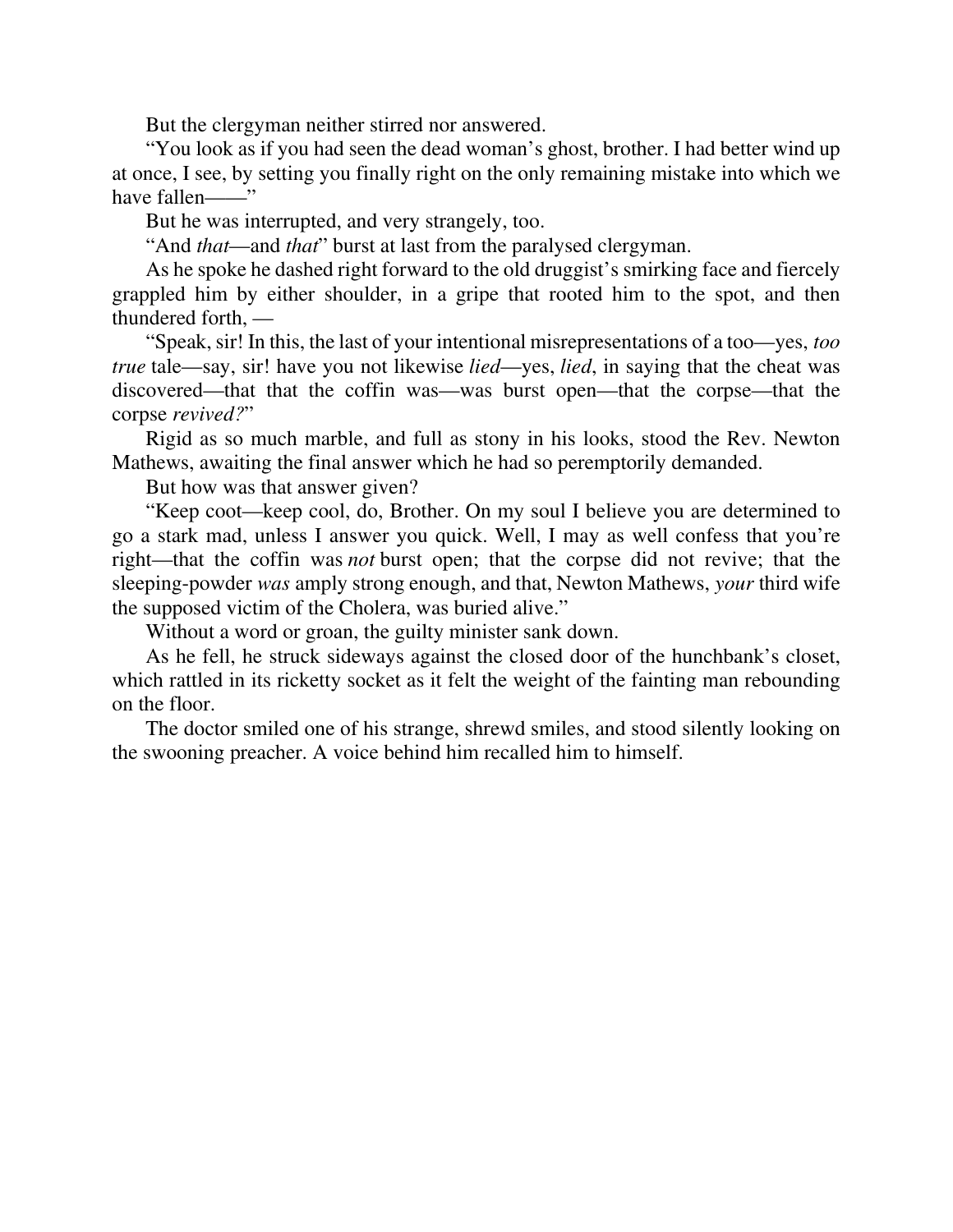But the clergyman neither stirred nor answered.

"You look as if you had seen the dead woman's ghost, brother. I had better wind up at once, I see, by setting you finally right on the only remaining mistake into which we have fallen——"

But he was interrupted, and very strangely, too.

"And *that*—and *that*" burst at last from the paralysed clergyman.

As he spoke he dashed right forward to the old druggist's smirking face and fiercely grappled him by either shoulder, in a gripe that rooted him to the spot, and then thundered forth, —

"Speak, sir! In this, the last of your intentional misrepresentations of a too—yes, *too true* tale—say, sir! have you not likewise *lied*—yes, *lied*, in saying that the cheat was discovered—that that the coffin was—was burst open—that the corpse—that the corpse *revived?*"

Rigid as so much marble, and full as stony in his looks, stood the Rev. Newton Mathews, awaiting the final answer which he had so peremptorily demanded.

But how was that answer given?

"Keep coot—keep cool, do, Brother. On my soul I believe you are determined to go a stark mad, unless I answer you quick. Well, I may as well confess that you're right—that the coffin was *not* burst open; that the corpse did not revive; that the sleeping-powder *was* amply strong enough, and that, Newton Mathews, *your* third wife the supposed victim of the Cholera, was buried alive."

Without a word or groan, the guilty minister sank down.

As he fell, he struck sideways against the closed door of the hunchbank's closet, which rattled in its ricketty socket as it felt the weight of the fainting man rebounding on the floor.

The doctor smiled one of his strange, shrewd smiles, and stood silently looking on the swooning preacher. A voice behind him recalled him to himself.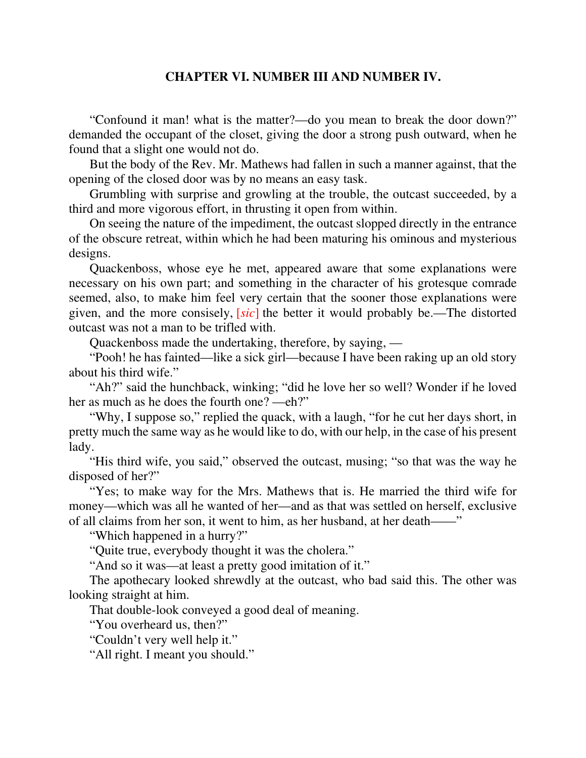## CHAPTER VI. NUMBER III AND NUMBER IV.

"Confound it man! what is the matter?—do you mean to break the door down?" demanded the occupant of the closet, giving the door a strong push outward, when he found that a slight one would not do.

But the body of the Rev. Mr. Mathews had fallen in such a manner against, that the opening of the closed door was by no means an easy task.

Grumbling with surprise and growling at the trouble, the outcast succeeded, by a third and more vigorous effort, in thrusting it open from within.

On seeing the nature of the impediment, the outcast slopped directly in the entrance of the obscure retreat, within which he had been maturing his ominous and mysterious designs.

Quackenboss, whose eye he met, appeared aware that some explanations were necessary on his own part; and something in the character of his grotesque comrade seemed, also, to make him feel very certain that the sooner those explanations were given, and the more consisely, [*sic*] the better it would probably be.—The distorted outcast was not a man to be trifled with.

Quackenboss made the undertaking, therefore, by saying, —

"Pooh! he has fainted—like a sick girl—because I have been raking up an old story about his third wife."

"Ah?" said the hunchback, winking; "did he love her so well? Wonder if he loved her as much as he does the fourth one? —eh?"

"Why, I suppose so," replied the quack, with a laugh, "for he cut her days short, in pretty much the same way as he would like to do, with our help, in the case of his present lady.

"His third wife, you said," observed the outcast, musing; "so that was the way he disposed of her?"

"Yes; to make way for the Mrs. Mathews that is. He married the third wife for money—which was all he wanted of her—and as that was settled on herself, exclusive of all claims from her son, it went to him, as her husband, at her death——"

"Which happened in a hurry?"

"Quite true, everybody thought it was the cholera."

"And so it was—at least a pretty good imitation of it."

The apothecary looked shrewdly at the outcast, who bad said this. The other was looking straight at him.

That double-look conveyed a good deal of meaning.

"You overheard us, then?"

"Couldn't very well help it."

"All right. I meant you should."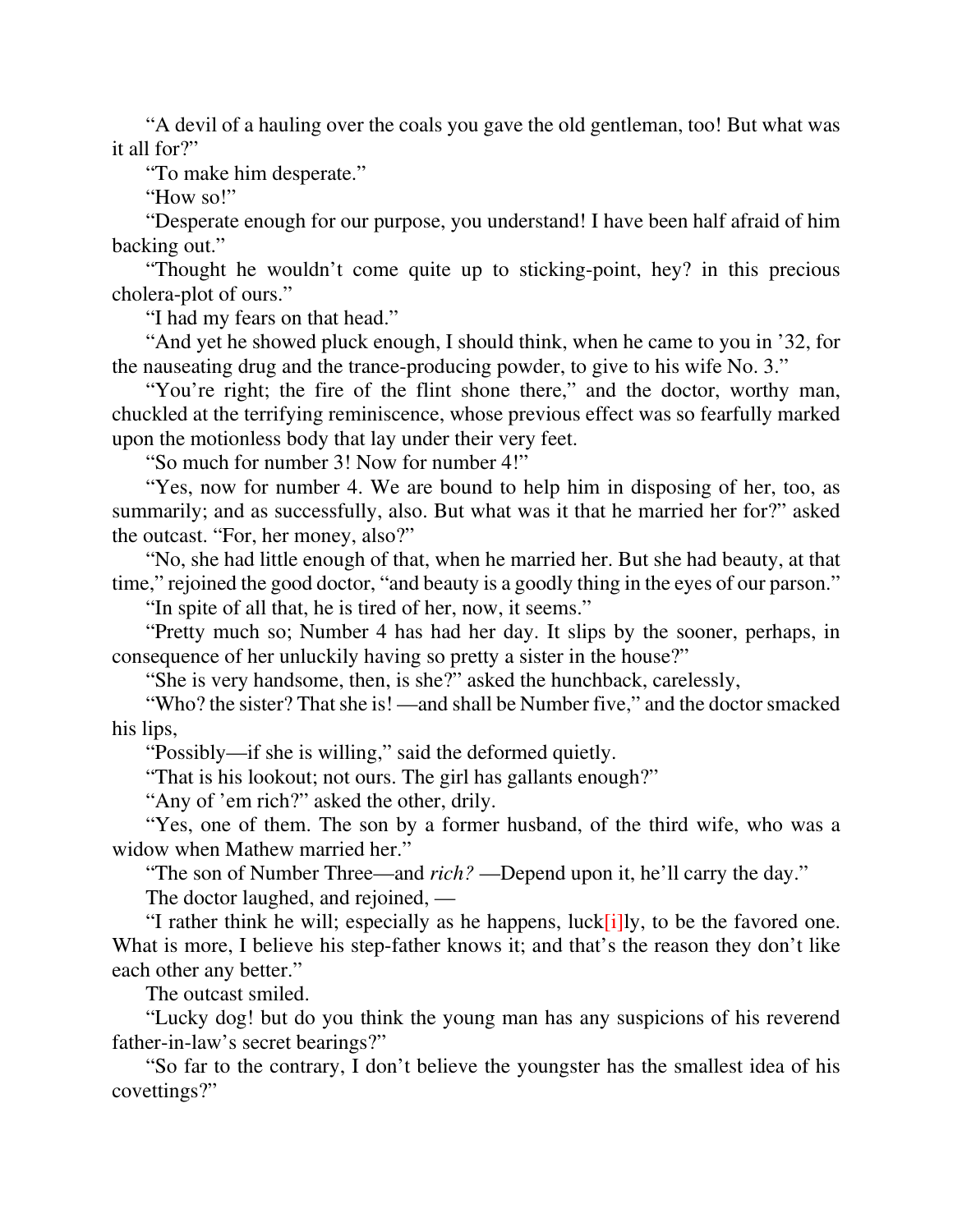"A devil of a hauling over the coals you gave the old gentleman, too! But what was it all for?"

"To make him desperate."

"How so!"

"Desperate enough for our purpose, you understand! I have been half afraid of him backing out."

"Thought he wouldn't come quite up to sticking-point, hey? in this precious cholera-plot of ours."

"I had my fears on that head."

"And yet he showed pluck enough, I should think, when he came to you in '32, for the nauseating drug and the trance-producing powder, to give to his wife No. 3."

"You're right; the fire of the flint shone there," and the doctor, worthy man, chuckled at the terrifying reminiscence, whose previous effect was so fearfully marked upon the motionless body that lay under their very feet.

"So much for number 3! Now for number 4!"

"Yes, now for number 4. We are bound to help him in disposing of her, too, as summarily; and as successfully, also. But what was it that he married her for?" asked the outcast. "For, her money, also?"

"No, she had little enough of that, when he married her. But she had beauty, at that time," rejoined the good doctor, "and beauty is a goodly thing in the eyes of our parson."

"In spite of all that, he is tired of her, now, it seems."

"Pretty much so; Number 4 has had her day. It slips by the sooner, perhaps, in consequence of her unluckily having so pretty a sister in the house?"

"She is very handsome, then, is she?" asked the hunchback, carelessly,

"Who? the sister? That she is! —and shall be Number five," and the doctor smacked his lips,

"Possibly—if she is willing," said the deformed quietly.

"That is his lookout; not ours. The girl has gallants enough?"

"Any of 'em rich?" asked the other, drily.

"Yes, one of them. The son by a former husband, of the third wife, who was a widow when Mathew married her."

"The son of Number Three—and *rich?* —Depend upon it, he'll carry the day."

The doctor laughed, and rejoined, —

"I rather think he will; especially as he happens, luck[i]ly, to be the favored one. What is more, I believe his step-father knows it; and that's the reason they don't like each other any better."

The outcast smiled.

"Lucky dog! but do you think the young man has any suspicions of his reverend father-in-law's secret bearings?"

"So far to the contrary, I don't believe the youngster has the smallest idea of his covettings?"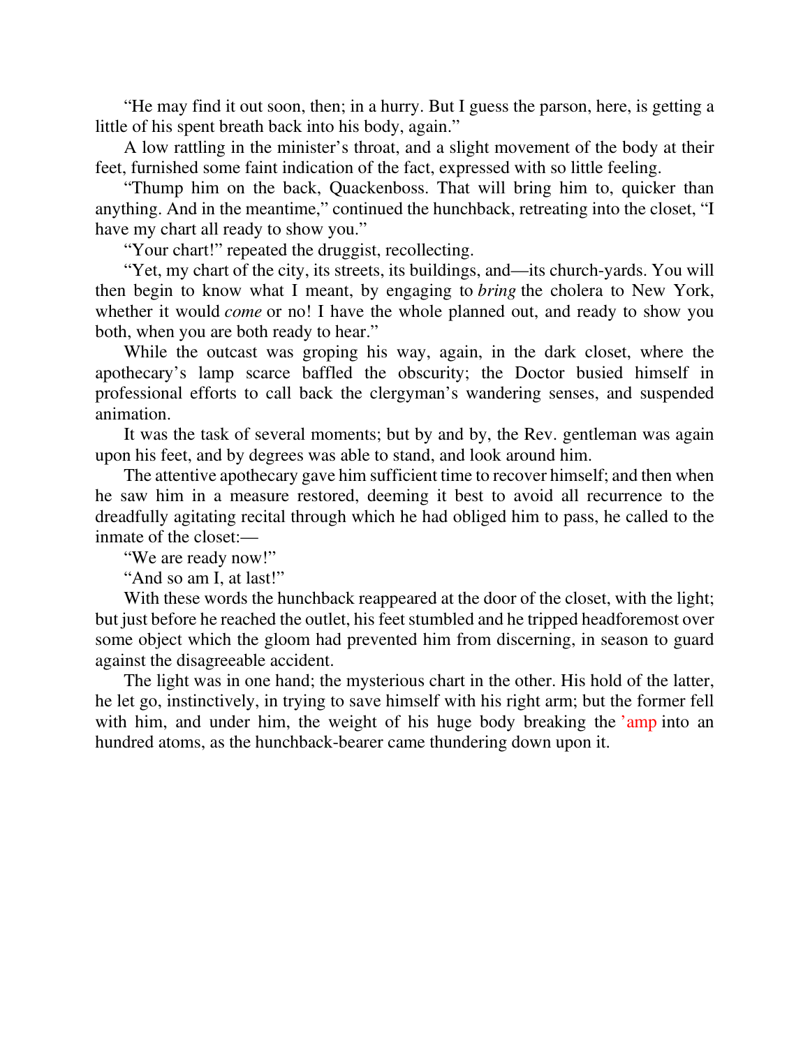"He may find it out soon, then; in a hurry. But I guess the parson, here, is getting a little of his spent breath back into his body, again."

A low rattling in the minister's throat, and a slight movement of the body at their feet, furnished some faint indication of the fact, expressed with so little feeling.

"Thump him on the back, Quackenboss. That will bring him to, quicker than anything. And in the meantime," continued the hunchback, retreating into the closet, "I have my chart all ready to show you."

"Your chart!" repeated the druggist, recollecting.

"Yet, my chart of the city, its streets, its buildings, and—its church-yards. You will then begin to know what I meant, by engaging to *bring* the cholera to New York, whether it would *come* or no! I have the whole planned out, and ready to show you both, when you are both ready to hear."

While the outcast was groping his way, again, in the dark closet, where the apothecary's lamp scarce baffled the obscurity; the Doctor busied himself in professional efforts to call back the clergyman's wandering senses, and suspended animation.

It was the task of several moments; but by and by, the Rev. gentleman was again upon his feet, and by degrees was able to stand, and look around him.

The attentive apothecary gave him sufficient time to recover himself; and then when he saw him in a measure restored, deeming it best to avoid all recurrence to the dreadfully agitating recital through which he had obliged him to pass, he called to the inmate of the closet:—

"We are ready now!"

"And so am I, at last!"

With these words the hunchback reappeared at the door of the closet, with the light; but just before he reached the outlet, his feet stumbled and he tripped headforemost over some object which the gloom had prevented him from discerning, in season to guard against the disagreeable accident.

The light was in one hand; the mysterious chart in the other. His hold of the latter, he let go, instinctively, in trying to save himself with his right arm; but the former fell with him, and under him, the weight of his huge body breaking the 'amp into an hundred atoms, as the hunchback-bearer came thundering down upon it.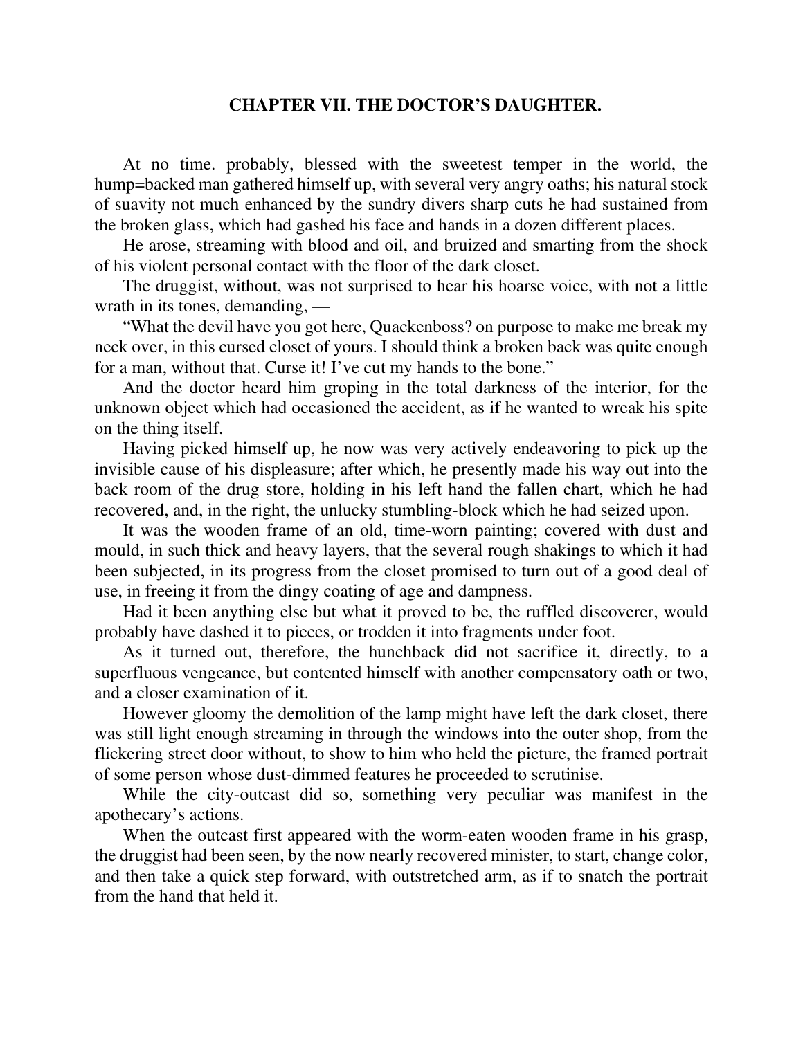## CHAPTER VII. THE DOCTOR'S DAUGHTER.

At no time. probably, blessed with the sweetest temper in the world, the hump=backed man gathered himself up, with several very angry oaths; his natural stock of suavity not much enhanced by the sundry divers sharp cuts he had sustained from the broken glass, which had gashed his face and hands in a dozen different places.

He arose, streaming with blood and oil, and bruized and smarting from the shock of his violent personal contact with the floor of the dark closet.

The druggist, without, was not surprised to hear his hoarse voice, with not a little wrath in its tones, demanding, —

"What the devil have you got here, Quackenboss? on purpose to make me break my neck over, in this cursed closet of yours. I should think a broken back was quite enough for a man, without that. Curse it! I've cut my hands to the bone."

And the doctor heard him groping in the total darkness of the interior, for the unknown object which had occasioned the accident, as if he wanted to wreak his spite on the thing itself.

Having picked himself up, he now was very actively endeavoring to pick up the invisible cause of his displeasure; after which, he presently made his way out into the back room of the drug store, holding in his left hand the fallen chart, which he had recovered, and, in the right, the unlucky stumbling-block which he had seized upon.

It was the wooden frame of an old, time-worn painting; covered with dust and mould, in such thick and heavy layers, that the several rough shakings to which it had been subjected, in its progress from the closet promised to turn out of a good deal of use, in freeing it from the dingy coating of age and dampness.

Had it been anything else but what it proved to be, the ruffled discoverer, would probably have dashed it to pieces, or trodden it into fragments under foot.

As it turned out, therefore, the hunchback did not sacrifice it, directly, to a superfluous vengeance, but contented himself with another compensatory oath or two, and a closer examination of it.

However gloomy the demolition of the lamp might have left the dark closet, there was still light enough streaming in through the windows into the outer shop, from the flickering street door without, to show to him who held the picture, the framed portrait of some person whose dust-dimmed features he proceeded to scrutinise.

While the city-outcast did so, something very peculiar was manifest in the apothecary's actions.

When the outcast first appeared with the worm-eaten wooden frame in his grasp, the druggist had been seen, by the now nearly recovered minister, to start, change color, and then take a quick step forward, with outstretched arm, as if to snatch the portrait from the hand that held it.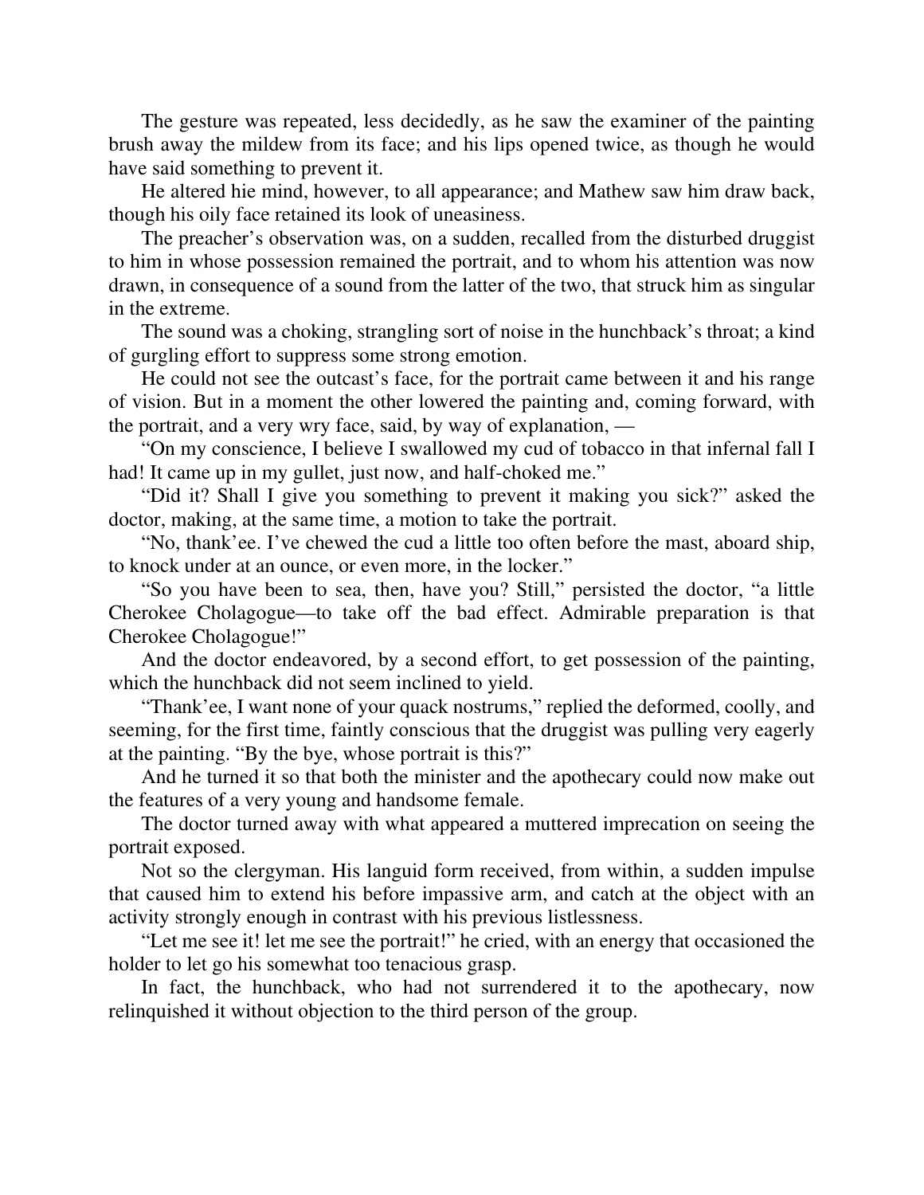The gesture was repeated, less decidedly, as he saw the examiner of the painting brush away the mildew from its face; and his lips opened twice, as though he would have said something to prevent it.

He altered hie mind, however, to all appearance; and Mathew saw him draw back, though his oily face retained its look of uneasiness.

The preacher's observation was, on a sudden, recalled from the disturbed druggist to him in whose possession remained the portrait, and to whom his attention was now drawn, in consequence of a sound from the latter of the two, that struck him as singular in the extreme.

The sound was a choking, strangling sort of noise in the hunchback's throat; a kind of gurgling effort to suppress some strong emotion.

He could not see the outcast's face, for the portrait came between it and his range of vision. But in a moment the other lowered the painting and, coming forward, with the portrait, and a very wry face, said, by way of explanation, —

"On my conscience, I believe I swallowed my cud of tobacco in that infernal fall I had! It came up in my gullet, just now, and half-choked me."

"Did it? Shall I give you something to prevent it making you sick?" asked the doctor, making, at the same time, a motion to take the portrait.

"No, thank'ee. I've chewed the cud a little too often before the mast, aboard ship, to knock under at an ounce, or even more, in the locker."

"So you have been to sea, then, have you? Still," persisted the doctor, "a little Cherokee Cholagogue—to take off the bad effect. Admirable preparation is that Cherokee Cholagogue!"

And the doctor endeavored, by a second effort, to get possession of the painting, which the hunchback did not seem inclined to yield.

"Thank'ee, I want none of your quack nostrums," replied the deformed, coolly, and seeming, for the first time, faintly conscious that the druggist was pulling very eagerly at the painting. "By the bye, whose portrait is this?"

And he turned it so that both the minister and the apothecary could now make out the features of a very young and handsome female.

The doctor turned away with what appeared a muttered imprecation on seeing the portrait exposed.

Not so the clergyman. His languid form received, from within, a sudden impulse that caused him to extend his before impassive arm, and catch at the object with an activity strongly enough in contrast with his previous listlessness.

"Let me see it! let me see the portrait!" he cried, with an energy that occasioned the holder to let go his somewhat too tenacious grasp.

In fact, the hunchback, who had not surrendered it to the apothecary, now relinquished it without objection to the third person of the group.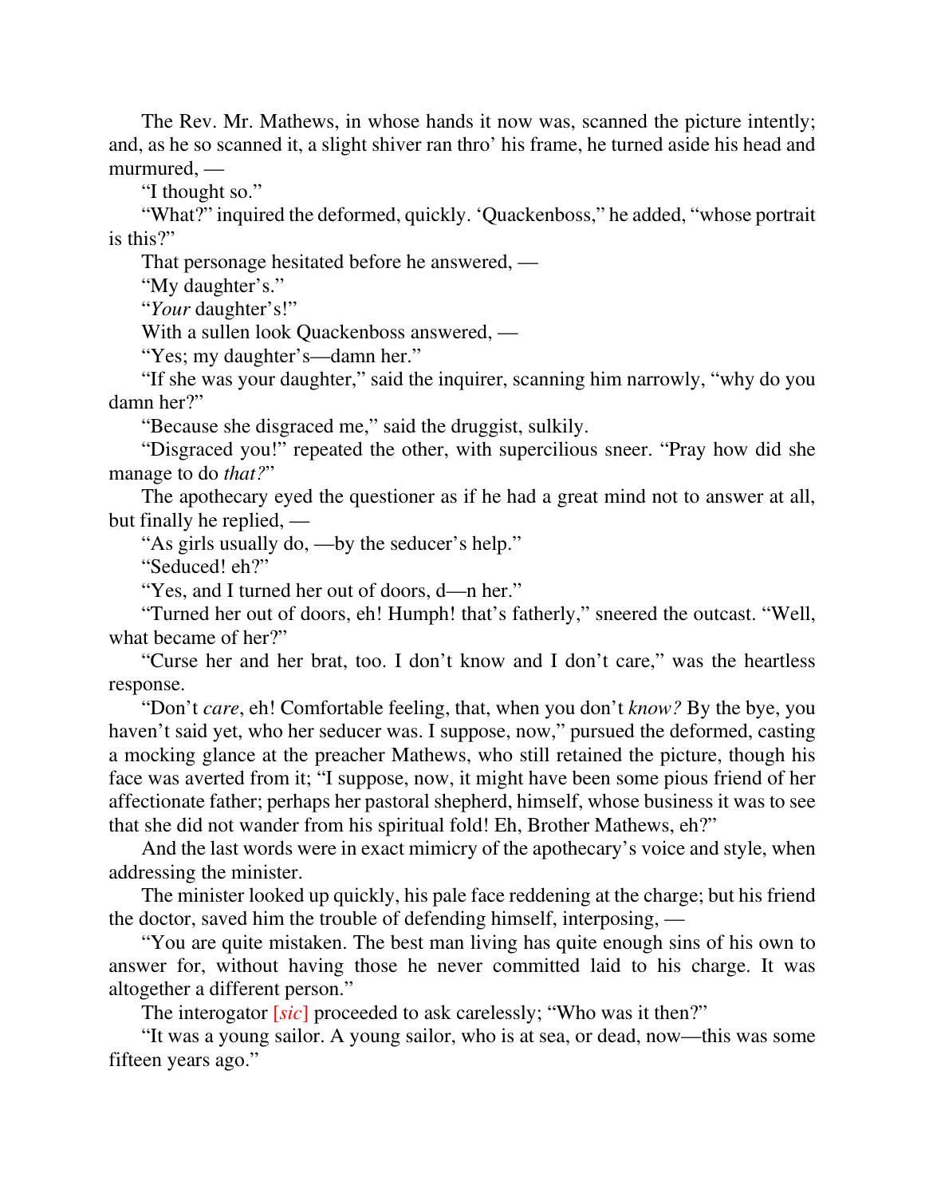The Rev. Mr. Mathews, in whose hands it now was, scanned the picture intently; and, as he so scanned it, a slight shiver ran thro' his frame, he turned aside his head and murmured, —

"I thought so."

"What?" inquired the deformed, quickly. 'Quackenboss," he added, "whose portrait is this?"

That personage hesitated before he answered, —

"My daughter's."

"*Your* daughter's!"

With a sullen look Quackenboss answered, —

"Yes; my daughter's—damn her."

"If she was your daughter," said the inquirer, scanning him narrowly, "why do you damn her?"

"Because she disgraced me," said the druggist, sulkily.

"Disgraced you!" repeated the other, with supercilious sneer. "Pray how did she manage to do *that?*"

The apothecary eyed the questioner as if he had a great mind not to answer at all, but finally he replied, —

"As girls usually do, —by the seducer's help."

"Seduced! eh?"

"Yes, and I turned her out of doors, d—n her."

"Turned her out of doors, eh! Humph! that's fatherly," sneered the outcast. "Well, what became of her?"

"Curse her and her brat, too. I don't know and I don't care," was the heartless response.

"Don't *care*, eh! Comfortable feeling, that, when you don't *know?* By the bye, you haven't said yet, who her seducer was. I suppose, now," pursued the deformed, casting a mocking glance at the preacher Mathews, who still retained the picture, though his face was averted from it; "I suppose, now, it might have been some pious friend of her affectionate father; perhaps her pastoral shepherd, himself, whose business it was to see that she did not wander from his spiritual fold! Eh, Brother Mathews, eh?"

And the last words were in exact mimicry of the apothecary's voice and style, when addressing the minister.

The minister looked up quickly, his pale face reddening at the charge; but his friend the doctor, saved him the trouble of defending himself, interposing, —

"You are quite mistaken. The best man living has quite enough sins of his own to answer for, without having those he never committed laid to his charge. It was altogether a different person."

The interogator [*sic*] proceeded to ask carelessly; "Who was it then?"

"It was a young sailor. A young sailor, who is at sea, or dead, now—this was some fifteen years ago."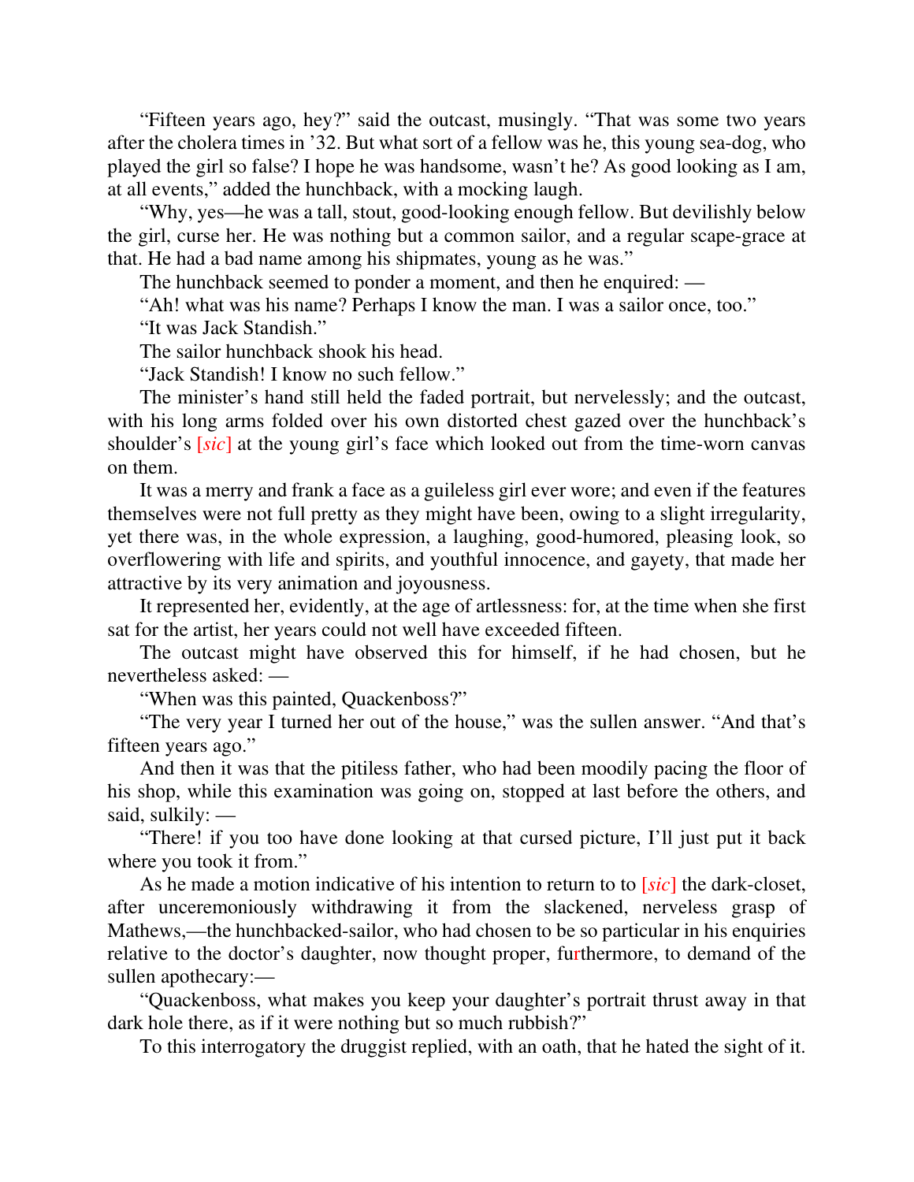"Fifteen years ago, hey?" said the outcast, musingly. "That was some two years after the cholera times in '32. But what sort of a fellow was he, this young sea-dog, who played the girl so false? I hope he was handsome, wasn't he? As good looking as I am, at all events," added the hunchback, with a mocking laugh.

"Why, yes—he was a tall, stout, good-looking enough fellow. But devilishly below the girl, curse her. He was nothing but a common sailor, and a regular scape-grace at that. He had a bad name among his shipmates, young as he was."

The hunchback seemed to ponder a moment, and then he enquired: —

"Ah! what was his name? Perhaps I know the man. I was a sailor once, too."

"It was Jack Standish."

The sailor hunchback shook his head.

"Jack Standish! I know no such fellow."

The minister's hand still held the faded portrait, but nervelessly; and the outcast, with his long arms folded over his own distorted chest gazed over the hunchback's shoulder's [*sic*] at the young girl's face which looked out from the time-worn canvas on them.

It was a merry and frank a face as a guileless girl ever wore; and even if the features themselves were not full pretty as they might have been, owing to a slight irregularity, yet there was, in the whole expression, a laughing, good-humored, pleasing look, so overflowering with life and spirits, and youthful innocence, and gayety, that made her attractive by its very animation and joyousness.

It represented her, evidently, at the age of artlessness: for, at the time when she first sat for the artist, her years could not well have exceeded fifteen.

The outcast might have observed this for himself, if he had chosen, but he nevertheless asked: —

"When was this painted, Quackenboss?"

"The very year I turned her out of the house," was the sullen answer. "And that's fifteen years ago."

And then it was that the pitiless father, who had been moodily pacing the floor of his shop, while this examination was going on, stopped at last before the others, and said, sulkily: —

"There! if you too have done looking at that cursed picture, I'll just put it back where you took it from."

As he made a motion indicative of his intention to return to to [*sic*] the dark-closet, after unceremoniously withdrawing it from the slackened, nerveless grasp of Mathews,—the hunchbacked-sailor, who had chosen to be so particular in his enquiries relative to the doctor's daughter, now thought proper, furthermore, to demand of the sullen apothecary:—

"Quackenboss, what makes you keep your daughter's portrait thrust away in that dark hole there, as if it were nothing but so much rubbish?"

To this interrogatory the druggist replied, with an oath, that he hated the sight of it.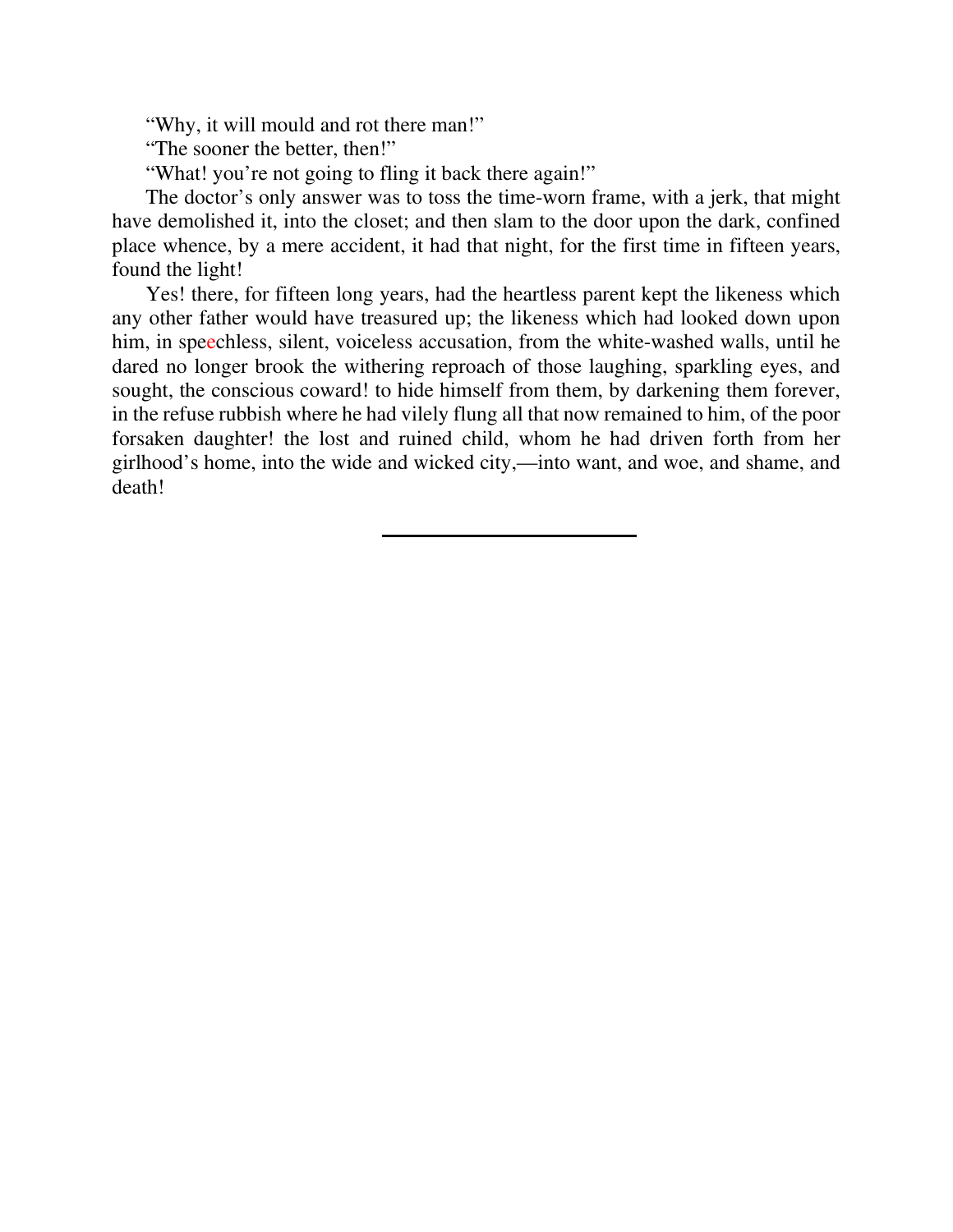"Why, it will mould and rot there man!"

"The sooner the better, then!"

"What! you're not going to fling it back there again!"

The doctor's only answer was to toss the time-worn frame, with a jerk, that might have demolished it, into the closet; and then slam to the door upon the dark, confined place whence, by a mere accident, it had that night, for the first time in fifteen years, found the light!

Yes! there, for fifteen long years, had the heartless parent kept the likeness which any other father would have treasured up; the likeness which had looked down upon him, in speechless, silent, voiceless accusation, from the white-washed walls, until he dared no longer brook the withering reproach of those laughing, sparkling eyes, and sought, the conscious coward! to hide himself from them, by darkening them forever, in the refuse rubbish where he had vilely flung all that now remained to him, of the poor forsaken daughter! the lost and ruined child, whom he had driven forth from her girlhood's home, into the wide and wicked city,—into want, and woe, and shame, and death!

---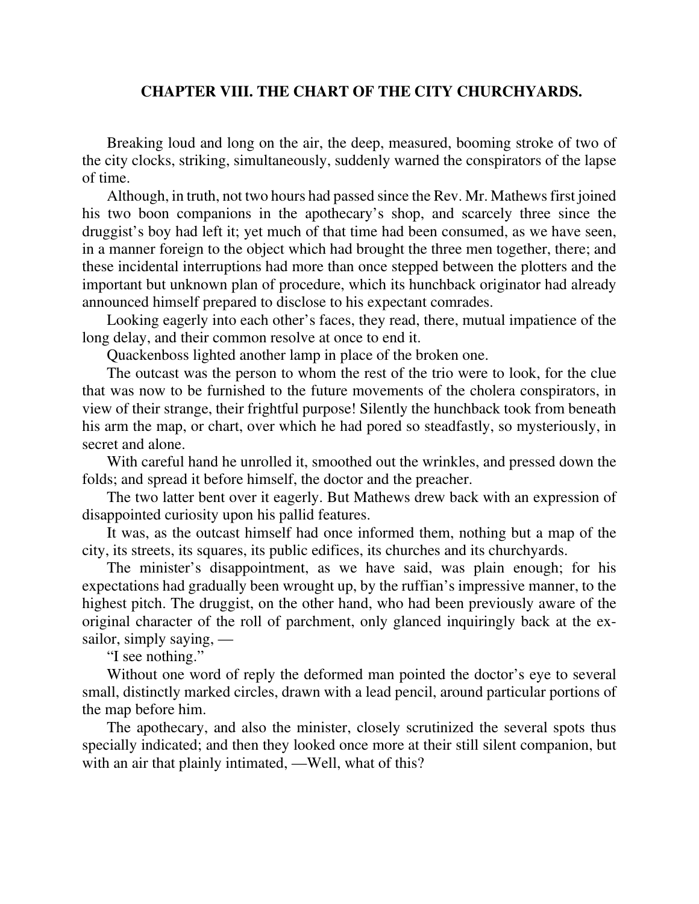## CHAPTER VIII. THE CHART OF THE CITY CHURCHYARDS.

Breaking loud and long on the air, the deep, measured, booming stroke of two of the city clocks, striking, simultaneously, suddenly warned the conspirators of the lapse of time.

Although, in truth, not two hours had passed since the Rev. Mr. Mathews first joined his two boon companions in the apothecary's shop, and scarcely three since the druggist's boy had left it; yet much of that time had been consumed, as we have seen, in a manner foreign to the object which had brought the three men together, there; and these incidental interruptions had more than once stepped between the plotters and the important but unknown plan of procedure, which its hunchback originator had already announced himself prepared to disclose to his expectant comrades.

Looking eagerly into each other's faces, they read, there, mutual impatience of the long delay, and their common resolve at once to end it.

Quackenboss lighted another lamp in place of the broken one.

The outcast was the person to whom the rest of the trio were to look, for the clue that was now to be furnished to the future movements of the cholera conspirators, in view of their strange, their frightful purpose! Silently the hunchback took from beneath his arm the map, or chart, over which he had pored so steadfastly, so mysteriously, in secret and alone.

With careful hand he unrolled it, smoothed out the wrinkles, and pressed down the folds; and spread it before himself, the doctor and the preacher.

The two latter bent over it eagerly. But Mathews drew back with an expression of disappointed curiosity upon his pallid features.

It was, as the outcast himself had once informed them, nothing but a map of the city, its streets, its squares, its public edifices, its churches and its churchyards.

The minister's disappointment, as we have said, was plain enough; for his expectations had gradually been wrought up, by the ruffian's impressive manner, to the highest pitch. The druggist, on the other hand, who had been previously aware of the original character of the roll of parchment, only glanced inquiringly back at the ex-sailor, simply saying, —

"I see nothing."

Without one word of reply the deformed man pointed the doctor's eye to several small, distinctly marked circles, drawn with a lead pencil, around particular portions of the map before him.

The apothecary, and also the minister, closely scrutinized the several spots thus specially indicated; and then they looked once more at their still silent companion, but with an air that plainly intimated, —Well, what of this?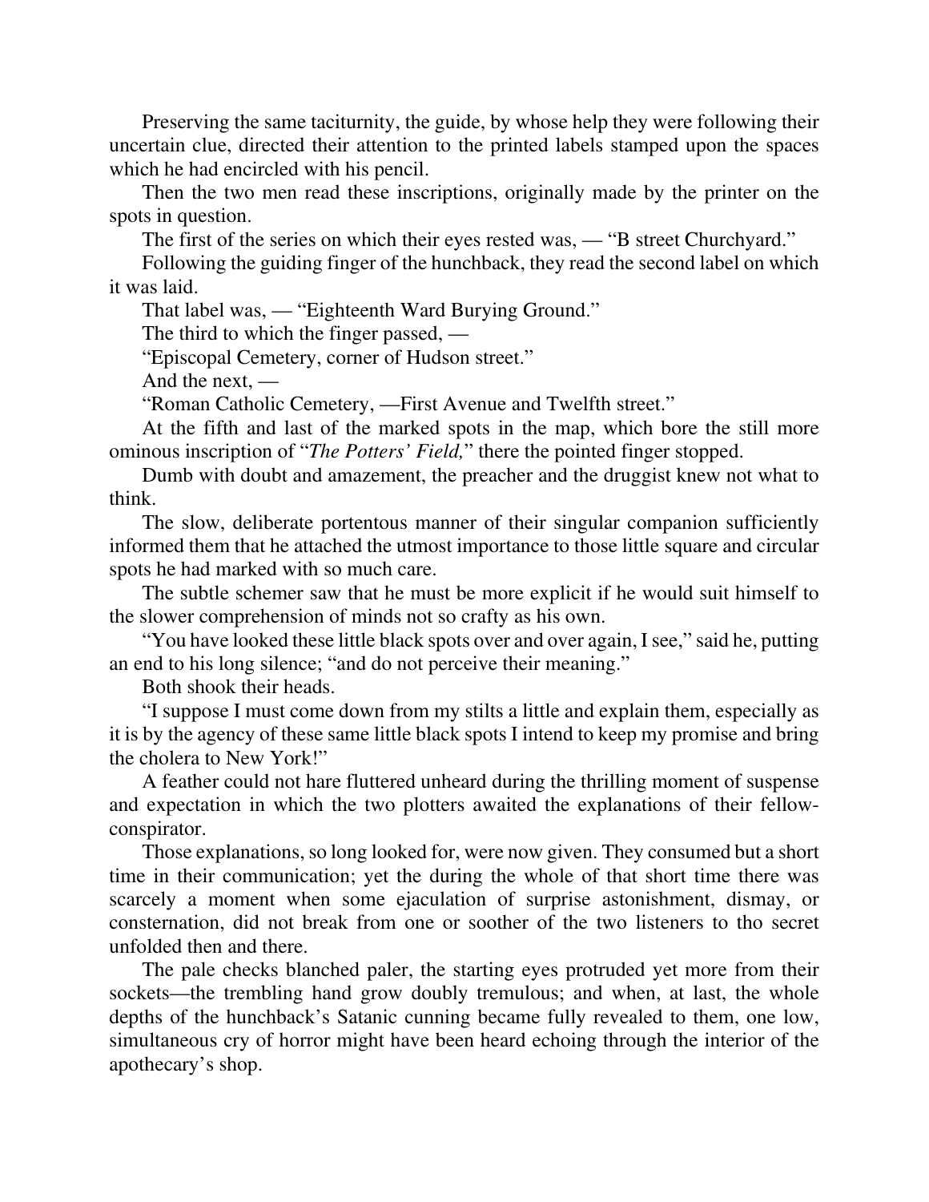Preserving the same taciturnity, the guide, by whose help they were following their uncertain clue, directed their attention to the printed labels stamped upon the spaces which he had encircled with his pencil.

Then the two men read these inscriptions, originally made by the printer on the spots in question.

The first of the series on which their eyes rested was, — "B street Churchyard."

Following the guiding finger of the hunchback, they read the second label on which it was laid.

That label was, — "Eighteenth Ward Burying Ground."

The third to which the finger passed, —

"Episcopal Cemetery, corner of Hudson street."

And the next, —

"Roman Catholic Cemetery, —First Avenue and Twelfth street."

At the fifth and last of the marked spots in the map, which bore the still more ominous inscription of "*The Potters' Field,*" there the pointed finger stopped.

Dumb with doubt and amazement, the preacher and the druggist knew not what to think.

The slow, deliberate portentous manner of their singular companion sufficiently informed them that he attached the utmost importance to those little square and circular spots he had marked with so much care.

The subtle schemer saw that he must be more explicit if he would suit himself to the slower comprehension of minds not so crafty as his own.

"You have looked these little black spots over and over again, I see," said he, putting an end to his long silence; "and do not perceive their meaning."

Both shook their heads.

"I suppose I must come down from my stilts a little and explain them, especially as it is by the agency of these same little black spots I intend to keep my promise and bring the cholera to New York!"

A feather could not hare fluttered unheard during the thrilling moment of suspense and expectation in which the two plotters awaited the explanations of their fellow-conspirator.

Those explanations, so long looked for, were now given. They consumed but a short time in their communication; yet the during the whole of that short time there was scarcely a moment when some ejaculation of surprise astonishment, dismay, or consternation, did not break from one or soother of the two listeners to tho secret unfolded then and there.

The pale checks blanched paler, the starting eyes protruded yet more from their sockets—the trembling hand grow doubly tremulous; and when, at last, the whole depths of the hunchback's Satanic cunning became fully revealed to them, one low, simultaneous cry of horror might have been heard echoing through the interior of the apothecary's shop.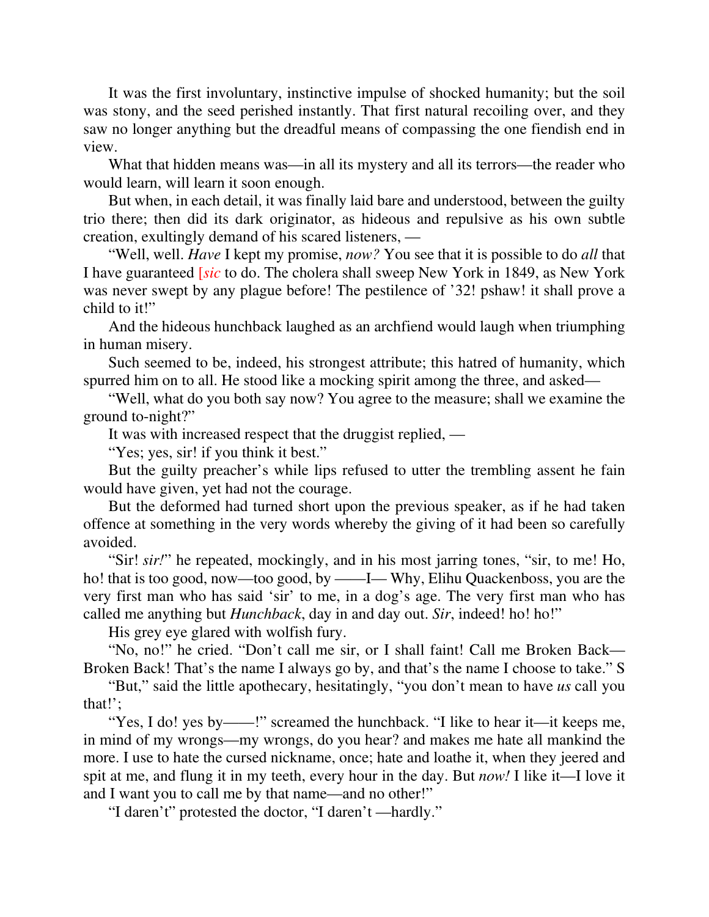It was the first involuntary, instinctive impulse of shocked humanity; but the soil was stony, and the seed perished instantly. That first natural recoiling over, and they saw no longer anything but the dreadful means of compassing the one fiendish end in view.

What that hidden means was—in all its mystery and all its terrors—the reader who would learn, will learn it soon enough.

But when, in each detail, it was finally laid bare and understood, between the guilty trio there; then did its dark originator, as hideous and repulsive as his own subtle creation, exultingly demand of his scared listeners, —

"Well, well. *Have* I kept my promise, *now?* You see that it is possible to do *all* that I have guaranteed [*sic* to do. The cholera shall sweep New York in 1849, as New York was never swept by any plague before! The pestilence of '32! pshaw! it shall prove a child to it!"

And the hideous hunchback laughed as an archfiend would laugh when triumphing in human misery.

Such seemed to be, indeed, his strongest attribute; this hatred of humanity, which spurred him on to all. He stood like a mocking spirit among the three, and asked—

"Well, what do you both say now? You agree to the measure; shall we examine the ground to-night?"

It was with increased respect that the druggist replied, —

"Yes; yes, sir! if you think it best."

But the guilty preacher's while lips refused to utter the trembling assent he fain would have given, yet had not the courage.

But the deformed had turned short upon the previous speaker, as if he had taken offence at something in the very words whereby the giving of it had been so carefully avoided.

"Sir! *sir!*" he repeated, mockingly, and in his most jarring tones, "sir, to me! Ho, ho! that is too good, now—too good, by ——I— Why, Elihu Quackenboss, you are the very first man who has said 'sir' to me, in a dog's age. The very first man who has called me anything but *Hunchback*, day in and day out. *Sir*, indeed! ho! ho!"

His grey eye glared with wolfish fury.

"No, no!" he cried. "Don't call me sir, or I shall faint! Call me Broken Back—Broken Back! That's the name I always go by, and that's the name I choose to take." S

"But," said the little apothecary, hesitatingly, "you don't mean to have *us* call you that!';

"Yes, I do! yes by——!" screamed the hunchback. "I like to hear it—it keeps me, in mind of my wrongs—my wrongs, do you hear? and makes me hate all mankind the more. I use to hate the cursed nickname, once; hate and loathe it, when they jeered and spit at me, and flung it in my teeth, every hour in the day. But *now!* I like it—I love it and I want you to call me by that name—and no other!"

"I daren't" protested the doctor, "I daren't —hardly."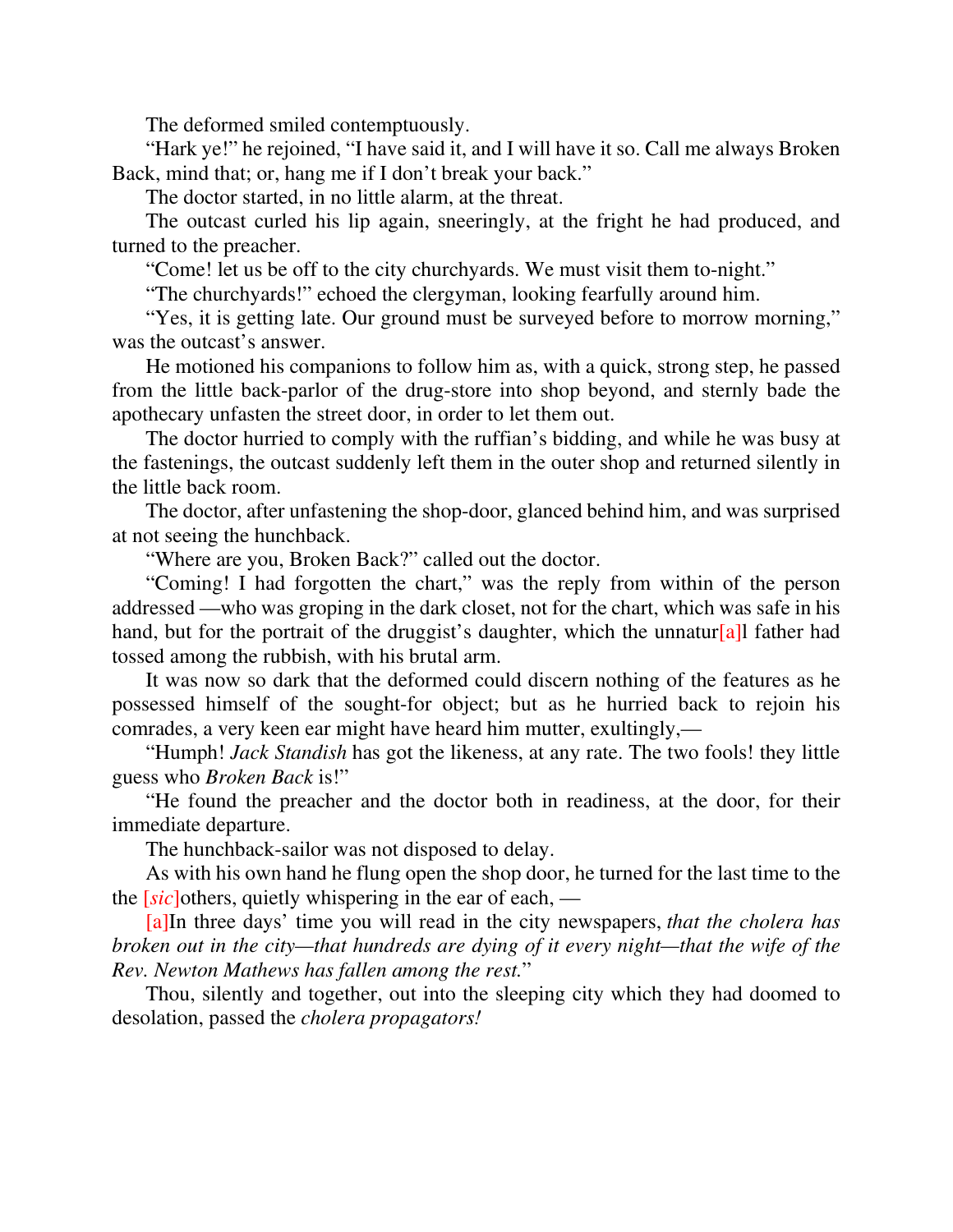The deformed smiled contemptuously.

"Hark ye!" he rejoined, "I have said it, and I will have it so. Call me always Broken Back, mind that; or, hang me if I don't break your back."

The doctor started, in no little alarm, at the threat.

The outcast curled his lip again, sneeringly, at the fright he had produced, and turned to the preacher.

"Come! let us be off to the city churchyards. We must visit them to-night."

"The churchyards!" echoed the clergyman, looking fearfully around him.

"Yes, it is getting late. Our ground must be surveyed before to morrow morning," was the outcast's answer.

He motioned his companions to follow him as, with a quick, strong step, he passed from the little back-parlor of the drug-store into shop beyond, and sternly bade the apothecary unfasten the street door, in order to let them out.

The doctor hurried to comply with the ruffian's bidding, and while he was busy at the fastenings, the outcast suddenly left them in the outer shop and returned silently in the little back room.

The doctor, after unfastening the shop-door, glanced behind him, and was surprised at not seeing the hunchback.

"Where are you, Broken Back?" called out the doctor.

"Coming! I had forgotten the chart," was the reply from within of the person addressed —who was groping in the dark closet, not for the chart, which was safe in his hand, but for the portrait of the druggist's daughter, which the unnatur[a]l father had tossed among the rubbish, with his brutal arm.

It was now so dark that the deformed could discern nothing of the features as he possessed himself of the sought-for object; but as he hurried back to rejoin his comrades, a very keen ear might have heard him mutter, exultingly,—

"Humph! *Jack Standish* has got the likeness, at any rate. The two fools! they little guess who *Broken Back* is!"

"He found the preacher and the doctor both in readiness, at the door, for their immediate departure.

The hunchback-sailor was not disposed to delay.

As with his own hand he flung open the shop door, he turned for the last time to the the [*sic*]others, quietly whispering in the ear of each, —

[a]In three days' time you will read in the city newspapers, *that the cholera has broken out in the city—that hundreds are dying of it every night—that the wife of the Rev. Newton Mathews has fallen among the rest.*"

Thou, silently and together, out into the sleeping city which they had doomed to desolation, passed the *cholera propagators!*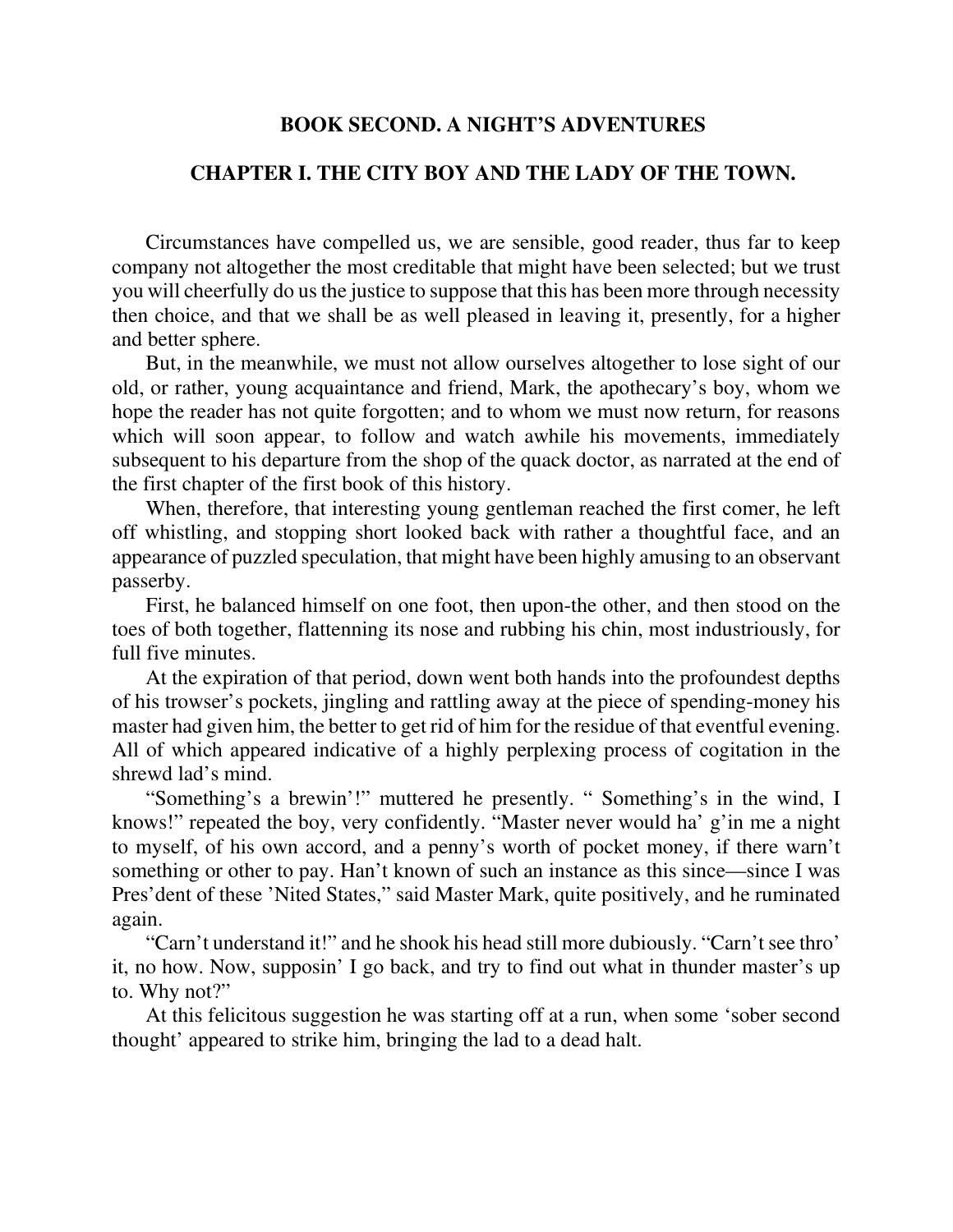## BOOK SECOND. A NIGHT'S ADVENTURES

## CHAPTER I. THE CITY BOY AND THE LADY OF THE TOWN.

Circumstances have compelled us, we are sensible, good reader, thus far to keep company not altogether the most creditable that might have been selected; but we trust you will cheerfully do us the justice to suppose that this has been more through necessity then choice, and that we shall be as well pleased in leaving it, presently, for a higher and better sphere.

But, in the meanwhile, we must not allow ourselves altogether to lose sight of our old, or rather, young acquaintance and friend, Mark, the apothecary's boy, whom we hope the reader has not quite forgotten; and to whom we must now return, for reasons which will soon appear, to follow and watch awhile his movements, immediately subsequent to his departure from the shop of the quack doctor, as narrated at the end of the first chapter of the first book of this history.

When, therefore, that interesting young gentleman reached the first comer, he left off whistling, and stopping short looked back with rather a thoughtful face, and an appearance of puzzled speculation, that might have been highly amusing to an observant passerby.

First, he balanced himself on one foot, then upon-the other, and then stood on the toes of both together, flattenning its nose and rubbing his chin, most industriously, for full five minutes.

At the expiration of that period, down went both hands into the profoundest depths of his trowser's pockets, jingling and rattling away at the piece of spending-money his master had given him, the better to get rid of him for the residue of that eventful evening. All of which appeared indicative of a highly perplexing process of cogitation in the shrewd lad's mind.

"Something's a brewin'!" muttered he presently. " Something's in the wind, I knows!" repeated the boy, very confidently. "Master never would ha' g'in me a night to myself, of his own accord, and a penny's worth of pocket money, if there warn't something or other to pay. Han't known of such an instance as this since—since I was Pres'dent of these 'Nited States," said Master Mark, quite positively, and he ruminated again.

"Carn't understand it!" and he shook his head still more dubiously. "Carn't see thro' it, no how. Now, supposin' I go back, and try to find out what in thunder master's up to. Why not?"

At this felicitous suggestion he was starting off at a run, when some 'sober second thought' appeared to strike him, bringing the lad to a dead halt.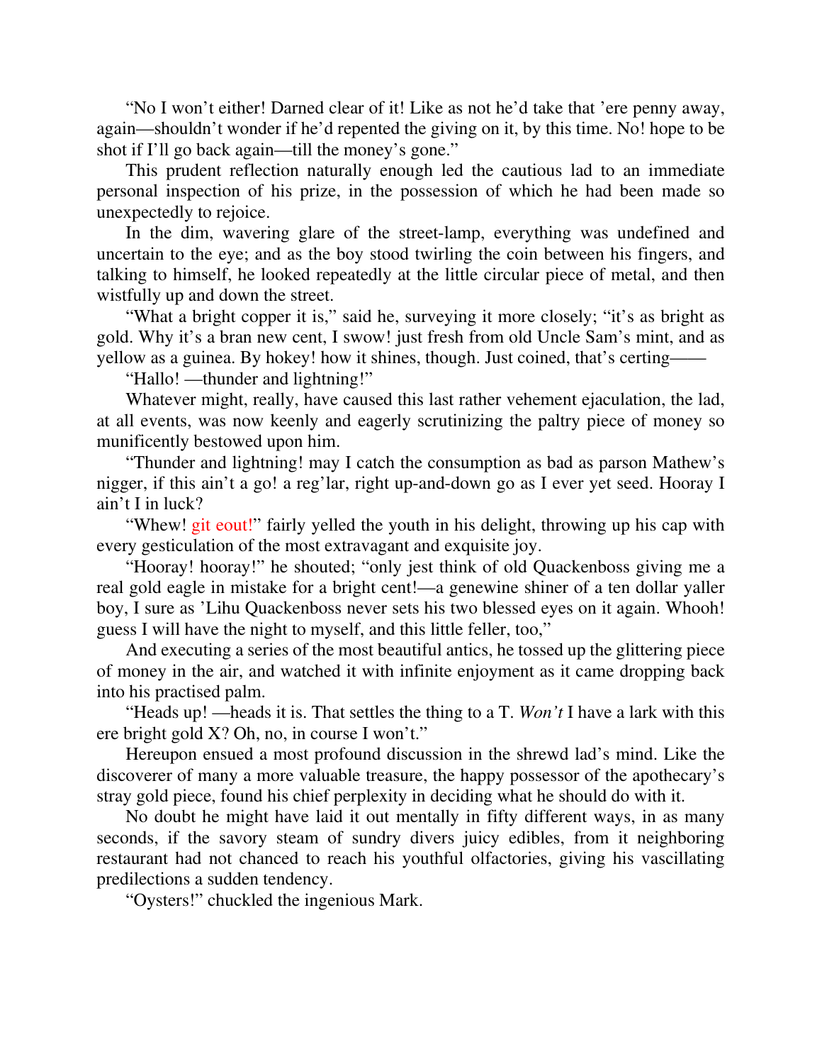"No I won't either! Darned clear of it! Like as not he'd take that 'ere penny away, again—shouldn't wonder if he'd repented the giving on it, by this time. No! hope to be shot if I'll go back again—till the money's gone."

This prudent reflection naturally enough led the cautious lad to an immediate personal inspection of his prize, in the possession of which he had been made so unexpectedly to rejoice.

In the dim, wavering glare of the street-lamp, everything was undefined and uncertain to the eye; and as the boy stood twirling the coin between his fingers, and talking to himself, he looked repeatedly at the little circular piece of metal, and then wistfully up and down the street.

"What a bright copper it is," said he, surveying it more closely; "it's as bright as gold. Why it's a bran new cent, I swow! just fresh from old Uncle Sam's mint, and as yellow as a guinea. By hokey! how it shines, though. Just coined, that's certing——

"Hallo! —thunder and lightning!"

Whatever might, really, have caused this last rather vehement ejaculation, the lad, at all events, was now keenly and eagerly scrutinizing the paltry piece of money so munificently bestowed upon him.

"Thunder and lightning! may I catch the consumption as bad as parson Mathew's nigger, if this ain't a go! a reg'lar, right up-and-down go as I ever yet seed. Hooray I ain't I in luck?

"Whew! git eout!" fairly yelled the youth in his delight, throwing up his cap with every gesticulation of the most extravagant and exquisite joy.

"Hooray! hooray!" he shouted; "only jest think of old Quackenboss giving me a real gold eagle in mistake for a bright cent!—a genewine shiner of a ten dollar yaller boy, I sure as 'Lihu Quackenboss never sets his two blessed eyes on it again. Whooh! guess I will have the night to myself, and this little feller, too,"

And executing a series of the most beautiful antics, he tossed up the glittering piece of money in the air, and watched it with infinite enjoyment as it came dropping back into his practised palm.

"Heads up! —heads it is. That settles the thing to a T. *Won't* I have a lark with this ere bright gold X? Oh, no, in course I won't."

Hereupon ensued a most profound discussion in the shrewd lad's mind. Like the discoverer of many a more valuable treasure, the happy possessor of the apothecary's stray gold piece, found his chief perplexity in deciding what he should do with it.

No doubt he might have laid it out mentally in fifty different ways, in as many seconds, if the savory steam of sundry divers juicy edibles, from it neighboring restaurant had not chanced to reach his youthful olfactories, giving his vascillating predilections a sudden tendency.

"Oysters!" chuckled the ingenious Mark.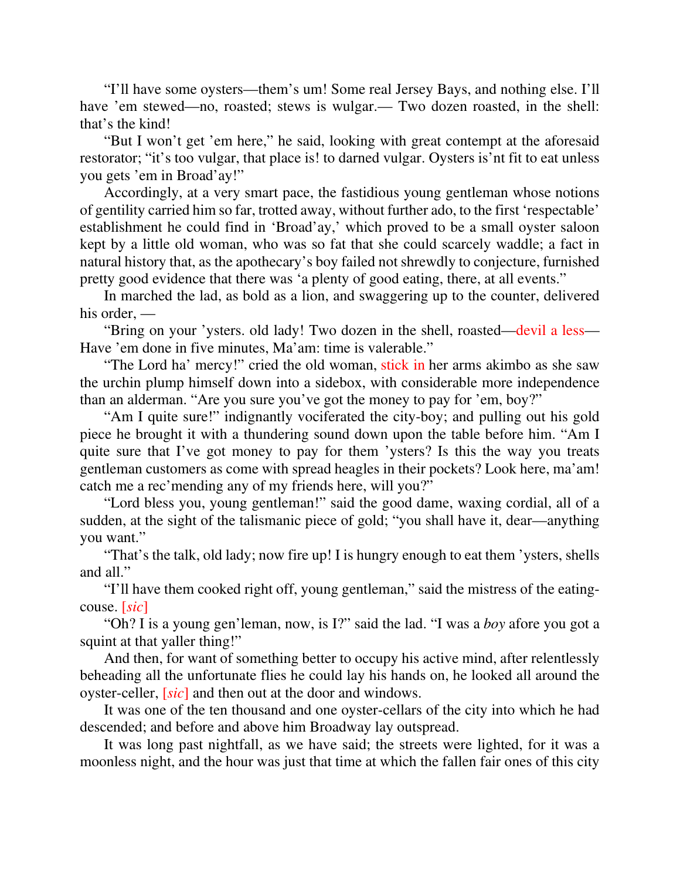"I'll have some oysters—them's um! Some real Jersey Bays, and nothing else. I'll have 'em stewed—no, roasted; stews is wulgar.— Two dozen roasted, in the shell: that's the kind!

"But I won't get 'em here," he said, looking with great contempt at the aforesaid restorator; "it's too vulgar, that place is! to darned vulgar. Oysters is'nt fit to eat unless you gets 'em in Broad'ay!"

Accordingly, at a very smart pace, the fastidious young gentleman whose notions of gentility carried him so far, trotted away, without further ado, to the first 'respectable' establishment he could find in 'Broad'ay,' which proved to be a small oyster saloon kept by a little old woman, who was so fat that she could scarcely waddle; a fact in natural history that, as the apothecary's boy failed not shrewdly to conjecture, furnished pretty good evidence that there was 'a plenty of good eating, there, at all events."

In marched the lad, as bold as a lion, and swaggering up to the counter, delivered his order, —

"Bring on your 'ysters. old lady! Two dozen in the shell, roasted—devil a less—Have 'em done in five minutes, Ma'am: time is valerable."

"The Lord ha' mercy!" cried the old woman, stick in her arms akimbo as she saw the urchin plump himself down into a sidebox, with considerable more independence than an alderman. "Are you sure you've got the money to pay for 'em, boy?"

"Am I quite sure!" indignantly vociferated the city-boy; and pulling out his gold piece he brought it with a thundering sound down upon the table before him. "Am I quite sure that I've got money to pay for them 'ysters? Is this the way you treats gentleman customers as come with spread heagles in their pockets? Look here, ma'am! catch me a rec'mending any of my friends here, will you?"

"Lord bless you, young gentleman!" said the good dame, waxing cordial, all of a sudden, at the sight of the talismanic piece of gold; "you shall have it, dear—anything you want."

"That's the talk, old lady; now fire up! I is hungry enough to eat them 'ysters, shells and all."

"I'll have them cooked right off, young gentleman," said the mistress of the eating-couse. [*sic*]

"Oh? I is a young gen'leman, now, is I?" said the lad. "I was a *boy* afore you got a squint at that yaller thing!"

And then, for want of something better to occupy his active mind, after relentlessly beheading all the unfortunate flies he could lay his hands on, he looked all around the oyster-celler, [*sic*] and then out at the door and windows.

It was one of the ten thousand and one oyster-cellars of the city into which he had descended; and before and above him Broadway lay outspread.

It was long past nightfall, as we have said; the streets were lighted, for it was a moonless night, and the hour was just that time at which the fallen fair ones of this city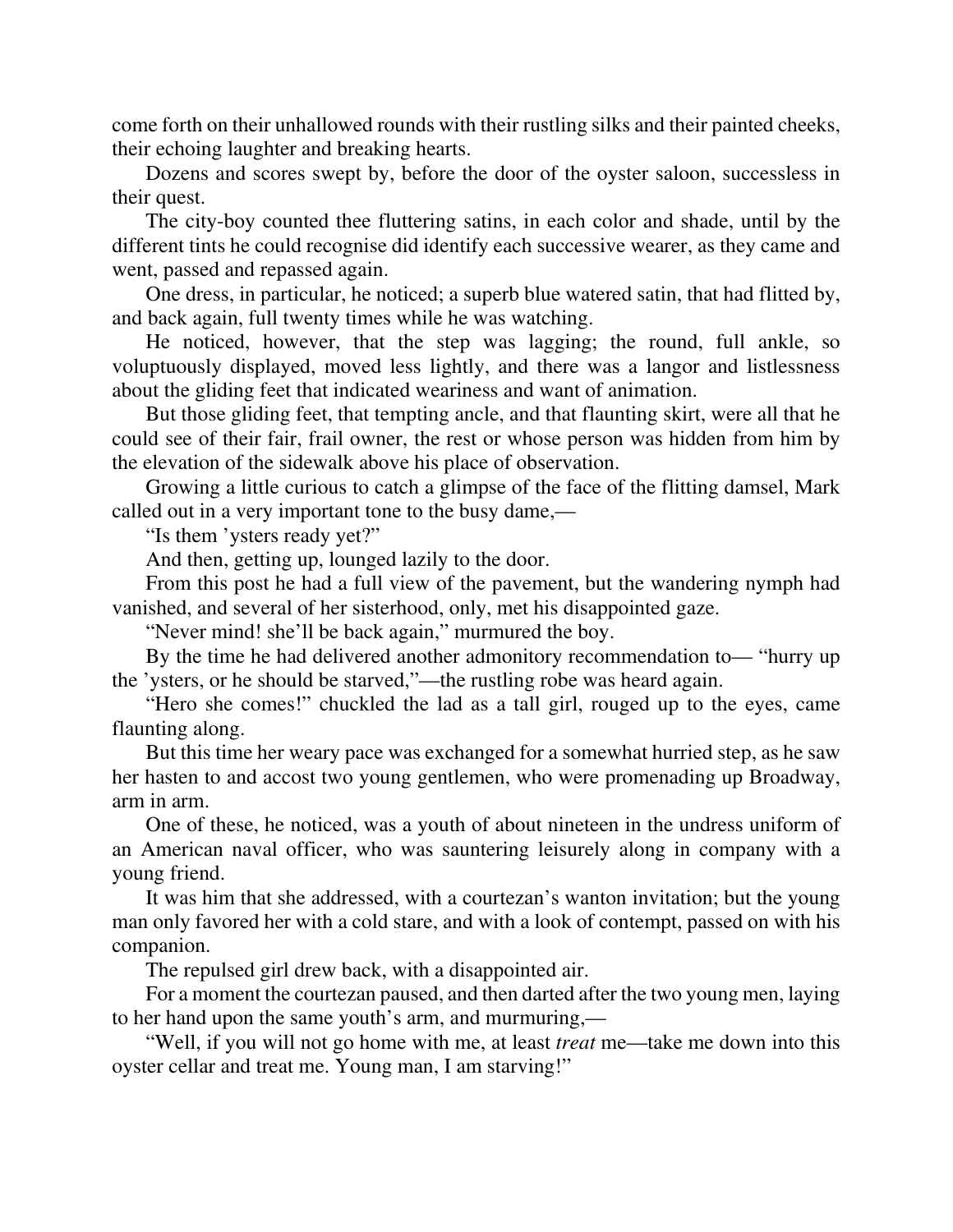come forth on their unhallowed rounds with their rustling silks and their painted cheeks, their echoing laughter and breaking hearts.

Dozens and scores swept by, before the door of the oyster saloon, successless in their quest.

The city-boy counted thee fluttering satins, in each color and shade, until by the different tints he could recognise did identify each successive wearer, as they came and went, passed and repassed again.

One dress, in particular, he noticed; a superb blue watered satin, that had flitted by, and back again, full twenty times while he was watching.

He noticed, however, that the step was lagging; the round, full ankle, so voluptuously displayed, moved less lightly, and there was a langor and listlessness about the gliding feet that indicated weariness and want of animation.

But those gliding feet, that tempting ancle, and that flaunting skirt, were all that he could see of their fair, frail owner, the rest or whose person was hidden from him by the elevation of the sidewalk above his place of observation.

Growing a little curious to catch a glimpse of the face of the flitting damsel, Mark called out in a very important tone to the busy dame,—

"Is them 'ysters ready yet?"

And then, getting up, lounged lazily to the door.

From this post he had a full view of the pavement, but the wandering nymph had vanished, and several of her sisterhood, only, met his disappointed gaze.

"Never mind! she'll be back again," murmured the boy.

By the time he had delivered another admonitory recommendation to— "hurry up the 'ysters, or he should be starved,"—the rustling robe was heard again.

"Hero she comes!" chuckled the lad as a tall girl, rouged up to the eyes, came flaunting along.

But this time her weary pace was exchanged for a somewhat hurried step, as he saw her hasten to and accost two young gentlemen, who were promenading up Broadway, arm in arm.

One of these, he noticed, was a youth of about nineteen in the undress uniform of an American naval officer, who was sauntering leisurely along in company with a young friend.

It was him that she addressed, with a courtezan's wanton invitation; but the young man only favored her with a cold stare, and with a look of contempt, passed on with his companion.

The repulsed girl drew back, with a disappointed air.

For a moment the courtezan paused, and then darted after the two young men, laying to her hand upon the same youth's arm, and murmuring,—

"Well, if you will not go home with me, at least *treat* me—take me down into this oyster cellar and treat me. Young man, I am starving!"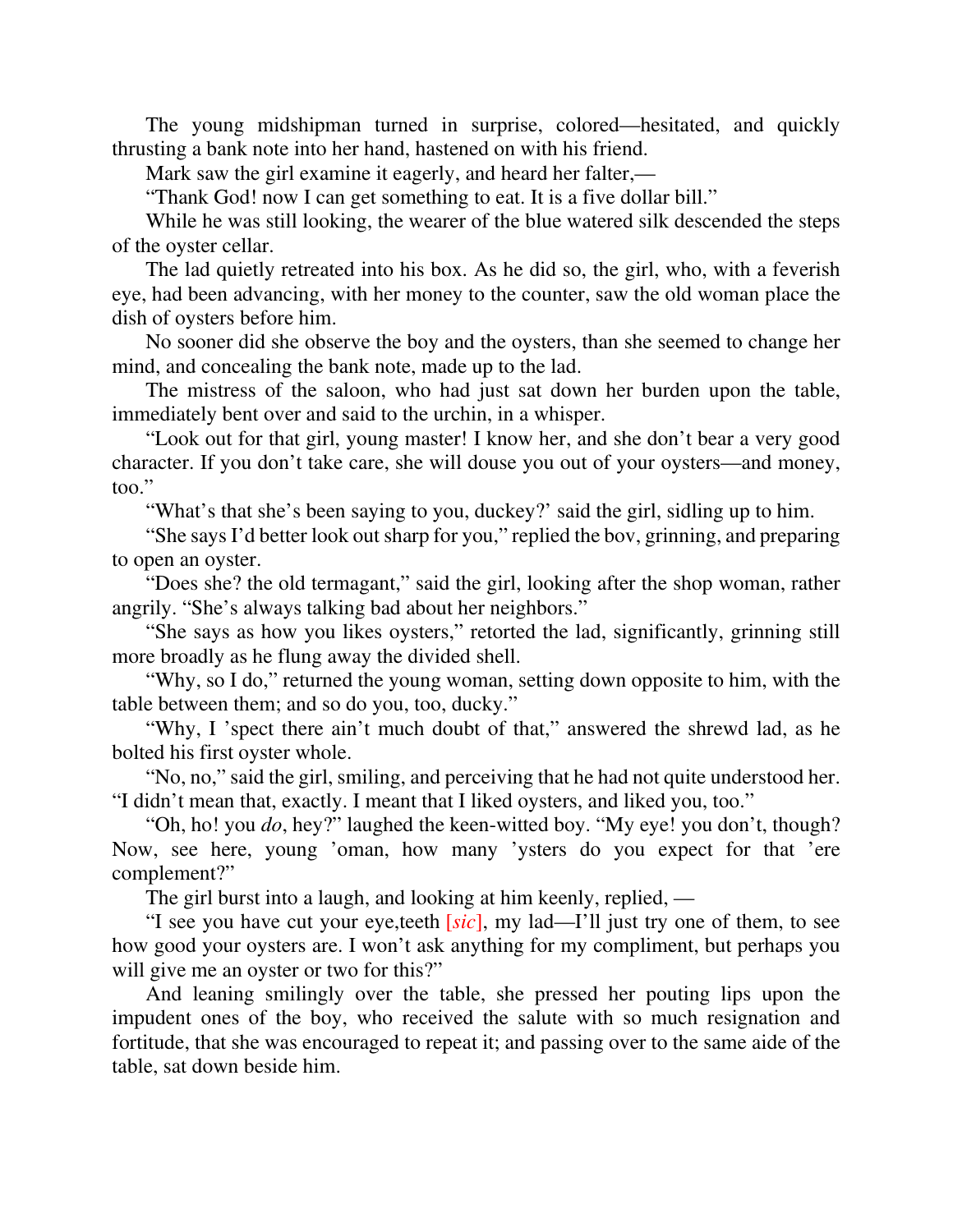The young midshipman turned in surprise, colored—hesitated, and quickly thrusting a bank note into her hand, hastened on with his friend.

Mark saw the girl examine it eagerly, and heard her falter,—

“Thank God! now I can get something to eat. It is a five dollar bill.”

While he was still looking, the wearer of the blue watered silk descended the steps of the oyster cellar.

The lad quietly retreated into his box. As he did so, the girl, who, with a feverish eye, had been advancing, with her money to the counter, saw the old woman place the dish of oysters before him.

No sooner did she observe the boy and the oysters, than she seemed to change her mind, and concealing the bank note, made up to the lad.

The mistress of the saloon, who had just sat down her burden upon the table, immediately bent over and said to the urchin, in a whisper.

“Look out for that girl, young master! I know her, and she don’t bear a very good character. If you don’t take care, she will douse you out of your oysters—and money, too.”

“What’s that she’s been saying to you, duckey?’ said the girl, sidling up to him.

“She says I’d better look out sharp for you,” replied the bov, grinning, and preparing to open an oyster.

“Does she? the old termagant,” said the girl, looking after the shop woman, rather angrily. “She’s always talking bad about her neighbors.”

“She says as how you likes oysters,” retorted the lad, significantly, grinning still more broadly as he flung away the divided shell.

“Why, so I do,” returned the young woman, setting down opposite to him, with the table between them; and so do you, too, ducky.”

“Why, I ’spect there ain’t much doubt of that,” answered the shrewd lad, as he bolted his first oyster whole.

“No, no,” said the girl, smiling, and perceiving that he had not quite understood her. “I didn’t mean that, exactly. I meant that I liked oysters, and liked you, too.”

“Oh, ho! you *do*, hey?” laughed the keen-witted boy. “My eye! you don’t, though? Now, see here, young ’oman, how many ’ysters do you expect for that ’ere complement?”

The girl burst into a laugh, and looking at him keenly, replied, —

“I see you have cut your eye,teeth [*sic*], my lad—I’ll just try one of them, to see how good your oysters are. I won’t ask anything for my compliment, but perhaps you will give me an oyster or two for this?”

And leaning smilingly over the table, she pressed her pouting lips upon the impudent ones of the boy, who received the salute with so much resignation and fortitude, that she was encouraged to repeat it; and passing over to the same aide of the table, sat down beside him.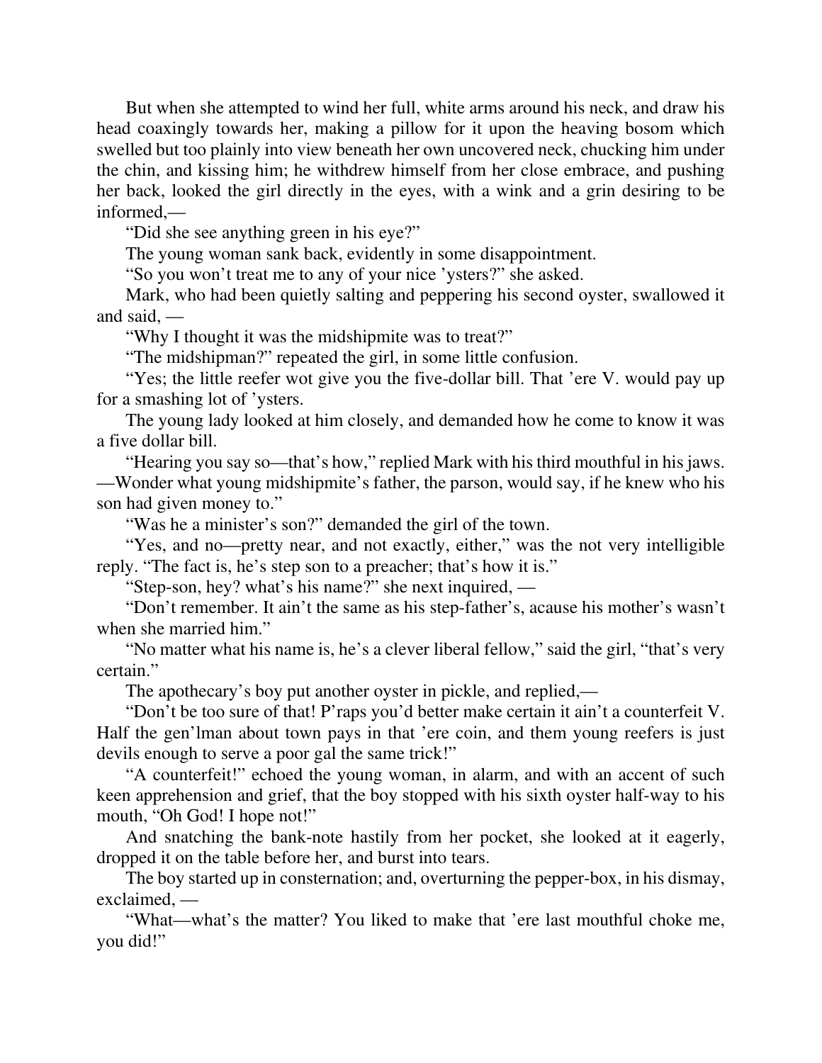But when she attempted to wind her full, white arms around his neck, and draw his head coaxingly towards her, making a pillow for it upon the heaving bosom which swelled but too plainly into view beneath her own uncovered neck, chucking him under the chin, and kissing him; he withdrew himself from her close embrace, and pushing her back, looked the girl directly in the eyes, with a wink and a grin desiring to be informed,—

"Did she see anything green in his eye?"

The young woman sank back, evidently in some disappointment.

"So you won't treat me to any of your nice 'ysters?" she asked.

Mark, who had been quietly salting and peppering his second oyster, swallowed it and said, —

"Why I thought it was the midshipmite was to treat?"

"The midshipman?" repeated the girl, in some little confusion.

"Yes; the little reefer wot give you the five-dollar bill. That 'ere V. would pay up for a smashing lot of 'ysters.

The young lady looked at him closely, and demanded how he come to know it was a five dollar bill.

"Hearing you say so—that's how," replied Mark with his third mouthful in his jaws. —Wonder what young midshipmite's father, the parson, would say, if he knew who his son had given money to."

"Was he a minister's son?" demanded the girl of the town.

"Yes, and no—pretty near, and not exactly, either," was the not very intelligible reply. "The fact is, he's step son to a preacher; that's how it is."

"Step-son, hey? what's his name?" she next inquired, —

"Don't remember. It ain't the same as his step-father's, acause his mother's wasn't when she married him."

"No matter what his name is, he's a clever liberal fellow," said the girl, "that's very certain."

The apothecary's boy put another oyster in pickle, and replied,—

"Don't be too sure of that! P'raps you'd better make certain it ain't a counterfeit V. Half the gen'lman about town pays in that 'ere coin, and them young reefers is just devils enough to serve a poor gal the same trick!"

"A counterfeit!" echoed the young woman, in alarm, and with an accent of such keen apprehension and grief, that the boy stopped with his sixth oyster half-way to his mouth, "Oh God! I hope not!"

And snatching the bank-note hastily from her pocket, she looked at it eagerly, dropped it on the table before her, and burst into tears.

The boy started up in consternation; and, overturning the pepper-box, in his dismay, exclaimed, —

"What—what's the matter? You liked to make that 'ere last mouthful choke me, you did!"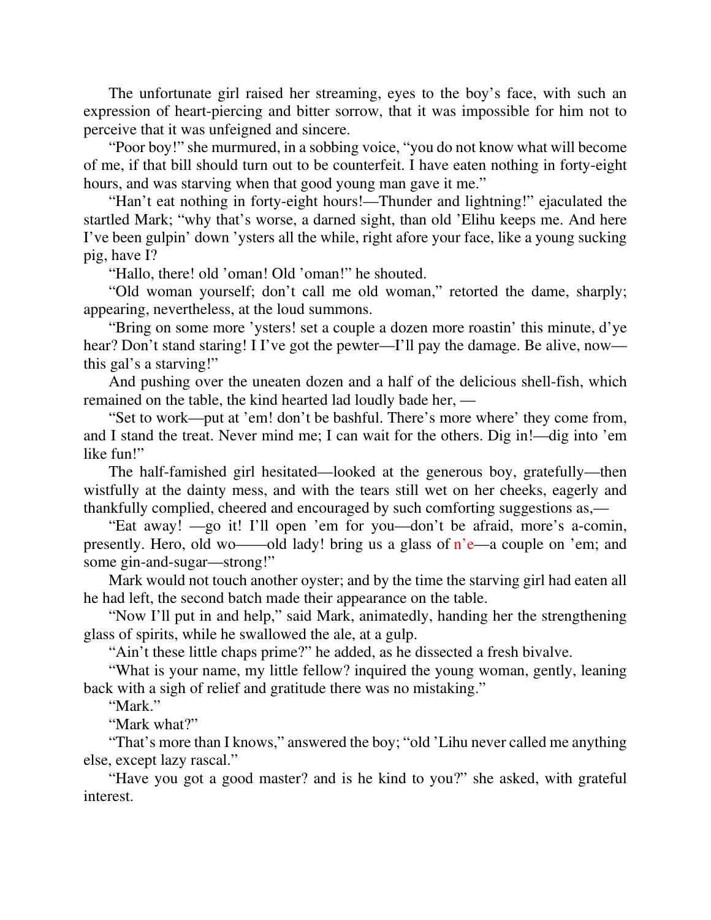The unfortunate girl raised her streaming, eyes to the boy's face, with such an expression of heart-piercing and bitter sorrow, that it was impossible for him not to perceive that it was unfeigned and sincere.

"Poor boy!" she murmured, in a sobbing voice, "you do not know what will become of me, if that bill should turn out to be counterfeit. I have eaten nothing in forty-eight hours, and was starving when that good young man gave it me."

"Han't eat nothing in forty-eight hours!—Thunder and lightning!" ejaculated the startled Mark; "why that's worse, a darned sight, than old 'Elihu keeps me. And here I've been gulpin' down 'ysters all the while, right afore your face, like a young sucking pig, have I?

"Hallo, there! old 'oman! Old 'oman!" he shouted.

"Old woman yourself; don't call me old woman," retorted the dame, sharply; appearing, nevertheless, at the loud summons.

"Bring on some more 'ysters! set a couple a dozen more roastin' this minute, d'ye hear? Don't stand staring! I I've got the pewter—I'll pay the damage. Be alive, now—this gal's a starving!"

And pushing over the uneaten dozen and a half of the delicious shell-fish, which remained on the table, the kind hearted lad loudly bade her, —

"Set to work—put at 'em! don't be bashful. There's more where' they come from, and I stand the treat. Never mind me; I can wait for the others. Dig in!—dig into 'em like fun!"

The half-famished girl hesitated—looked at the generous boy, gratefully—then wistfully at the dainty mess, and with the tears still wet on her cheeks, eagerly and thankfully complied, cheered and encouraged by such comforting suggestions as,—

"Eat away! —go it! I'll open 'em for you—don't be afraid, more's a-comin, presently. Hero, old wo——old lady! bring us a glass of n'e—a couple on 'em; and some gin-and-sugar—strong!"

Mark would not touch another oyster; and by the time the starving girl had eaten all he had left, the second batch made their appearance on the table.

"Now I'll put in and help," said Mark, animatedly, handing her the strengthening glass of spirits, while he swallowed the ale, at a gulp.

"Ain't these little chaps prime?" he added, as he dissected a fresh bivalve.

"What is your name, my little fellow? inquired the young woman, gently, leaning back with a sigh of relief and gratitude there was no mistaking."

"Mark."

"Mark what?"

"That's more than I knows," answered the boy; "old 'Lihu never called me anything else, except lazy rascal."

"Have you got a good master? and is he kind to you?" she asked, with grateful interest.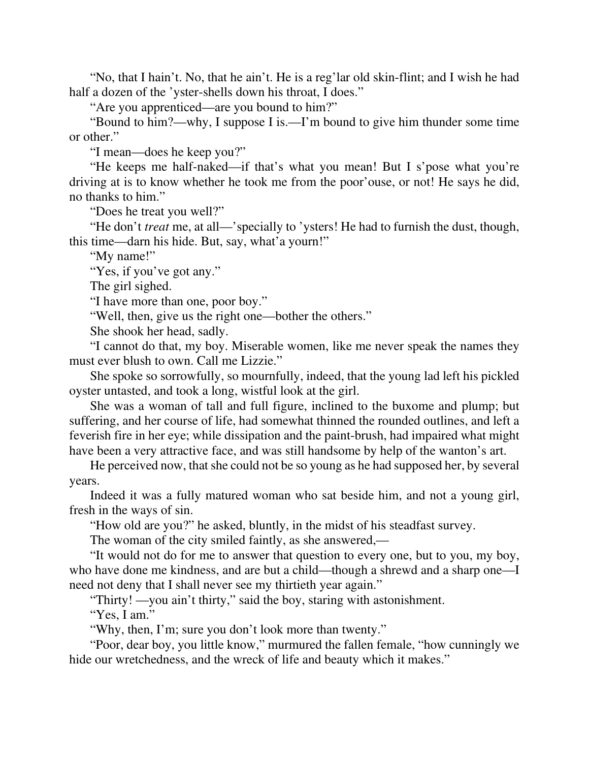"No, that I hain't. No, that he ain't. He is a reg'lar old skin-flint; and I wish he had half a dozen of the 'yster-shells down his throat, I does."

"Are you apprenticed—are you bound to him?"

"Bound to him?—why, I suppose I is.—I'm bound to give him thunder some time or other."

"I mean—does he keep you?"

"He keeps me half-naked—if that's what you mean! But I s'pose what you're driving at is to know whether he took me from the poor'ouse, or not! He says he did, no thanks to him."

"Does he treat you well?"

"He don't *treat* me, at all—'specially to 'ysters! He had to furnish the dust, though, this time—darn his hide. But, say, what'a yourn!"

"My name!"

"Yes, if you've got any."

The girl sighed.

"I have more than one, poor boy."

"Well, then, give us the right one—bother the others."

She shook her head, sadly.

"I cannot do that, my boy. Miserable women, like me never speak the names they must ever blush to own. Call me Lizzie."

She spoke so sorrowfully, so mournfully, indeed, that the young lad left his pickled oyster untasted, and took a long, wistful look at the girl.

She was a woman of tall and full figure, inclined to the buxome and plump; but suffering, and her course of life, had somewhat thinned the rounded outlines, and left a feverish fire in her eye; while dissipation and the paint-brush, had impaired what might have been a very attractive face, and was still handsome by help of the wanton's art.

He perceived now, that she could not be so young as he had supposed her, by several years.

Indeed it was a fully matured woman who sat beside him, and not a young girl, fresh in the ways of sin.

"How old are you?" he asked, bluntly, in the midst of his steadfast survey.

The woman of the city smiled faintly, as she answered,—

"It would not do for me to answer that question to every one, but to you, my boy, who have done me kindness, and are but a child—though a shrewd and a sharp one—I need not deny that I shall never see my thirtieth year again."

"Thirty! —you ain't thirty," said the boy, staring with astonishment.

"Yes, I am."

"Why, then, I'm; sure you don't look more than twenty."

"Poor, dear boy, you little know," murmured the fallen female, "how cunningly we hide our wretchedness, and the wreck of life and beauty which it makes."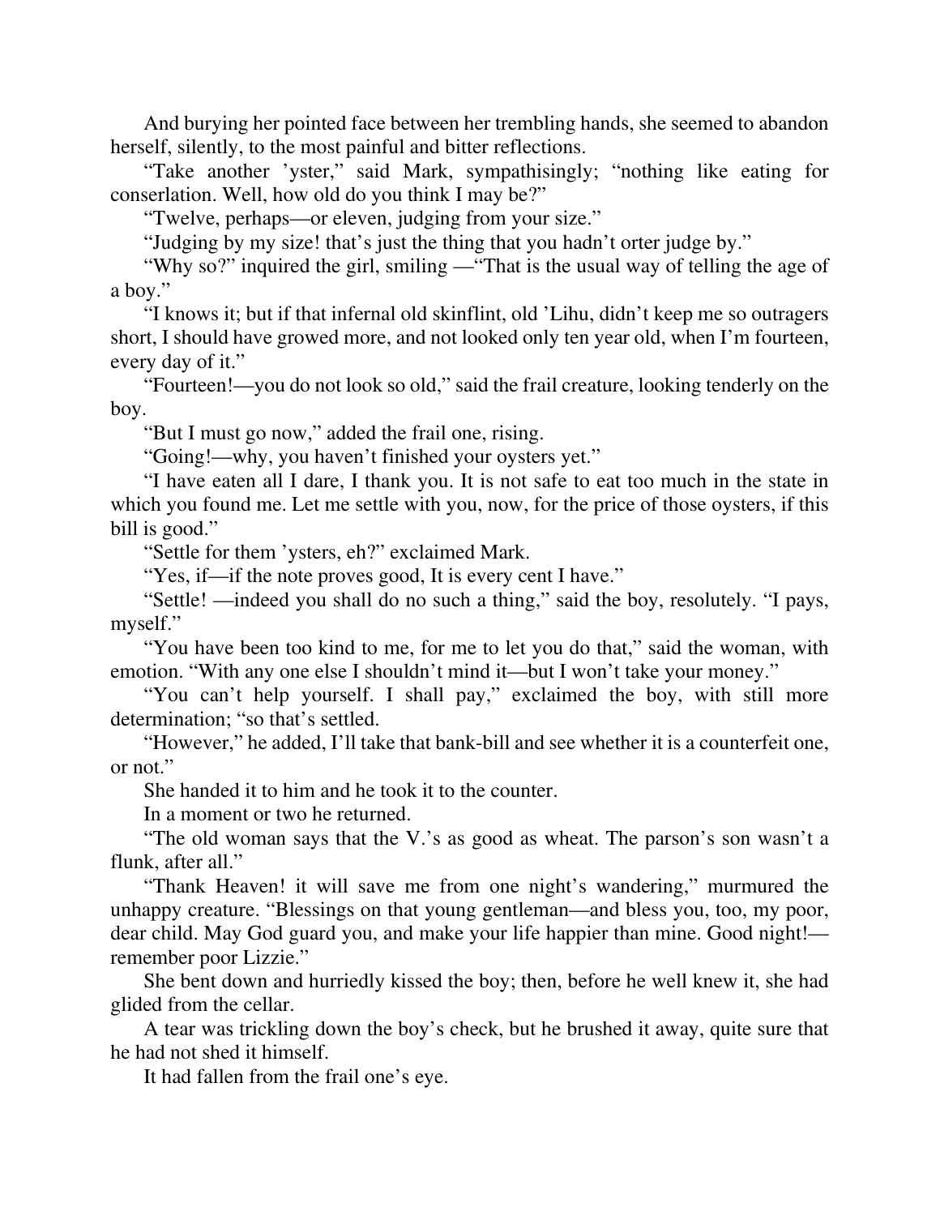And burying her pointed face between her trembling hands, she seemed to abandon herself, silently, to the most painful and bitter reflections.

"Take another 'yster," said Mark, sympathisingly; "nothing like eating for conserlation. Well, how old do you think I may be?"

"Twelve, perhaps—or eleven, judging from your size."

"Judging by my size! that's just the thing that you hadn't orter judge by."

"Why so?" inquired the girl, smiling —"That is the usual way of telling the age of a boy."

"I knows it; but if that infernal old skinflint, old 'Lihu, didn't keep me so outragers short, I should have growed more, and not looked only ten year old, when I'm fourteen, every day of it."

"Fourteen!—you do not look so old," said the frail creature, looking tenderly on the boy.

"But I must go now," added the frail one, rising.

"Going!—why, you haven't finished your oysters yet."

"I have eaten all I dare, I thank you. It is not safe to eat too much in the state in which you found me. Let me settle with you, now, for the price of those oysters, if this bill is good."

"Settle for them 'ysters, eh?" exclaimed Mark.

"Yes, if—if the note proves good, It is every cent I have."

"Settle! —indeed you shall do no such a thing," said the boy, resolutely. "I pays, myself."

"You have been too kind to me, for me to let you do that," said the woman, with emotion. "With any one else I shouldn't mind it—but I won't take your money."

"You can't help yourself. I shall pay," exclaimed the boy, with still more determination; "so that's settled.

"However," he added, I'll take that bank-bill and see whether it is a counterfeit one, or not."

She handed it to him and he took it to the counter.

In a moment or two he returned.

"The old woman says that the V.'s as good as wheat. The parson's son wasn't a flunk, after all."

"Thank Heaven! it will save me from one night's wandering," murmured the unhappy creature. "Blessings on that young gentleman—and bless you, too, my poor, dear child. May God guard you, and make your life happier than mine. Good night!—remember poor Lizzie."

She bent down and hurriedly kissed the boy; then, before he well knew it, she had glided from the cellar.

A tear was trickling down the boy's check, but he brushed it away, quite sure that he had not shed it himself.

It had fallen from the frail one's eye.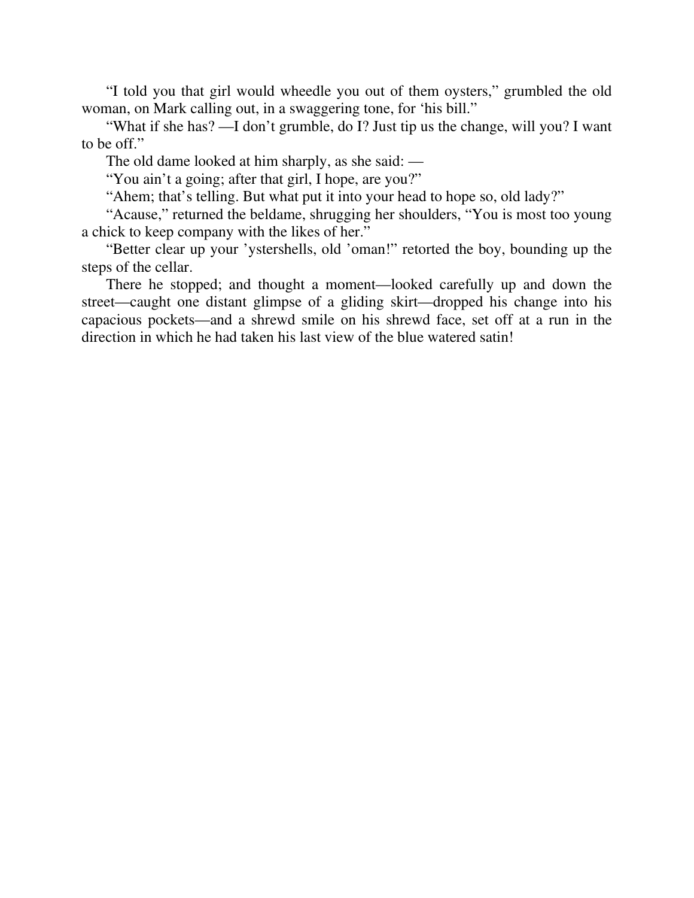"I told you that girl would wheedle you out of them oysters," grumbled the old woman, on Mark calling out, in a swaggering tone, for 'his bill."

"What if she has? —I don't grumble, do I? Just tip us the change, will you? I want to be off."

The old dame looked at him sharply, as she said: —

"You ain't a going; after that girl, I hope, are you?"

"Ahem; that's telling. But what put it into your head to hope so, old lady?"

"Acause," returned the beldame, shrugging her shoulders, "You is most too young a chick to keep company with the likes of her."

"Better clear up your 'ystershells, old 'oman!" retorted the boy, bounding up the steps of the cellar.

There he stopped; and thought a moment—looked carefully up and down the street—caught one distant glimpse of a gliding skirt—dropped his change into his capacious pockets—and a shrewd smile on his shrewd face, set off at a run in the direction in which he had taken his last view of the blue watered satin!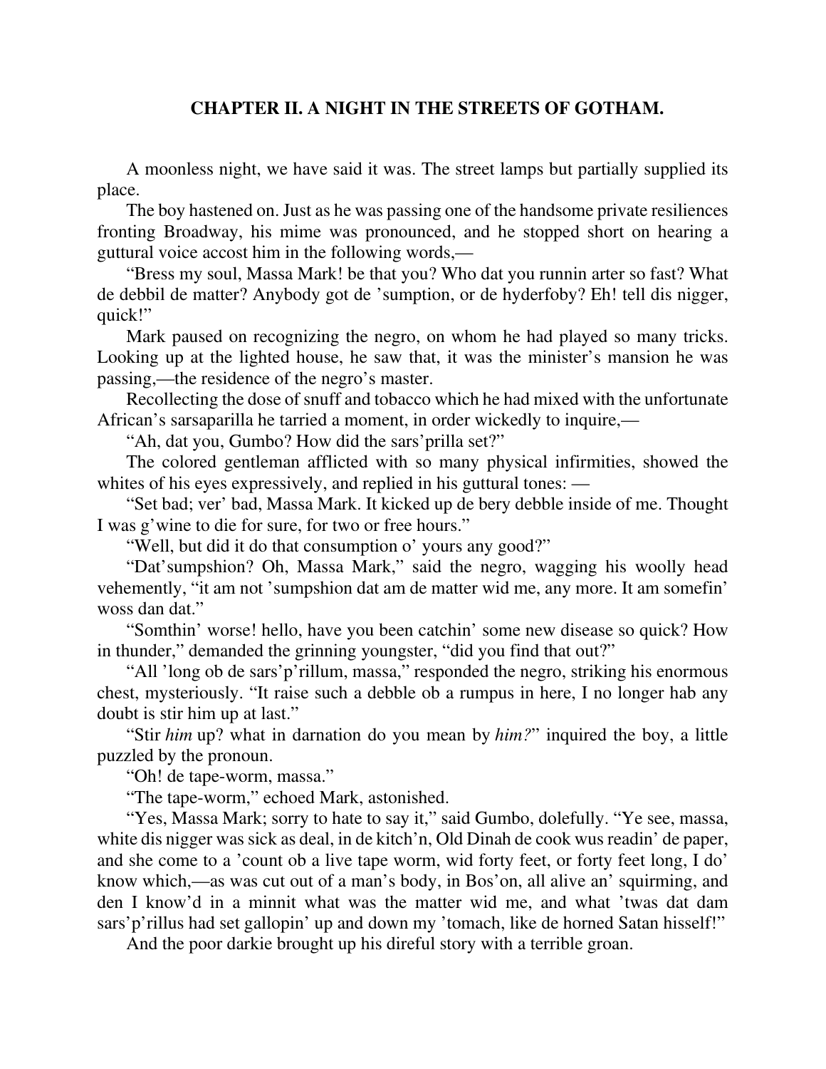## CHAPTER II. A NIGHT IN THE STREETS OF GOTHAM.

A moonless night, we have said it was. The street lamps but partially supplied its place.

The boy hastened on. Just as he was passing one of the handsome private resiliences fronting Broadway, his mime was pronounced, and he stopped short on hearing a guttural voice accost him in the following words,—

"Bress my soul, Massa Mark! be that you? Who dat you runnin arter so fast? What de debbil de matter? Anybody got de 'sumption, or de hyderfoby? Eh! tell dis nigger, quick!"

Mark paused on recognizing the negro, on whom he had played so many tricks. Looking up at the lighted house, he saw that, it was the minister's mansion he was passing,—the residence of the negro's master.

Recollecting the dose of snuff and tobacco which he had mixed with the unfortunate African's sarsaparilla he tarried a moment, in order wickedly to inquire,—

"Ah, dat you, Gumbo? How did the sars'prilla set?"

The colored gentleman afflicted with so many physical infirmities, showed the whites of his eyes expressively, and replied in his guttural tones: —

"Set bad; ver' bad, Massa Mark. It kicked up de bery debble inside of me. Thought I was g'wine to die for sure, for two or free hours."

"Well, but did it do that consumption o' yours any good?"

"Dat'sumpshion? Oh, Massa Mark," said the negro, wagging his woolly head vehemently, "it am not 'sumpshion dat am de matter wid me, any more. It am somefin' woss dan dat."

"Somthin' worse! hello, have you been catchin' some new disease so quick? How in thunder," demanded the grinning youngster, "did you find that out?"

"All 'long ob de sars'p'rillum, massa," responded the negro, striking his enormous chest, mysteriously. "It raise such a debble ob a rumpus in here, I no longer hab any doubt is stir him up at last."

"Stir *him* up? what in darnation do you mean by *him?*" inquired the boy, a little puzzled by the pronoun.

"Oh! de tape-worm, massa."

"The tape-worm," echoed Mark, astonished.

"Yes, Massa Mark; sorry to hate to say it," said Gumbo, dolefully. "Ye see, massa, white dis nigger was sick as deal, in de kitch'n, Old Dinah de cook wus readin' de paper, and she come to a 'count ob a live tape worm, wid forty feet, or forty feet long, I do' know which,—as was cut out of a man's body, in Bos'on, all alive an' squirming, and den I know'd in a minnit what was the matter wid me, and what 'twas dat dam sars'p'rillus had set gallopin' up and down my 'tomach, like de horned Satan hisself!"

And the poor darkie brought up his direful story with a terrible groan.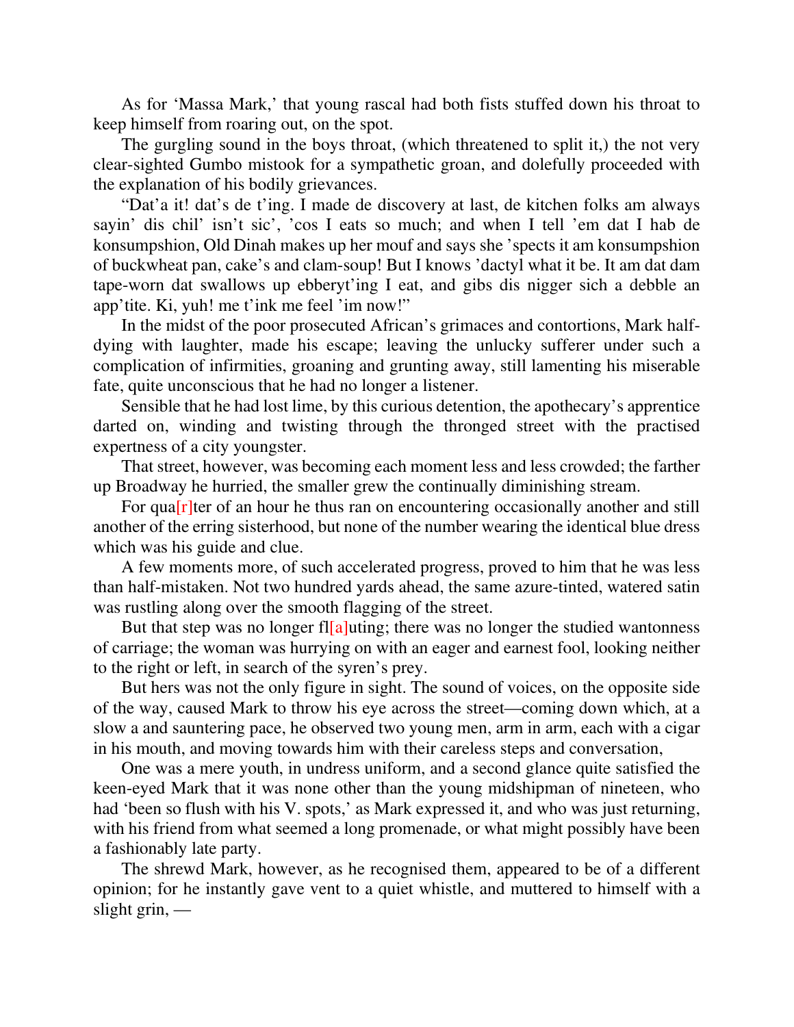As for 'Massa Mark,' that young rascal had both fists stuffed down his throat to keep himself from roaring out, on the spot.

The gurgling sound in the boys throat, (which threatened to split it,) the not very clear-sighted Gumbo mistook for a sympathetic groan, and dolefully proceeded with the explanation of his bodily grievances.

"Dat'a it! dat's de t'ing. I made de discovery at last, de kitchen folks am always sayin' dis chil' isn't sic', 'cos I eats so much; and when I tell 'em dat I hab de konsumpshion, Old Dinah makes up her mouf and says she 'spects it am konsumpshion of buckwheat pan, cake's and clam-soup! But I knows 'dactyl what it be. It am dat dam tape-worn dat swallows up ebberyt'ing I eat, and gibs dis nigger sich a debble an app'tite. Ki, yuh! me t'ink me feel 'im now!"

In the midst of the poor prosecuted African's grimaces and contortions, Mark half-dying with laughter, made his escape; leaving the unlucky sufferer under such a complication of infirmities, groaning and grunting away, still lamenting his miserable fate, quite unconscious that he had no longer a listener.

Sensible that he had lost lime, by this curious detention, the apothecary's apprentice darted on, winding and twisting through the thronged street with the practised expertness of a city youngster.

That street, however, was becoming each moment less and less crowded; the farther up Broadway he hurried, the smaller grew the continually diminishing stream.

For qua[r]ter of an hour he thus ran on encountering occasionally another and still another of the erring sisterhood, but none of the number wearing the identical blue dress which was his guide and clue.

A few moments more, of such accelerated progress, proved to him that he was less than half-mistaken. Not two hundred yards ahead, the same azure-tinted, watered satin was rustling along over the smooth flagging of the street.

But that step was no longer fl[a]uting; there was no longer the studied wantonness of carriage; the woman was hurrying on with an eager and earnest fool, looking neither to the right or left, in search of the syren's prey.

But hers was not the only figure in sight. The sound of voices, on the opposite side of the way, caused Mark to throw his eye across the street—coming down which, at a slow a and sauntering pace, he observed two young men, arm in arm, each with a cigar in his mouth, and moving towards him with their careless steps and conversation,

One was a mere youth, in undress uniform, and a second glance quite satisfied the keen-eyed Mark that it was none other than the young midshipman of nineteen, who had 'been so flush with his V. spots,' as Mark expressed it, and who was just returning, with his friend from what seemed a long promenade, or what might possibly have been a fashionably late party.

The shrewd Mark, however, as he recognised them, appeared to be of a different opinion; for he instantly gave vent to a quiet whistle, and muttered to himself with a slight grin, —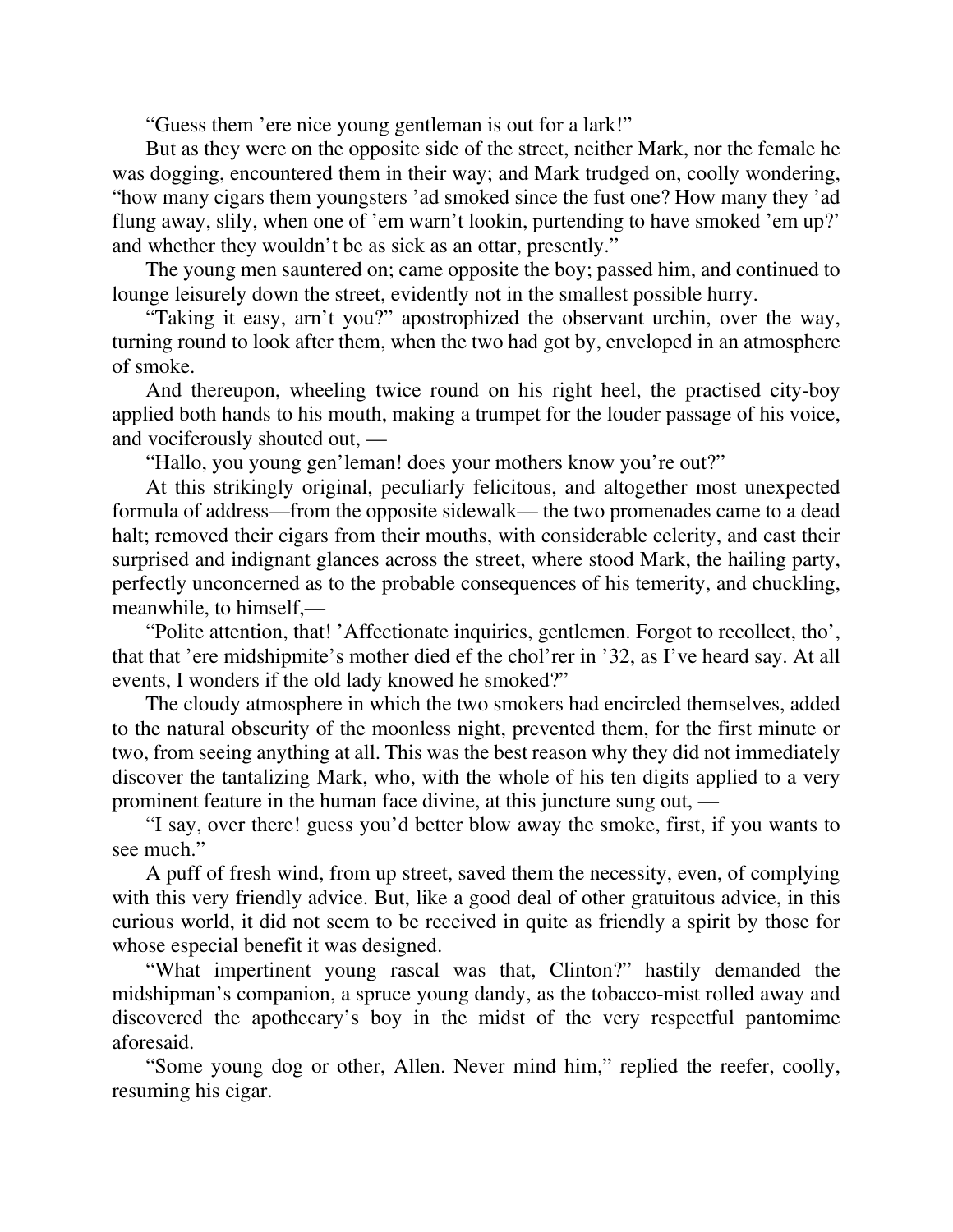"Guess them 'ere nice young gentleman is out for a lark!"

But as they were on the opposite side of the street, neither Mark, nor the female he was dogging, encountered them in their way; and Mark trudged on, coolly wondering, "how many cigars them youngsters 'ad smoked since the fust one? How many they 'ad flung away, slily, when one of 'em warn't lookin, purtending to have smoked 'em up?' and whether they wouldn't be as sick as an ottar, presently."

The young men sauntered on; came opposite the boy; passed him, and continued to lounge leisurely down the street, evidently not in the smallest possible hurry.

"Taking it easy, arn't you?" apostrophized the observant urchin, over the way, turning round to look after them, when the two had got by, enveloped in an atmosphere of smoke.

And thereupon, wheeling twice round on his right heel, the practised city-boy applied both hands to his mouth, making a trumpet for the louder passage of his voice, and vociferously shouted out, —

"Hallo, you young gen'leman! does your mothers know you're out?"

At this strikingly original, peculiarly felicitous, and altogether most unexpected formula of address—from the opposite sidewalk— the two promenades came to a dead halt; removed their cigars from their mouths, with considerable celerity, and cast their surprised and indignant glances across the street, where stood Mark, the hailing party, perfectly unconcerned as to the probable consequences of his temerity, and chuckling, meanwhile, to himself,—

"Polite attention, that! 'Affectionate inquiries, gentlemen. Forgot to recollect, tho', that that 'ere midshipmite's mother died ef the chol'rer in '32, as I've heard say. At all events, I wonders if the old lady knowed he smoked?"

The cloudy atmosphere in which the two smokers had encircled themselves, added to the natural obscurity of the moonless night, prevented them, for the first minute or two, from seeing anything at all. This was the best reason why they did not immediately discover the tantalizing Mark, who, with the whole of his ten digits applied to a very prominent feature in the human face divine, at this juncture sung out, —

"I say, over there! guess you'd better blow away the smoke, first, if you wants to see much."

A puff of fresh wind, from up street, saved them the necessity, even, of complying with this very friendly advice. But, like a good deal of other gratuitous advice, in this curious world, it did not seem to be received in quite as friendly a spirit by those for whose especial benefit it was designed.

"What impertinent young rascal was that, Clinton?" hastily demanded the midshipman's companion, a spruce young dandy, as the tobacco-mist rolled away and discovered the apothecary's boy in the midst of the very respectful pantomime aforesaid.

"Some young dog or other, Allen. Never mind him," replied the reefer, coolly, resuming his cigar.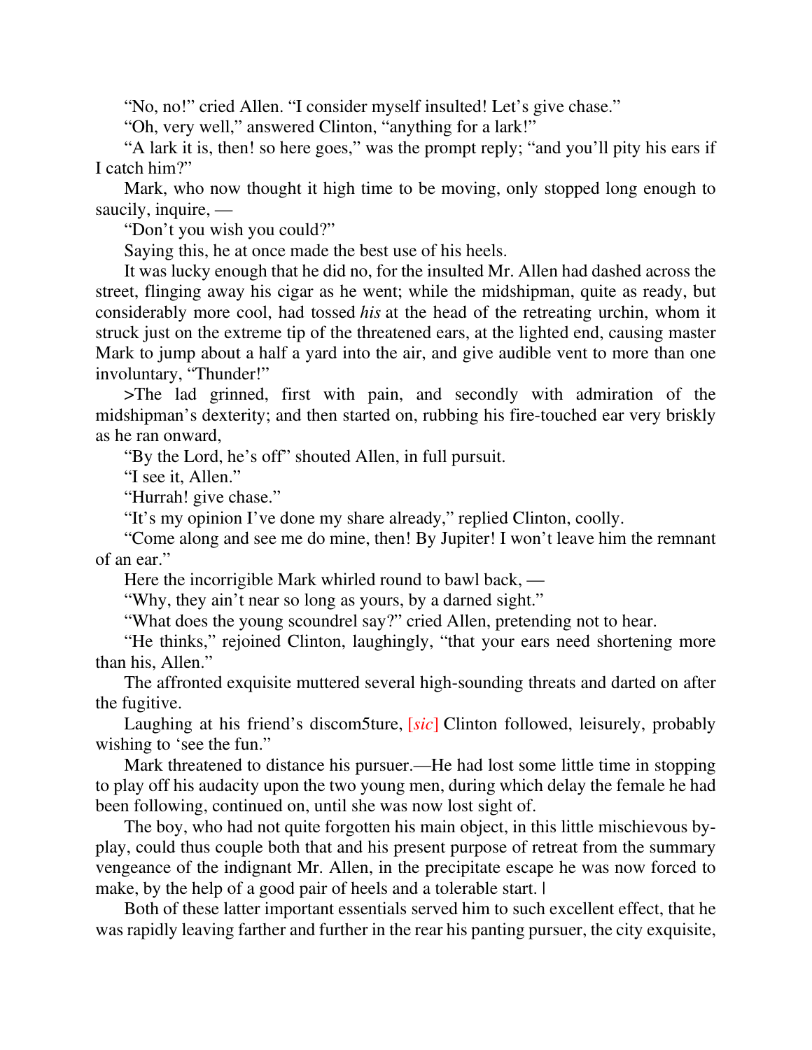"No, no!" cried Allen. "I consider myself insulted! Let's give chase."

"Oh, very well," answered Clinton, "anything for a lark!"

"A lark it is, then! so here goes," was the prompt reply; "and you'll pity his ears if I catch him?"

Mark, who now thought it high time to be moving, only stopped long enough to saucily, inquire, —

"Don't you wish you could?"

Saying this, he at once made the best use of his heels.

It was lucky enough that he did no, for the insulted Mr. Allen had dashed across the street, flinging away his cigar as he went; while the midshipman, quite as ready, but considerably more cool, had tossed *his* at the head of the retreating urchin, whom it struck just on the extreme tip of the threatened ears, at the lighted end, causing master Mark to jump about a half a yard into the air, and give audible vent to more than one involuntary, "Thunder!"

>The lad grinned, first with pain, and secondly with admiration of the midshipman's dexterity; and then started on, rubbing his fire-touched ear very briskly as he ran onward,

"By the Lord, he's off" shouted Allen, in full pursuit.

"I see it, Allen."

"Hurrah! give chase."

"It's my opinion I've done my share already," replied Clinton, coolly.

"Come along and see me do mine, then! By Jupiter! I won't leave him the remnant of an ear."

Here the incorrigible Mark whirled round to bawl back, —

"Why, they ain't near so long as yours, by a darned sight."

"What does the young scoundrel say?" cried Allen, pretending not to hear.

"He thinks," rejoined Clinton, laughingly, "that your ears need shortening more than his, Allen."

The affronted exquisite muttered several high-sounding threats and darted on after the fugitive.

Laughing at his friend's discom5ture, [*sic*] Clinton followed, leisurely, probably wishing to 'see the fun."

Mark threatened to distance his pursuer.—He had lost some little time in stopping to play off his audacity upon the two young men, during which delay the female he had been following, continued on, until she was now lost sight of.

The boy, who had not quite forgotten his main object, in this little mischievous by-play, could thus couple both that and his present purpose of retreat from the summary vengeance of the indignant Mr. Allen, in the precipitate escape he was now forced to make, by the help of a good pair of heels and a tolerable start. |

Both of these latter important essentials served him to such excellent effect, that he was rapidly leaving farther and further in the rear his panting pursuer, the city exquisite,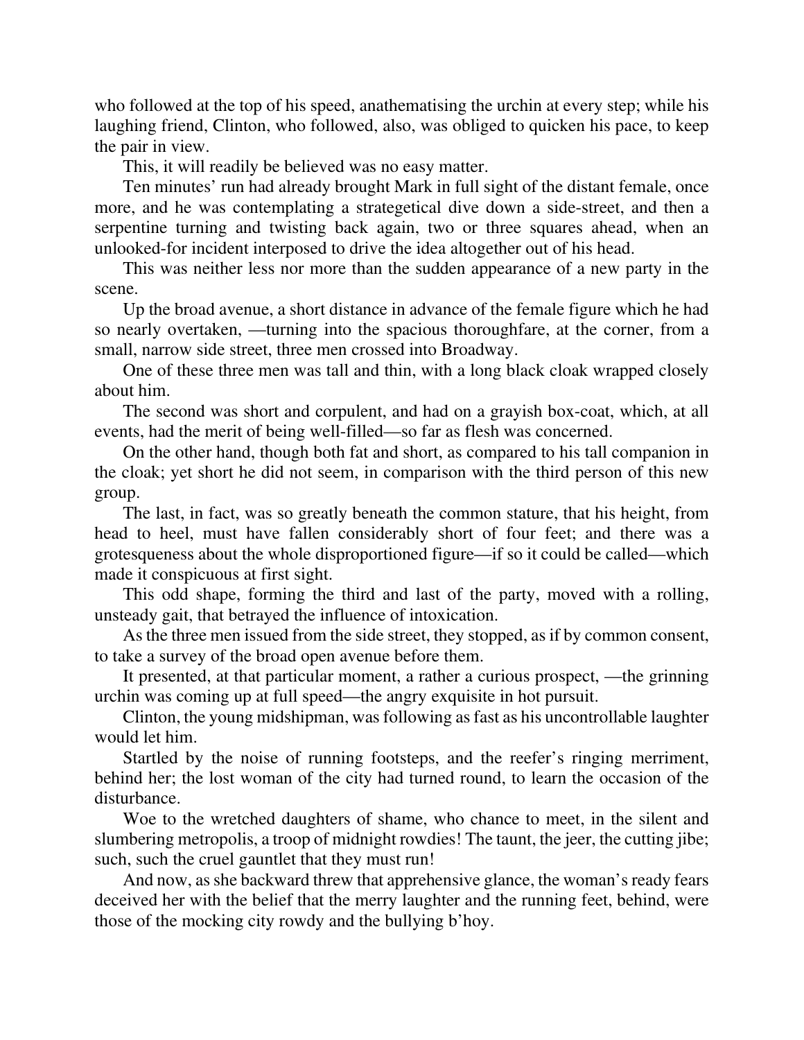who followed at the top of his speed, anathematising the urchin at every step; while his laughing friend, Clinton, who followed, also, was obliged to quicken his pace, to keep the pair in view.

This, it will readily be believed was no easy matter.

Ten minutes' run had already brought Mark in full sight of the distant female, once more, and he was contemplating a strategetical dive down a side-street, and then a serpentine turning and twisting back again, two or three squares ahead, when an unlooked-for incident interposed to drive the idea altogether out of his head.

This was neither less nor more than the sudden appearance of a new party in the scene.

Up the broad avenue, a short distance in advance of the female figure which he had so nearly overtaken, —turning into the spacious thoroughfare, at the corner, from a small, narrow side street, three men crossed into Broadway.

One of these three men was tall and thin, with a long black cloak wrapped closely about him.

The second was short and corpulent, and had on a grayish box-coat, which, at all events, had the merit of being well-filled—so far as flesh was concerned.

On the other hand, though both fat and short, as compared to his tall companion in the cloak; yet short he did not seem, in comparison with the third person of this new group.

The last, in fact, was so greatly beneath the common stature, that his height, from head to heel, must have fallen considerably short of four feet; and there was a grotesqueness about the whole disproportioned figure—if so it could be called—which made it conspicuous at first sight.

This odd shape, forming the third and last of the party, moved with a rolling, unsteady gait, that betrayed the influence of intoxication.

As the three men issued from the side street, they stopped, as if by common consent, to take a survey of the broad open avenue before them.

It presented, at that particular moment, a rather a curious prospect, —the grinning urchin was coming up at full speed—the angry exquisite in hot pursuit.

Clinton, the young midshipman, was following as fast as his uncontrollable laughter would let him.

Startled by the noise of running footsteps, and the reefer's ringing merriment, behind her; the lost woman of the city had turned round, to learn the occasion of the disturbance.

Woe to the wretched daughters of shame, who chance to meet, in the silent and slumbering metropolis, a troop of midnight rowdies! The taunt, the jeer, the cutting jibe; such, such the cruel gauntlet that they must run!

And now, as she backward threw that apprehensive glance, the woman's ready fears deceived her with the belief that the merry laughter and the running feet, behind, were those of the mocking city rowdy and the bullying b'hoy.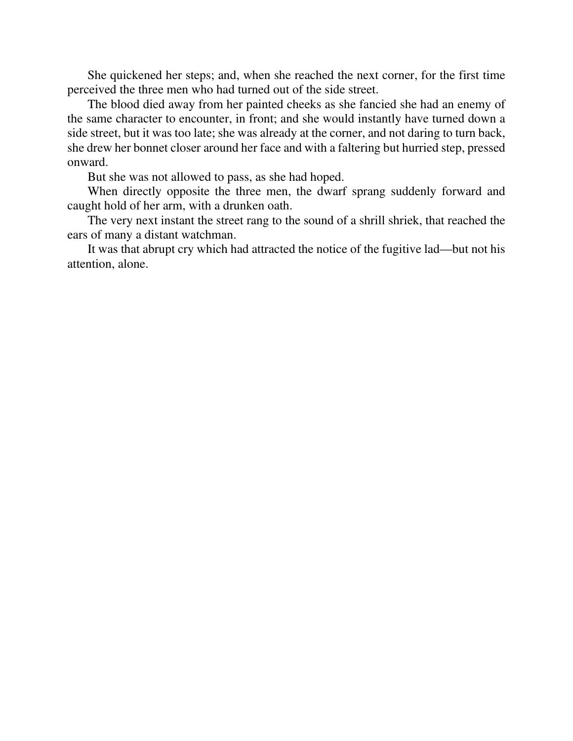She quickened her steps; and, when she reached the next corner, for the first time perceived the three men who had turned out of the side street.

The blood died away from her painted cheeks as she fancied she had an enemy of the same character to encounter, in front; and she would instantly have turned down a side street, but it was too late; she was already at the corner, and not daring to turn back, she drew her bonnet closer around her face and with a faltering but hurried step, pressed onward.

But she was not allowed to pass, as she had hoped.

When directly opposite the three men, the dwarf sprang suddenly forward and caught hold of her arm, with a drunken oath.

The very next instant the street rang to the sound of a shrill shriek, that reached the ears of many a distant watchman.

It was that abrupt cry which had attracted the notice of the fugitive lad—but not his attention, alone.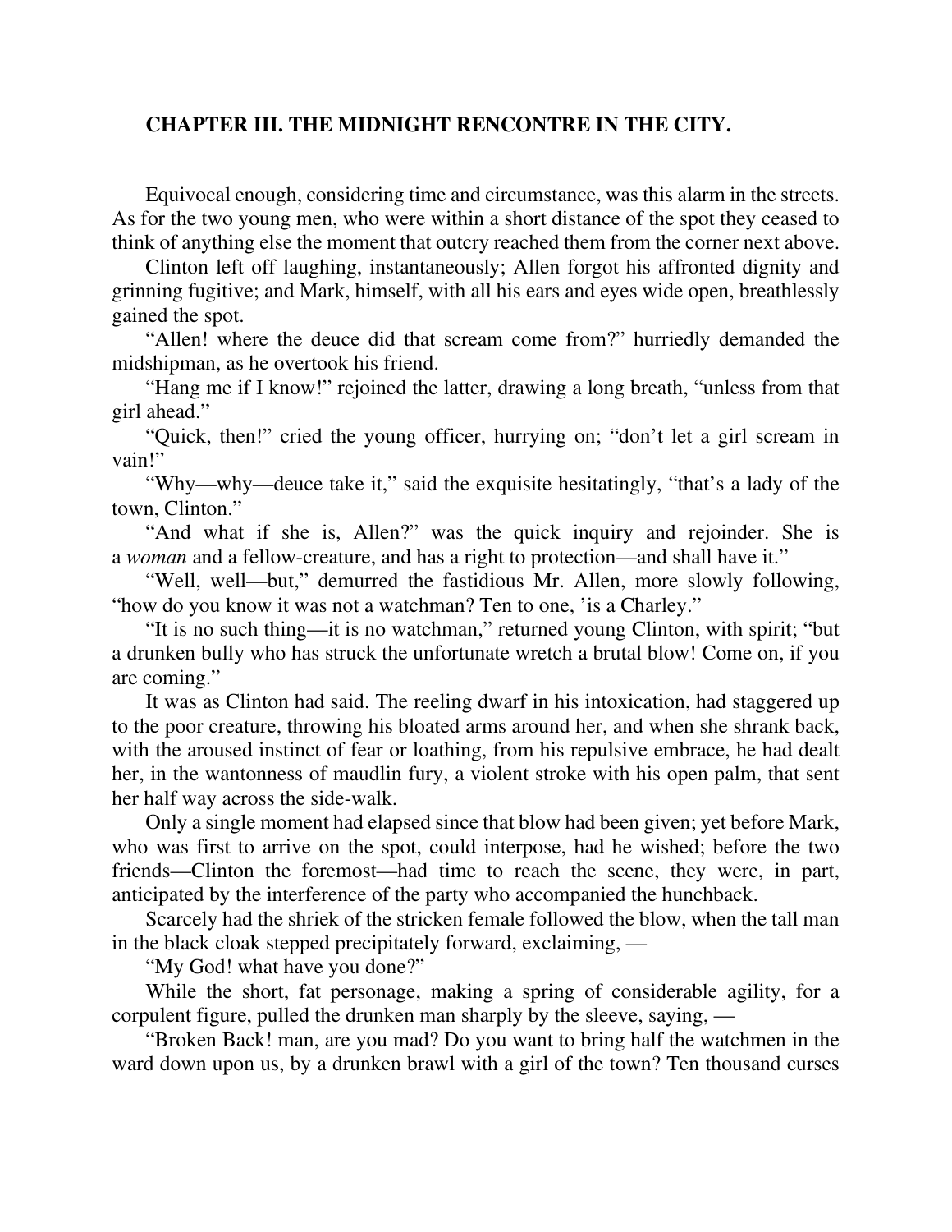## CHAPTER III. THE MIDNIGHT RENCONTRE IN THE CITY.

Equivocal enough, considering time and circumstance, was this alarm in the streets. As for the two young men, who were within a short distance of the spot they ceased to think of anything else the moment that outcry reached them from the corner next above.

Clinton left off laughing, instantaneously; Allen forgot his affronted dignity and grinning fugitive; and Mark, himself, with all his ears and eyes wide open, breathlessly gained the spot.

"Allen! where the deuce did that scream come from?" hurriedly demanded the midshipman, as he overtook his friend.

"Hang me if I know!" rejoined the latter, drawing a long breath, "unless from that girl ahead."

"Quick, then!" cried the young officer, hurrying on; "don't let a girl scream in vain!"

"Why—why—deuce take it," said the exquisite hesitatingly, "that's a lady of the town, Clinton."

"And what if she is, Allen?" was the quick inquiry and rejoinder. She is a *woman* and a fellow-creature, and has a right to protection—and shall have it."

"Well, well—but," demurred the fastidious Mr. Allen, more slowly following, "how do you know it was not a watchman? Ten to one, 'is a Charley."

"It is no such thing—it is no watchman," returned young Clinton, with spirit; "but a drunken bully who has struck the unfortunate wretch a brutal blow! Come on, if you are coming."

It was as Clinton had said. The reeling dwarf in his intoxication, had staggered up to the poor creature, throwing his bloated arms around her, and when she shrank back, with the aroused instinct of fear or loathing, from his repulsive embrace, he had dealt her, in the wantonness of maudlin fury, a violent stroke with his open palm, that sent her half way across the side-walk.

Only a single moment had elapsed since that blow had been given; yet before Mark, who was first to arrive on the spot, could interpose, had he wished; before the two friends—Clinton the foremost—had time to reach the scene, they were, in part, anticipated by the interference of the party who accompanied the hunchback.

Scarcely had the shriek of the stricken female followed the blow, when the tall man in the black cloak stepped precipitately forward, exclaiming, —

"My God! what have you done?"

While the short, fat personage, making a spring of considerable agility, for a corpulent figure, pulled the drunken man sharply by the sleeve, saying, —

"Broken Back! man, are you mad? Do you want to bring half the watchmen in the ward down upon us, by a drunken brawl with a girl of the town? Ten thousand curses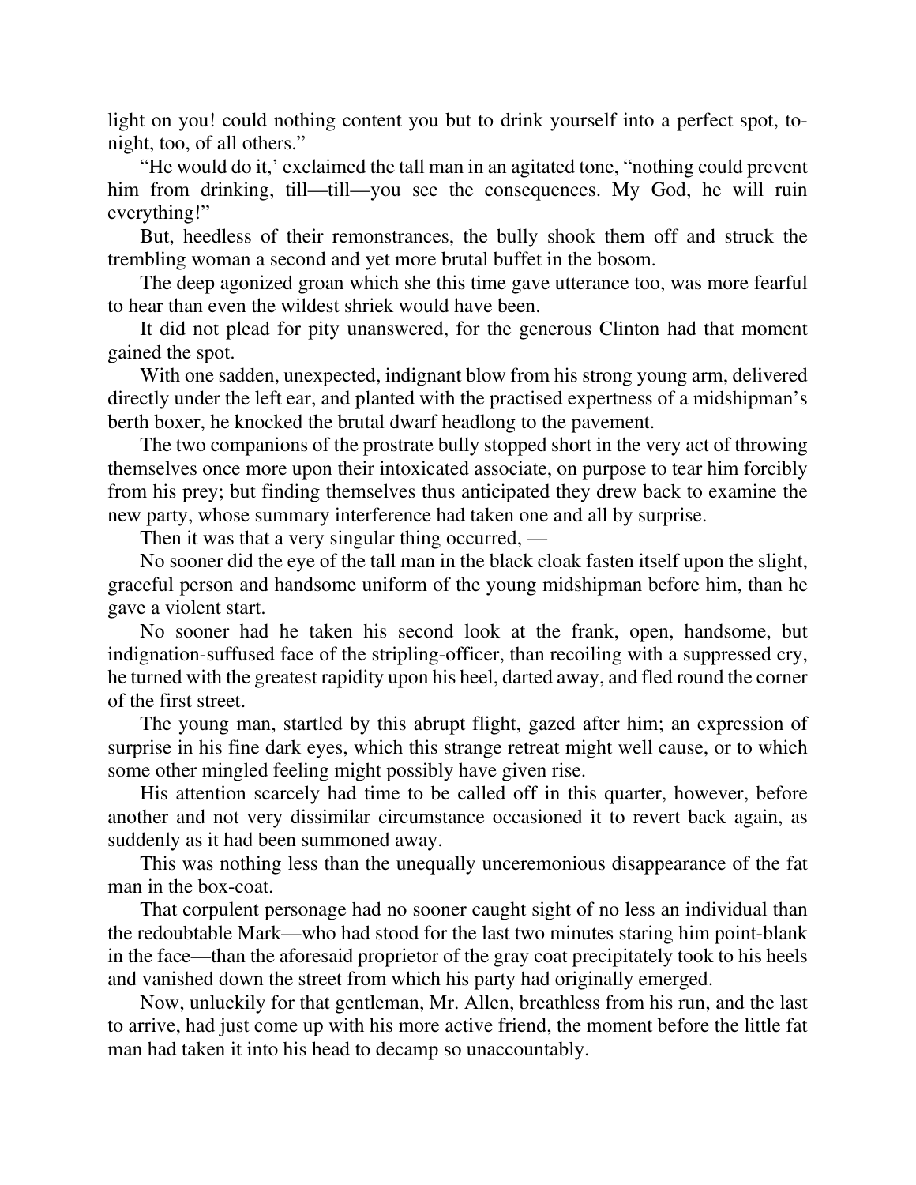light on you! could nothing content you but to drink yourself into a perfect spot, to-night, too, of all others."

"He would do it,' exclaimed the tall man in an agitated tone, "nothing could prevent him from drinking, till—till—you see the consequences. My God, he will ruin everything!"

But, heedless of their remonstrances, the bully shook them off and struck the trembling woman a second and yet more brutal buffet in the bosom.

The deep agonized groan which she this time gave utterance too, was more fearful to hear than even the wildest shriek would have been.

It did not plead for pity unanswered, for the generous Clinton had that moment gained the spot.

With one sadden, unexpected, indignant blow from his strong young arm, delivered directly under the left ear, and planted with the practised expertness of a midshipman's berth boxer, he knocked the brutal dwarf headlong to the pavement.

The two companions of the prostrate bully stopped short in the very act of throwing themselves once more upon their intoxicated associate, on purpose to tear him forcibly from his prey; but finding themselves thus anticipated they drew back to examine the new party, whose summary interference had taken one and all by surprise.

Then it was that a very singular thing occurred, —

No sooner did the eye of the tall man in the black cloak fasten itself upon the slight, graceful person and handsome uniform of the young midshipman before him, than he gave a violent start.

No sooner had he taken his second look at the frank, open, handsome, but indignation-suffused face of the stripling-officer, than recoiling with a suppressed cry, he turned with the greatest rapidity upon his heel, darted away, and fled round the corner of the first street.

The young man, startled by this abrupt flight, gazed after him; an expression of surprise in his fine dark eyes, which this strange retreat might well cause, or to which some other mingled feeling might possibly have given rise.

His attention scarcely had time to be called off in this quarter, however, before another and not very dissimilar circumstance occasioned it to revert back again, as suddenly as it had been summoned away.

This was nothing less than the unequally unceremonious disappearance of the fat man in the box-coat.

That corpulent personage had no sooner caught sight of no less an individual than the redoubtable Mark—who had stood for the last two minutes staring him point-blank in the face—than the aforesaid proprietor of the gray coat precipitately took to his heels and vanished down the street from which his party had originally emerged.

Now, unluckily for that gentleman, Mr. Allen, breathless from his run, and the last to arrive, had just come up with his more active friend, the moment before the little fat man had taken it into his head to decamp so unaccountably.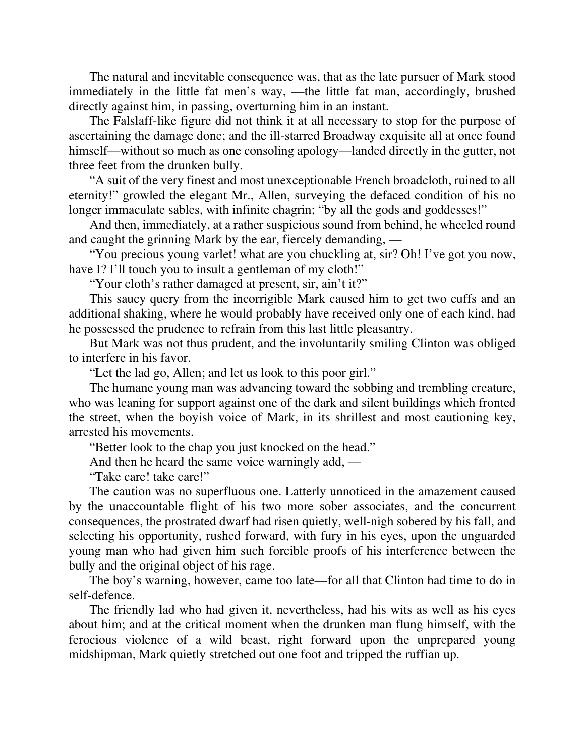The natural and inevitable consequence was, that as the late pursuer of Mark stood immediately in the little fat men's way, —the little fat man, accordingly, brushed directly against him, in passing, overturning him in an instant.

The Falslaff-like figure did not think it at all necessary to stop for the purpose of ascertaining the damage done; and the ill-starred Broadway exquisite all at once found himself—without so much as one consoling apology—landed directly in the gutter, not three feet from the drunken bully.

"A suit of the very finest and most unexceptionable French broadcloth, ruined to all eternity!" growled the elegant Mr., Allen, surveying the defaced condition of his no longer immaculate sables, with infinite chagrin; "by all the gods and goddesses!"

And then, immediately, at a rather suspicious sound from behind, he wheeled round and caught the grinning Mark by the ear, fiercely demanding, —

"You precious young varlet! what are you chuckling at, sir? Oh! I've got you now, have I? I'll touch you to insult a gentleman of my cloth!"

"Your cloth's rather damaged at present, sir, ain't it?"

This saucy query from the incorrigible Mark caused him to get two cuffs and an additional shaking, where he would probably have received only one of each kind, had he possessed the prudence to refrain from this last little pleasantry.

But Mark was not thus prudent, and the involuntarily smiling Clinton was obliged to interfere in his favor.

"Let the lad go, Allen; and let us look to this poor girl."

The humane young man was advancing toward the sobbing and trembling creature, who was leaning for support against one of the dark and silent buildings which fronted the street, when the boyish voice of Mark, in its shrillest and most cautioning key, arrested his movements.

"Better look to the chap you just knocked on the head."

And then he heard the same voice warningly add, —

"Take care! take care!"

The caution was no superfluous one. Latterly unnoticed in the amazement caused by the unaccountable flight of his two more sober associates, and the concurrent consequences, the prostrated dwarf had risen quietly, well-nigh sobered by his fall, and selecting his opportunity, rushed forward, with fury in his eyes, upon the unguarded young man who had given him such forcible proofs of his interference between the bully and the original object of his rage.

The boy's warning, however, came too late—for all that Clinton had time to do in self-defence.

The friendly lad who had given it, nevertheless, had his wits as well as his eyes about him; and at the critical moment when the drunken man flung himself, with the ferocious violence of a wild beast, right forward upon the unprepared young midshipman, Mark quietly stretched out one foot and tripped the ruffian up.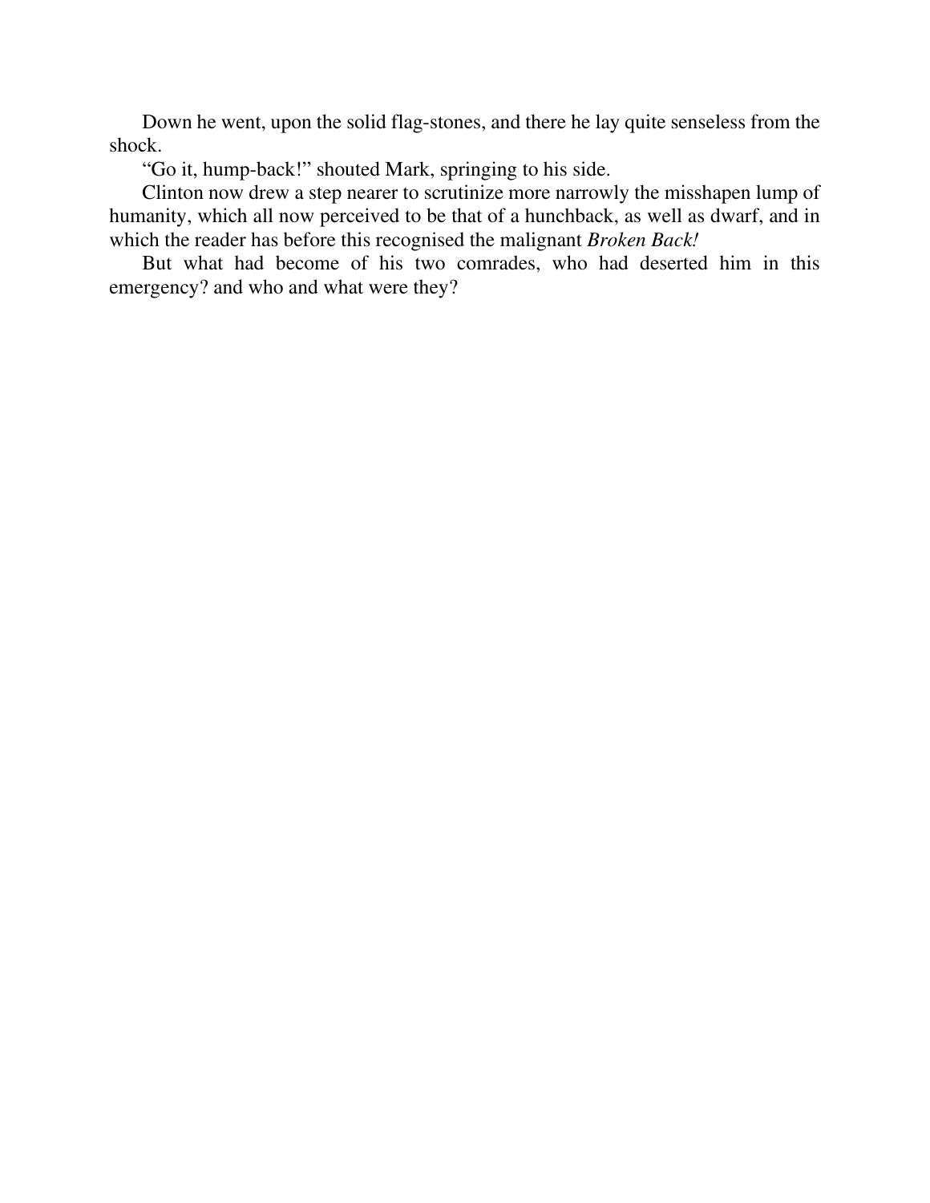Down he went, upon the solid flag-stones, and there he lay quite senseless from the shock.

“Go it, hump-back!” shouted Mark, springing to his side.

Clinton now drew a step nearer to scrutinize more narrowly the misshapen lump of humanity, which all now perceived to be that of a hunchback, as well as dwarf, and in which the reader has before this recognised the malignant *Broken Back!*

But what had become of his two comrades, who had deserted him in this emergency? and who and what were they?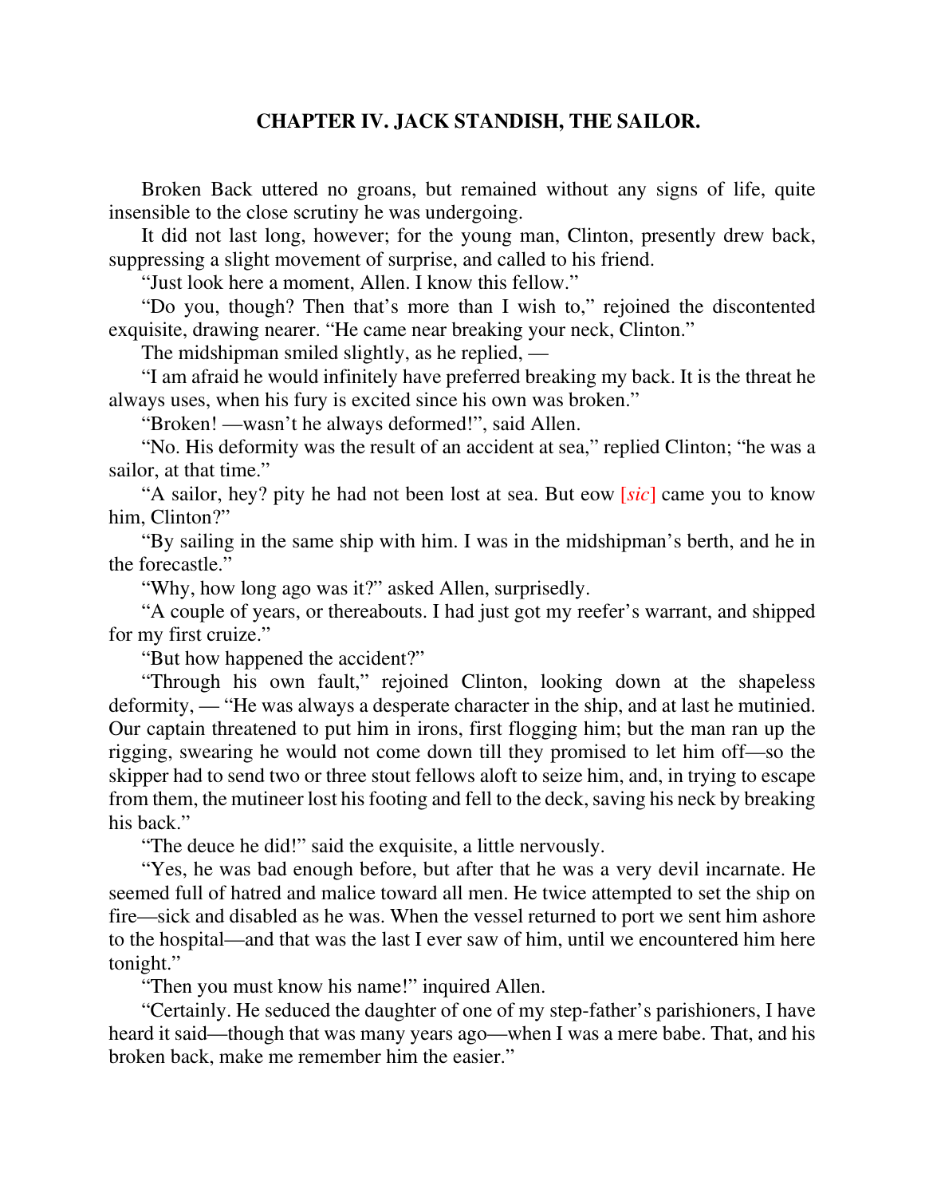## CHAPTER IV. JACK STANDISH, THE SAILOR.

Broken Back uttered no groans, but remained without any signs of life, quite insensible to the close scrutiny he was undergoing.

It did not last long, however; for the young man, Clinton, presently drew back, suppressing a slight movement of surprise, and called to his friend.

"Just look here a moment, Allen. I know this fellow."

"Do you, though? Then that's more than I wish to," rejoined the discontented exquisite, drawing nearer. "He came near breaking your neck, Clinton."

The midshipman smiled slightly, as he replied, —

"I am afraid he would infinitely have preferred breaking my back. It is the threat he always uses, when his fury is excited since his own was broken."

"Broken! —wasn't he always deformed!", said Allen.

"No. His deformity was the result of an accident at sea," replied Clinton; "he was a sailor, at that time."

"A sailor, hey? pity he had not been lost at sea. But eow [*sic*] came you to know him, Clinton?"

"By sailing in the same ship with him. I was in the midshipman's berth, and he in the forecastle."

"Why, how long ago was it?" asked Allen, surprisedly.

"A couple of years, or thereabouts. I had just got my reefer's warrant, and shipped for my first cruize."

"But how happened the accident?"

"Through his own fault," rejoined Clinton, looking down at the shapeless deformity, — "He was always a desperate character in the ship, and at last he mutinied. Our captain threatened to put him in irons, first flogging him; but the man ran up the rigging, swearing he would not come down till they promised to let him off—so the skipper had to send two or three stout fellows aloft to seize him, and, in trying to escape from them, the mutineer lost his footing and fell to the deck, saving his neck by breaking his back."

"The deuce he did!" said the exquisite, a little nervously.

"Yes, he was bad enough before, but after that he was a very devil incarnate. He seemed full of hatred and malice toward all men. He twice attempted to set the ship on fire—sick and disabled as he was. When the vessel returned to port we sent him ashore to the hospital—and that was the last I ever saw of him, until we encountered him here tonight."

"Then you must know his name!" inquired Allen.

"Certainly. He seduced the daughter of one of my step-father's parishioners, I have heard it said—though that was many years ago—when I was a mere babe. That, and his broken back, make me remember him the easier."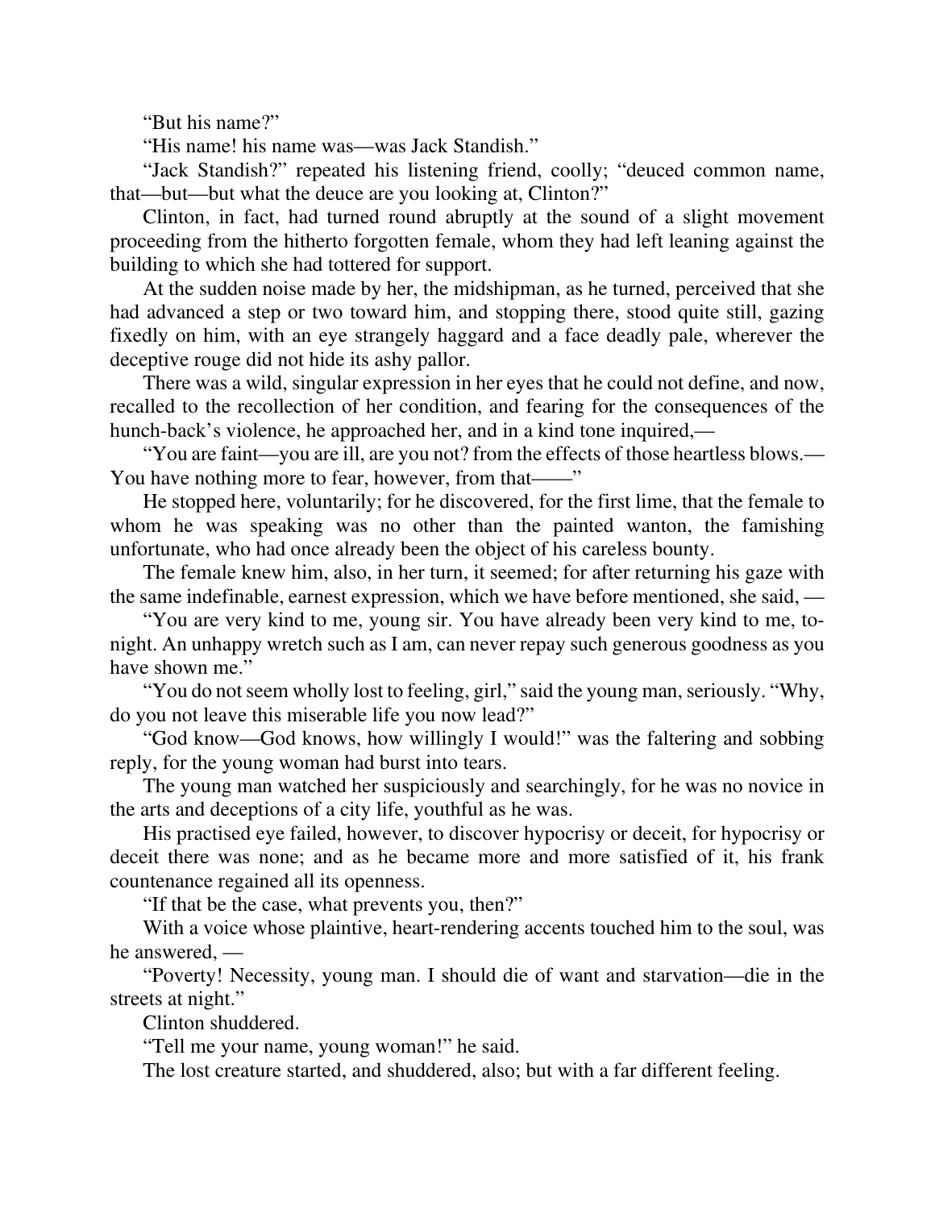"But his name?"

"His name! his name was—was Jack Standish."

"Jack Standish?" repeated his listening friend, coolly; "deuced common name, that—but—but what the deuce are you looking at, Clinton?"

Clinton, in fact, had turned round abruptly at the sound of a slight movement proceeding from the hitherto forgotten female, whom they had left leaning against the building to which she had tottered for support.

At the sudden noise made by her, the midshipman, as he turned, perceived that she had advanced a step or two toward him, and stopping there, stood quite still, gazing fixedly on him, with an eye strangely haggard and a face deadly pale, wherever the deceptive rouge did not hide its ashy pallor.

There was a wild, singular expression in her eyes that he could not define, and now, recalled to the recollection of her condition, and fearing for the consequences of the hunch-back's violence, he approached her, and in a kind tone inquired,—

"You are faint—you are ill, are you not? from the effects of those heartless blows.—You have nothing more to fear, however, from that——"

He stopped here, voluntarily; for he discovered, for the first lime, that the female to whom he was speaking was no other than the painted wanton, the famishing unfortunate, who had once already been the object of his careless bounty.

The female knew him, also, in her turn, it seemed; for after returning his gaze with the same indefinable, earnest expression, which we have before mentioned, she said, —

"You are very kind to me, young sir. You have already been very kind to me, to-night. An unhappy wretch such as I am, can never repay such generous goodness as you have shown me."

"You do not seem wholly lost to feeling, girl," said the young man, seriously. "Why, do you not leave this miserable life you now lead?"

"God know—God knows, how willingly I would!" was the faltering and sobbing reply, for the young woman had burst into tears.

The young man watched her suspiciously and searchingly, for he was no novice in the arts and deceptions of a city life, youthful as he was.

His practised eye failed, however, to discover hypocrisy or deceit, for hypocrisy or deceit there was none; and as he became more and more satisfied of it, his frank countenance regained all its openness.

"If that be the case, what prevents you, then?"

With a voice whose plaintive, heart-rendering accents touched him to the soul, was he answered, —

"Poverty! Necessity, young man. I should die of want and starvation—die in the streets at night."

Clinton shuddered.

"Tell me your name, young woman!" he said.

The lost creature started, and shuddered, also; but with a far different feeling.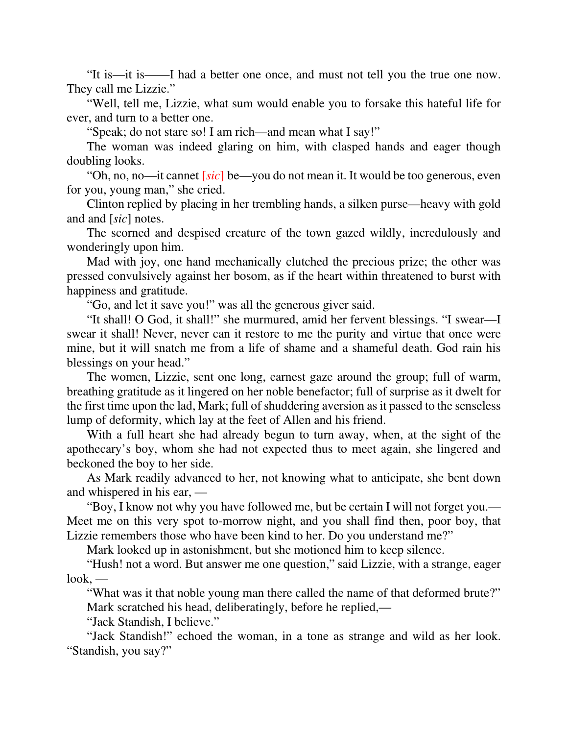"It is—it is——I had a better one once, and must not tell you the true one now. They call me Lizzie."

"Well, tell me, Lizzie, what sum would enable you to forsake this hateful life for ever, and turn to a better one.

"Speak; do not stare so! I am rich—and mean what I say!"

The woman was indeed glaring on him, with clasped hands and eager though doubling looks.

"Oh, no, no—it cannet [*sic*] be—you do not mean it. It would be too generous, even for you, young man," she cried.

Clinton replied by placing in her trembling hands, a silken purse—heavy with gold and and [*sic*] notes.

The scorned and despised creature of the town gazed wildly, incredulously and wonderingly upon him.

Mad with joy, one hand mechanically clutched the precious prize; the other was pressed convulsively against her bosom, as if the heart within threatened to burst with happiness and gratitude.

"Go, and let it save you!" was all the generous giver said.

"It shall! O God, it shall!" she murmured, amid her fervent blessings. "I swear—I swear it shall! Never, never can it restore to me the purity and virtue that once were mine, but it will snatch me from a life of shame and a shameful death. God rain his blessings on your head."

The women, Lizzie, sent one long, earnest gaze around the group; full of warm, breathing gratitude as it lingered on her noble benefactor; full of surprise as it dwelt for the first time upon the lad, Mark; full of shuddering aversion as it passed to the senseless lump of deformity, which lay at the feet of Allen and his friend.

With a full heart she had already begun to turn away, when, at the sight of the apothecary's boy, whom she had not expected thus to meet again, she lingered and beckoned the boy to her side.

As Mark readily advanced to her, not knowing what to anticipate, she bent down and whispered in his ear, —

"Boy, I know not why you have followed me, but be certain I will not forget you.—Meet me on this very spot to-morrow night, and you shall find then, poor boy, that Lizzie remembers those who have been kind to her. Do you understand me?"

Mark looked up in astonishment, but she motioned him to keep silence.

"Hush! not a word. But answer me one question," said Lizzie, with a strange, eager look, —

"What was it that noble young man there called the name of that deformed brute?"

Mark scratched his head, deliberatingly, before he replied,—

"Jack Standish, I believe."

"Jack Standish!" echoed the woman, in a tone as strange and wild as her look. "Standish, you say?"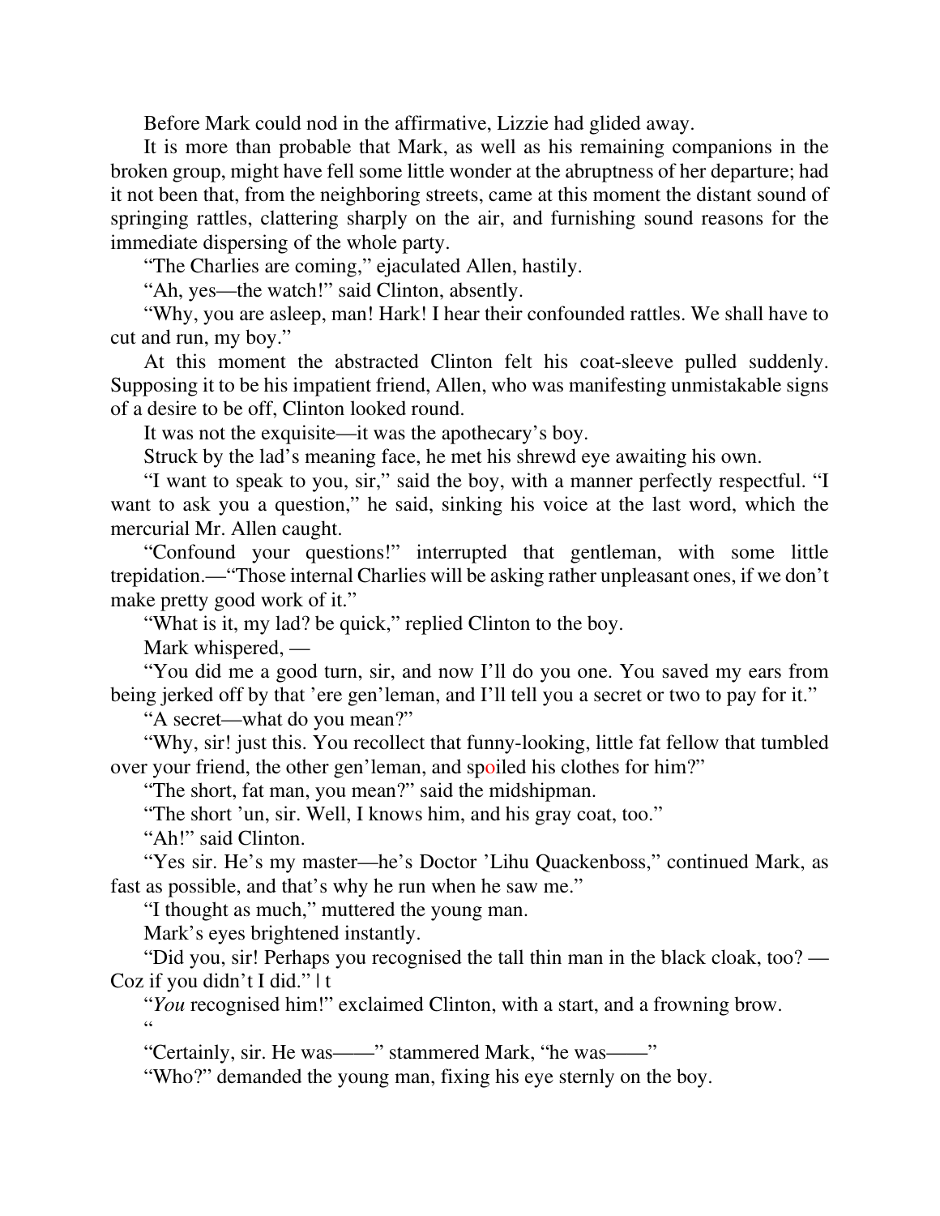Before Mark could nod in the affirmative, Lizzie had glided away.

It is more than probable that Mark, as well as his remaining companions in the broken group, might have fell some little wonder at the abruptness of her departure; had it not been that, from the neighboring streets, came at this moment the distant sound of springing rattles, clattering sharply on the air, and furnishing sound reasons for the immediate dispersing of the whole party.

"The Charlies are coming," ejaculated Allen, hastily.

"Ah, yes—the watch!" said Clinton, absently.

"Why, you are asleep, man! Hark! I hear their confounded rattles. We shall have to cut and run, my boy."

At this moment the abstracted Clinton felt his coat-sleeve pulled suddenly. Supposing it to be his impatient friend, Allen, who was manifesting unmistakable signs of a desire to be off, Clinton looked round.

It was not the exquisite—it was the apothecary's boy.

Struck by the lad's meaning face, he met his shrewd eye awaiting his own.

"I want to speak to you, sir," said the boy, with a manner perfectly respectful. "I want to ask you a question," he said, sinking his voice at the last word, which the mercurial Mr. Allen caught.

"Confound your questions!" interrupted that gentleman, with some little trepidation.—"Those internal Charlies will be asking rather unpleasant ones, if we don't make pretty good work of it."

"What is it, my lad? be quick," replied Clinton to the boy.

Mark whispered, —

"You did me a good turn, sir, and now I'll do you one. You saved my ears from being jerked off by that 'ere gen'leman, and I'll tell you a secret or two to pay for it."

"A secret—what do you mean?"

"Why, sir! just this. You recollect that funny-looking, little fat fellow that tumbled over your friend, the other gen'leman, and spoiled his clothes for him?"

"The short, fat man, you mean?" said the midshipman.

"The short 'un, sir. Well, I knows him, and his gray coat, too."

"Ah!" said Clinton.

"Yes sir. He's my master—he's Doctor 'Lihu Quackenboss," continued Mark, as fast as possible, and that's why he run when he saw me."

"I thought as much," muttered the young man.

Mark's eyes brightened instantly.

"Did you, sir! Perhaps you recognised the tall thin man in the black cloak, too? —Coz if you didn't I did." | t

"*You* recognised him!" exclaimed Clinton, with a start, and a frowning brow.

"

"Certainly, sir. He was——" stammered Mark, "he was——"

"Who?" demanded the young man, fixing his eye sternly on the boy.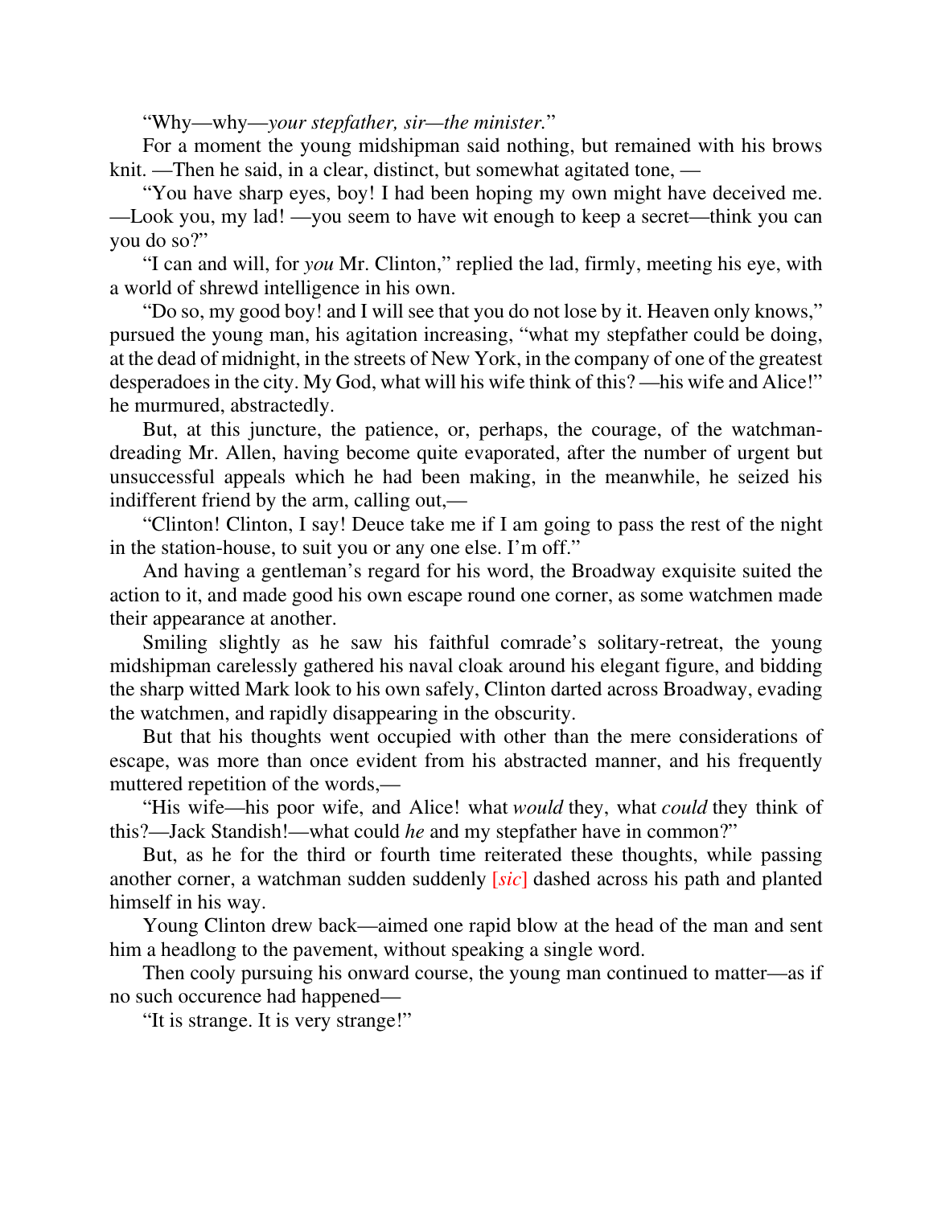"Why—why—*your stepfather, sir—the minister.*"

For a moment the young midshipman said nothing, but remained with his brows knit. —Then he said, in a clear, distinct, but somewhat agitated tone, —

"You have sharp eyes, boy! I had been hoping my own might have deceived me. —Look you, my lad! —you seem to have wit enough to keep a secret—think you can you do so?"

"I can and will, for *you* Mr. Clinton," replied the lad, firmly, meeting his eye, with a world of shrewd intelligence in his own.

"Do so, my good boy! and I will see that you do not lose by it. Heaven only knows," pursued the young man, his agitation increasing, "what my stepfather could be doing, at the dead of midnight, in the streets of New York, in the company of one of the greatest desperadoes in the city. My God, what will his wife think of this? —his wife and Alice!" he murmured, abstractedly.

But, at this juncture, the patience, or, perhaps, the courage, of the watchman-dreading Mr. Allen, having become quite evaporated, after the number of urgent but unsuccessful appeals which he had been making, in the meanwhile, he seized his indifferent friend by the arm, calling out,—

"Clinton! Clinton, I say! Deuce take me if I am going to pass the rest of the night in the station-house, to suit you or any one else. I'm off."

And having a gentleman's regard for his word, the Broadway exquisite suited the action to it, and made good his own escape round one corner, as some watchmen made their appearance at another.

Smiling slightly as he saw his faithful comrade's solitary-retreat, the young midshipman carelessly gathered his naval cloak around his elegant figure, and bidding the sharp witted Mark look to his own safely, Clinton darted across Broadway, evading the watchmen, and rapidly disappearing in the obscurity.

But that his thoughts went occupied with other than the mere considerations of escape, was more than once evident from his abstracted manner, and his frequently muttered repetition of the words,—

"His wife—his poor wife, and Alice! what *would* they, what *could* they think of this?—Jack Standish!—what could *he* and my stepfather have in common?"

But, as he for the third or fourth time reiterated these thoughts, while passing another corner, a watchman sudden suddenly [*sic*] dashed across his path and planted himself in his way.

Young Clinton drew back—aimed one rapid blow at the head of the man and sent him a headlong to the pavement, without speaking a single word.

Then cooly pursuing his onward course, the young man continued to matter—as if no such occurence had happened—

"It is strange. It is very strange!"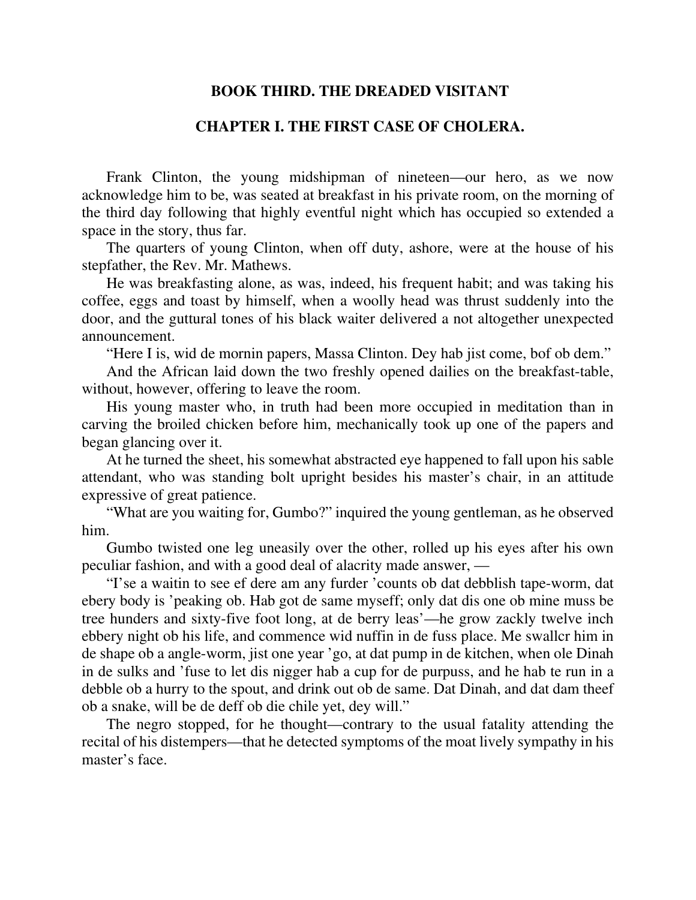## BOOK THIRD. THE DREADED VISITANT

### CHAPTER I. THE FIRST CASE OF CHOLERA.

Frank Clinton, the young midshipman of nineteen—our hero, as we now acknowledge him to be, was seated at breakfast in his private room, on the morning of the third day following that highly eventful night which has occupied so extended a space in the story, thus far.

The quarters of young Clinton, when off duty, ashore, were at the house of his stepfather, the Rev. Mr. Mathews.

He was breakfasting alone, as was, indeed, his frequent habit; and was taking his coffee, eggs and toast by himself, when a woolly head was thrust suddenly into the door, and the guttural tones of his black waiter delivered a not altogether unexpected announcement.

"Here I is, wid de mornin papers, Massa Clinton. Dey hab jist come, bof ob dem."

And the African laid down the two freshly opened dailies on the breakfast-table, without, however, offering to leave the room.

His young master who, in truth had been more occupied in meditation than in carving the broiled chicken before him, mechanically took up one of the papers and began glancing over it.

At he turned the sheet, his somewhat abstracted eye happened to fall upon his sable attendant, who was standing bolt upright besides his master's chair, in an attitude expressive of great patience.

"What are you waiting for, Gumbo?" inquired the young gentleman, as he observed him.

Gumbo twisted one leg uneasily over the other, rolled up his eyes after his own peculiar fashion, and with a good deal of alacrity made answer, —

"I'se a waitin to see ef dere am any furder 'counts ob dat debblish tape-worm, dat ebery body is 'peaking ob. Hab got de same myseff; only dat dis one ob mine muss be tree hunders and sixty-five foot long, at de berry leas'—he grow zackly twelve inch ebbery night ob his life, and commence wid nuffin in de fuss place. Me swallcr him in de shape ob a angle-worm, jist one year 'go, at dat pump in de kitchen, when ole Dinah in de sulks and 'fuse to let dis nigger hab a cup for de purpuss, and he hab te run in a debble ob a hurry to the spout, and drink out ob de same. Dat Dinah, and dat dam theef ob a snake, will be de deff ob die chile yet, dey will."

The negro stopped, for he thought—contrary to the usual fatality attending the recital of his distempers—that he detected symptoms of the moat lively sympathy in his master's face.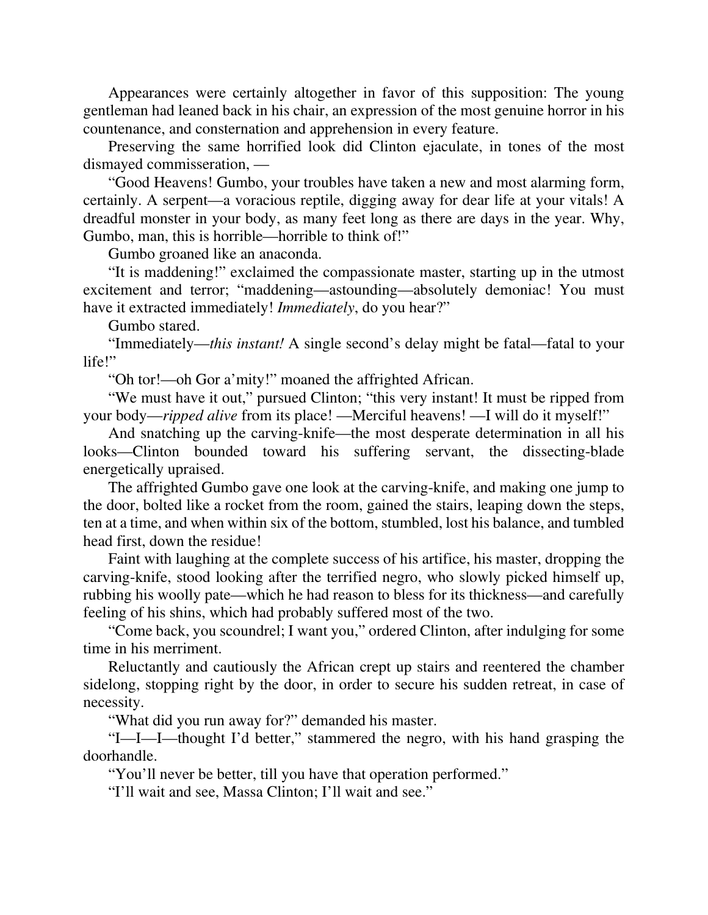Appearances were certainly altogether in favor of this supposition: The young gentleman had leaned back in his chair, an expression of the most genuine horror in his countenance, and consternation and apprehension in every feature.

Preserving the same horrified look did Clinton ejaculate, in tones of the most dismayed commisseration, —

"Good Heavens! Gumbo, your troubles have taken a new and most alarming form, certainly. A serpent—a voracious reptile, digging away for dear life at your vitals! A dreadful monster in your body, as many feet long as there are days in the year. Why, Gumbo, man, this is horrible—horrible to think of!"

Gumbo groaned like an anaconda.

"It is maddening!" exclaimed the compassionate master, starting up in the utmost excitement and terror; "maddening—astounding—absolutely demoniac! You must have it extracted immediately! *Immediately*, do you hear?"

Gumbo stared.

"Immediately—*this instant!* A single second's delay might be fatal—fatal to your life!"

"Oh tor!—oh Gor a'mity!" moaned the affrighted African.

"We must have it out," pursued Clinton; "this very instant! It must be ripped from your body—*ripped alive* from its place! —Merciful heavens! —I will do it myself!"

And snatching up the carving-knife—the most desperate determination in all his looks—Clinton bounded toward his suffering servant, the dissecting-blade energetically upraised.

The affrighted Gumbo gave one look at the carving-knife, and making one jump to the door, bolted like a rocket from the room, gained the stairs, leaping down the steps, ten at a time, and when within six of the bottom, stumbled, lost his balance, and tumbled head first, down the residue!

Faint with laughing at the complete success of his artifice, his master, dropping the carving-knife, stood looking after the terrified negro, who slowly picked himself up, rubbing his woolly pate—which he had reason to bless for its thickness—and carefully feeling of his shins, which had probably suffered most of the two.

"Come back, you scoundrel; I want you," ordered Clinton, after indulging for some time in his merriment.

Reluctantly and cautiously the African crept up stairs and reentered the chamber sidelong, stopping right by the door, in order to secure his sudden retreat, in case of necessity.

"What did you run away for?" demanded his master.

"I—I—I—thought I'd better," stammered the negro, with his hand grasping the doorhandle.

"You'll never be better, till you have that operation performed."

"I'll wait and see, Massa Clinton; I'll wait and see."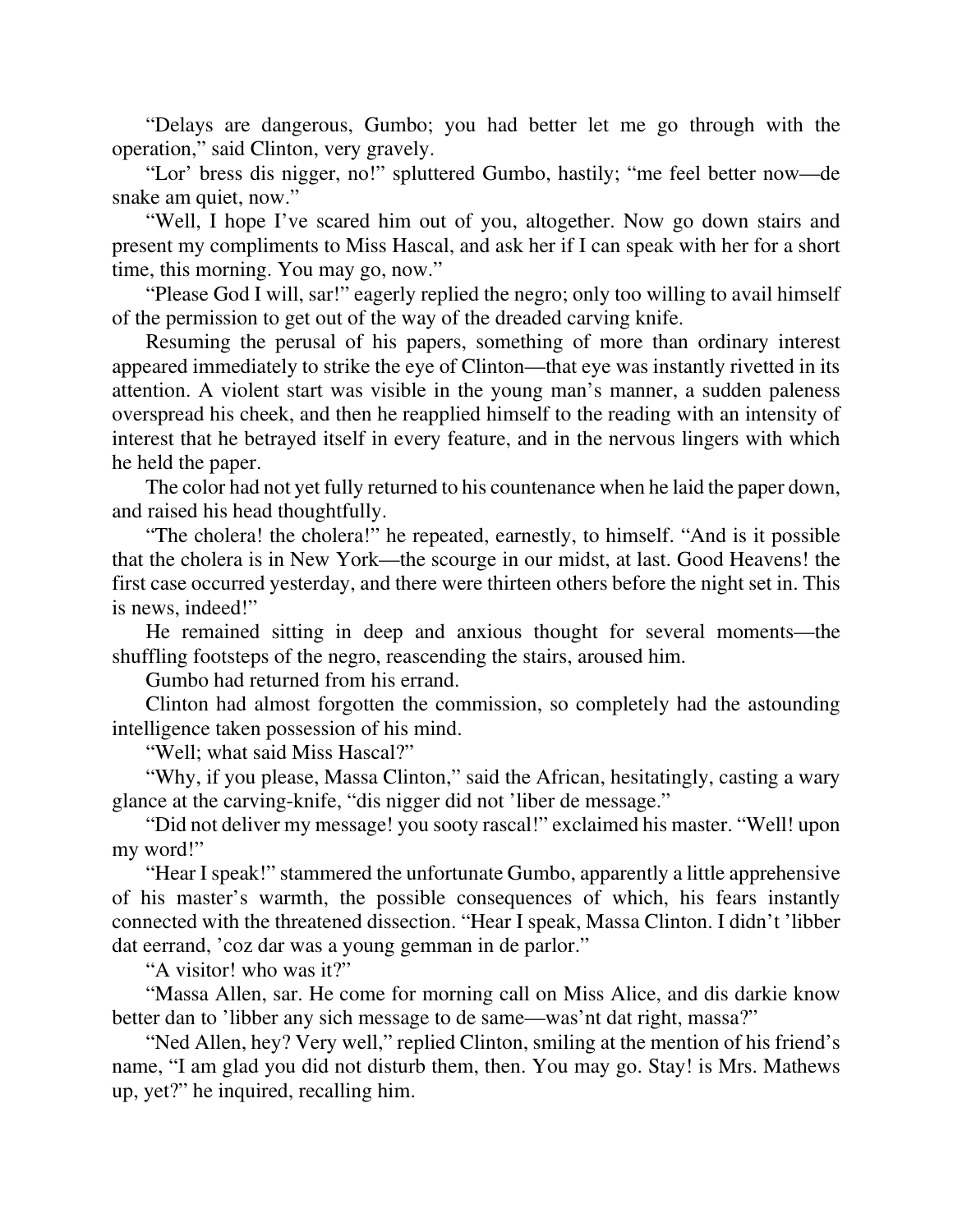"Delays are dangerous, Gumbo; you had better let me go through with the operation," said Clinton, very gravely.

"Lor' bress dis nigger, no!" spluttered Gumbo, hastily; "me feel better now—de snake am quiet, now."

"Well, I hope I've scared him out of you, altogether. Now go down stairs and present my compliments to Miss Hascal, and ask her if I can speak with her for a short time, this morning. You may go, now."

"Please God I will, sar!" eagerly replied the negro; only too willing to avail himself of the permission to get out of the way of the dreaded carving knife.

Resuming the perusal of his papers, something of more than ordinary interest appeared immediately to strike the eye of Clinton—that eye was instantly rivetted in its attention. A violent start was visible in the young man's manner, a sudden paleness overspread his cheek, and then he reapplied himself to the reading with an intensity of interest that he betrayed itself in every feature, and in the nervous lingers with which he held the paper.

The color had not yet fully returned to his countenance when he laid the paper down, and raised his head thoughtfully.

"The cholera! the cholera!" he repeated, earnestly, to himself. "And is it possible that the cholera is in New York—the scourge in our midst, at last. Good Heavens! the first case occurred yesterday, and there were thirteen others before the night set in. This is news, indeed!"

He remained sitting in deep and anxious thought for several moments—the shuffling footsteps of the negro, reascending the stairs, aroused him.

Gumbo had returned from his errand.

Clinton had almost forgotten the commission, so completely had the astounding intelligence taken possession of his mind.

"Well; what said Miss Hascal?"

"Why, if you please, Massa Clinton," said the African, hesitatingly, casting a wary glance at the carving-knife, "dis nigger did not 'liber de message."

"Did not deliver my message! you sooty rascal!" exclaimed his master. "Well! upon my word!"

"Hear I speak!" stammered the unfortunate Gumbo, apparently a little apprehensive of his master's warmth, the possible consequences of which, his fears instantly connected with the threatened dissection. "Hear I speak, Massa Clinton. I didn't 'libber dat eerrand, 'coz dar was a young gemman in de parlor."

"A visitor! who was it?"

"Massa Allen, sar. He come for morning call on Miss Alice, and dis darkie know better dan to 'libber any sich message to de same—was'nt dat right, massa?"

"Ned Allen, hey? Very well," replied Clinton, smiling at the mention of his friend's name, "I am glad you did not disturb them, then. You may go. Stay! is Mrs. Mathews up, yet?" he inquired, recalling him.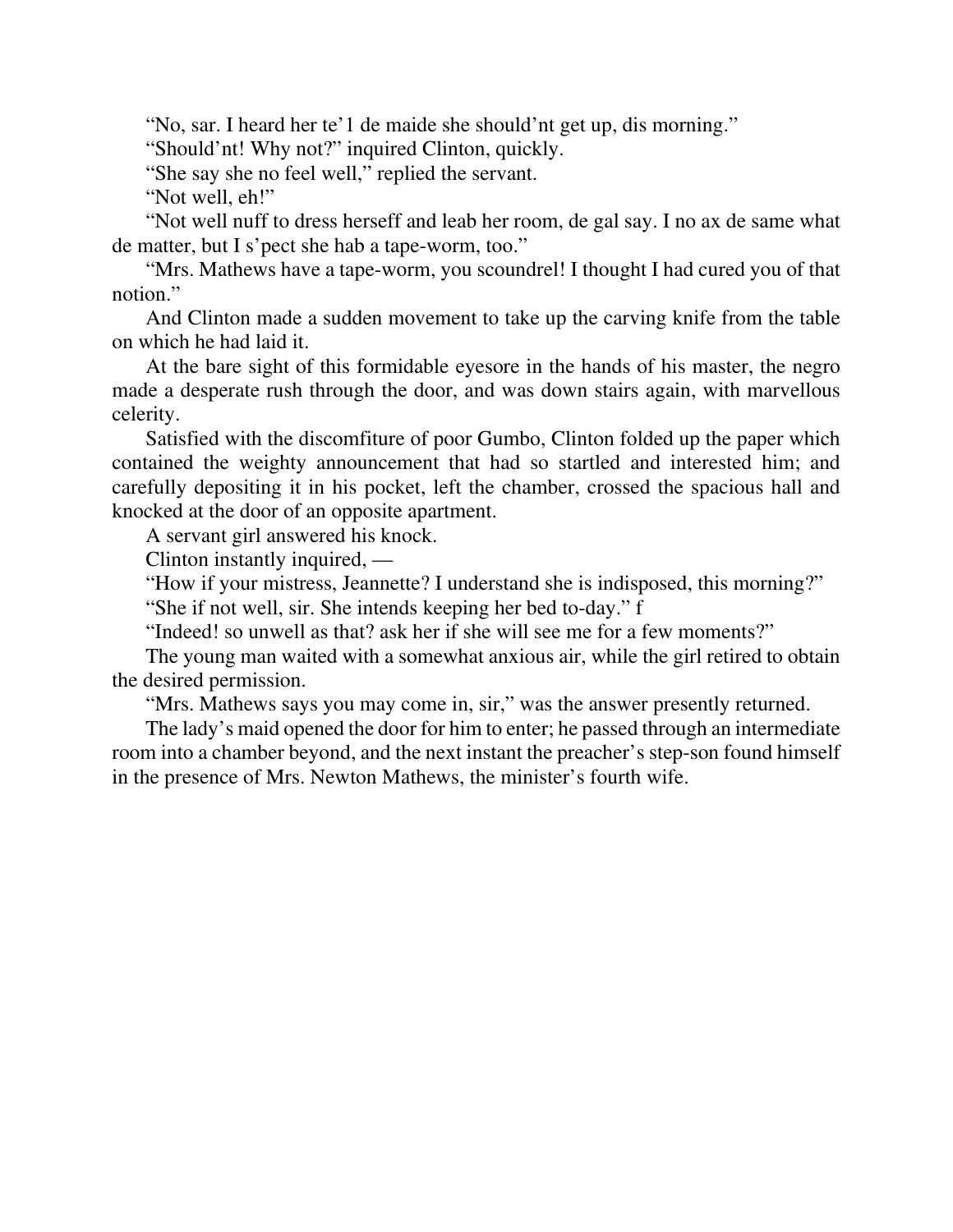"No, sar. I heard her te'1 de maide she should'nt get up, dis morning."

"Should'nt! Why not?" inquired Clinton, quickly.

"She say she no feel well," replied the servant.

"Not well, eh!"

"Not well nuff to dress herseff and leab her room, de gal say. I no ax de same what de matter, but I s'pect she hab a tape-worm, too."

"Mrs. Mathews have a tape-worm, you scoundrel! I thought I had cured you of that notion."

And Clinton made a sudden movement to take up the carving knife from the table on which he had laid it.

At the bare sight of this formidable eyesore in the hands of his master, the negro made a desperate rush through the door, and was down stairs again, with marvellous celerity.

Satisfied with the discomfiture of poor Gumbo, Clinton folded up the paper which contained the weighty announcement that had so startled and interested him; and carefully depositing it in his pocket, left the chamber, crossed the spacious hall and knocked at the door of an opposite apartment.

A servant girl answered his knock.

Clinton instantly inquired, —

"How if your mistress, Jeannette? I understand she is indisposed, this morning?"

"She if not well, sir. She intends keeping her bed to-day." f

"Indeed! so unwell as that? ask her if she will see me for a few moments?"

The young man waited with a somewhat anxious air, while the girl retired to obtain the desired permission.

"Mrs. Mathews says you may come in, sir," was the answer presently returned.

The lady's maid opened the door for him to enter; he passed through an intermediate room into a chamber beyond, and the next instant the preacher's step-son found himself in the presence of Mrs. Newton Mathews, the minister's fourth wife.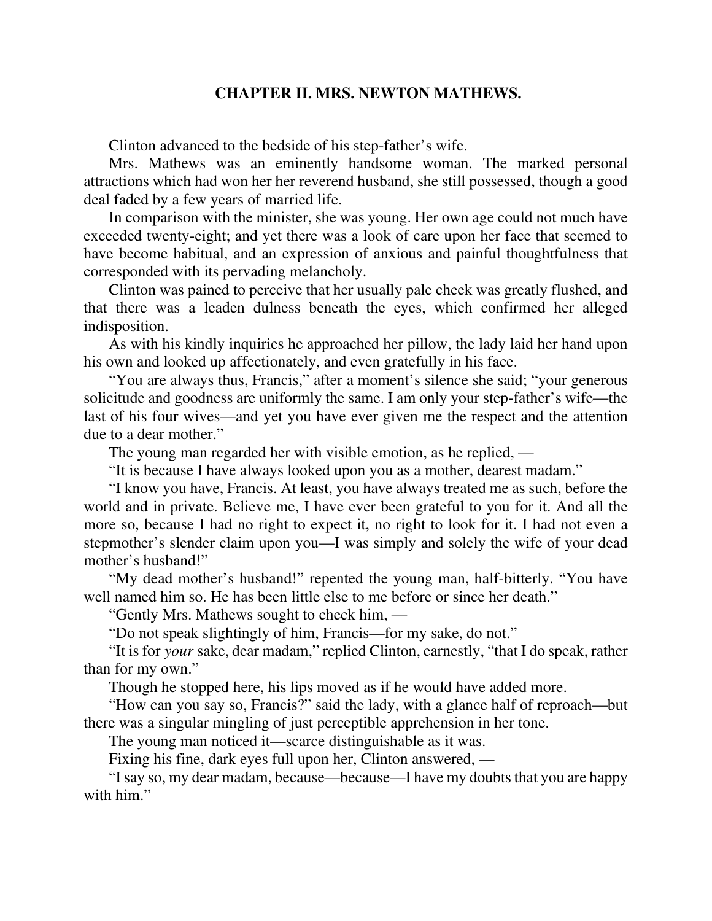## CHAPTER II. MRS. NEWTON MATHEWS.

Clinton advanced to the bedside of his step-father's wife.

Mrs. Mathews was an eminently handsome woman. The marked personal attractions which had won her her reverend husband, she still possessed, though a good deal faded by a few years of married life.

In comparison with the minister, she was young. Her own age could not much have exceeded twenty-eight; and yet there was a look of care upon her face that seemed to have become habitual, and an expression of anxious and painful thoughtfulness that corresponded with its pervading melancholy.

Clinton was pained to perceive that her usually pale cheek was greatly flushed, and that there was a leaden dulness beneath the eyes, which confirmed her alleged indisposition.

As with his kindly inquiries he approached her pillow, the lady laid her hand upon his own and looked up affectionately, and even gratefully in his face.

"You are always thus, Francis," after a moment's silence she said; "your generous solicitude and goodness are uniformly the same. I am only your step-father's wife—the last of his four wives—and yet you have ever given me the respect and the attention due to a dear mother."

The young man regarded her with visible emotion, as he replied, —

"It is because I have always looked upon you as a mother, dearest madam."

"I know you have, Francis. At least, you have always treated me as such, before the world and in private. Believe me, I have ever been grateful to you for it. And all the more so, because I had no right to expect it, no right to look for it. I had not even a stepmother's slender claim upon you—I was simply and solely the wife of your dead mother's husband!"

"My dead mother's husband!" repented the young man, half-bitterly. "You have well named him so. He has been little else to me before or since her death."

"Gently Mrs. Mathews sought to check him, —

"Do not speak slightingly of him, Francis—for my sake, do not."

"It is for *your* sake, dear madam," replied Clinton, earnestly, "that I do speak, rather than for my own."

Though he stopped here, his lips moved as if he would have added more.

"How can you say so, Francis?" said the lady, with a glance half of reproach—but there was a singular mingling of just perceptible apprehension in her tone.

The young man noticed it—scarce distinguishable as it was.

Fixing his fine, dark eyes full upon her, Clinton answered, —

"I say so, my dear madam, because—because—I have my doubts that you are happy with him."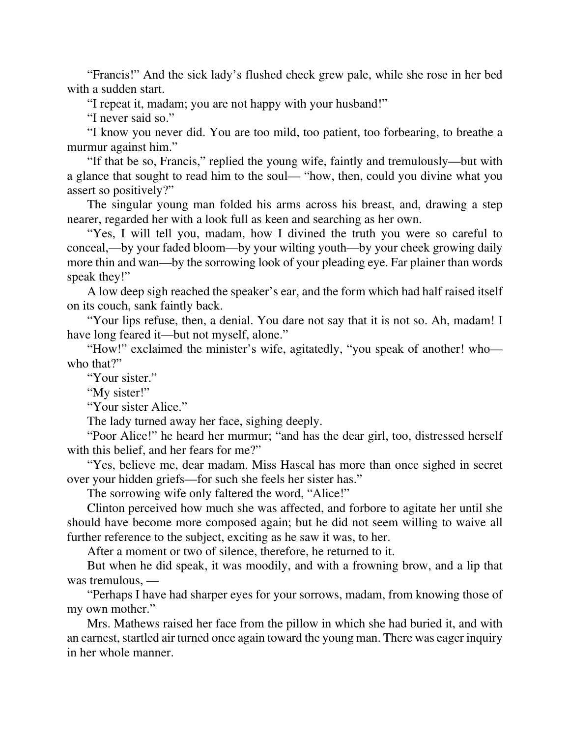"Francis!" And the sick lady's flushed check grew pale, while she rose in her bed with a sudden start.

"I repeat it, madam; you are not happy with your husband!"

"I never said so."

"I know you never did. You are too mild, too patient, too forbearing, to breathe a murmur against him."

"If that be so, Francis," replied the young wife, faintly and tremulously—but with a glance that sought to read him to the soul— "how, then, could you divine what you assert so positively?"

The singular young man folded his arms across his breast, and, drawing a step nearer, regarded her with a look full as keen and searching as her own.

"Yes, I will tell you, madam, how I divined the truth you were so careful to conceal,—by your faded bloom—by your wilting youth—by your cheek growing daily more thin and wan—by the sorrowing look of your pleading eye. Far plainer than words speak they!"

A low deep sigh reached the speaker's ear, and the form which had half raised itself on its couch, sank faintly back.

"Your lips refuse, then, a denial. You dare not say that it is not so. Ah, madam! I have long feared it—but not myself, alone."

"How!" exclaimed the minister's wife, agitatedly, "you speak of another! who—who that?"

"Your sister."

"My sister!"

"Your sister Alice."

The lady turned away her face, sighing deeply.

"Poor Alice!" he heard her murmur; "and has the dear girl, too, distressed herself with this belief, and her fears for me?"

"Yes, believe me, dear madam. Miss Hascal has more than once sighed in secret over your hidden griefs—for such she feels her sister has."

The sorrowing wife only faltered the word, "Alice!"

Clinton perceived how much she was affected, and forbore to agitate her until she should have become more composed again; but he did not seem willing to waive all further reference to the subject, exciting as he saw it was, to her.

After a moment or two of silence, therefore, he returned to it.

But when he did speak, it was moodily, and with a frowning brow, and a lip that was tremulous, —

"Perhaps I have had sharper eyes for your sorrows, madam, from knowing those of my own mother."

Mrs. Mathews raised her face from the pillow in which she had buried it, and with an earnest, startled air turned once again toward the young man. There was eager inquiry in her whole manner.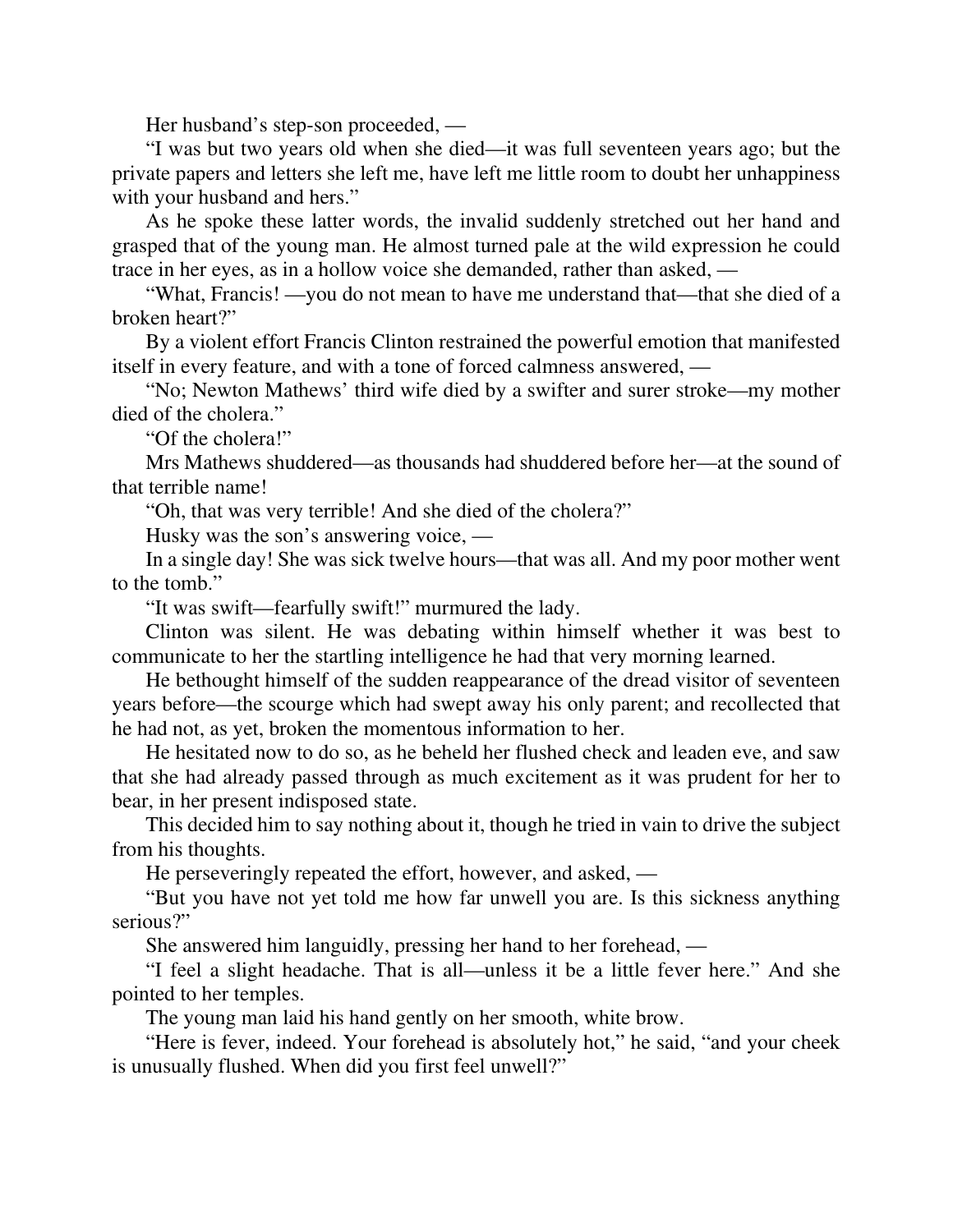Her husband's step-son proceeded, —

"I was but two years old when she died—it was full seventeen years ago; but the private papers and letters she left me, have left me little room to doubt her unhappiness with your husband and hers."

As he spoke these latter words, the invalid suddenly stretched out her hand and grasped that of the young man. He almost turned pale at the wild expression he could trace in her eyes, as in a hollow voice she demanded, rather than asked, —

"What, Francis! —you do not mean to have me understand that—that she died of a broken heart?"

By a violent effort Francis Clinton restrained the powerful emotion that manifested itself in every feature, and with a tone of forced calmness answered, —

"No; Newton Mathews' third wife died by a swifter and surer stroke—my mother died of the cholera."

"Of the cholera!"

Mrs Mathews shuddered—as thousands had shuddered before her—at the sound of that terrible name!

"Oh, that was very terrible! And she died of the cholera?"

Husky was the son's answering voice, —

In a single day! She was sick twelve hours—that was all. And my poor mother went to the tomb."

"It was swift—fearfully swift!" murmured the lady.

Clinton was silent. He was debating within himself whether it was best to communicate to her the startling intelligence he had that very morning learned.

He bethought himself of the sudden reappearance of the dread visitor of seventeen years before—the scourge which had swept away his only parent; and recollected that he had not, as yet, broken the momentous information to her.

He hesitated now to do so, as he beheld her flushed check and leaden eve, and saw that she had already passed through as much excitement as it was prudent for her to bear, in her present indisposed state.

This decided him to say nothing about it, though he tried in vain to drive the subject from his thoughts.

He perseveringly repeated the effort, however, and asked, —

"But you have not yet told me how far unwell you are. Is this sickness anything serious?"

She answered him languidly, pressing her hand to her forehead, —

"I feel a slight headache. That is all—unless it be a little fever here." And she pointed to her temples.

The young man laid his hand gently on her smooth, white brow.

"Here is fever, indeed. Your forehead is absolutely hot," he said, "and your cheek is unusually flushed. When did you first feel unwell?"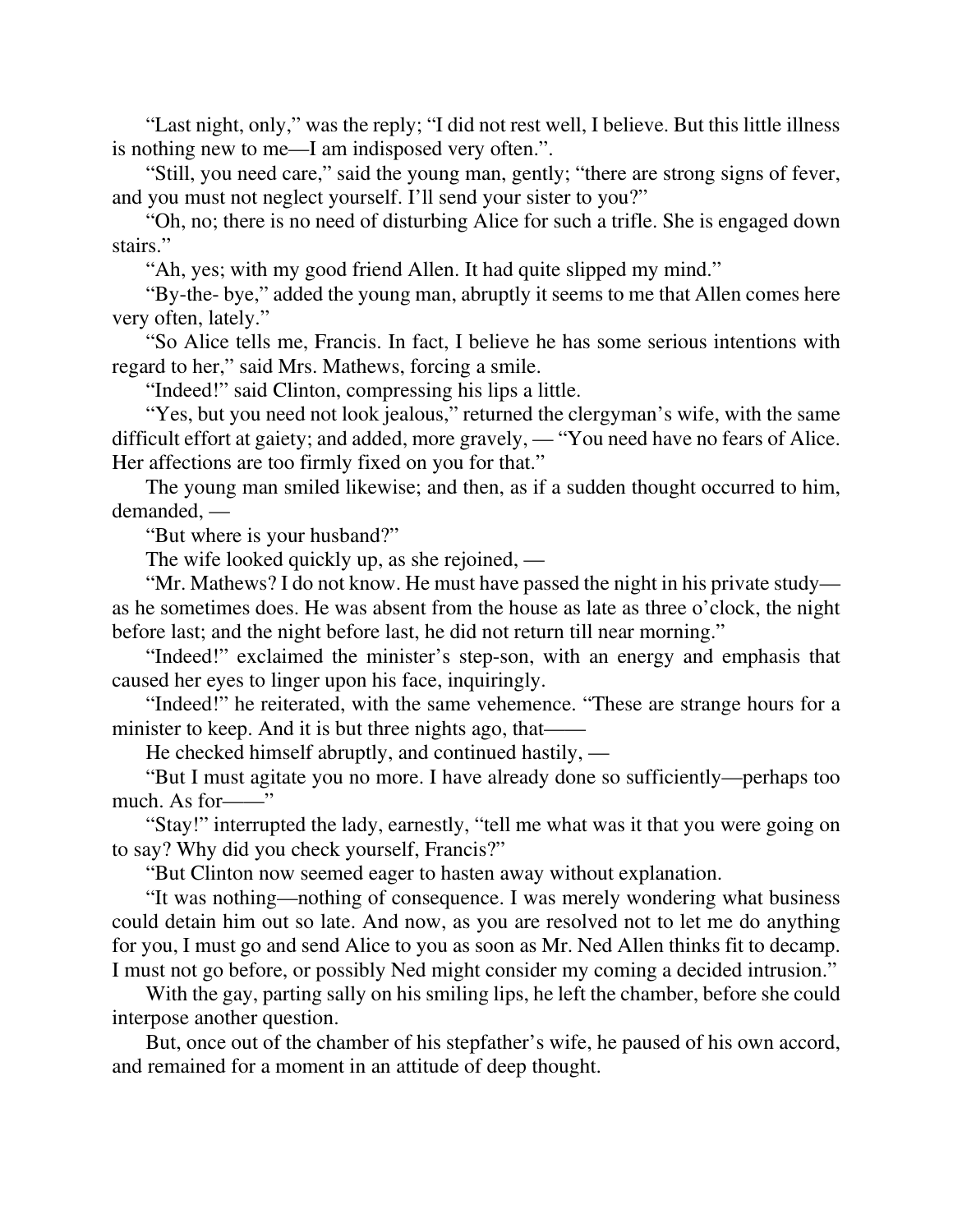"Last night, only," was the reply; "I did not rest well, I believe. But this little illness is nothing new to me—I am indisposed very often.".

"Still, you need care," said the young man, gently; "there are strong signs of fever, and you must not neglect yourself. I'll send your sister to you?"

"Oh, no; there is no need of disturbing Alice for such a trifle. She is engaged down stairs."

"Ah, yes; with my good friend Allen. It had quite slipped my mind."

"By-the- bye," added the young man, abruptly it seems to me that Allen comes here very often, lately."

"So Alice tells me, Francis. In fact, I believe he has some serious intentions with regard to her," said Mrs. Mathews, forcing a smile.

"Indeed!" said Clinton, compressing his lips a little.

"Yes, but you need not look jealous," returned the clergyman's wife, with the same difficult effort at gaiety; and added, more gravely, — "You need have no fears of Alice. Her affections are too firmly fixed on you for that."

The young man smiled likewise; and then, as if a sudden thought occurred to him, demanded, —

"But where is your husband?"

The wife looked quickly up, as she rejoined, —

"Mr. Mathews? I do not know. He must have passed the night in his private study—as he sometimes does. He was absent from the house as late as three o'clock, the night before last; and the night before last, he did not return till near morning."

"Indeed!" exclaimed the minister's step-son, with an energy and emphasis that caused her eyes to linger upon his face, inquiringly.

"Indeed!" he reiterated, with the same vehemence. "These are strange hours for a minister to keep. And it is but three nights ago, that——

He checked himself abruptly, and continued hastily, —

"But I must agitate you no more. I have already done so sufficiently—perhaps too much. As for——"

"Stay!" interrupted the lady, earnestly, "tell me what was it that you were going on to say? Why did you check yourself, Francis?"

"But Clinton now seemed eager to hasten away without explanation.

"It was nothing—nothing of consequence. I was merely wondering what business could detain him out so late. And now, as you are resolved not to let me do anything for you, I must go and send Alice to you as soon as Mr. Ned Allen thinks fit to decamp. I must not go before, or possibly Ned might consider my coming a decided intrusion."

With the gay, parting sally on his smiling lips, he left the chamber, before she could interpose another question.

But, once out of the chamber of his stepfather's wife, he paused of his own accord, and remained for a moment in an attitude of deep thought.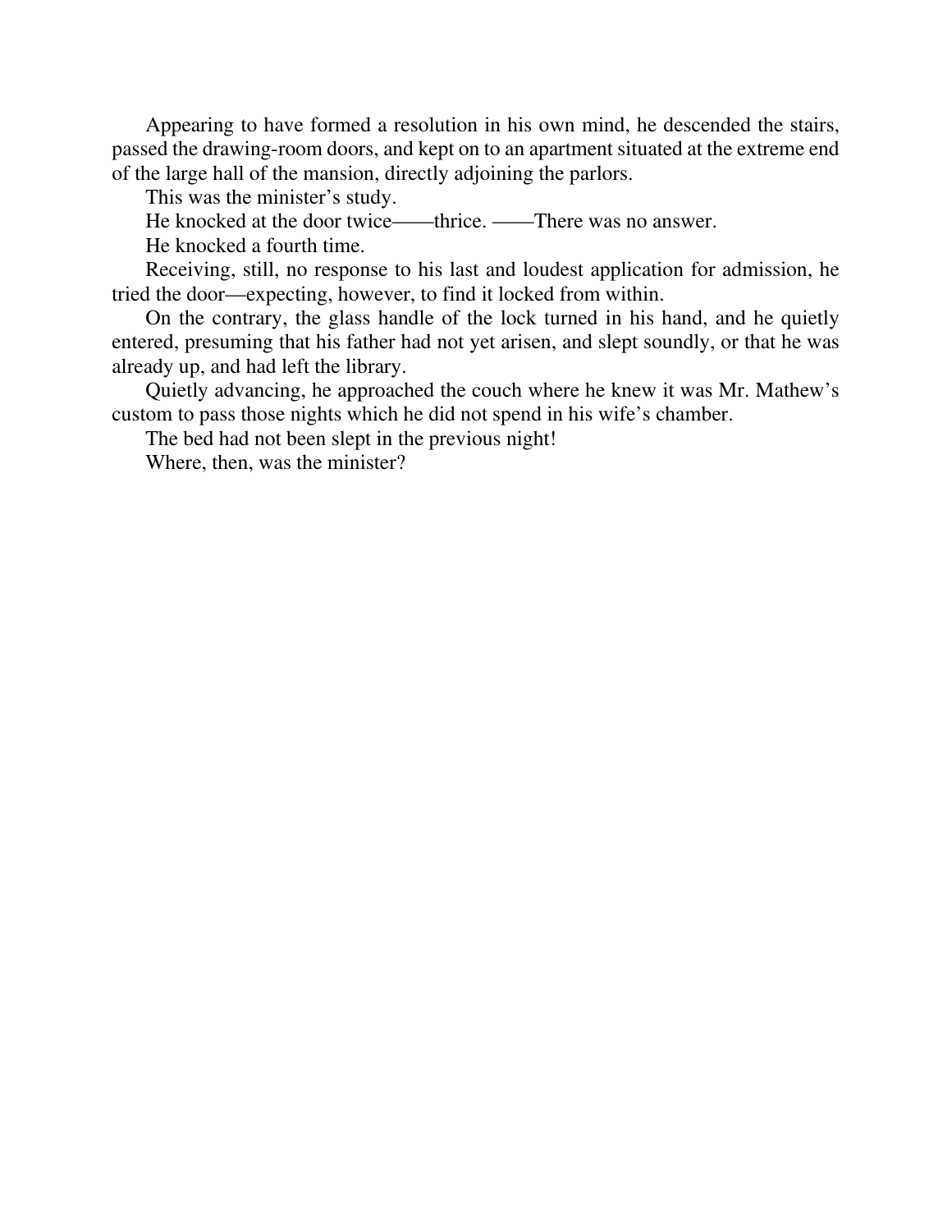Appearing to have formed a resolution in his own mind, he descended the stairs, passed the drawing-room doors, and kept on to an apartment situated at the extreme end of the large hall of the mansion, directly adjoining the parlors.

This was the minister's study.

He knocked at the door twice——thrice. ——There was no answer.

He knocked a fourth time.

Receiving, still, no response to his last and loudest application for admission, he tried the door—expecting, however, to find it locked from within.

On the contrary, the glass handle of the lock turned in his hand, and he quietly entered, presuming that his father had not yet arisen, and slept soundly, or that he was already up, and had left the library.

Quietly advancing, he approached the couch where he knew it was Mr. Mathew's custom to pass those nights which he did not spend in his wife's chamber.

The bed had not been slept in the previous night!

Where, then, was the minister?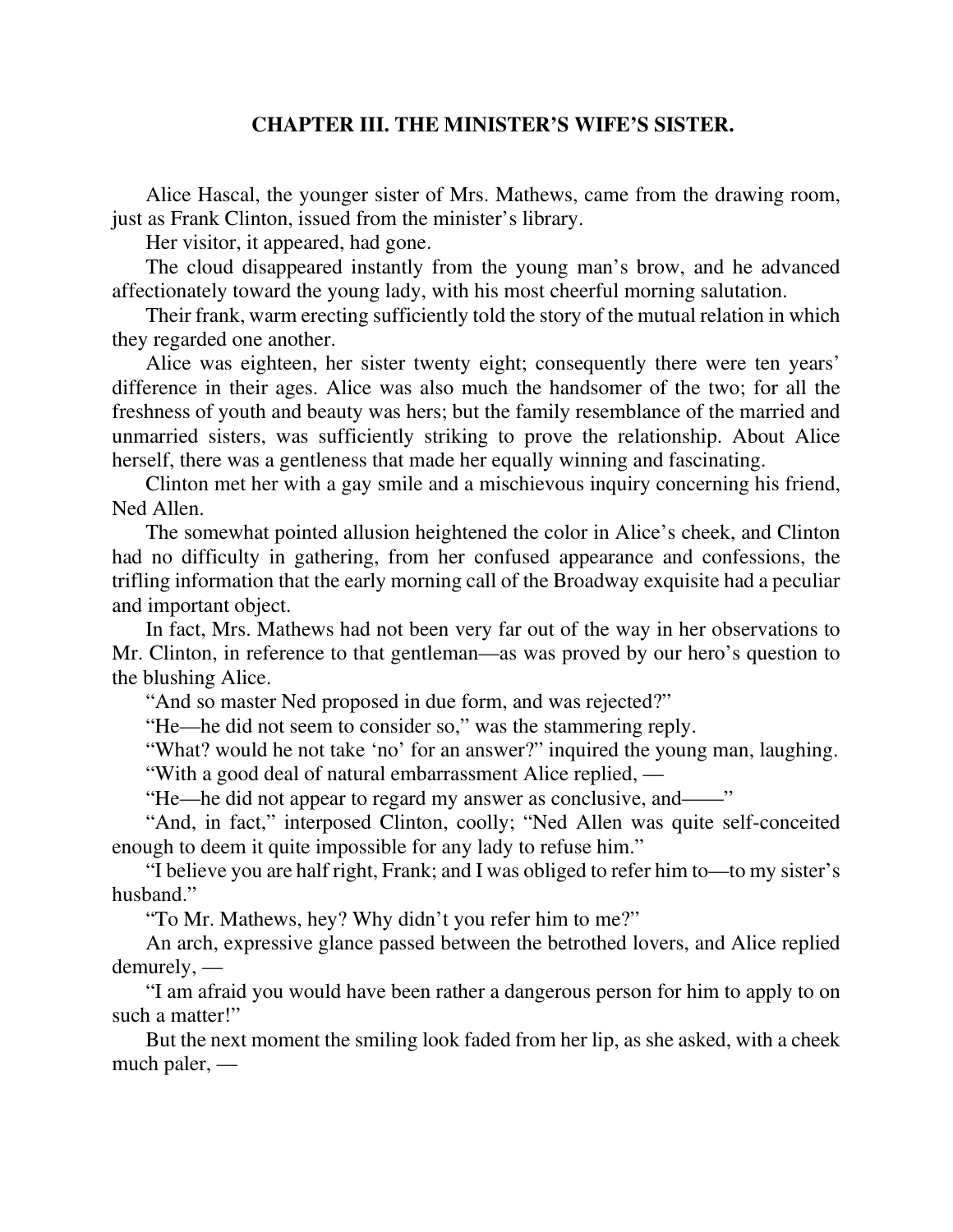## CHAPTER III. THE MINISTER'S WIFE'S SISTER.

Alice Hascal, the younger sister of Mrs. Mathews, came from the drawing room, just as Frank Clinton, issued from the minister's library.

Her visitor, it appeared, had gone.

The cloud disappeared instantly from the young man's brow, and he advanced affectionately toward the young lady, with his most cheerful morning salutation.

Their frank, warm erecting sufficiently told the story of the mutual relation in which they regarded one another.

Alice was eighteen, her sister twenty eight; consequently there were ten years' difference in their ages. Alice was also much the handsomer of the two; for all the freshness of youth and beauty was hers; but the family resemblance of the married and unmarried sisters, was sufficiently striking to prove the relationship. About Alice herself, there was a gentleness that made her equally winning and fascinating.

Clinton met her with a gay smile and a mischievous inquiry concerning his friend, Ned Allen.

The somewhat pointed allusion heightened the color in Alice's cheek, and Clinton had no difficulty in gathering, from her confused appearance and confessions, the trifling information that the early morning call of the Broadway exquisite had a peculiar and important object.

In fact, Mrs. Mathews had not been very far out of the way in her observations to Mr. Clinton, in reference to that gentleman—as was proved by our hero's question to the blushing Alice.

"And so master Ned proposed in due form, and was rejected?"

"He—he did not seem to consider so," was the stammering reply.

"What? would he not take 'no' for an answer?" inquired the young man, laughing.

"With a good deal of natural embarrassment Alice replied, —

"He—he did not appear to regard my answer as conclusive, and——"

"And, in fact," interposed Clinton, coolly; "Ned Allen was quite self-conceited enough to deem it quite impossible for any lady to refuse him."

"I believe you are half right, Frank; and I was obliged to refer him to—to my sister's husband."

"To Mr. Mathews, hey? Why didn't you refer him to me?"

An arch, expressive glance passed between the betrothed lovers, and Alice replied demurely, —

"I am afraid you would have been rather a dangerous person for him to apply to on such a matter!"

But the next moment the smiling look faded from her lip, as she asked, with a cheek much paler, —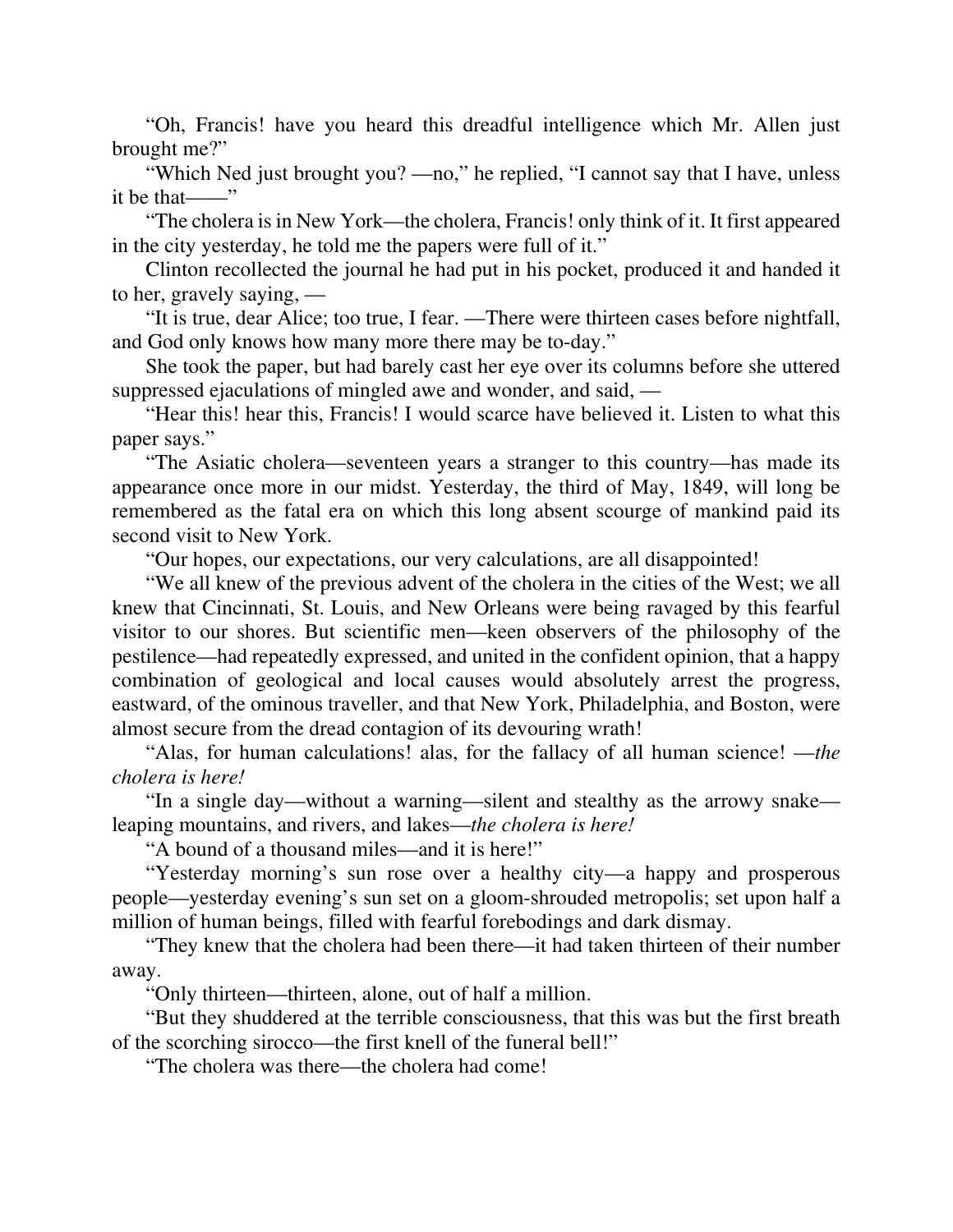"Oh, Francis! have you heard this dreadful intelligence which Mr. Allen just brought me?"

"Which Ned just brought you? —no," he replied, "I cannot say that I have, unless it be that——"

"The cholera is in New York—the cholera, Francis! only think of it. It first appeared in the city yesterday, he told me the papers were full of it."

Clinton recollected the journal he had put in his pocket, produced it and handed it to her, gravely saying, —

"It is true, dear Alice; too true, I fear. —There were thirteen cases before nightfall, and God only knows how many more there may be to-day."

She took the paper, but had barely cast her eye over its columns before she uttered suppressed ejaculations of mingled awe and wonder, and said, —

"Hear this! hear this, Francis! I would scarce have believed it. Listen to what this paper says."

"The Asiatic cholera—seventeen years a stranger to this country—has made its appearance once more in our midst. Yesterday, the third of May, 1849, will long be remembered as the fatal era on which this long absent scourge of mankind paid its second visit to New York.

"Our hopes, our expectations, our very calculations, are all disappointed!

"We all knew of the previous advent of the cholera in the cities of the West; we all knew that Cincinnati, St. Louis, and New Orleans were being ravaged by this fearful visitor to our shores. But scientific men—keen observers of the philosophy of the pestilence—had repeatedly expressed, and united in the confident opinion, that a happy combination of geological and local causes would absolutely arrest the progress, eastward, of the ominous traveller, and that New York, Philadelphia, and Boston, were almost secure from the dread contagion of its devouring wrath!

"Alas, for human calculations! alas, for the fallacy of all human science! —*the cholera is here!*

"In a single day—without a warning—silent and stealthy as the arrowy snake—leaping mountains, and rivers, and lakes—*the cholera is here!*

"A bound of a thousand miles—and it is here!"

"Yesterday morning's sun rose over a healthy city—a happy and prosperous people—yesterday evening's sun set on a gloom-shrouded metropolis; set upon half a million of human beings, filled with fearful forebodings and dark dismay.

"They knew that the cholera had been there—it had taken thirteen of their number away.

"Only thirteen—thirteen, alone, out of half a million.

"But they shuddered at the terrible consciousness, that this was but the first breath of the scorching sirocco—the first knell of the funeral bell!"

"The cholera was there—the cholera had come!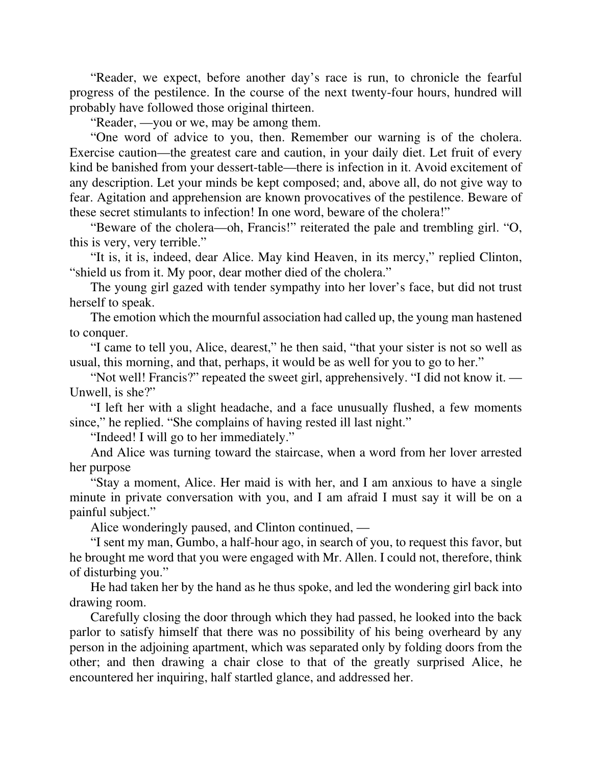"Reader, we expect, before another day's race is run, to chronicle the fearful progress of the pestilence. In the course of the next twenty-four hours, hundred will probably have followed those original thirteen.

"Reader, —you or we, may be among them.

"One word of advice to you, then. Remember our warning is of the cholera. Exercise caution—the greatest care and caution, in your daily diet. Let fruit of every kind be banished from your dessert-table—there is infection in it. Avoid excitement of any description. Let your minds be kept composed; and, above all, do not give way to fear. Agitation and apprehension are known provocatives of the pestilence. Beware of these secret stimulants to infection! In one word, beware of the cholera!"

"Beware of the cholera—oh, Francis!" reiterated the pale and trembling girl. "O, this is very, very terrible."

"It is, it is, indeed, dear Alice. May kind Heaven, in its mercy," replied Clinton, "shield us from it. My poor, dear mother died of the cholera."

The young girl gazed with tender sympathy into her lover's face, but did not trust herself to speak.

The emotion which the mournful association had called up, the young man hastened to conquer.

"I came to tell you, Alice, dearest," he then said, "that your sister is not so well as usual, this morning, and that, perhaps, it would be as well for you to go to her."

"Not well! Francis?" repeated the sweet girl, apprehensively. "I did not know it. —Unwell, is she?"

"I left her with a slight headache, and a face unusually flushed, a few moments since," he replied. "She complains of having rested ill last night."

"Indeed! I will go to her immediately."

And Alice was turning toward the staircase, when a word from her lover arrested her purpose

"Stay a moment, Alice. Her maid is with her, and I am anxious to have a single minute in private conversation with you, and I am afraid I must say it will be on a painful subject."

Alice wonderingly paused, and Clinton continued, —

"I sent my man, Gumbo, a half-hour ago, in search of you, to request this favor, but he brought me word that you were engaged with Mr. Allen. I could not, therefore, think of disturbing you."

He had taken her by the hand as he thus spoke, and led the wondering girl back into drawing room.

Carefully closing the door through which they had passed, he looked into the back parlor to satisfy himself that there was no possibility of his being overheard by any person in the adjoining apartment, which was separated only by folding doors from the other; and then drawing a chair close to that of the greatly surprised Alice, he encountered her inquiring, half startled glance, and addressed her.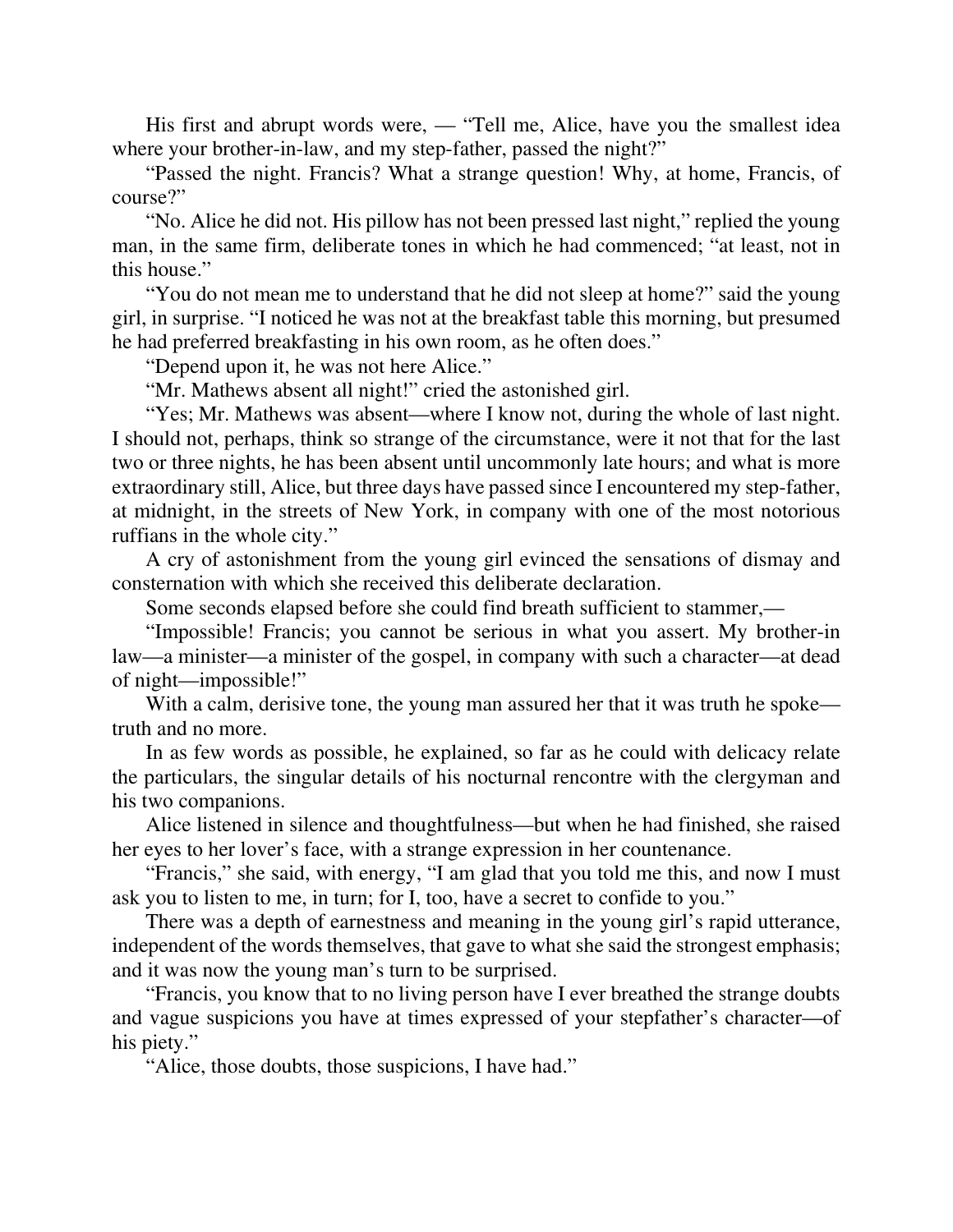His first and abrupt words were, — "Tell me, Alice, have you the smallest idea where your brother-in-law, and my step-father, passed the night?"

"Passed the night. Francis? What a strange question! Why, at home, Francis, of course?"

"No. Alice he did not. His pillow has not been pressed last night," replied the young man, in the same firm, deliberate tones in which he had commenced; "at least, not in this house."

"You do not mean me to understand that he did not sleep at home?" said the young girl, in surprise. "I noticed he was not at the breakfast table this morning, but presumed he had preferred breakfasting in his own room, as he often does."

"Depend upon it, he was not here Alice."

"Mr. Mathews absent all night!" cried the astonished girl.

"Yes; Mr. Mathews was absent—where I know not, during the whole of last night. I should not, perhaps, think so strange of the circumstance, were it not that for the last two or three nights, he has been absent until uncommonly late hours; and what is more extraordinary still, Alice, but three days have passed since I encountered my step-father, at midnight, in the streets of New York, in company with one of the most notorious ruffians in the whole city."

A cry of astonishment from the young girl evinced the sensations of dismay and consternation with which she received this deliberate declaration.

Some seconds elapsed before she could find breath sufficient to stammer,—

"Impossible! Francis; you cannot be serious in what you assert. My brother-in law—a minister—a minister of the gospel, in company with such a character—at dead of night—impossible!"

With a calm, derisive tone, the young man assured her that it was truth he spoke—truth and no more.

In as few words as possible, he explained, so far as he could with delicacy relate the particulars, the singular details of his nocturnal rencontre with the clergyman and his two companions.

Alice listened in silence and thoughtfulness—but when he had finished, she raised her eyes to her lover's face, with a strange expression in her countenance.

"Francis," she said, with energy, "I am glad that you told me this, and now I must ask you to listen to me, in turn; for I, too, have a secret to confide to you."

There was a depth of earnestness and meaning in the young girl's rapid utterance, independent of the words themselves, that gave to what she said the strongest emphasis; and it was now the young man's turn to be surprised.

"Francis, you know that to no living person have I ever breathed the strange doubts and vague suspicions you have at times expressed of your stepfather's character—of his piety."

"Alice, those doubts, those suspicions, I have had."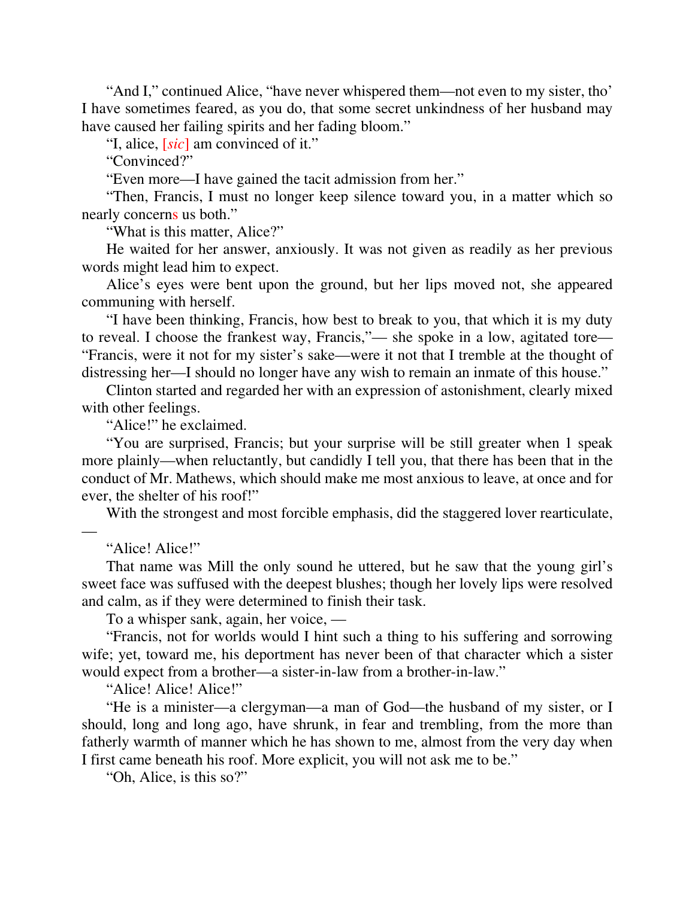"And I," continued Alice, "have never whispered them—not even to my sister, tho' I have sometimes feared, as you do, that some secret unkindness of her husband may have caused her failing spirits and her fading bloom."

"I, alice, [*sic*] am convinced of it."

"Convinced?"

"Even more—I have gained the tacit admission from her."

"Then, Francis, I must no longer keep silence toward you, in a matter which so nearly concerns us both."

"What is this matter, Alice?"

He waited for her answer, anxiously. It was not given as readily as her previous words might lead him to expect.

Alice's eyes were bent upon the ground, but her lips moved not, she appeared communing with herself.

"I have been thinking, Francis, how best to break to you, that which it is my duty to reveal. I choose the frankest way, Francis,"— she spoke in a low, agitated tore— "Francis, were it not for my sister's sake—were it not that I tremble at the thought of distressing her—I should no longer have any wish to remain an inmate of this house."

Clinton started and regarded her with an expression of astonishment, clearly mixed with other feelings.

"Alice!" he exclaimed.

"You are surprised, Francis; but your surprise will be still greater when 1 speak more plainly—when reluctantly, but candidly I tell you, that there has been that in the conduct of Mr. Mathews, which should make me most anxious to leave, at once and for ever, the shelter of his roof!"

With the strongest and most forcible emphasis, did the staggered lover rearticulate, —

"Alice! Alice!"

That name was Mill the only sound he uttered, but he saw that the young girl's sweet face was suffused with the deepest blushes; though her lovely lips were resolved and calm, as if they were determined to finish their task.

To a whisper sank, again, her voice, —

"Francis, not for worlds would I hint such a thing to his suffering and sorrowing wife; yet, toward me, his deportment has never been of that character which a sister would expect from a brother—a sister-in-law from a brother-in-law."

"Alice! Alice! Alice!"

"He is a minister—a clergyman—a man of God—the husband of my sister, or I should, long and long ago, have shrunk, in fear and trembling, from the more than fatherly warmth of manner which he has shown to me, almost from the very day when I first came beneath his roof. More explicit, you will not ask me to be."

"Oh, Alice, is this so?"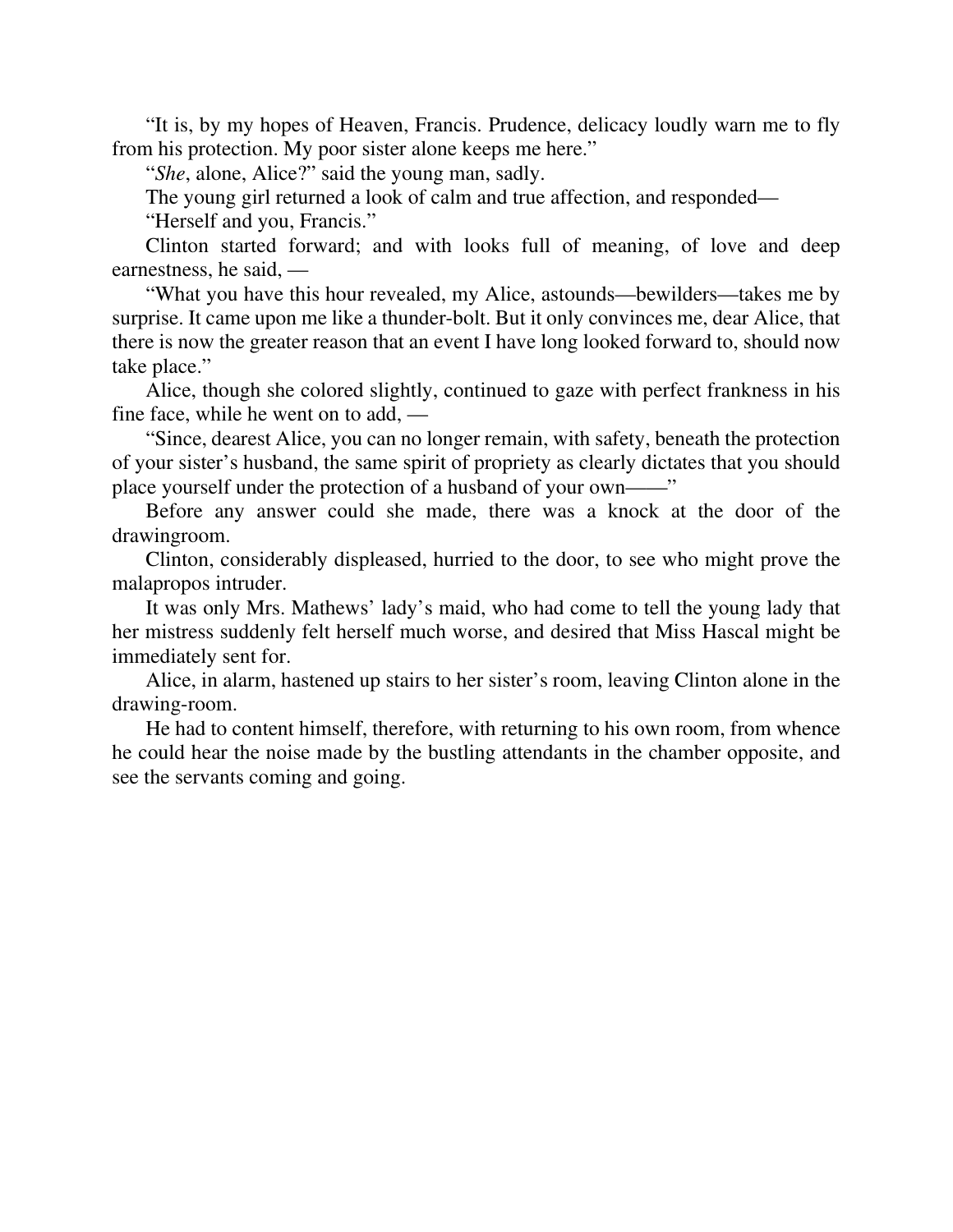"It is, by my hopes of Heaven, Francis. Prudence, delicacy loudly warn me to fly from his protection. My poor sister alone keeps me here."

"*She*, alone, Alice?" said the young man, sadly.

The young girl returned a look of calm and true affection, and responded—

"Herself and you, Francis."

Clinton started forward; and with looks full of meaning, of love and deep earnestness, he said, —

"What you have this hour revealed, my Alice, astounds—bewilders—takes me by surprise. It came upon me like a thunder-bolt. But it only convinces me, dear Alice, that there is now the greater reason that an event I have long looked forward to, should now take place."

Alice, though she colored slightly, continued to gaze with perfect frankness in his fine face, while he went on to add, —

"Since, dearest Alice, you can no longer remain, with safety, beneath the protection of your sister's husband, the same spirit of propriety as clearly dictates that you should place yourself under the protection of a husband of your own——"

Before any answer could she made, there was a knock at the door of the drawingroom.

Clinton, considerably displeased, hurried to the door, to see who might prove the malapropos intruder.

It was only Mrs. Mathews' lady's maid, who had come to tell the young lady that her mistress suddenly felt herself much worse, and desired that Miss Hascal might be immediately sent for.

Alice, in alarm, hastened up stairs to her sister's room, leaving Clinton alone in the drawing-room.

He had to content himself, therefore, with returning to his own room, from whence he could hear the noise made by the bustling attendants in the chamber opposite, and see the servants coming and going.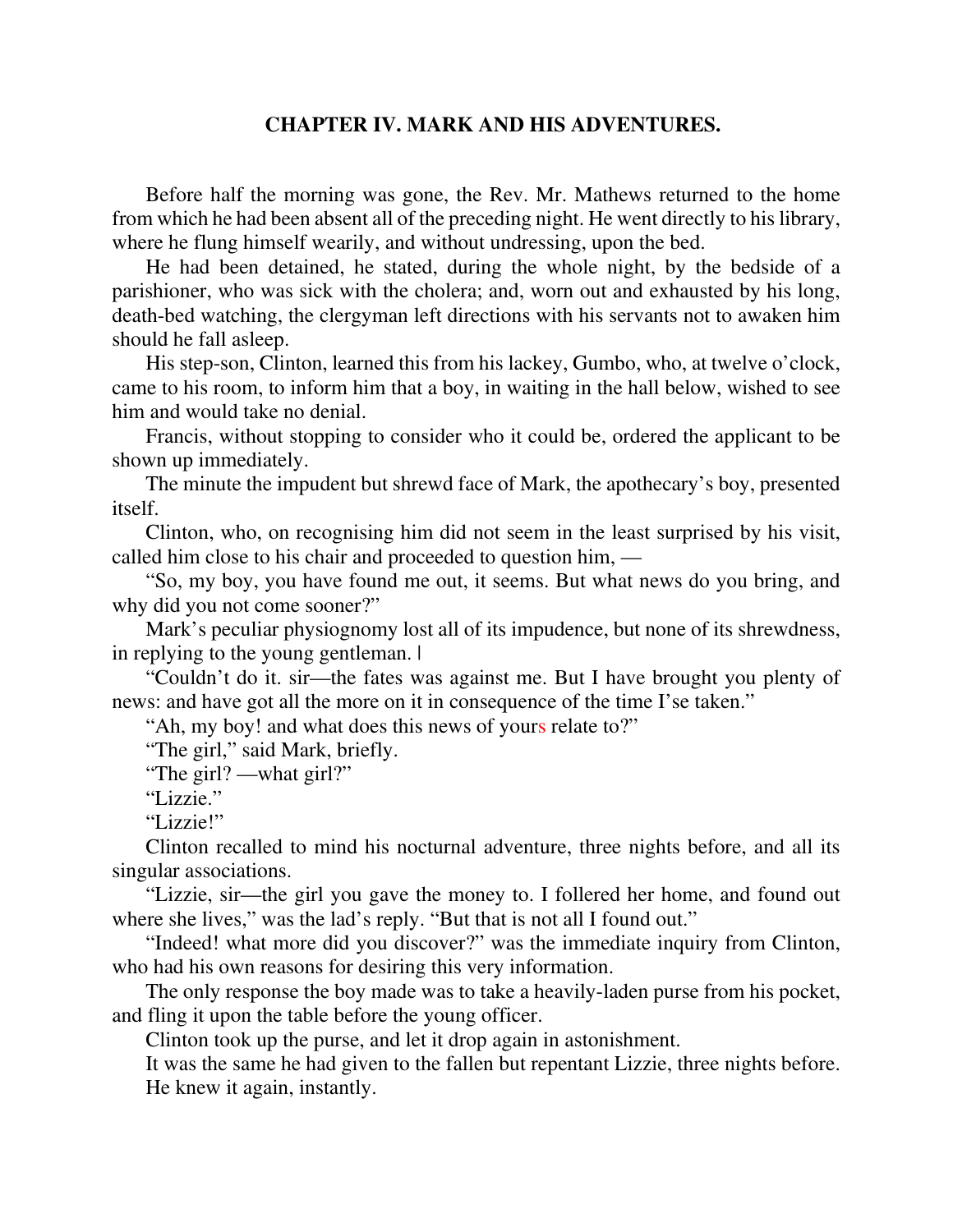## CHAPTER IV. MARK AND HIS ADVENTURES.

Before half the morning was gone, the Rev. Mr. Mathews returned to the home from which he had been absent all of the preceding night. He went directly to his library, where he flung himself wearily, and without undressing, upon the bed.

He had been detained, he stated, during the whole night, by the bedside of a parishioner, who was sick with the cholera; and, worn out and exhausted by his long, death-bed watching, the clergyman left directions with his servants not to awaken him should he fall asleep.

His step-son, Clinton, learned this from his lackey, Gumbo, who, at twelve o'clock, came to his room, to inform him that a boy, in waiting in the hall below, wished to see him and would take no denial.

Francis, without stopping to consider who it could be, ordered the applicant to be shown up immediately.

The minute the impudent but shrewd face of Mark, the apothecary's boy, presented itself.

Clinton, who, on recognising him did not seem in the least surprised by his visit, called him close to his chair and proceeded to question him, —

"So, my boy, you have found me out, it seems. But what news do you bring, and why did you not come sooner?"

Mark's peculiar physiognomy lost all of its impudence, but none of its shrewdness, in replying to the young gentleman. |

"Couldn't do it. sir—the fates was against me. But I have brought you plenty of news: and have got all the more on it in consequence of the time I'se taken."

"Ah, my boy! and what does this news of yours relate to?"

"The girl," said Mark, briefly.

"The girl? —what girl?"

"Lizzie."

"Lizzie!"

Clinton recalled to mind his nocturnal adventure, three nights before, and all its singular associations.

"Lizzie, sir—the girl you gave the money to. I follered her home, and found out where she lives," was the lad's reply. "But that is not all I found out."

"Indeed! what more did you discover?" was the immediate inquiry from Clinton, who had his own reasons for desiring this very information.

The only response the boy made was to take a heavily-laden purse from his pocket, and fling it upon the table before the young officer.

Clinton took up the purse, and let it drop again in astonishment.

It was the same he had given to the fallen but repentant Lizzie, three nights before. He knew it again, instantly.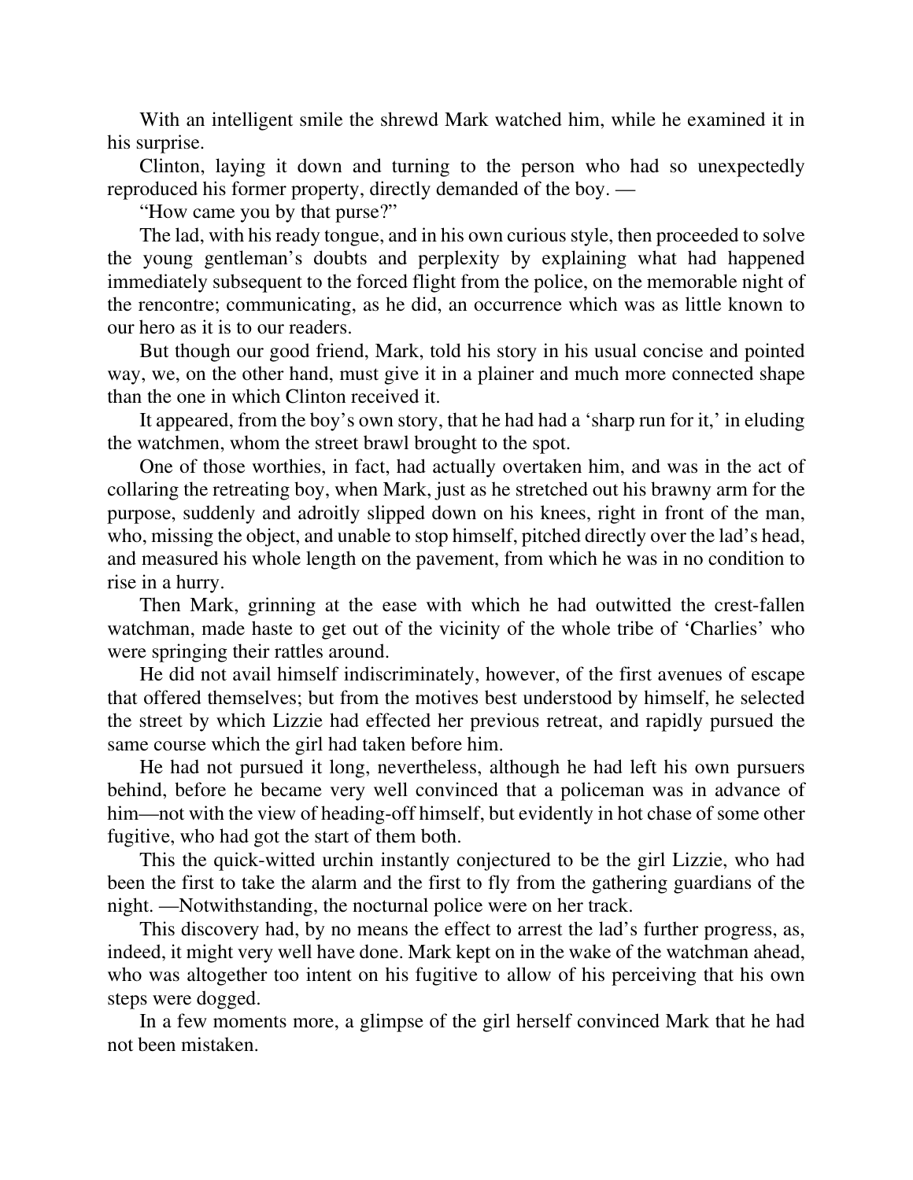With an intelligent smile the shrewd Mark watched him, while he examined it in his surprise.

Clinton, laying it down and turning to the person who had so unexpectedly reproduced his former property, directly demanded of the boy. —

"How came you by that purse?"

The lad, with his ready tongue, and in his own curious style, then proceeded to solve the young gentleman's doubts and perplexity by explaining what had happened immediately subsequent to the forced flight from the police, on the memorable night of the rencontre; communicating, as he did, an occurrence which was as little known to our hero as it is to our readers.

But though our good friend, Mark, told his story in his usual concise and pointed way, we, on the other hand, must give it in a plainer and much more connected shape than the one in which Clinton received it.

It appeared, from the boy's own story, that he had had a 'sharp run for it,' in eluding the watchmen, whom the street brawl brought to the spot.

One of those worthies, in fact, had actually overtaken him, and was in the act of collaring the retreating boy, when Mark, just as he stretched out his brawny arm for the purpose, suddenly and adroitly slipped down on his knees, right in front of the man, who, missing the object, and unable to stop himself, pitched directly over the lad's head, and measured his whole length on the pavement, from which he was in no condition to rise in a hurry.

Then Mark, grinning at the ease with which he had outwitted the crest-fallen watchman, made haste to get out of the vicinity of the whole tribe of 'Charlies' who were springing their rattles around.

He did not avail himself indiscriminately, however, of the first avenues of escape that offered themselves; but from the motives best understood by himself, he selected the street by which Lizzie had effected her previous retreat, and rapidly pursued the same course which the girl had taken before him.

He had not pursued it long, nevertheless, although he had left his own pursuers behind, before he became very well convinced that a policeman was in advance of him—not with the view of heading-off himself, but evidently in hot chase of some other fugitive, who had got the start of them both.

This the quick-witted urchin instantly conjectured to be the girl Lizzie, who had been the first to take the alarm and the first to fly from the gathering guardians of the night. —Notwithstanding, the nocturnal police were on her track.

This discovery had, by no means the effect to arrest the lad's further progress, as, indeed, it might very well have done. Mark kept on in the wake of the watchman ahead, who was altogether too intent on his fugitive to allow of his perceiving that his own steps were dogged.

In a few moments more, a glimpse of the girl herself convinced Mark that he had not been mistaken.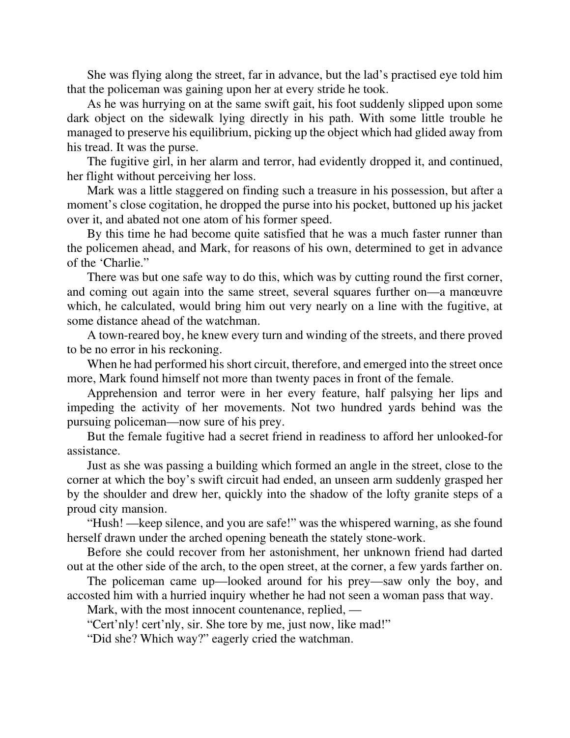She was flying along the street, far in advance, but the lad's practised eye told him that the policeman was gaining upon her at every stride he took.

As he was hurrying on at the same swift gait, his foot suddenly slipped upon some dark object on the sidewalk lying directly in his path. With some little trouble he managed to preserve his equilibrium, picking up the object which had glided away from his tread. It was the purse.

The fugitive girl, in her alarm and terror, had evidently dropped it, and continued, her flight without perceiving her loss.

Mark was a little staggered on finding such a treasure in his possession, but after a moment's close cogitation, he dropped the purse into his pocket, buttoned up his jacket over it, and abated not one atom of his former speed.

By this time he had become quite satisfied that he was a much faster runner than the policemen ahead, and Mark, for reasons of his own, determined to get in advance of the 'Charlie."

There was but one safe way to do this, which was by cutting round the first corner, and coming out again into the same street, several squares further on—a manœuvre which, he calculated, would bring him out very nearly on a line with the fugitive, at some distance ahead of the watchman.

A town-reared boy, he knew every turn and winding of the streets, and there proved to be no error in his reckoning.

When he had performed his short circuit, therefore, and emerged into the street once more, Mark found himself not more than twenty paces in front of the female.

Apprehension and terror were in her every feature, half palsying her lips and impeding the activity of her movements. Not two hundred yards behind was the pursuing policeman—now sure of his prey.

But the female fugitive had a secret friend in readiness to afford her unlooked-for assistance.

Just as she was passing a building which formed an angle in the street, close to the corner at which the boy's swift circuit had ended, an unseen arm suddenly grasped her by the shoulder and drew her, quickly into the shadow of the lofty granite steps of a proud city mansion.

"Hush! —keep silence, and you are safe!" was the whispered warning, as she found herself drawn under the arched opening beneath the stately stone-work.

Before she could recover from her astonishment, her unknown friend had darted out at the other side of the arch, to the open street, at the corner, a few yards farther on.

The policeman came up—looked around for his prey—saw only the boy, and accosted him with a hurried inquiry whether he had not seen a woman pass that way.

Mark, with the most innocent countenance, replied, —

"Cert'nly! cert'nly, sir. She tore by me, just now, like mad!"

"Did she? Which way?" eagerly cried the watchman.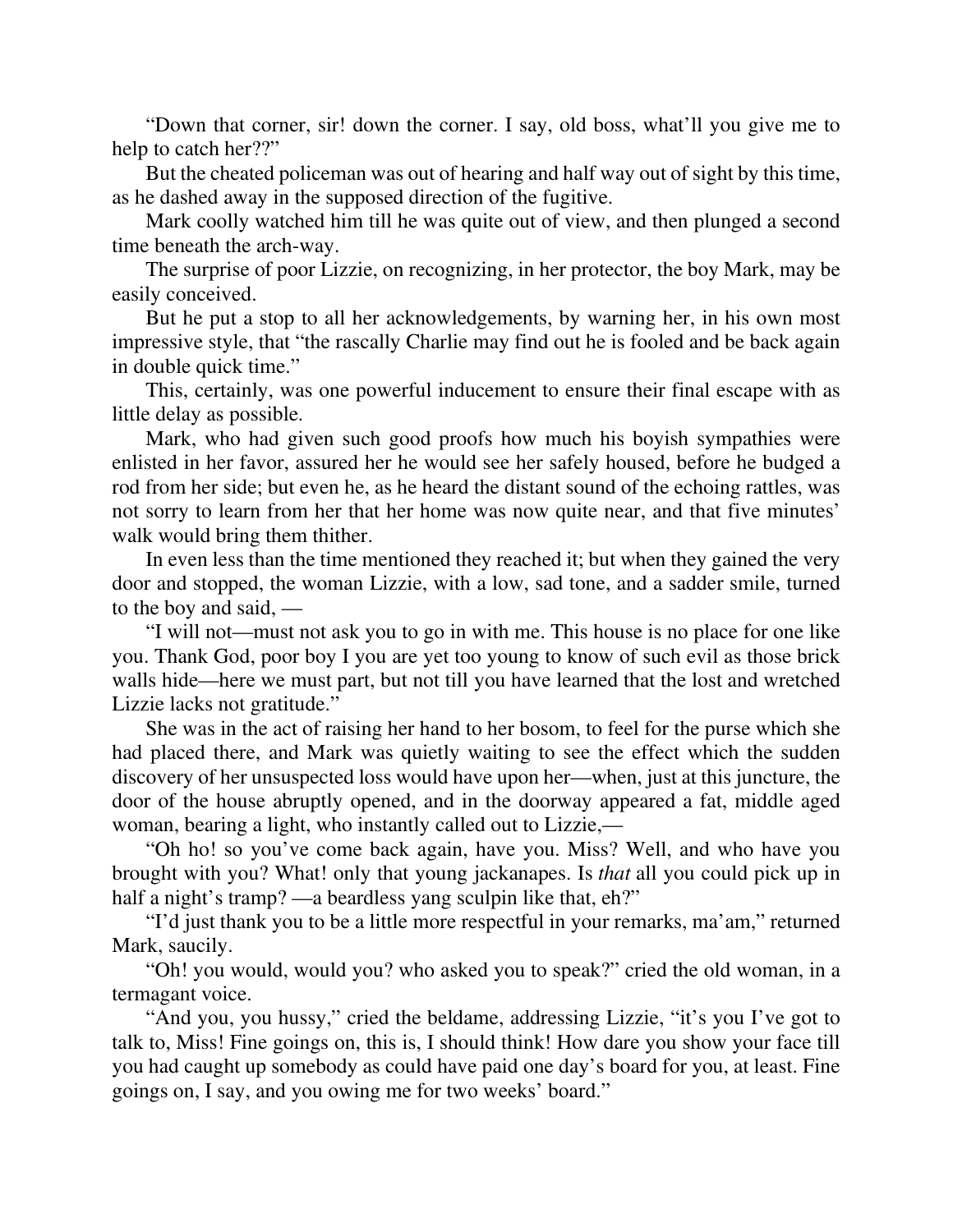"Down that corner, sir! down the corner. I say, old boss, what'll you give me to help to catch her??"

But the cheated policeman was out of hearing and half way out of sight by this time, as he dashed away in the supposed direction of the fugitive.

Mark coolly watched him till he was quite out of view, and then plunged a second time beneath the arch-way.

The surprise of poor Lizzie, on recognizing, in her protector, the boy Mark, may be easily conceived.

But he put a stop to all her acknowledgements, by warning her, in his own most impressive style, that "the rascally Charlie may find out he is fooled and be back again in double quick time."

This, certainly, was one powerful inducement to ensure their final escape with as little delay as possible.

Mark, who had given such good proofs how much his boyish sympathies were enlisted in her favor, assured her he would see her safely housed, before he budged a rod from her side; but even he, as he heard the distant sound of the echoing rattles, was not sorry to learn from her that her home was now quite near, and that five minutes' walk would bring them thither.

In even less than the time mentioned they reached it; but when they gained the very door and stopped, the woman Lizzie, with a low, sad tone, and a sadder smile, turned to the boy and said, —

"I will not—must not ask you to go in with me. This house is no place for one like you. Thank God, poor boy I you are yet too young to know of such evil as those brick walls hide—here we must part, but not till you have learned that the lost and wretched Lizzie lacks not gratitude."

She was in the act of raising her hand to her bosom, to feel for the purse which she had placed there, and Mark was quietly waiting to see the effect which the sudden discovery of her unsuspected loss would have upon her—when, just at this juncture, the door of the house abruptly opened, and in the doorway appeared a fat, middle aged woman, bearing a light, who instantly called out to Lizzie,—

"Oh ho! so you've come back again, have you. Miss? Well, and who have you brought with you? What! only that young jackanapes. Is *that* all you could pick up in half a night's tramp? —a beardless yang sculpin like that, eh?"

"I'd just thank you to be a little more respectful in your remarks, ma'am," returned Mark, saucily.

"Oh! you would, would you? who asked you to speak?" cried the old woman, in a termagant voice.

"And you, you hussy," cried the beldame, addressing Lizzie, "it's you I've got to talk to, Miss! Fine goings on, this is, I should think! How dare you show your face till you had caught up somebody as could have paid one day's board for you, at least. Fine goings on, I say, and you owing me for two weeks' board."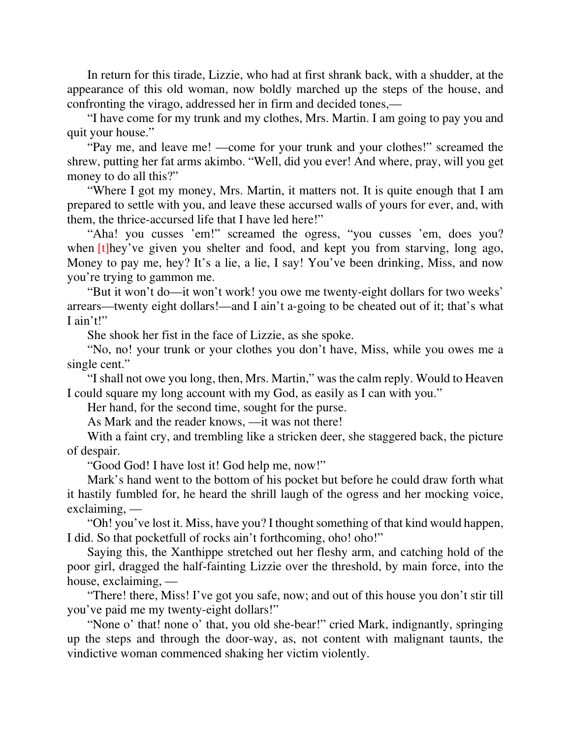In return for this tirade, Lizzie, who had at first shrank back, with a shudder, at the appearance of this old woman, now boldly marched up the steps of the house, and confronting the virago, addressed her in firm and decided tones,—

"I have come for my trunk and my clothes, Mrs. Martin. I am going to pay you and quit your house."

"Pay me, and leave me! —come for your trunk and your clothes!" screamed the shrew, putting her fat arms akimbo. "Well, did you ever! And where, pray, will you get money to do all this?"

"Where I got my money, Mrs. Martin, it matters not. It is quite enough that I am prepared to settle with you, and leave these accursed walls of yours for ever, and, with them, the thrice-accursed life that I have led here!"

"Aha! you cusses 'em!" screamed the ogress, "you cusses 'em, does you? when [t]hey've given you shelter and food, and kept you from starving, long ago, Money to pay me, hey? It's a lie, a lie, I say! You've been drinking, Miss, and now you're trying to gammon me.

"But it won't do—it won't work! you owe me twenty-eight dollars for two weeks' arrears—twenty eight dollars!—and I ain't a-going to be cheated out of it; that's what I ain't!"

She shook her fist in the face of Lizzie, as she spoke.

"No, no! your trunk or your clothes you don't have, Miss, while you owes me a single cent."

"I shall not owe you long, then, Mrs. Martin," was the calm reply. Would to Heaven I could square my long account with my God, as easily as I can with you."

Her hand, for the second time, sought for the purse.

As Mark and the reader knows, —it was not there!

With a faint cry, and trembling like a stricken deer, she staggered back, the picture of despair.

"Good God! I have lost it! God help me, now!"

Mark's hand went to the bottom of his pocket but before he could draw forth what it hastily fumbled for, he heard the shrill laugh of the ogress and her mocking voice, exclaiming, —

"Oh! you've lost it. Miss, have you? I thought something of that kind would happen, I did. So that pocketfull of rocks ain't forthcoming, oho! oho!"

Saying this, the Xanthippe stretched out her fleshy arm, and catching hold of the poor girl, dragged the half-fainting Lizzie over the threshold, by main force, into the house, exclaiming, —

"There! there, Miss! I've got you safe, now; and out of this house you don't stir till you've paid me my twenty-eight dollars!"

"None o' that! none o' that, you old she-bear!" cried Mark, indignantly, springing up the steps and through the door-way, as, not content with malignant taunts, the vindictive woman commenced shaking her victim violently.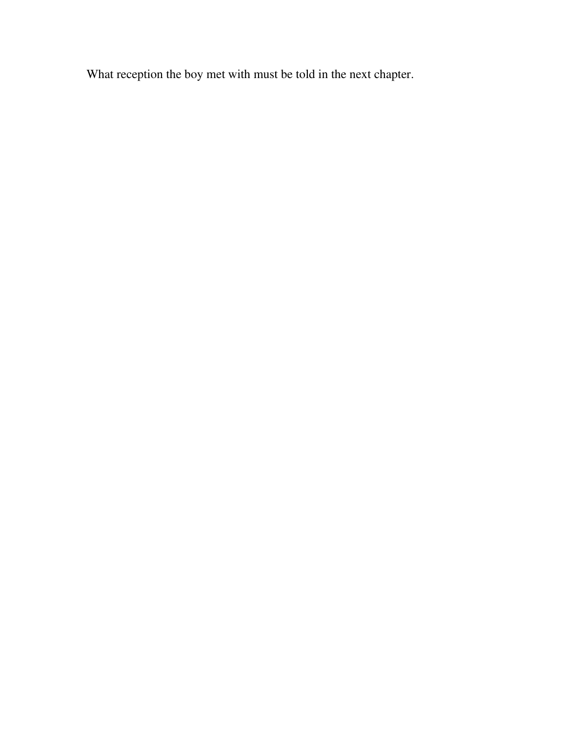What reception the boy met with must be told in the next chapter.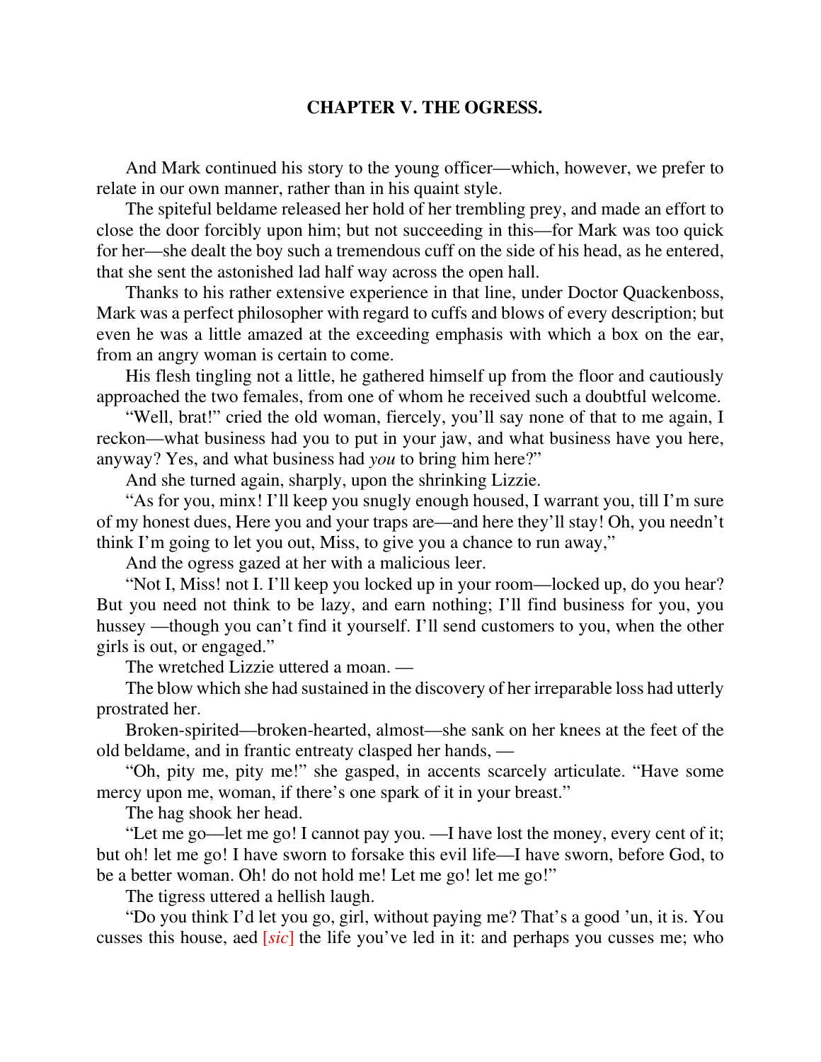## CHAPTER V. THE OGRESS.

And Mark continued his story to the young officer—which, however, we prefer to relate in our own manner, rather than in his quaint style.

The spiteful beldame released her hold of her trembling prey, and made an effort to close the door forcibly upon him; but not succeeding in this—for Mark was too quick for her—she dealt the boy such a tremendous cuff on the side of his head, as he entered, that she sent the astonished lad half way across the open hall.

Thanks to his rather extensive experience in that line, under Doctor Quackenboss, Mark was a perfect philosopher with regard to cuffs and blows of every description; but even he was a little amazed at the exceeding emphasis with which a box on the ear, from an angry woman is certain to come.

His flesh tingling not a little, he gathered himself up from the floor and cautiously approached the two females, from one of whom he received such a doubtful welcome.

"Well, brat!" cried the old woman, fiercely, you'll say none of that to me again, I reckon—what business had you to put in your jaw, and what business have you here, anyway? Yes, and what business had *you* to bring him here?"

And she turned again, sharply, upon the shrinking Lizzie.

"As for you, minx! I'll keep you snugly enough housed, I warrant you, till I'm sure of my honest dues, Here you and your traps are—and here they'll stay! Oh, you needn't think I'm going to let you out, Miss, to give you a chance to run away,"

And the ogress gazed at her with a malicious leer.

"Not I, Miss! not I. I'll keep you locked up in your room—locked up, do you hear? But you need not think to be lazy, and earn nothing; I'll find business for you, you hussey —though you can't find it yourself. I'll send customers to you, when the other girls is out, or engaged."

The wretched Lizzie uttered a moan. —

The blow which she had sustained in the discovery of her irreparable loss had utterly prostrated her.

Broken-spirited—broken-hearted, almost—she sank on her knees at the feet of the old beldame, and in frantic entreaty clasped her hands, —

"Oh, pity me, pity me!" she gasped, in accents scarcely articulate. "Have some mercy upon me, woman, if there's one spark of it in your breast."

The hag shook her head.

"Let me go—let me go! I cannot pay you. —I have lost the money, every cent of it; but oh! let me go! I have sworn to forsake this evil life—I have sworn, before God, to be a better woman. Oh! do not hold me! Let me go! let me go!"

The tigress uttered a hellish laugh.

"Do you think I'd let you go, girl, without paying me? That's a good 'un, it is. You cusses this house, aed [*sic*] the life you've led in it: and perhaps you cusses me; who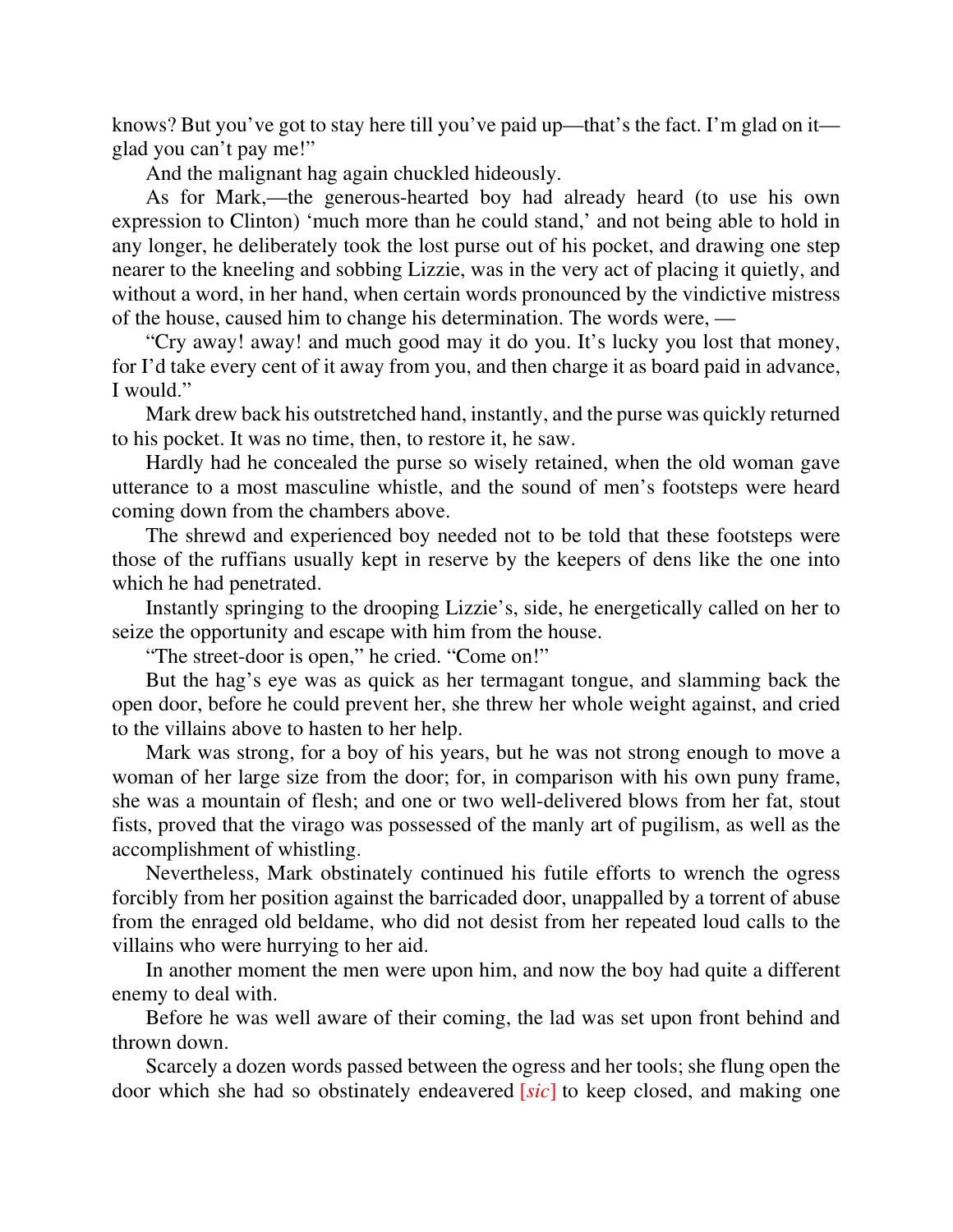knows? But you've got to stay here till you've paid up—that's the fact. I'm glad on it—glad you can't pay me!"

And the malignant hag again chuckled hideously.

As for Mark,—the generous-hearted boy had already heard (to use his own expression to Clinton) 'much more than he could stand,' and not being able to hold in any longer, he deliberately took the lost purse out of his pocket, and drawing one step nearer to the kneeling and sobbing Lizzie, was in the very act of placing it quietly, and without a word, in her hand, when certain words pronounced by the vindictive mistress of the house, caused him to change his determination. The words were, —

"Cry away! away! and much good may it do you. It's lucky you lost that money, for I'd take every cent of it away from you, and then charge it as board paid in advance, I would."

Mark drew back his outstretched hand, instantly, and the purse was quickly returned to his pocket. It was no time, then, to restore it, he saw.

Hardly had he concealed the purse so wisely retained, when the old woman gave utterance to a most masculine whistle, and the sound of men's footsteps were heard coming down from the chambers above.

The shrewd and experienced boy needed not to be told that these footsteps were those of the ruffians usually kept in reserve by the keepers of dens like the one into which he had penetrated.

Instantly springing to the drooping Lizzie's, side, he energetically called on her to seize the opportunity and escape with him from the house.

"The street-door is open," he cried. "Come on!"

But the hag's eye was as quick as her termagant tongue, and slamming back the open door, before he could prevent her, she threw her whole weight against, and cried to the villains above to hasten to her help.

Mark was strong, for a boy of his years, but he was not strong enough to move a woman of her large size from the door; for, in comparison with his own puny frame, she was a mountain of flesh; and one or two well-delivered blows from her fat, stout fists, proved that the virago was possessed of the manly art of pugilism, as well as the accomplishment of whistling.

Nevertheless, Mark obstinately continued his futile efforts to wrench the ogress forcibly from her position against the barricaded door, unappalled by a torrent of abuse from the enraged old beldame, who did not desist from her repeated loud calls to the villains who were hurrying to her aid.

In another moment the men were upon him, and now the boy had quite a different enemy to deal with.

Before he was well aware of their coming, the lad was set upon front behind and thrown down.

Scarcely a dozen words passed between the ogress and her tools; she flung open the door which she had so obstinately endeavered [*sic*] to keep closed, and making one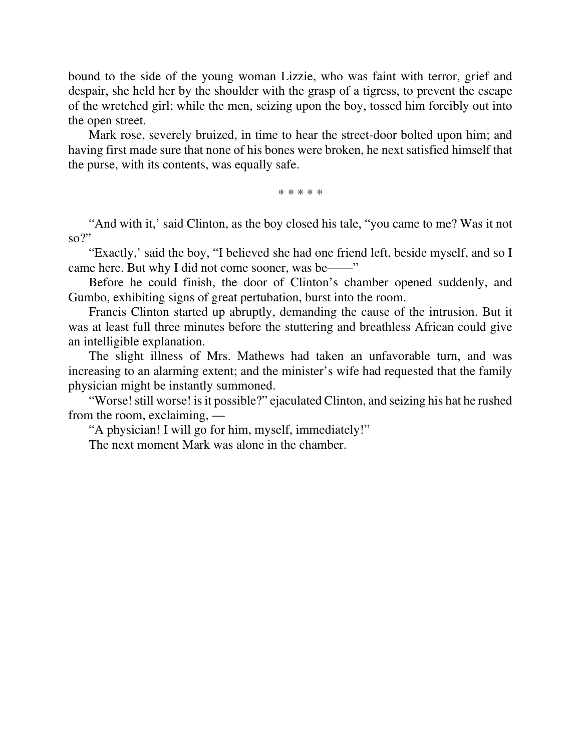bound to the side of the young woman Lizzie, who was faint with terror, grief and despair, she held her by the shoulder with the grasp of a tigress, to prevent the escape of the wretched girl; while the men, seizing upon the boy, tossed him forcibly out into the open street.

Mark rose, severely bruized, in time to hear the street-door bolted upon him; and having first made sure that none of his bones were broken, he next satisfied himself that the purse, with its contents, was equally safe.

* * * * *

"And with it,' said Clinton, as the boy closed his tale, "you came to me? Was it not so?"

"Exactly,' said the boy, "I believed she had one friend left, beside myself, and so I came here. But why I did not come sooner, was be——"

Before he could finish, the door of Clinton's chamber opened suddenly, and Gumbo, exhibiting signs of great pertubation, burst into the room.

Francis Clinton started up abruptly, demanding the cause of the intrusion. But it was at least full three minutes before the stuttering and breathless African could give an intelligible explanation.

The slight illness of Mrs. Mathews had taken an unfavorable turn, and was increasing to an alarming extent; and the minister's wife had requested that the family physician might be instantly summoned.

"Worse! still worse! is it possible?" ejaculated Clinton, and seizing his hat he rushed from the room, exclaiming, —

"A physician! I will go for him, myself, immediately!"

The next moment Mark was alone in the chamber.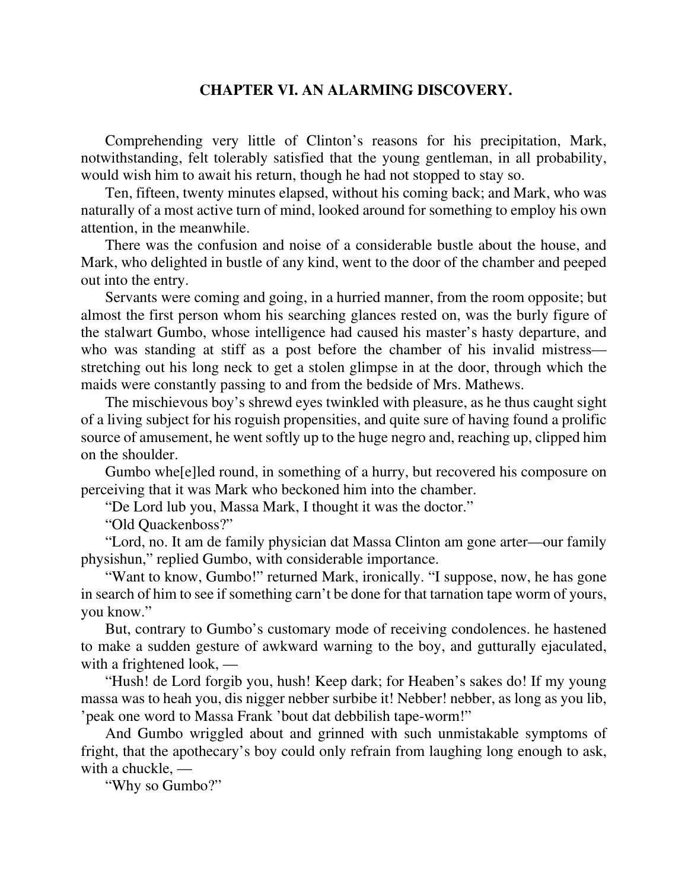## CHAPTER VI. AN ALARMING DISCOVERY.

Comprehending very little of Clinton's reasons for his precipitation, Mark, notwithstanding, felt tolerably satisfied that the young gentleman, in all probability, would wish him to await his return, though he had not stopped to stay so.

Ten, fifteen, twenty minutes elapsed, without his coming back; and Mark, who was naturally of a most active turn of mind, looked around for something to employ his own attention, in the meanwhile.

There was the confusion and noise of a considerable bustle about the house, and Mark, who delighted in bustle of any kind, went to the door of the chamber and peeped out into the entry.

Servants were coming and going, in a hurried manner, from the room opposite; but almost the first person whom his searching glances rested on, was the burly figure of the stalwart Gumbo, whose intelligence had caused his master's hasty departure, and who was standing at stiff as a post before the chamber of his invalid mistress—stretching out his long neck to get a stolen glimpse in at the door, through which the maids were constantly passing to and from the bedside of Mrs. Mathews.

The mischievous boy's shrewd eyes twinkled with pleasure, as he thus caught sight of a living subject for his roguish propensities, and quite sure of having found a prolific source of amusement, he went softly up to the huge negro and, reaching up, clipped him on the shoulder.

Gumbo whe[e]led round, in something of a hurry, but recovered his composure on perceiving that it was Mark who beckoned him into the chamber.

"De Lord lub you, Massa Mark, I thought it was the doctor."

"Old Quackenboss?"

"Lord, no. It am de family physician dat Massa Clinton am gone arter—our family physishun," replied Gumbo, with considerable importance.

"Want to know, Gumbo!" returned Mark, ironically. "I suppose, now, he has gone in search of him to see if something carn't be done for that tarnation tape worm of yours, you know."

But, contrary to Gumbo's customary mode of receiving condolences. he hastened to make a sudden gesture of awkward warning to the boy, and gutturally ejaculated, with a frightened look, —

"Hush! de Lord forgib you, hush! Keep dark; for Heaben's sakes do! If my young massa was to heah you, dis nigger nebber surbibe it! Nebber! nebber, as long as you lib, 'peak one word to Massa Frank 'bout dat debbilish tape-worm!"

And Gumbo wriggled about and grinned with such unmistakable symptoms of fright, that the apothecary's boy could only refrain from laughing long enough to ask, with a chuckle, —

"Why so Gumbo?"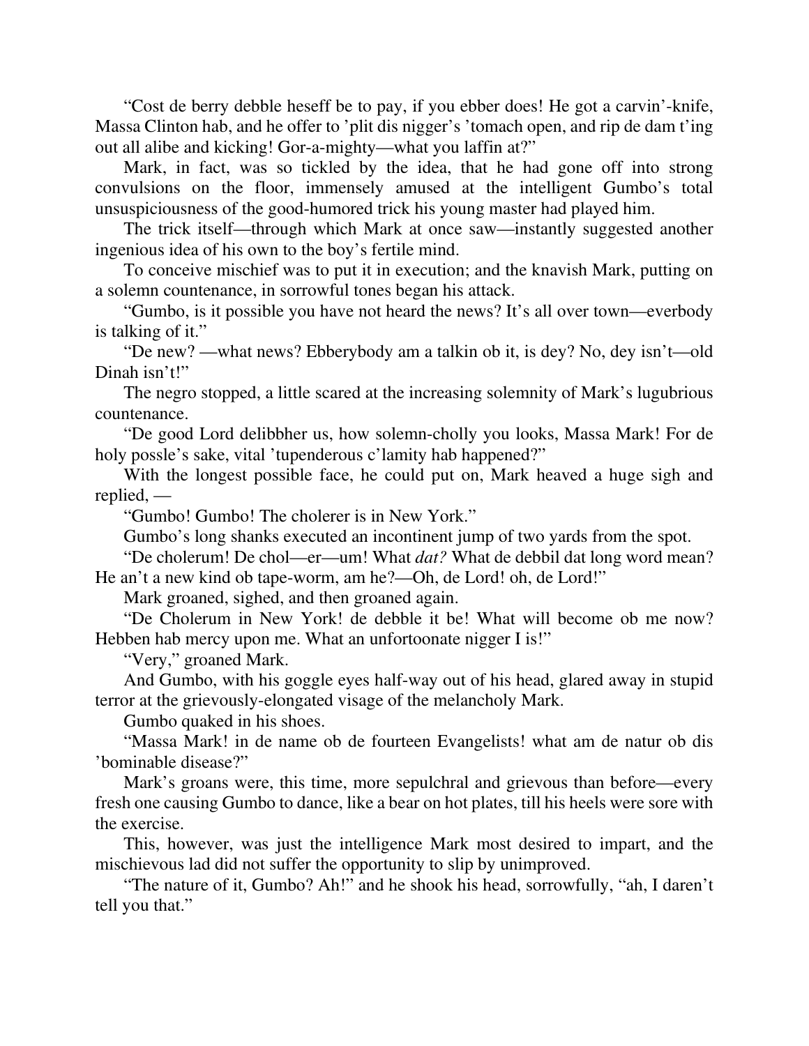"Cost de berry debble heseff be to pay, if you ebber does! He got a carvin'-knife, Massa Clinton hab, and he offer to 'plit dis nigger's 'tomach open, and rip de dam t'ing out all alibe and kicking! Gor-a-mighty—what you laffin at?"

Mark, in fact, was so tickled by the idea, that he had gone off into strong convulsions on the floor, immensely amused at the intelligent Gumbo's total unsuspiciousness of the good-humored trick his young master had played him.

The trick itself—through which Mark at once saw—instantly suggested another ingenious idea of his own to the boy's fertile mind.

To conceive mischief was to put it in execution; and the knavish Mark, putting on a solemn countenance, in sorrowful tones began his attack.

"Gumbo, is it possible you have not heard the news? It's all over town—everbody is talking of it."

"De new? —what news? Ebberybody am a talkin ob it, is dey? No, dey isn't—old Dinah isn't!"

The negro stopped, a little scared at the increasing solemnity of Mark's lugubrious countenance.

"De good Lord delibbher us, how solemn-cholly you looks, Massa Mark! For de holy possle's sake, vital 'tupenderous c'lamity hab happened?"

With the longest possible face, he could put on, Mark heaved a huge sigh and replied, —

"Gumbo! Gumbo! The cholerer is in New York."

Gumbo's long shanks executed an incontinent jump of two yards from the spot.

"De cholerum! De chol—er—um! What *dat?* What de debbil dat long word mean? He an't a new kind ob tape-worm, am he?—Oh, de Lord! oh, de Lord!"

Mark groaned, sighed, and then groaned again.

"De Cholerum in New York! de debble it be! What will become ob me now? Hebben hab mercy upon me. What an unfortoonate nigger I is!"

"Very," groaned Mark.

And Gumbo, with his goggle eyes half-way out of his head, glared away in stupid terror at the grievously-elongated visage of the melancholy Mark.

Gumbo quaked in his shoes.

"Massa Mark! in de name ob de fourteen Evangelists! what am de natur ob dis 'bominable disease?"

Mark's groans were, this time, more sepulchral and grievous than before—every fresh one causing Gumbo to dance, like a bear on hot plates, till his heels were sore with the exercise.

This, however, was just the intelligence Mark most desired to impart, and the mischievous lad did not suffer the opportunity to slip by unimproved.

"The nature of it, Gumbo? Ah!" and he shook his head, sorrowfully, "ah, I daren't tell you that."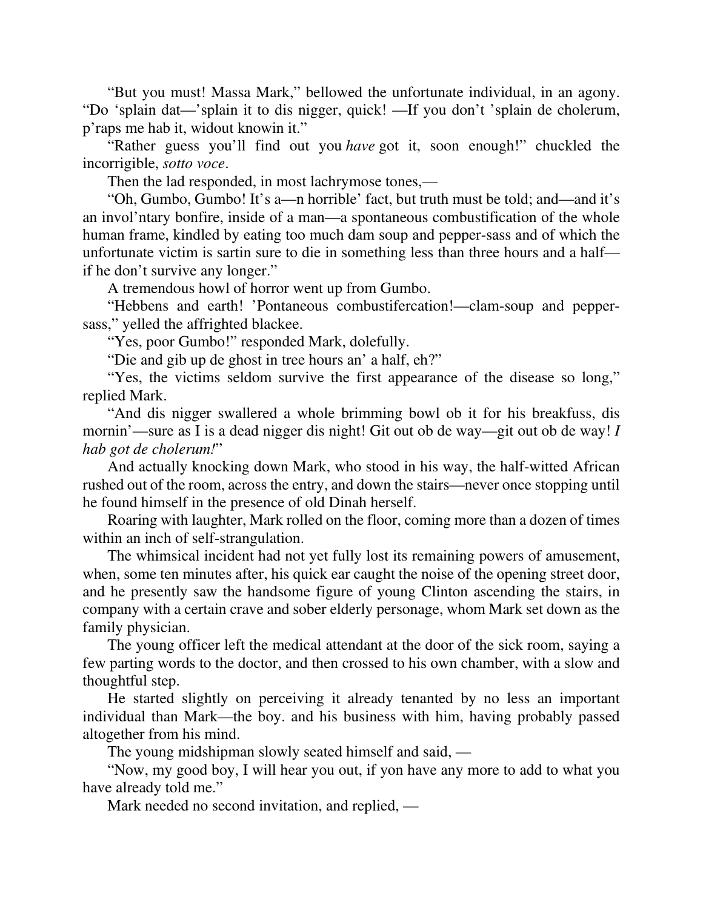"But you must! Massa Mark," bellowed the unfortunate individual, in an agony. "Do 'splain dat—'splain it to dis nigger, quick! —If you don't 'splain de cholerum, p'raps me hab it, widout knowin it."

"Rather guess you'll find out you *have* got it, soon enough!" chuckled the incorrigible, *sotto voce*.

Then the lad responded, in most lachrymose tones,—

"Oh, Gumbo, Gumbo! It's a—n horrible' fact, but truth must be told; and—and it's an invol'ntary bonfire, inside of a man—a spontaneous combustification of the whole human frame, kindled by eating too much dam soup and pepper-sass and of which the unfortunate victim is sartin sure to die in something less than three hours and a half—if he don't survive any longer."

A tremendous howl of horror went up from Gumbo.

"Hebbens and earth! 'Pontaneous combustifercation!—clam-soup and pepper-sass," yelled the affrighted blackee.

"Yes, poor Gumbo!" responded Mark, dolefully.

"Die and gib up de ghost in tree hours an' a half, eh?"

"Yes, the victims seldom survive the first appearance of the disease so long," replied Mark.

"And dis nigger swallered a whole brimming bowl ob it for his breakfuss, dis mornin'—sure as I is a dead nigger dis night! Git out ob de way—git out ob de way! *I hab got de cholerum!*"

And actually knocking down Mark, who stood in his way, the half-witted African rushed out of the room, across the entry, and down the stairs—never once stopping until he found himself in the presence of old Dinah herself.

Roaring with laughter, Mark rolled on the floor, coming more than a dozen of times within an inch of self-strangulation.

The whimsical incident had not yet fully lost its remaining powers of amusement, when, some ten minutes after, his quick ear caught the noise of the opening street door, and he presently saw the handsome figure of young Clinton ascending the stairs, in company with a certain crave and sober elderly personage, whom Mark set down as the family physician.

The young officer left the medical attendant at the door of the sick room, saying a few parting words to the doctor, and then crossed to his own chamber, with a slow and thoughtful step.

He started slightly on perceiving it already tenanted by no less an important individual than Mark—the boy. and his business with him, having probably passed altogether from his mind.

The young midshipman slowly seated himself and said, —

"Now, my good boy, I will hear you out, if yon have any more to add to what you have already told me."

Mark needed no second invitation, and replied, —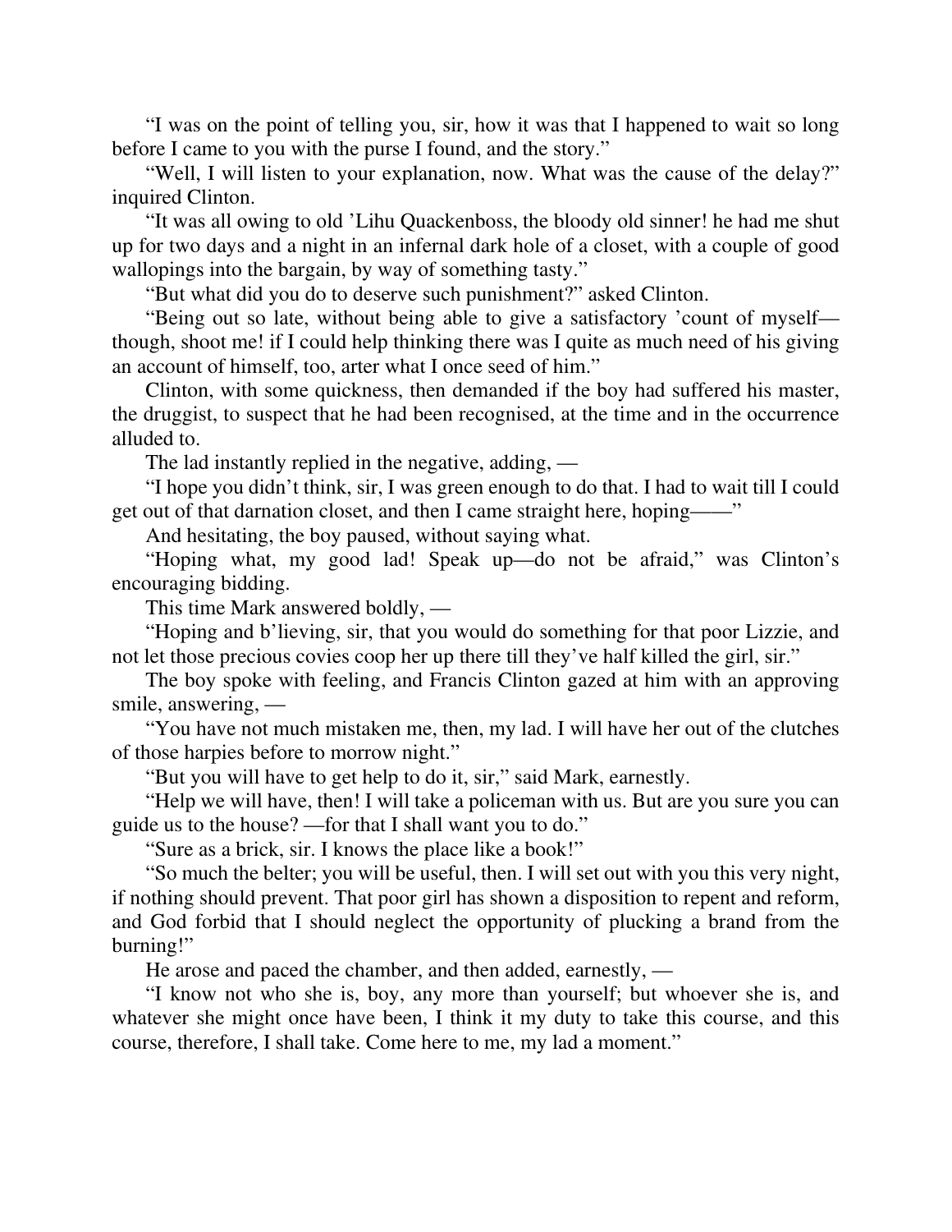"I was on the point of telling you, sir, how it was that I happened to wait so long before I came to you with the purse I found, and the story."

"Well, I will listen to your explanation, now. What was the cause of the delay?" inquired Clinton.

"It was all owing to old 'Lihu Quackenboss, the bloody old sinner! he had me shut up for two days and a night in an infernal dark hole of a closet, with a couple of good wallopings into the bargain, by way of something tasty."

"But what did you do to deserve such punishment?" asked Clinton.

"Being out so late, without being able to give a satisfactory 'count of myself—though, shoot me! if I could help thinking there was I quite as much need of his giving an account of himself, too, arter what I once seed of him."

Clinton, with some quickness, then demanded if the boy had suffered his master, the druggist, to suspect that he had been recognised, at the time and in the occurrence alluded to.

The lad instantly replied in the negative, adding, —

"I hope you didn't think, sir, I was green enough to do that. I had to wait till I could get out of that darnation closet, and then I came straight here, hoping——"

And hesitating, the boy paused, without saying what.

"Hoping what, my good lad! Speak up—do not be afraid," was Clinton's encouraging bidding.

This time Mark answered boldly, —

"Hoping and b'lieving, sir, that you would do something for that poor Lizzie, and not let those precious covies coop her up there till they've half killed the girl, sir."

The boy spoke with feeling, and Francis Clinton gazed at him with an approving smile, answering, —

"You have not much mistaken me, then, my lad. I will have her out of the clutches of those harpies before to morrow night."

"But you will have to get help to do it, sir," said Mark, earnestly.

"Help we will have, then! I will take a policeman with us. But are you sure you can guide us to the house? —for that I shall want you to do."

"Sure as a brick, sir. I knows the place like a book!"

"So much the belter; you will be useful, then. I will set out with you this very night, if nothing should prevent. That poor girl has shown a disposition to repent and reform, and God forbid that I should neglect the opportunity of plucking a brand from the burning!"

He arose and paced the chamber, and then added, earnestly, —

"I know not who she is, boy, any more than yourself; but whoever she is, and whatever she might once have been, I think it my duty to take this course, and this course, therefore, I shall take. Come here to me, my lad a moment."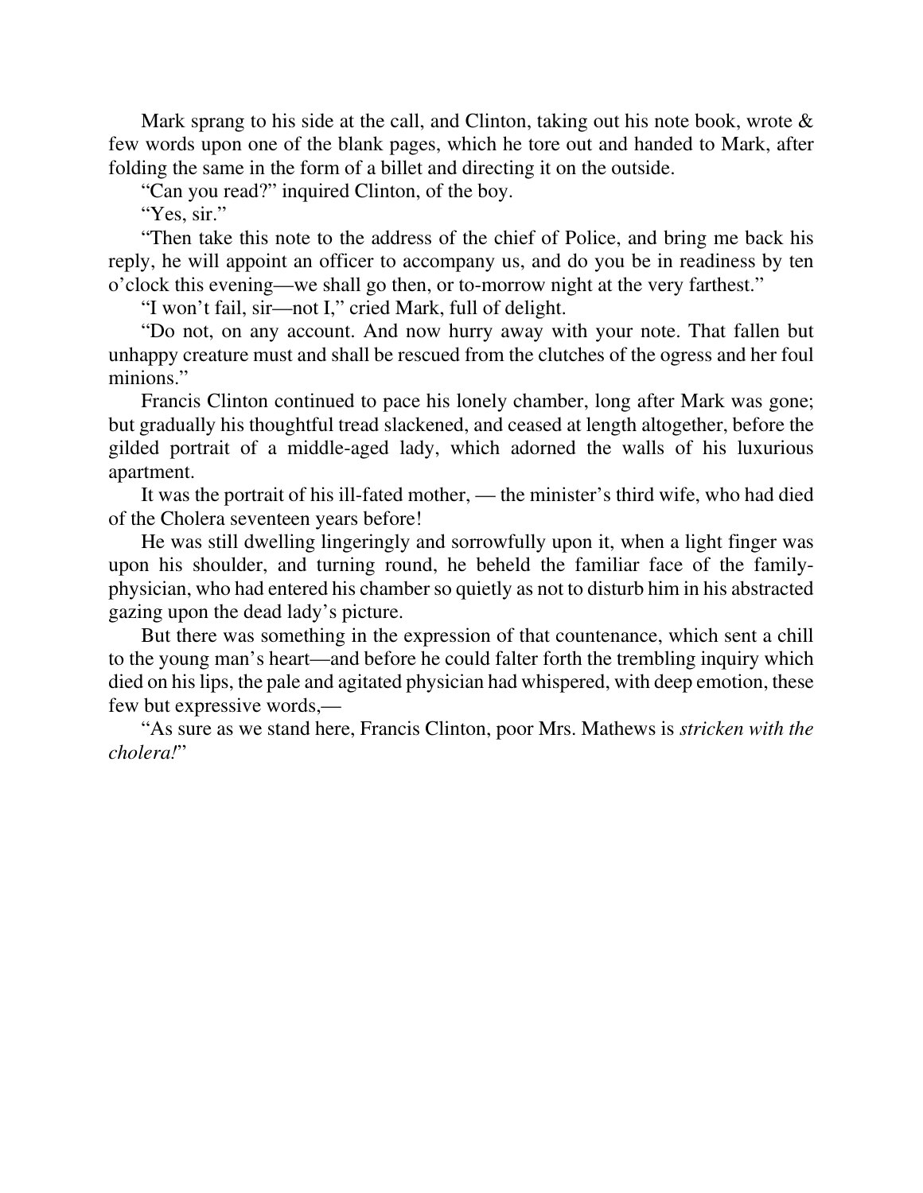Mark sprang to his side at the call, and Clinton, taking out his note book, wrote & few words upon one of the blank pages, which he tore out and handed to Mark, after folding the same in the form of a billet and directing it on the outside.

"Can you read?" inquired Clinton, of the boy.

"Yes, sir."

"Then take this note to the address of the chief of Police, and bring me back his reply, he will appoint an officer to accompany us, and do you be in readiness by ten o'clock this evening—we shall go then, or to-morrow night at the very farthest."

"I won't fail, sir—not I," cried Mark, full of delight.

"Do not, on any account. And now hurry away with your note. That fallen but unhappy creature must and shall be rescued from the clutches of the ogress and her foul minions."

Francis Clinton continued to pace his lonely chamber, long after Mark was gone; but gradually his thoughtful tread slackened, and ceased at length altogether, before the gilded portrait of a middle-aged lady, which adorned the walls of his luxurious apartment.

It was the portrait of his ill-fated mother, — the minister's third wife, who had died of the Cholera seventeen years before!

He was still dwelling lingeringly and sorrowfully upon it, when a light finger was upon his shoulder, and turning round, he beheld the familiar face of the family-physician, who had entered his chamber so quietly as not to disturb him in his abstracted gazing upon the dead lady's picture.

But there was something in the expression of that countenance, which sent a chill to the young man's heart—and before he could falter forth the trembling inquiry which died on his lips, the pale and agitated physician had whispered, with deep emotion, these few but expressive words,—

"As sure as we stand here, Francis Clinton, poor Mrs. Mathews is *stricken with the cholera!*"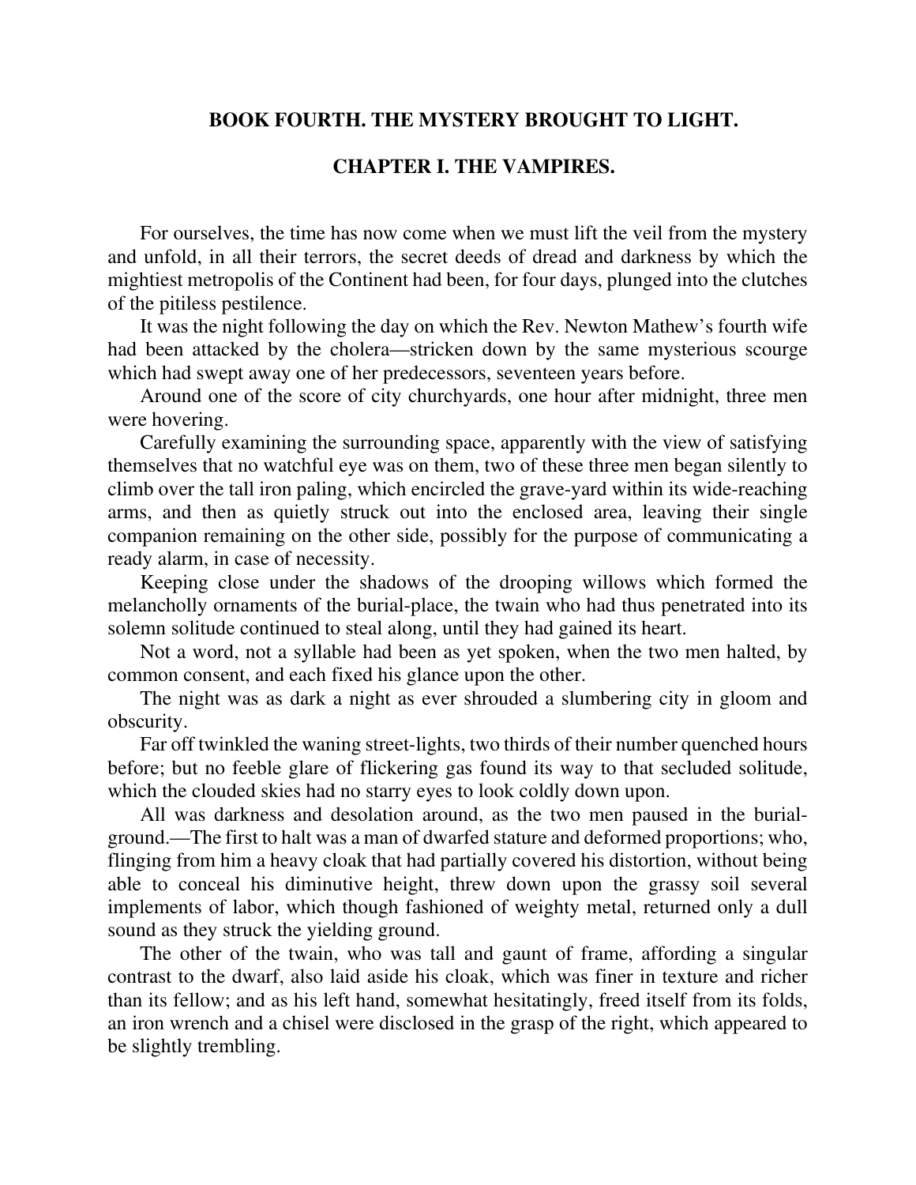## BOOK FOURTH. THE MYSTERY BROUGHT TO LIGHT.

### CHAPTER I. THE VAMPIRES.

For ourselves, the time has now come when we must lift the veil from the mystery and unfold, in all their terrors, the secret deeds of dread and darkness by which the mightiest metropolis of the Continent had been, for four days, plunged into the clutches of the pitiless pestilence.

It was the night following the day on which the Rev. Newton Mathew's fourth wife had been attacked by the cholera—stricken down by the same mysterious scourge which had swept away one of her predecessors, seventeen years before.

Around one of the score of city churchyards, one hour after midnight, three men were hovering.

Carefully examining the surrounding space, apparently with the view of satisfying themselves that no watchful eye was on them, two of these three men began silently to climb over the tall iron paling, which encircled the grave-yard within its wide-reaching arms, and then as quietly struck out into the enclosed area, leaving their single companion remaining on the other side, possibly for the purpose of communicating a ready alarm, in case of necessity.

Keeping close under the shadows of the drooping willows which formed the melancholly ornaments of the burial-place, the twain who had thus penetrated into its solemn solitude continued to steal along, until they had gained its heart.

Not a word, not a syllable had been as yet spoken, when the two men halted, by common consent, and each fixed his glance upon the other.

The night was as dark a night as ever shrouded a slumbering city in gloom and obscurity.

Far off twinkled the waning street-lights, two thirds of their number quenched hours before; but no feeble glare of flickering gas found its way to that secluded solitude, which the clouded skies had no starry eyes to look coldly down upon.

All was darkness and desolation around, as the two men paused in the burial-ground.—The first to halt was a man of dwarfed stature and deformed proportions; who, flinging from him a heavy cloak that had partially covered his distortion, without being able to conceal his diminutive height, threw down upon the grassy soil several implements of labor, which though fashioned of weighty metal, returned only a dull sound as they struck the yielding ground.

The other of the twain, who was tall and gaunt of frame, affording a singular contrast to the dwarf, also laid aside his cloak, which was finer in texture and richer than its fellow; and as his left hand, somewhat hesitatingly, freed itself from its folds, an iron wrench and a chisel were disclosed in the grasp of the right, which appeared to be slightly trembling.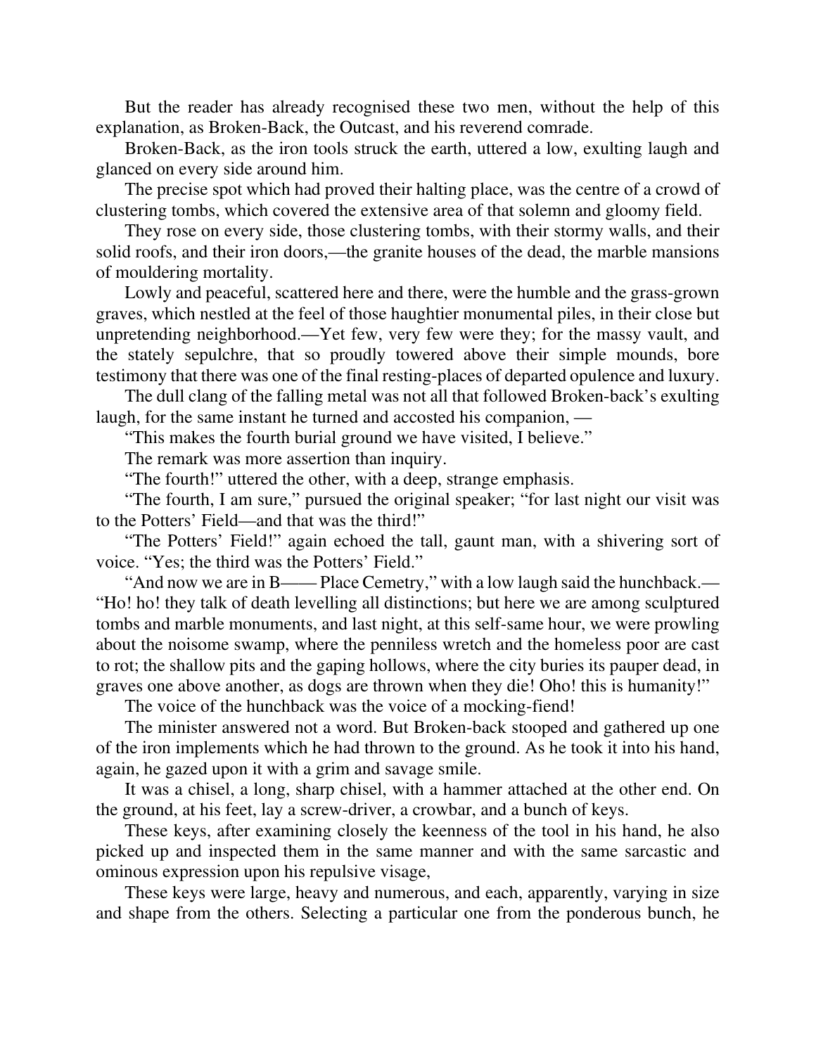But the reader has already recognised these two men, without the help of this explanation, as Broken-Back, the Outcast, and his reverend comrade.

Broken-Back, as the iron tools struck the earth, uttered a low, exulting laugh and glanced on every side around him.

The precise spot which had proved their halting place, was the centre of a crowd of clustering tombs, which covered the extensive area of that solemn and gloomy field.

They rose on every side, those clustering tombs, with their stormy walls, and their solid roofs, and their iron doors,—the granite houses of the dead, the marble mansions of mouldering mortality.

Lowly and peaceful, scattered here and there, were the humble and the grass-grown graves, which nestled at the feel of those haughtier monumental piles, in their close but unpretending neighborhood.—Yet few, very few were they; for the massy vault, and the stately sepulchre, that so proudly towered above their simple mounds, bore testimony that there was one of the final resting-places of departed opulence and luxury.

The dull clang of the falling metal was not all that followed Broken-back's exulting laugh, for the same instant he turned and accosted his companion, —

"This makes the fourth burial ground we have visited, I believe."

The remark was more assertion than inquiry.

"The fourth!" uttered the other, with a deep, strange emphasis.

"The fourth, I am sure," pursued the original speaker; "for last night our visit was to the Potters' Field—and that was the third!"

"The Potters' Field!" again echoed the tall, gaunt man, with a shivering sort of voice. "Yes; the third was the Potters' Field."

"And now we are in B—— Place Cemetry," with a low laugh said the hunchback.—"Ho! ho! they talk of death levelling all distinctions; but here we are among sculptured tombs and marble monuments, and last night, at this self-same hour, we were prowling about the noisome swamp, where the penniless wretch and the homeless poor are cast to rot; the shallow pits and the gaping hollows, where the city buries its pauper dead, in graves one above another, as dogs are thrown when they die! Oho! this is humanity!"

The voice of the hunchback was the voice of a mocking-fiend!

The minister answered not a word. But Broken-back stooped and gathered up one of the iron implements which he had thrown to the ground. As he took it into his hand, again, he gazed upon it with a grim and savage smile.

It was a chisel, a long, sharp chisel, with a hammer attached at the other end. On the ground, at his feet, lay a screw-driver, a crowbar, and a bunch of keys.

These keys, after examining closely the keenness of the tool in his hand, he also picked up and inspected them in the same manner and with the same sarcastic and ominous expression upon his repulsive visage,

These keys were large, heavy and numerous, and each, apparently, varying in size and shape from the others. Selecting a particular one from the ponderous bunch, he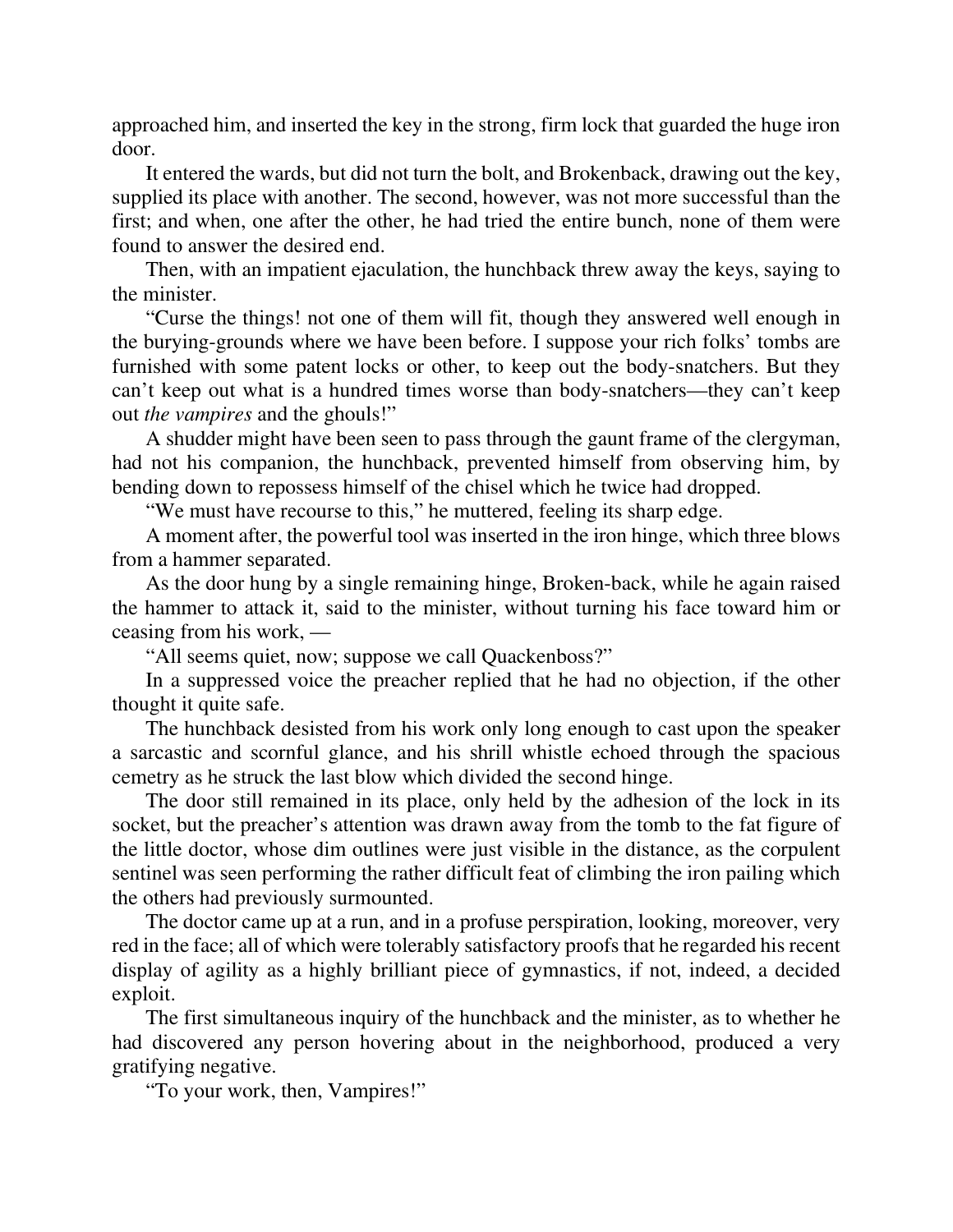approached him, and inserted the key in the strong, firm lock that guarded the huge iron door.

It entered the wards, but did not turn the bolt, and Brokenback, drawing out the key, supplied its place with another. The second, however, was not more successful than the first; and when, one after the other, he had tried the entire bunch, none of them were found to answer the desired end.

Then, with an impatient ejaculation, the hunchback threw away the keys, saying to the minister.

"Curse the things! not one of them will fit, though they answered well enough in the burying-grounds where we have been before. I suppose your rich folks' tombs are furnished with some patent locks or other, to keep out the body-snatchers. But they can't keep out what is a hundred times worse than body-snatchers—they can't keep out *the vampires* and the ghouls!"

A shudder might have been seen to pass through the gaunt frame of the clergyman, had not his companion, the hunchback, prevented himself from observing him, by bending down to repossess himself of the chisel which he twice had dropped.

"We must have recourse to this," he muttered, feeling its sharp edge.

A moment after, the powerful tool was inserted in the iron hinge, which three blows from a hammer separated.

As the door hung by a single remaining hinge, Broken-back, while he again raised the hammer to attack it, said to the minister, without turning his face toward him or ceasing from his work, —

"All seems quiet, now; suppose we call Quackenboss?"

In a suppressed voice the preacher replied that he had no objection, if the other thought it quite safe.

The hunchback desisted from his work only long enough to cast upon the speaker a sarcastic and scornful glance, and his shrill whistle echoed through the spacious cemetry as he struck the last blow which divided the second hinge.

The door still remained in its place, only held by the adhesion of the lock in its socket, but the preacher's attention was drawn away from the tomb to the fat figure of the little doctor, whose dim outlines were just visible in the distance, as the corpulent sentinel was seen performing the rather difficult feat of climbing the iron pailing which the others had previously surmounted.

The doctor came up at a run, and in a profuse perspiration, looking, moreover, very red in the face; all of which were tolerably satisfactory proofs that he regarded his recent display of agility as a highly brilliant piece of gymnastics, if not, indeed, a decided exploit.

The first simultaneous inquiry of the hunchback and the minister, as to whether he had discovered any person hovering about in the neighborhood, produced a very gratifying negative.

"To your work, then, Vampires!"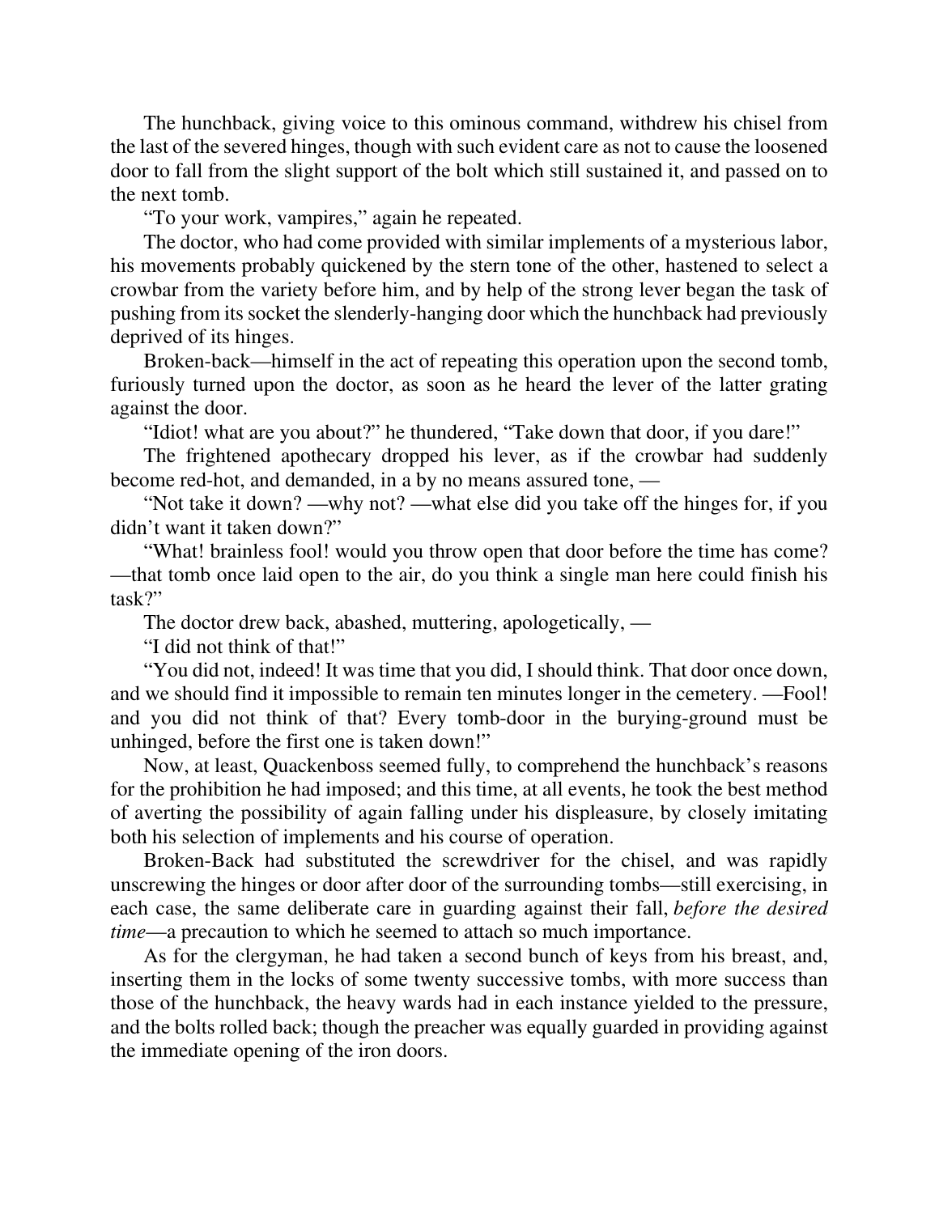The hunchback, giving voice to this ominous command, withdrew his chisel from the last of the severed hinges, though with such evident care as not to cause the loosened door to fall from the slight support of the bolt which still sustained it, and passed on to the next tomb.

"To your work, vampires," again he repeated.

The doctor, who had come provided with similar implements of a mysterious labor, his movements probably quickened by the stern tone of the other, hastened to select a crowbar from the variety before him, and by help of the strong lever began the task of pushing from its socket the slenderly-hanging door which the hunchback had previously deprived of its hinges.

Broken-back—himself in the act of repeating this operation upon the second tomb, furiously turned upon the doctor, as soon as he heard the lever of the latter grating against the door.

"Idiot! what are you about?" he thundered, "Take down that door, if you dare!"

The frightened apothecary dropped his lever, as if the crowbar had suddenly become red-hot, and demanded, in a by no means assured tone, —

"Not take it down? —why not? —what else did you take off the hinges for, if you didn't want it taken down?"

"What! brainless fool! would you throw open that door before the time has come? —that tomb once laid open to the air, do you think a single man here could finish his task?"

The doctor drew back, abashed, muttering, apologetically, —

"I did not think of that!"

"You did not, indeed! It was time that you did, I should think. That door once down, and we should find it impossible to remain ten minutes longer in the cemetery. —Fool! and you did not think of that? Every tomb-door in the burying-ground must be unhinged, before the first one is taken down!"

Now, at least, Quackenboss seemed fully, to comprehend the hunchback's reasons for the prohibition he had imposed; and this time, at all events, he took the best method of averting the possibility of again falling under his displeasure, by closely imitating both his selection of implements and his course of operation.

Broken-Back had substituted the screwdriver for the chisel, and was rapidly unscrewing the hinges or door after door of the surrounding tombs—still exercising, in each case, the same deliberate care in guarding against their fall, *before the desired time*—a precaution to which he seemed to attach so much importance.

As for the clergyman, he had taken a second bunch of keys from his breast, and, inserting them in the locks of some twenty successive tombs, with more success than those of the hunchback, the heavy wards had in each instance yielded to the pressure, and the bolts rolled back; though the preacher was equally guarded in providing against the immediate opening of the iron doors.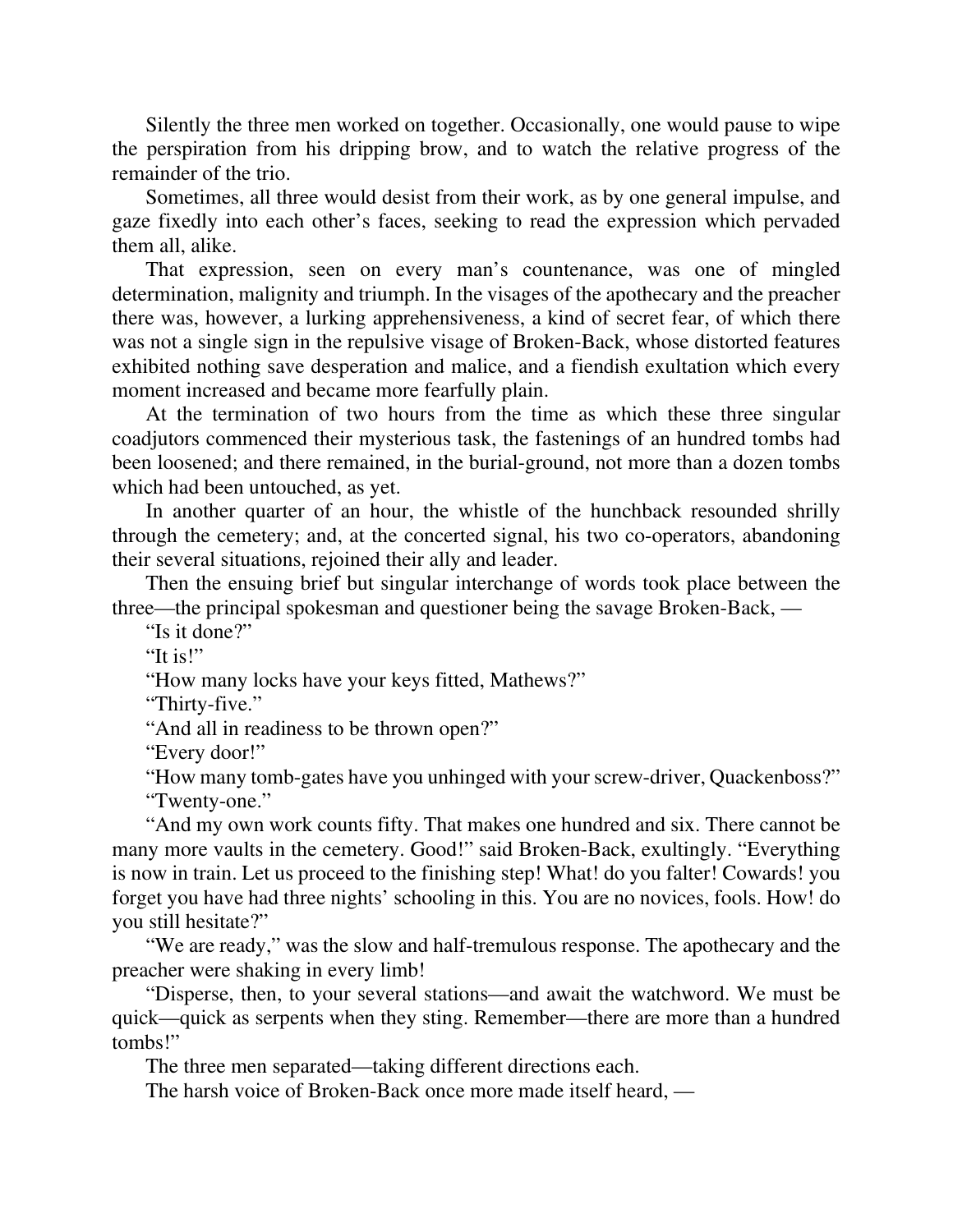Silently the three men worked on together. Occasionally, one would pause to wipe the perspiration from his dripping brow, and to watch the relative progress of the remainder of the trio.

Sometimes, all three would desist from their work, as by one general impulse, and gaze fixedly into each other's faces, seeking to read the expression which pervaded them all, alike.

That expression, seen on every man's countenance, was one of mingled determination, malignity and triumph. In the visages of the apothecary and the preacher there was, however, a lurking apprehensiveness, a kind of secret fear, of which there was not a single sign in the repulsive visage of Broken-Back, whose distorted features exhibited nothing save desperation and malice, and a fiendish exultation which every moment increased and became more fearfully plain.

At the termination of two hours from the time as which these three singular coadjutors commenced their mysterious task, the fastenings of an hundred tombs had been loosened; and there remained, in the burial-ground, not more than a dozen tombs which had been untouched, as yet.

In another quarter of an hour, the whistle of the hunchback resounded shrilly through the cemetery; and, at the concerted signal, his two co-operators, abandoning their several situations, rejoined their ally and leader.

Then the ensuing brief but singular interchange of words took place between the three—the principal spokesman and questioner being the savage Broken-Back, —

"Is it done?"

"It is!"

"How many locks have your keys fitted, Mathews?"

"Thirty-five."

"And all in readiness to be thrown open?"

"Every door!"

"How many tomb-gates have you unhinged with your screw-driver, Quackenboss?"

"Twenty-one."

"And my own work counts fifty. That makes one hundred and six. There cannot be many more vaults in the cemetery. Good!" said Broken-Back, exultingly. "Everything is now in train. Let us proceed to the finishing step! What! do you falter! Cowards! you forget you have had three nights' schooling in this. You are no novices, fools. How! do you still hesitate?"

"We are ready," was the slow and half-tremulous response. The apothecary and the preacher were shaking in every limb!

"Disperse, then, to your several stations—and await the watchword. We must be quick—quick as serpents when they sting. Remember—there are more than a hundred tombs!"

The three men separated—taking different directions each.

The harsh voice of Broken-Back once more made itself heard, —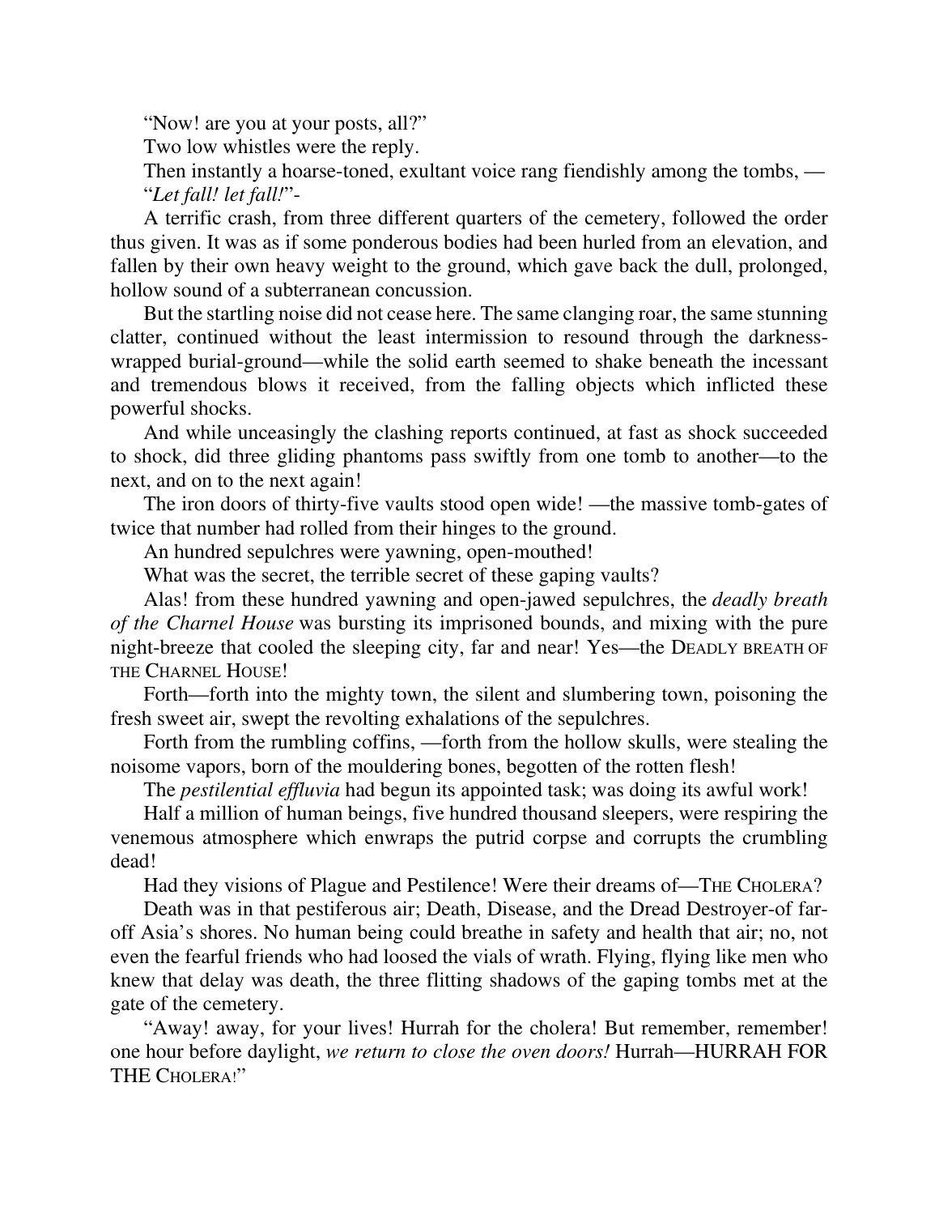"Now! are you at your posts, all?"

Two low whistles were the reply.

Then instantly a hoarse-toned, exultant voice rang fiendishly among the tombs, —

"*Let fall! let fall!*"-

A terrific crash, from three different quarters of the cemetery, followed the order thus given. It was as if some ponderous bodies had been hurled from an elevation, and fallen by their own heavy weight to the ground, which gave back the dull, prolonged, hollow sound of a subterranean concussion.

But the startling noise did not cease here. The same clanging roar, the same stunning clatter, continued without the least intermission to resound through the darkness-wrapped burial-ground—while the solid earth seemed to shake beneath the incessant and tremendous blows it received, from the falling objects which inflicted these powerful shocks.

And while unceasingly the clashing reports continued, at fast as shock succeeded to shock, did three gliding phantoms pass swiftly from one tomb to another—to the next, and on to the next again!

The iron doors of thirty-five vaults stood open wide! —the massive tomb-gates of twice that number had rolled from their hinges to the ground.

An hundred sepulchres were yawning, open-mouthed!

What was the secret, the terrible secret of these gaping vaults?

Alas! from these hundred yawning and open-jawed sepulchres, the *deadly breath of the Charnel House* was bursting its imprisoned bounds, and mixing with the pure night-breeze that cooled the sleeping city, far and near! Yes—the DEADLY BREATH OF THE CHARNEL HOUSE!

Forth—forth into the mighty town, the silent and slumbering town, poisoning the fresh sweet air, swept the revolting exhalations of the sepulchres.

Forth from the rumbling coffins, —forth from the hollow skulls, were stealing the noisome vapors, born of the mouldering bones, begotten of the rotten flesh!

The *pestilential effluvia* had begun its appointed task; was doing its awful work!

Half a million of human beings, five hundred thousand sleepers, were respiring the venemous atmosphere which enwraps the putrid corpse and corrupts the crumbling dead!

Had they visions of Plague and Pestilence! Were their dreams of—THE CHOLERA?

Death was in that pestiferous air; Death, Disease, and the Dread Destroyer-of far-off Asia's shores. No human being could breathe in safety and health that air; no, not even the fearful friends who had loosed the vials of wrath. Flying, flying like men who knew that delay was death, the three flitting shadows of the gaping tombs met at the gate of the cemetery.

"Away! away, for your lives! Hurrah for the cholera! But remember, remember! one hour before daylight, *we return to close the oven doors!* Hurrah—HURRAH FOR THE CHOLERA!"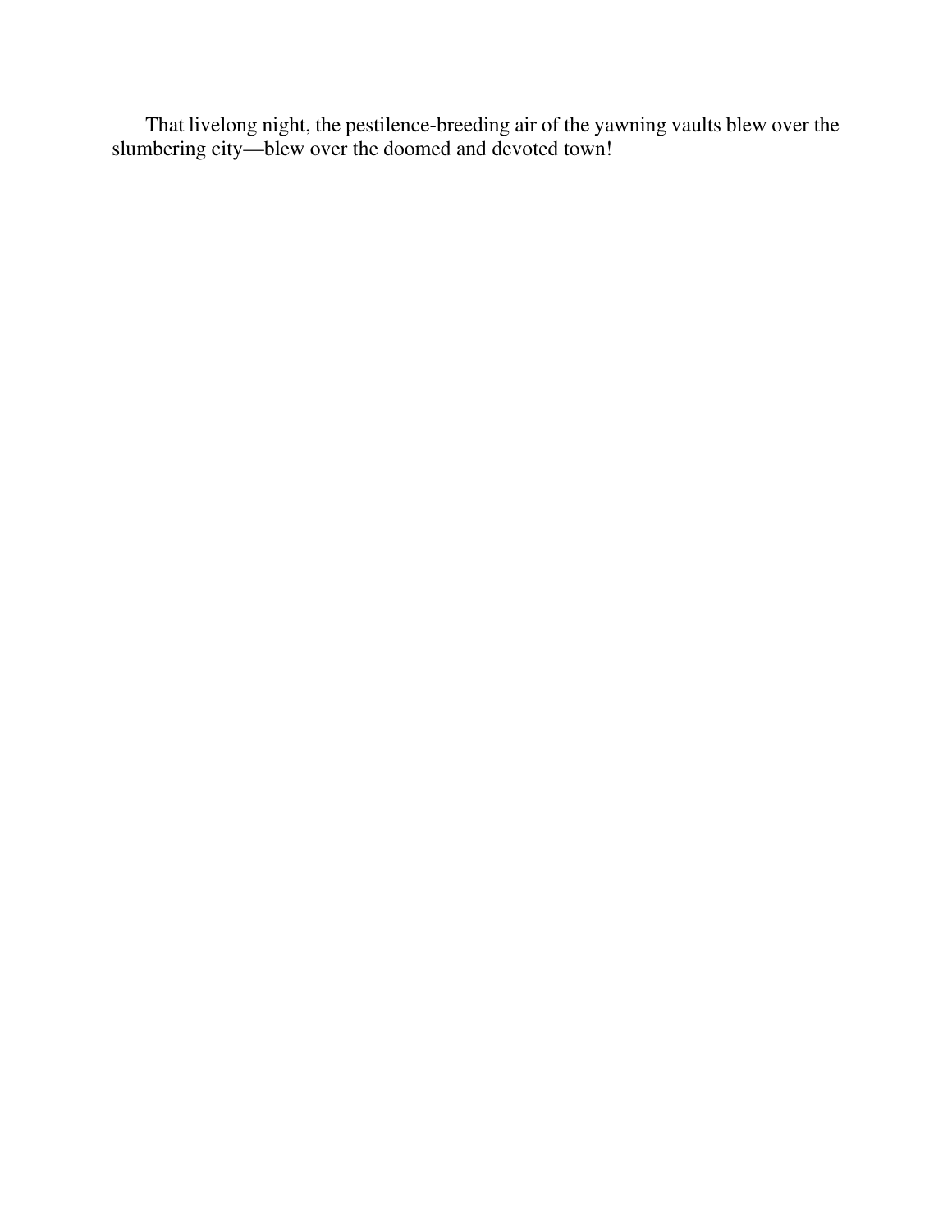That livelong night, the pestilence-breeding air of the yawning vaults blew over the slumbering city—blew over the doomed and devoted town!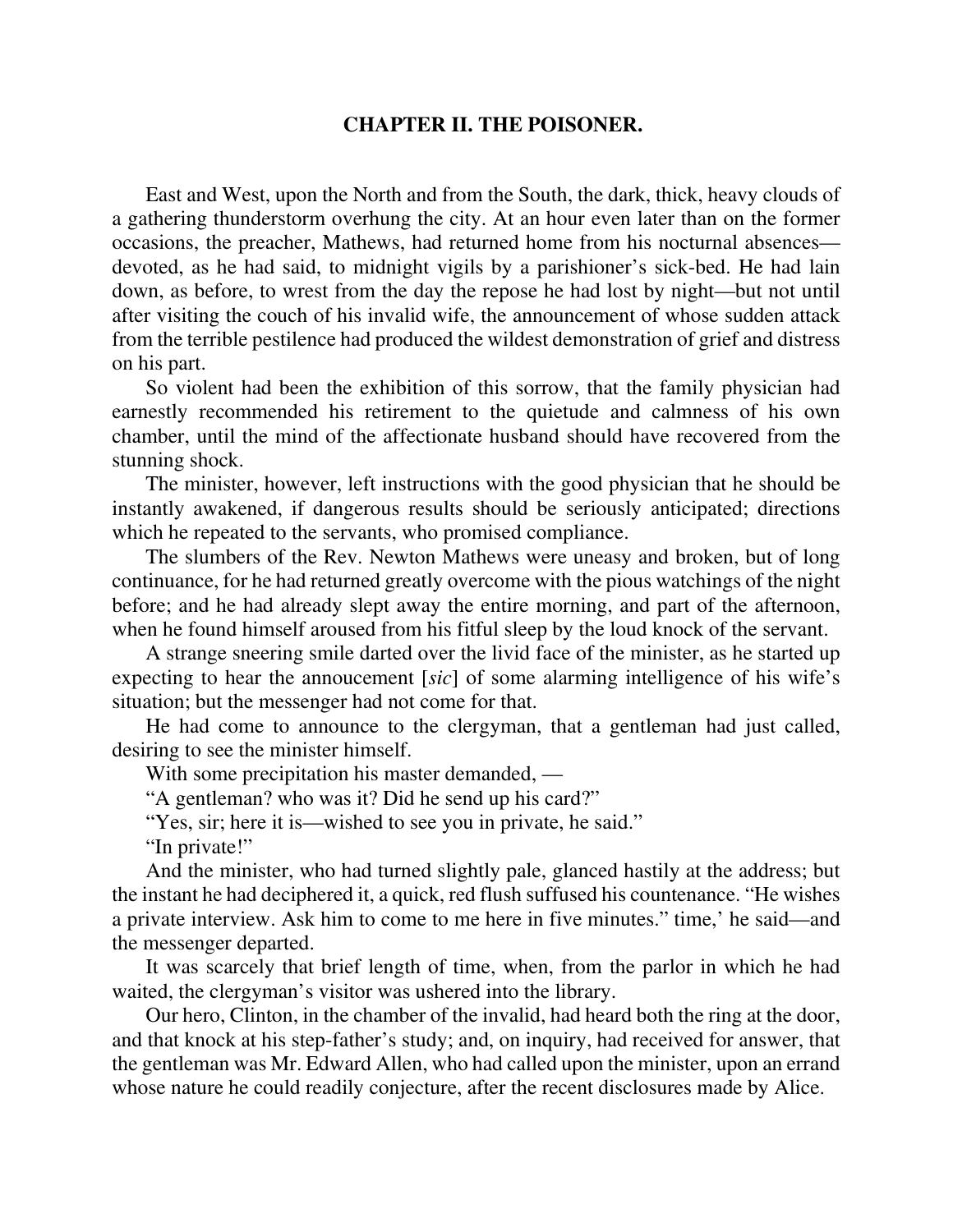## CHAPTER II. THE POISONER.

East and West, upon the North and from the South, the dark, thick, heavy clouds of a gathering thunderstorm overhung the city. At an hour even later than on the former occasions, the preacher, Mathews, had returned home from his nocturnal absences—devoted, as he had said, to midnight vigils by a parishioner's sick-bed. He had lain down, as before, to wrest from the day the repose he had lost by night—but not until after visiting the couch of his invalid wife, the announcement of whose sudden attack from the terrible pestilence had produced the wildest demonstration of grief and distress on his part.

So violent had been the exhibition of this sorrow, that the family physician had earnestly recommended his retirement to the quietude and calmness of his own chamber, until the mind of the affectionate husband should have recovered from the stunning shock.

The minister, however, left instructions with the good physician that he should be instantly awakened, if dangerous results should be seriously anticipated; directions which he repeated to the servants, who promised compliance.

The slumbers of the Rev. Newton Mathews were uneasy and broken, but of long continuance, for he had returned greatly overcome with the pious watchings of the night before; and he had already slept away the entire morning, and part of the afternoon, when he found himself aroused from his fitful sleep by the loud knock of the servant.

A strange sneering smile darted over the livid face of the minister, as he started up expecting to hear the annoucement [*sic*] of some alarming intelligence of his wife's situation; but the messenger had not come for that.

He had come to announce to the clergyman, that a gentleman had just called, desiring to see the minister himself.

With some precipitation his master demanded, —

"A gentleman? who was it? Did he send up his card?"

"Yes, sir; here it is—wished to see you in private, he said."

"In private!"

And the minister, who had turned slightly pale, glanced hastily at the address; but the instant he had deciphered it, a quick, red flush suffused his countenance. "He wishes a private interview. Ask him to come to me here in five minutes." time,' he said—and the messenger departed.

It was scarcely that brief length of time, when, from the parlor in which he had waited, the clergyman's visitor was ushered into the library.

Our hero, Clinton, in the chamber of the invalid, had heard both the ring at the door, and that knock at his step-father's study; and, on inquiry, had received for answer, that the gentleman was Mr. Edward Allen, who had called upon the minister, upon an errand whose nature he could readily conjecture, after the recent disclosures made by Alice.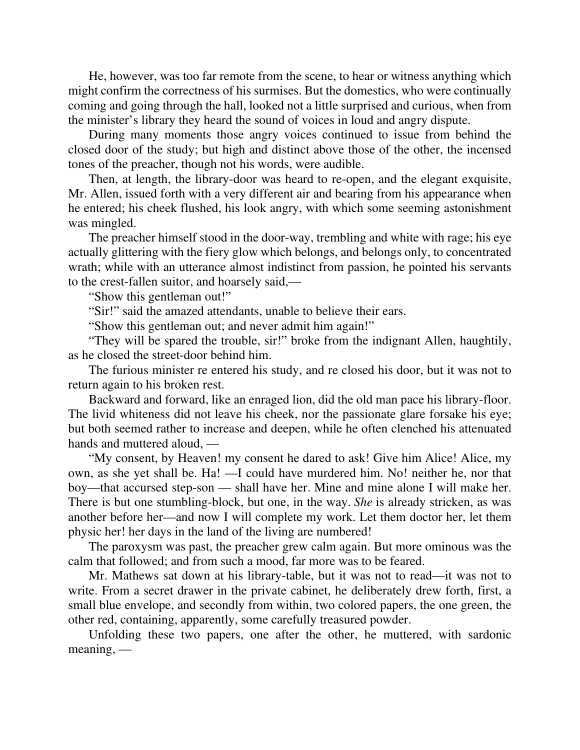He, however, was too far remote from the scene, to hear or witness anything which might confirm the correctness of his surmises. But the domestics, who were continually coming and going through the hall, looked not a little surprised and curious, when from the minister's library they heard the sound of voices in loud and angry dispute.

During many moments those angry voices continued to issue from behind the closed door of the study; but high and distinct above those of the other, the incensed tones of the preacher, though not his words, were audible.

Then, at length, the library-door was heard to re-open, and the elegant exquisite, Mr. Allen, issued forth with a very different air and bearing from his appearance when he entered; his cheek flushed, his look angry, with which some seeming astonishment was mingled.

The preacher himself stood in the door-way, trembling and white with rage; his eye actually glittering with the fiery glow which belongs, and belongs only, to concentrated wrath; while with an utterance almost indistinct from passion, he pointed his servants to the crest-fallen suitor, and hoarsely said,—

"Show this gentleman out!"

"Sir!" said the amazed attendants, unable to believe their ears.

"Show this gentleman out; and never admit him again!"

"They will be spared the trouble, sir!" broke from the indignant Allen, haughtily, as he closed the street-door behind him.

The furious minister re entered his study, and re closed his door, but it was not to return again to his broken rest.

Backward and forward, like an enraged lion, did the old man pace his library-floor. The livid whiteness did not leave his cheek, nor the passionate glare forsake his eye; but both seemed rather to increase and deepen, while he often clenched his attenuated hands and muttered aloud, —

"My consent, by Heaven! my consent he dared to ask! Give him Alice! Alice, my own, as she yet shall be. Ha! —I could have murdered him. No! neither he, nor that boy—that accursed step-son — shall have her. Mine and mine alone I will make her. There is but one stumbling-block, but one, in the way. *She* is already stricken, as was another before her—and now I will complete my work. Let them doctor her, let them physic her! her days in the land of the living are numbered!

The paroxysm was past, the preacher grew calm again. But more ominous was the calm that followed; and from such a mood, far more was to be feared.

Mr. Mathews sat down at his library-table, but it was not to read—it was not to write. From a secret drawer in the private cabinet, he deliberately drew forth, first, a small blue envelope, and secondly from within, two colored papers, the one green, the other red, containing, apparently, some carefully treasured powder.

Unfolding these two papers, one after the other, he muttered, with sardonic meaning, —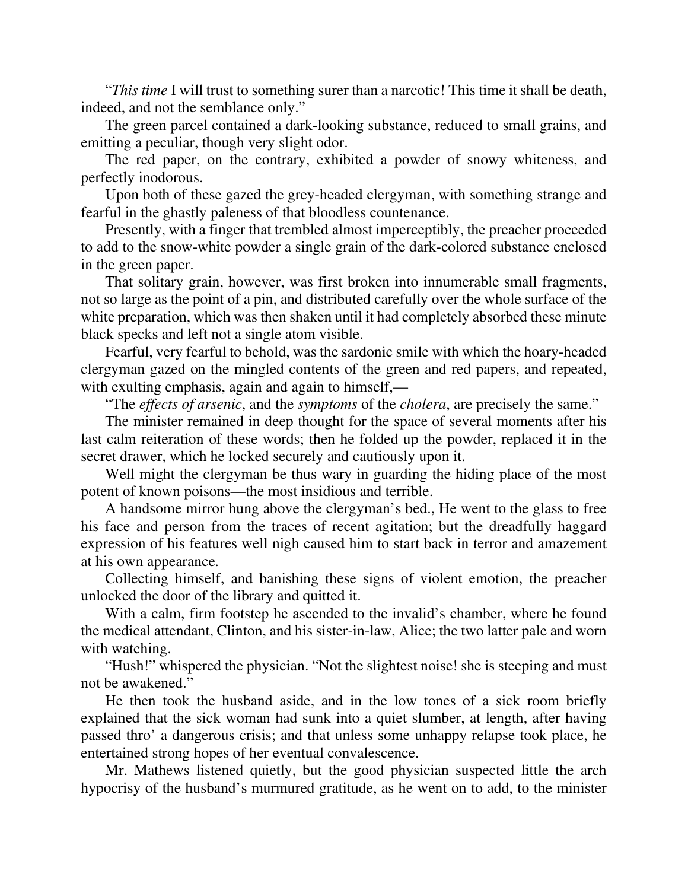"*This time* I will trust to something surer than a narcotic! This time it shall be death, indeed, and not the semblance only."

The green parcel contained a dark-looking substance, reduced to small grains, and emitting a peculiar, though very slight odor.

The red paper, on the contrary, exhibited a powder of snowy whiteness, and perfectly inodorous.

Upon both of these gazed the grey-headed clergyman, with something strange and fearful in the ghastly paleness of that bloodless countenance.

Presently, with a finger that trembled almost imperceptibly, the preacher proceeded to add to the snow-white powder a single grain of the dark-colored substance enclosed in the green paper.

That solitary grain, however, was first broken into innumerable small fragments, not so large as the point of a pin, and distributed carefully over the whole surface of the white preparation, which was then shaken until it had completely absorbed these minute black specks and left not a single atom visible.

Fearful, very fearful to behold, was the sardonic smile with which the hoary-headed clergyman gazed on the mingled contents of the green and red papers, and repeated, with exulting emphasis, again and again to himself,—

"The *effects of arsenic*, and the *symptoms* of the *cholera*, are precisely the same."

The minister remained in deep thought for the space of several moments after his last calm reiteration of these words; then he folded up the powder, replaced it in the secret drawer, which he locked securely and cautiously upon it.

Well might the clergyman be thus wary in guarding the hiding place of the most potent of known poisons—the most insidious and terrible.

A handsome mirror hung above the clergyman's bed., He went to the glass to free his face and person from the traces of recent agitation; but the dreadfully haggard expression of his features well nigh caused him to start back in terror and amazement at his own appearance.

Collecting himself, and banishing these signs of violent emotion, the preacher unlocked the door of the library and quitted it.

With a calm, firm footstep he ascended to the invalid's chamber, where he found the medical attendant, Clinton, and his sister-in-law, Alice; the two latter pale and worn with watching.

"Hush!" whispered the physician. "Not the slightest noise! she is steeping and must not be awakened."

He then took the husband aside, and in the low tones of a sick room briefly explained that the sick woman had sunk into a quiet slumber, at length, after having passed thro' a dangerous crisis; and that unless some unhappy relapse took place, he entertained strong hopes of her eventual convalescence.

Mr. Mathews listened quietly, but the good physician suspected little the arch hypocrisy of the husband's murmured gratitude, as he went on to add, to the minister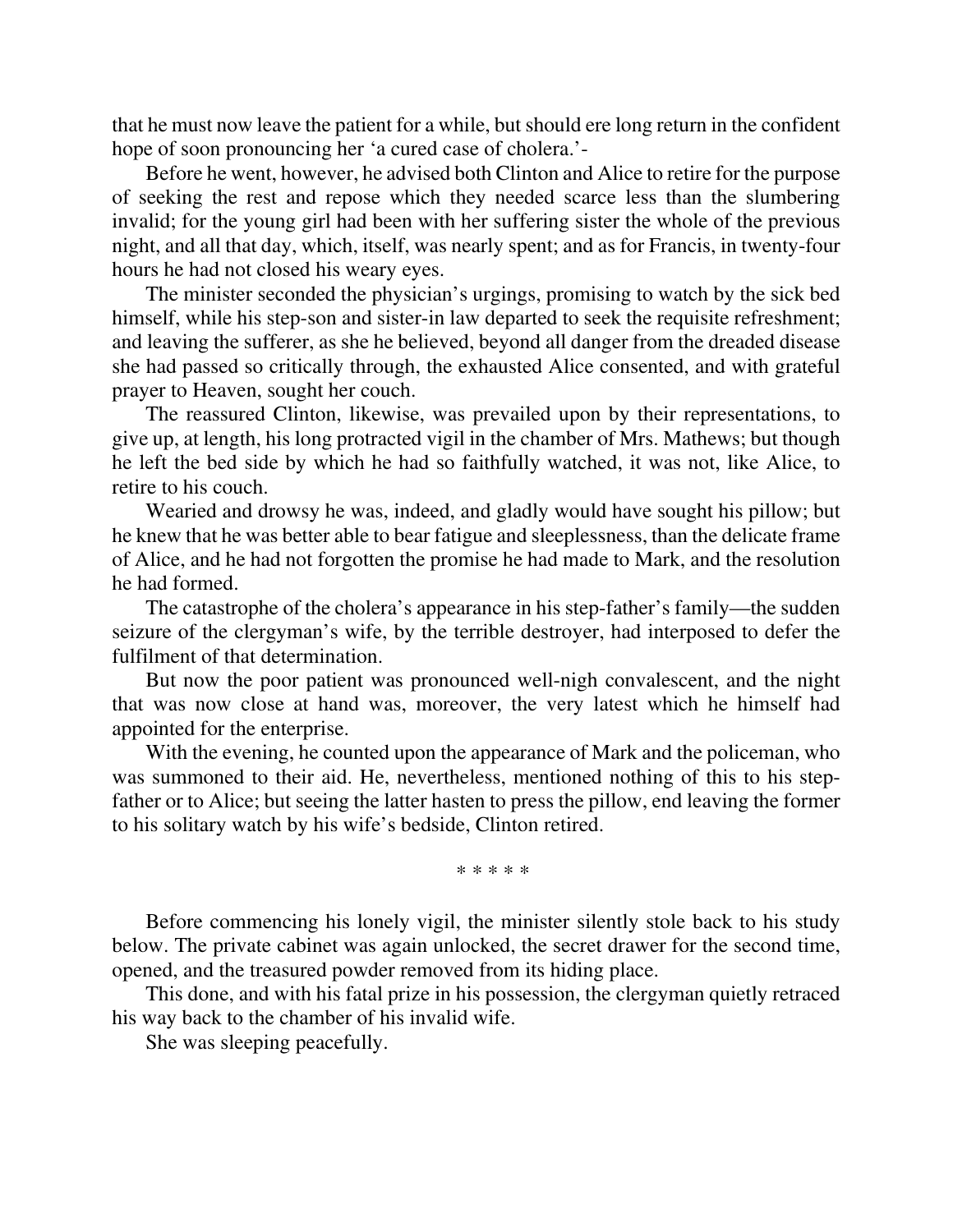that he must now leave the patient for a while, but should ere long return in the confident hope of soon pronouncing her 'a cured case of cholera.'-

Before he went, however, he advised both Clinton and Alice to retire for the purpose of seeking the rest and repose which they needed scarce less than the slumbering invalid; for the young girl had been with her suffering sister the whole of the previous night, and all that day, which, itself, was nearly spent; and as for Francis, in twenty-four hours he had not closed his weary eyes.

The minister seconded the physician's urgings, promising to watch by the sick bed himself, while his step-son and sister-in law departed to seek the requisite refreshment; and leaving the sufferer, as she he believed, beyond all danger from the dreaded disease she had passed so critically through, the exhausted Alice consented, and with grateful prayer to Heaven, sought her couch.

The reassured Clinton, likewise, was prevailed upon by their representations, to give up, at length, his long protracted vigil in the chamber of Mrs. Mathews; but though he left the bed side by which he had so faithfully watched, it was not, like Alice, to retire to his couch.

Wearied and drowsy he was, indeed, and gladly would have sought his pillow; but he knew that he was better able to bear fatigue and sleeplessness, than the delicate frame of Alice, and he had not forgotten the promise he had made to Mark, and the resolution he had formed.

The catastrophe of the cholera's appearance in his step-father's family—the sudden seizure of the clergyman's wife, by the terrible destroyer, had interposed to defer the fulfilment of that determination.

But now the poor patient was pronounced well-nigh convalescent, and the night that was now close at hand was, moreover, the very latest which he himself had appointed for the enterprise.

With the evening, he counted upon the appearance of Mark and the policeman, who was summoned to their aid. He, nevertheless, mentioned nothing of this to his step-father or to Alice; but seeing the latter hasten to press the pillow, end leaving the former to his solitary watch by his wife's bedside, Clinton retired.

\* \* \* \* \*

Before commencing his lonely vigil, the minister silently stole back to his study below. The private cabinet was again unlocked, the secret drawer for the second time, opened, and the treasured powder removed from its hiding place.

This done, and with his fatal prize in his possession, the clergyman quietly retraced his way back to the chamber of his invalid wife.

She was sleeping peacefully.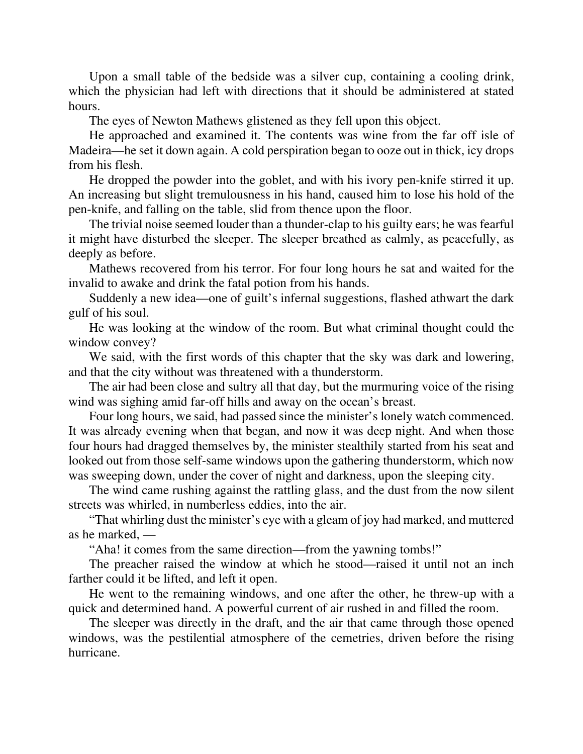Upon a small table of the bedside was a silver cup, containing a cooling drink, which the physician had left with directions that it should be administered at stated hours.

The eyes of Newton Mathews glistened as they fell upon this object.

He approached and examined it. The contents was wine from the far off isle of Madeira—he set it down again. A cold perspiration began to ooze out in thick, icy drops from his flesh.

He dropped the powder into the goblet, and with his ivory pen-knife stirred it up. An increasing but slight tremulousness in his hand, caused him to lose his hold of the pen-knife, and falling on the table, slid from thence upon the floor.

The trivial noise seemed louder than a thunder-clap to his guilty ears; he was fearful it might have disturbed the sleeper. The sleeper breathed as calmly, as peacefully, as deeply as before.

Mathews recovered from his terror. For four long hours he sat and waited for the invalid to awake and drink the fatal potion from his hands.

Suddenly a new idea—one of guilt's infernal suggestions, flashed athwart the dark gulf of his soul.

He was looking at the window of the room. But what criminal thought could the window convey?

We said, with the first words of this chapter that the sky was dark and lowering, and that the city without was threatened with a thunderstorm.

The air had been close and sultry all that day, but the murmuring voice of the rising wind was sighing amid far-off hills and away on the ocean's breast.

Four long hours, we said, had passed since the minister's lonely watch commenced. It was already evening when that began, and now it was deep night. And when those four hours had dragged themselves by, the minister stealthily started from his seat and looked out from those self-same windows upon the gathering thunderstorm, which now was sweeping down, under the cover of night and darkness, upon the sleeping city.

The wind came rushing against the rattling glass, and the dust from the now silent streets was whirled, in numberless eddies, into the air.

"That whirling dust the minister's eye with a gleam of joy had marked, and muttered as he marked, —

"Aha! it comes from the same direction—from the yawning tombs!"

The preacher raised the window at which he stood—raised it until not an inch farther could it be lifted, and left it open.

He went to the remaining windows, and one after the other, he threw-up with a quick and determined hand. A powerful current of air rushed in and filled the room.

The sleeper was directly in the draft, and the air that came through those opened windows, was the pestilential atmosphere of the cemetries, driven before the rising hurricane.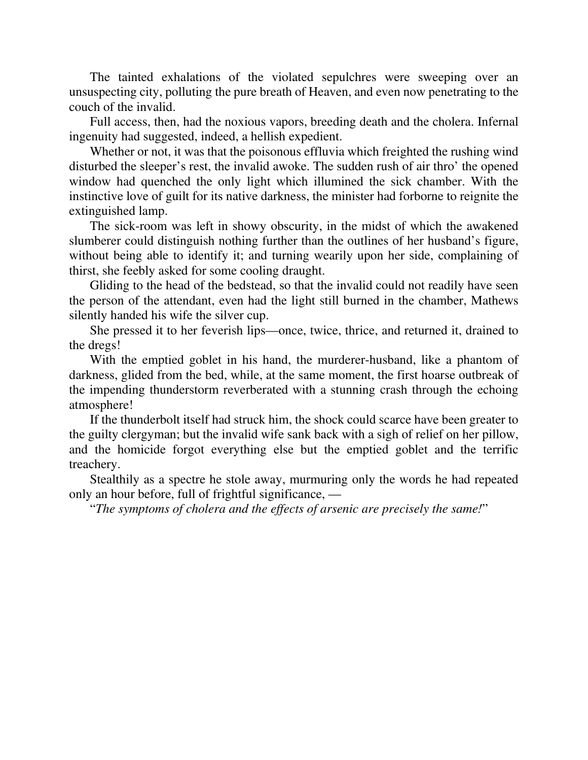The tainted exhalations of the violated sepulchres were sweeping over an unsuspecting city, polluting the pure breath of Heaven, and even now penetrating to the couch of the invalid.

Full access, then, had the noxious vapors, breeding death and the cholera. Infernal ingenuity had suggested, indeed, a hellish expedient.

Whether or not, it was that the poisonous effluvia which freighted the rushing wind disturbed the sleeper's rest, the invalid awoke. The sudden rush of air thro' the opened window had quenched the only light which illumined the sick chamber. With the instinctive love of guilt for its native darkness, the minister had forborne to reignite the extinguished lamp.

The sick-room was left in showy obscurity, in the midst of which the awakened slumberer could distinguish nothing further than the outlines of her husband's figure, without being able to identify it; and turning wearily upon her side, complaining of thirst, she feebly asked for some cooling draught.

Gliding to the head of the bedstead, so that the invalid could not readily have seen the person of the attendant, even had the light still burned in the chamber, Mathews silently handed his wife the silver cup.

She pressed it to her feverish lips—once, twice, thrice, and returned it, drained to the dregs!

With the emptied goblet in his hand, the murderer-husband, like a phantom of darkness, glided from the bed, while, at the same moment, the first hoarse outbreak of the impending thunderstorm reverberated with a stunning crash through the echoing atmosphere!

If the thunderbolt itself had struck him, the shock could scarce have been greater to the guilty clergyman; but the invalid wife sank back with a sigh of relief on her pillow, and the homicide forgot everything else but the emptied goblet and the terrific treachery.

Stealthily as a spectre he stole away, murmuring only the words he had repeated only an hour before, full of frightful significance, —

"*The symptoms of cholera and the effects of arsenic are precisely the same!*"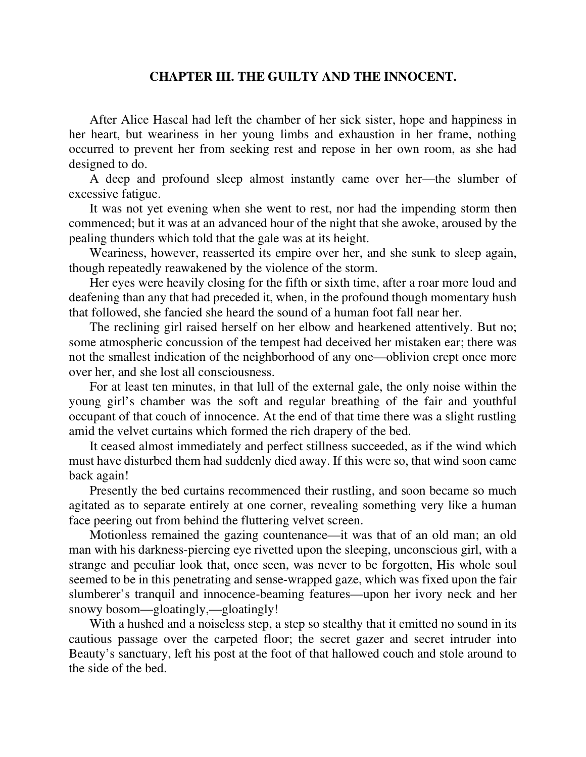## CHAPTER III. THE GUILTY AND THE INNOCENT.

After Alice Hascal had left the chamber of her sick sister, hope and happiness in her heart, but weariness in her young limbs and exhaustion in her frame, nothing occurred to prevent her from seeking rest and repose in her own room, as she had designed to do.

A deep and profound sleep almost instantly came over her—the slumber of excessive fatigue.

It was not yet evening when she went to rest, nor had the impending storm then commenced; but it was at an advanced hour of the night that she awoke, aroused by the pealing thunders which told that the gale was at its height.

Weariness, however, reasserted its empire over her, and she sunk to sleep again, though repeatedly reawakened by the violence of the storm.

Her eyes were heavily closing for the fifth or sixth time, after a roar more loud and deafening than any that had preceded it, when, in the profound though momentary hush that followed, she fancied she heard the sound of a human foot fall near her.

The reclining girl raised herself on her elbow and hearkened attentively. But no; some atmospheric concussion of the tempest had deceived her mistaken ear; there was not the smallest indication of the neighborhood of any one—oblivion crept once more over her, and she lost all consciousness.

For at least ten minutes, in that lull of the external gale, the only noise within the young girl's chamber was the soft and regular breathing of the fair and youthful occupant of that couch of innocence. At the end of that time there was a slight rustling amid the velvet curtains which formed the rich drapery of the bed.

It ceased almost immediately and perfect stillness succeeded, as if the wind which must have disturbed them had suddenly died away. If this were so, that wind soon came back again!

Presently the bed curtains recommenced their rustling, and soon became so much agitated as to separate entirely at one corner, revealing something very like a human face peering out from behind the fluttering velvet screen.

Motionless remained the gazing countenance—it was that of an old man; an old man with his darkness-piercing eye rivetted upon the sleeping, unconscious girl, with a strange and peculiar look that, once seen, was never to be forgotten, His whole soul seemed to be in this penetrating and sense-wrapped gaze, which was fixed upon the fair slumberer's tranquil and innocence-beaming features—upon her ivory neck and her snowy bosom—gloatingly,—gloatingly!

With a hushed and a noiseless step, a step so stealthy that it emitted no sound in its cautious passage over the carpeted floor; the secret gazer and secret intruder into Beauty's sanctuary, left his post at the foot of that hallowed couch and stole around to the side of the bed.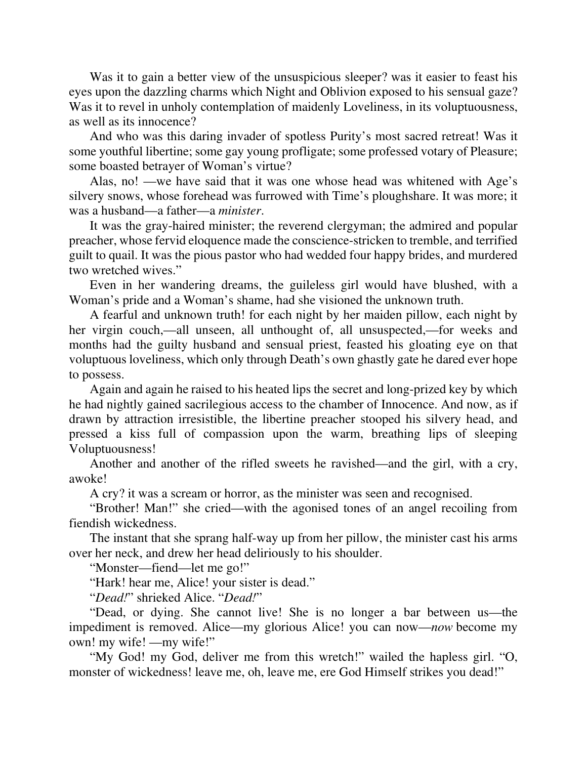Was it to gain a better view of the unsuspicious sleeper? was it easier to feast his eyes upon the dazzling charms which Night and Oblivion exposed to his sensual gaze? Was it to revel in unholy contemplation of maidenly Loveliness, in its voluptuousness, as well as its innocence?

And who was this daring invader of spotless Purity's most sacred retreat! Was it some youthful libertine; some gay young profligate; some professed votary of Pleasure; some boasted betrayer of Woman's virtue?

Alas, no! —we have said that it was one whose head was whitened with Age's silvery snows, whose forehead was furrowed with Time's ploughshare. It was more; it was a husband—a father—a *minister*.

It was the gray-haired minister; the reverend clergyman; the admired and popular preacher, whose fervid eloquence made the conscience-stricken to tremble, and terrified guilt to quail. It was the pious pastor who had wedded four happy brides, and murdered two wretched wives."

Even in her wandering dreams, the guileless girl would have blushed, with a Woman's pride and a Woman's shame, had she visioned the unknown truth.

A fearful and unknown truth! for each night by her maiden pillow, each night by her virgin couch,—all unseen, all unthought of, all unsuspected,—for weeks and months had the guilty husband and sensual priest, feasted his gloating eye on that voluptuous loveliness, which only through Death's own ghastly gate he dared ever hope to possess.

Again and again he raised to his heated lips the secret and long-prized key by which he had nightly gained sacrilegious access to the chamber of Innocence. And now, as if drawn by attraction irresistible, the libertine preacher stooped his silvery head, and pressed a kiss full of compassion upon the warm, breathing lips of sleeping Voluptuousness!

Another and another of the rifled sweets he ravished—and the girl, with a cry, awoke!

A cry? it was a scream or horror, as the minister was seen and recognised.

"Brother! Man!" she cried—with the agonised tones of an angel recoiling from fiendish wickedness.

The instant that she sprang half-way up from her pillow, the minister cast his arms over her neck, and drew her head deliriously to his shoulder.

"Monster—fiend—let me go!"

"Hark! hear me, Alice! your sister is dead."

"*Dead!*" shrieked Alice. "*Dead!*"

"Dead, or dying. She cannot live! She is no longer a bar between us—the impediment is removed. Alice—my glorious Alice! you can now—*now* become my own! my wife! —my wife!"

"My God! my God, deliver me from this wretch!" wailed the hapless girl. "O, monster of wickedness! leave me, oh, leave me, ere God Himself strikes you dead!"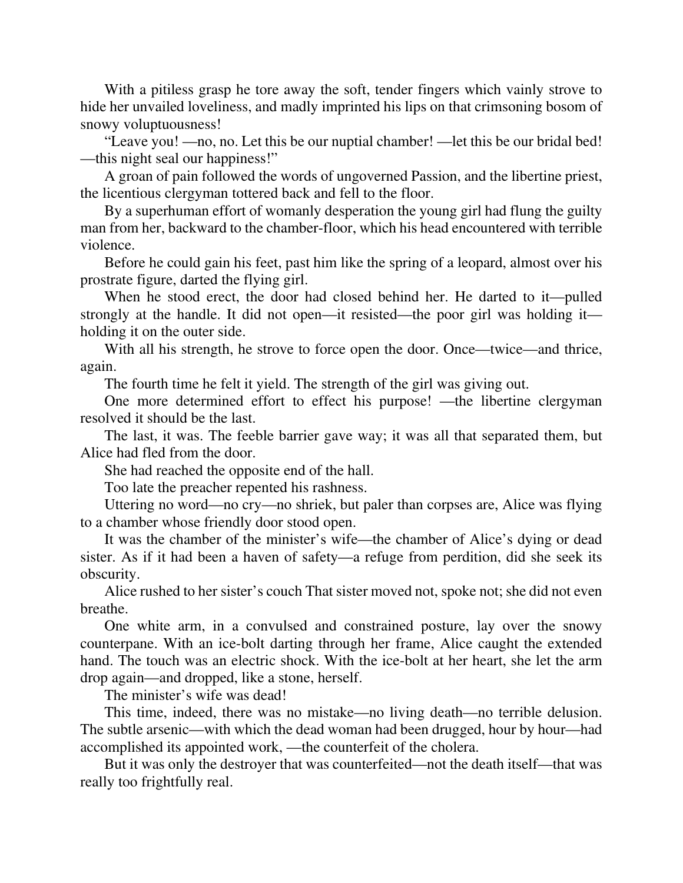With a pitiless grasp he tore away the soft, tender fingers which vainly strove to hide her unvailed loveliness, and madly imprinted his lips on that crimsoning bosom of snowy voluptuousness!

"Leave you! —no, no. Let this be our nuptial chamber! —let this be our bridal bed! —this night seal our happiness!"

A groan of pain followed the words of ungoverned Passion, and the libertine priest, the licentious clergyman tottered back and fell to the floor.

By a superhuman effort of womanly desperation the young girl had flung the guilty man from her, backward to the chamber-floor, which his head encountered with terrible violence.

Before he could gain his feet, past him like the spring of a leopard, almost over his prostrate figure, darted the flying girl.

When he stood erect, the door had closed behind her. He darted to it—pulled strongly at the handle. It did not open—it resisted—the poor girl was holding it—holding it on the outer side.

With all his strength, he strove to force open the door. Once—twice—and thrice, again.

The fourth time he felt it yield. The strength of the girl was giving out.

One more determined effort to effect his purpose! —the libertine clergyman resolved it should be the last.

The last, it was. The feeble barrier gave way; it was all that separated them, but Alice had fled from the door.

She had reached the opposite end of the hall.

Too late the preacher repented his rashness.

Uttering no word—no cry—no shriek, but paler than corpses are, Alice was flying to a chamber whose friendly door stood open.

It was the chamber of the minister's wife—the chamber of Alice's dying or dead sister. As if it had been a haven of safety—a refuge from perdition, did she seek its obscurity.

Alice rushed to her sister's couch That sister moved not, spoke not; she did not even breathe.

One white arm, in a convulsed and constrained posture, lay over the snowy counterpane. With an ice-bolt darting through her frame, Alice caught the extended hand. The touch was an electric shock. With the ice-bolt at her heart, she let the arm drop again—and dropped, like a stone, herself.

The minister's wife was dead!

This time, indeed, there was no mistake—no living death—no terrible delusion. The subtle arsenic—with which the dead woman had been drugged, hour by hour—had accomplished its appointed work, —the counterfeit of the cholera.

But it was only the destroyer that was counterfeited—not the death itself—that was really too frightfully real.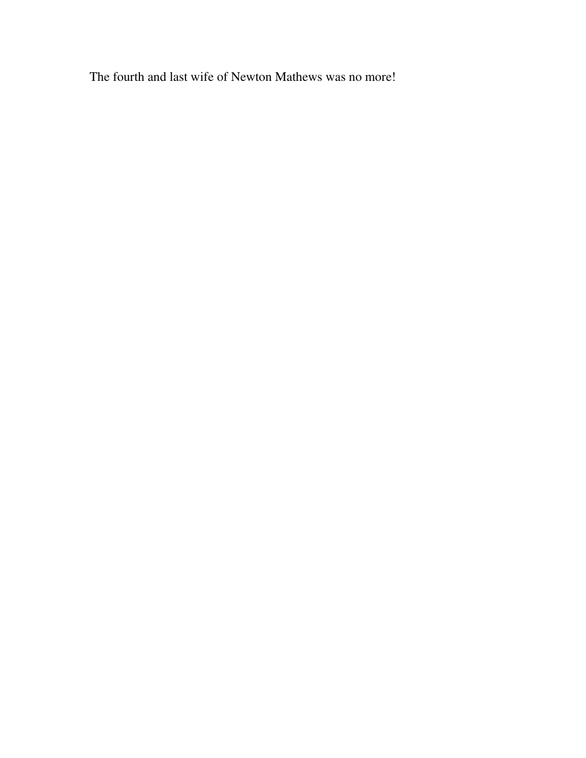The fourth and last wife of Newton Mathews was no more!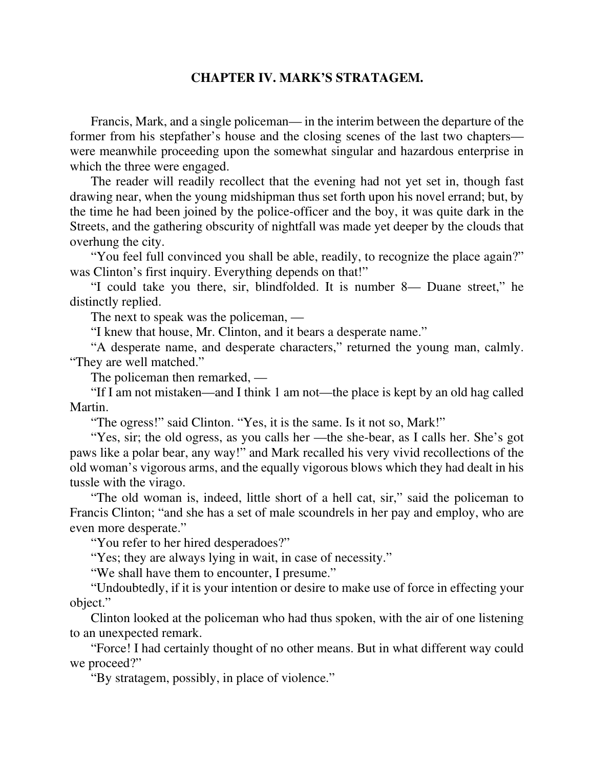## CHAPTER IV. MARK'S STRATAGEM.

Francis, Mark, and a single policeman— in the interim between the departure of the former from his stepfather's house and the closing scenes of the last two chapters— were meanwhile proceeding upon the somewhat singular and hazardous enterprise in which the three were engaged.

The reader will readily recollect that the evening had not yet set in, though fast drawing near, when the young midshipman thus set forth upon his novel errand; but, by the time he had been joined by the police-officer and the boy, it was quite dark in the Streets, and the gathering obscurity of nightfall was made yet deeper by the clouds that overhung the city.

"You feel full convinced you shall be able, readily, to recognize the place again?" was Clinton's first inquiry. Everything depends on that!"

"I could take you there, sir, blindfolded. It is number 8— Duane street," he distinctly replied.

The next to speak was the policeman, —

"I knew that house, Mr. Clinton, and it bears a desperate name."

"A desperate name, and desperate characters," returned the young man, calmly. "They are well matched."

The policeman then remarked, —

"If I am not mistaken—and I think 1 am not—the place is kept by an old hag called Martin.

"The ogress!" said Clinton. "Yes, it is the same. Is it not so, Mark!"

"Yes, sir; the old ogress, as you calls her —the she-bear, as I calls her. She's got paws like a polar bear, any way!" and Mark recalled his very vivid recollections of the old woman's vigorous arms, and the equally vigorous blows which they had dealt in his tussle with the virago.

"The old woman is, indeed, little short of a hell cat, sir," said the policeman to Francis Clinton; "and she has a set of male scoundrels in her pay and employ, who are even more desperate."

"You refer to her hired desperadoes?"

"Yes; they are always lying in wait, in case of necessity."

"We shall have them to encounter, I presume."

"Undoubtedly, if it is your intention or desire to make use of force in effecting your object."

Clinton looked at the policeman who had thus spoken, with the air of one listening to an unexpected remark.

"Force! I had certainly thought of no other means. But in what different way could we proceed?"

"By stratagem, possibly, in place of violence."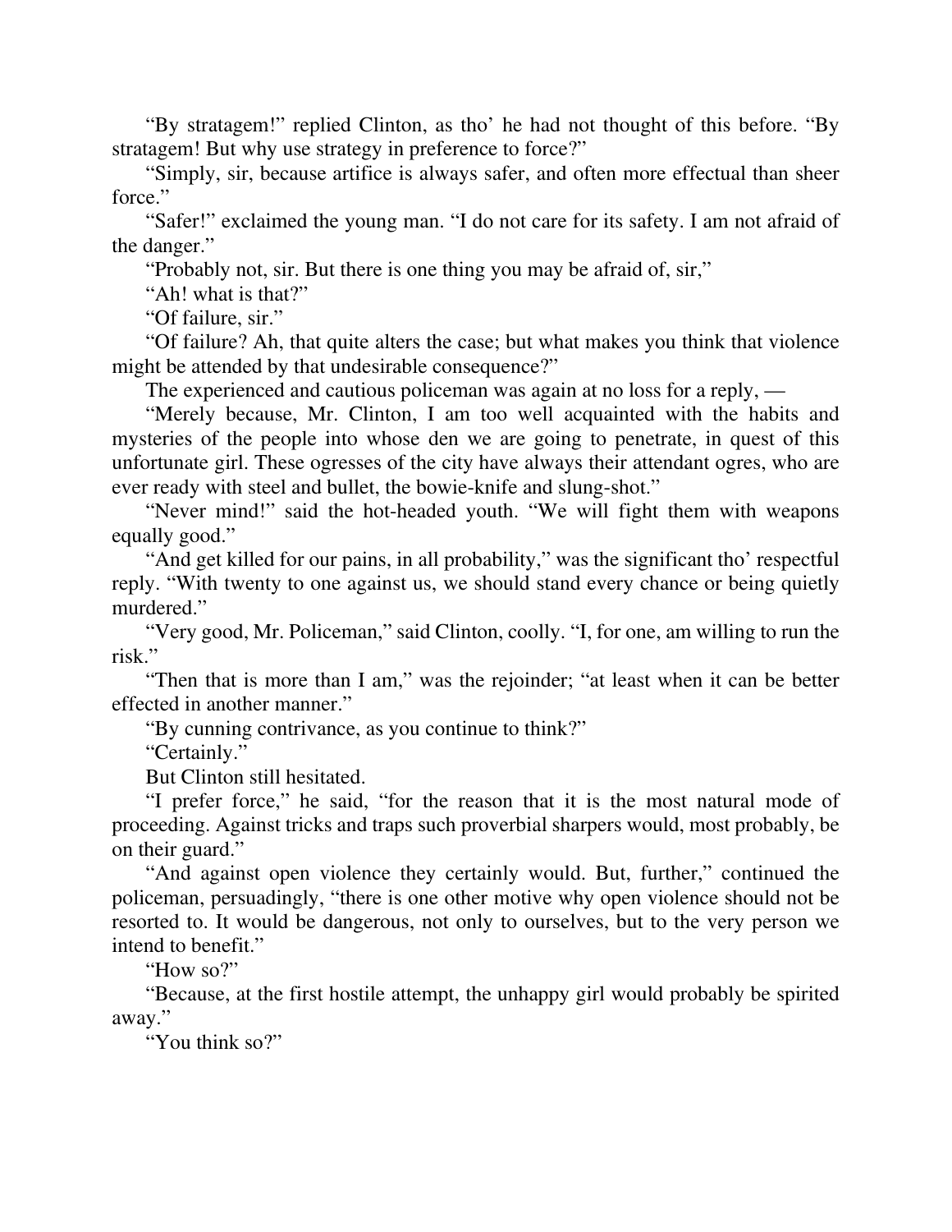"By stratagem!" replied Clinton, as tho' he had not thought of this before. "By stratagem! But why use strategy in preference to force?"

"Simply, sir, because artifice is always safer, and often more effectual than sheer force."

"Safer!" exclaimed the young man. "I do not care for its safety. I am not afraid of the danger."

"Probably not, sir. But there is one thing you may be afraid of, sir,"

"Ah! what is that?"

"Of failure, sir."

"Of failure? Ah, that quite alters the case; but what makes you think that violence might be attended by that undesirable consequence?"

The experienced and cautious policeman was again at no loss for a reply, —

"Merely because, Mr. Clinton, I am too well acquainted with the habits and mysteries of the people into whose den we are going to penetrate, in quest of this unfortunate girl. These ogresses of the city have always their attendant ogres, who are ever ready with steel and bullet, the bowie-knife and slung-shot."

"Never mind!" said the hot-headed youth. "We will fight them with weapons equally good."

"And get killed for our pains, in all probability," was the significant tho' respectful reply. "With twenty to one against us, we should stand every chance or being quietly murdered."

"Very good, Mr. Policeman," said Clinton, coolly. "I, for one, am willing to run the risk."

"Then that is more than I am," was the rejoinder; "at least when it can be better effected in another manner."

"By cunning contrivance, as you continue to think?"

"Certainly."

But Clinton still hesitated.

"I prefer force," he said, "for the reason that it is the most natural mode of proceeding. Against tricks and traps such proverbial sharpers would, most probably, be on their guard."

"And against open violence they certainly would. But, further," continued the policeman, persuadingly, "there is one other motive why open violence should not be resorted to. It would be dangerous, not only to ourselves, but to the very person we intend to benefit."

"How so?"

"Because, at the first hostile attempt, the unhappy girl would probably be spirited away."

"You think so?"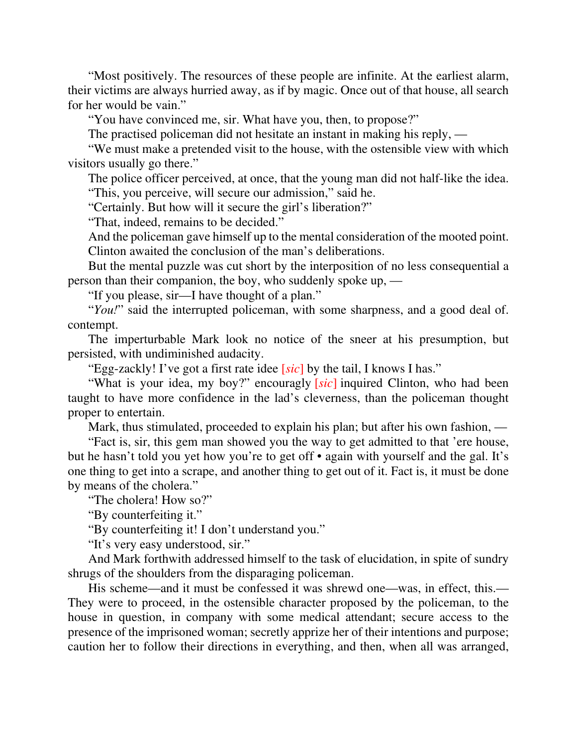"Most positively. The resources of these people are infinite. At the earliest alarm, their victims are always hurried away, as if by magic. Once out of that house, all search for her would be vain."

"You have convinced me, sir. What have you, then, to propose?"

The practised policeman did not hesitate an instant in making his reply, —

"We must make a pretended visit to the house, with the ostensible view with which visitors usually go there."

The police officer perceived, at once, that the young man did not half-like the idea.

"This, you perceive, will secure our admission," said he.

"Certainly. But how will it secure the girl's liberation?"

"That, indeed, remains to be decided."

And the policeman gave himself up to the mental consideration of the mooted point. Clinton awaited the conclusion of the man's deliberations.

But the mental puzzle was cut short by the interposition of no less consequential a person than their companion, the boy, who suddenly spoke up, —

"If you please, sir—I have thought of a plan."

"*You!*" said the interrupted policeman, with some sharpness, and a good deal of. contempt.

The imperturbable Mark look no notice of the sneer at his presumption, but persisted, with undiminished audacity.

"Egg-zackly! I've got a first rate idee [*sic*] by the tail, I knows I has."

"What is your idea, my boy?" encouragly [*sic*] inquired Clinton, who had been taught to have more confidence in the lad's cleverness, than the policeman thought proper to entertain.

Mark, thus stimulated, proceeded to explain his plan; but after his own fashion, —

"Fact is, sir, this gem man showed you the way to get admitted to that 'ere house, but he hasn't told you yet how you're to get off • again with yourself and the gal. It's one thing to get into a scrape, and another thing to get out of it. Fact is, it must be done by means of the cholera."

"The cholera! How so?"

"By counterfeiting it."

"By counterfeiting it! I don't understand you."

"It's very easy understood, sir."

And Mark forthwith addressed himself to the task of elucidation, in spite of sundry shrugs of the shoulders from the disparaging policeman.

His scheme—and it must be confessed it was shrewd one—was, in effect, this.—They were to proceed, in the ostensible character proposed by the policeman, to the house in question, in company with some medical attendant; secure access to the presence of the imprisoned woman; secretly apprize her of their intentions and purpose; caution her to follow their directions in everything, and then, when all was arranged,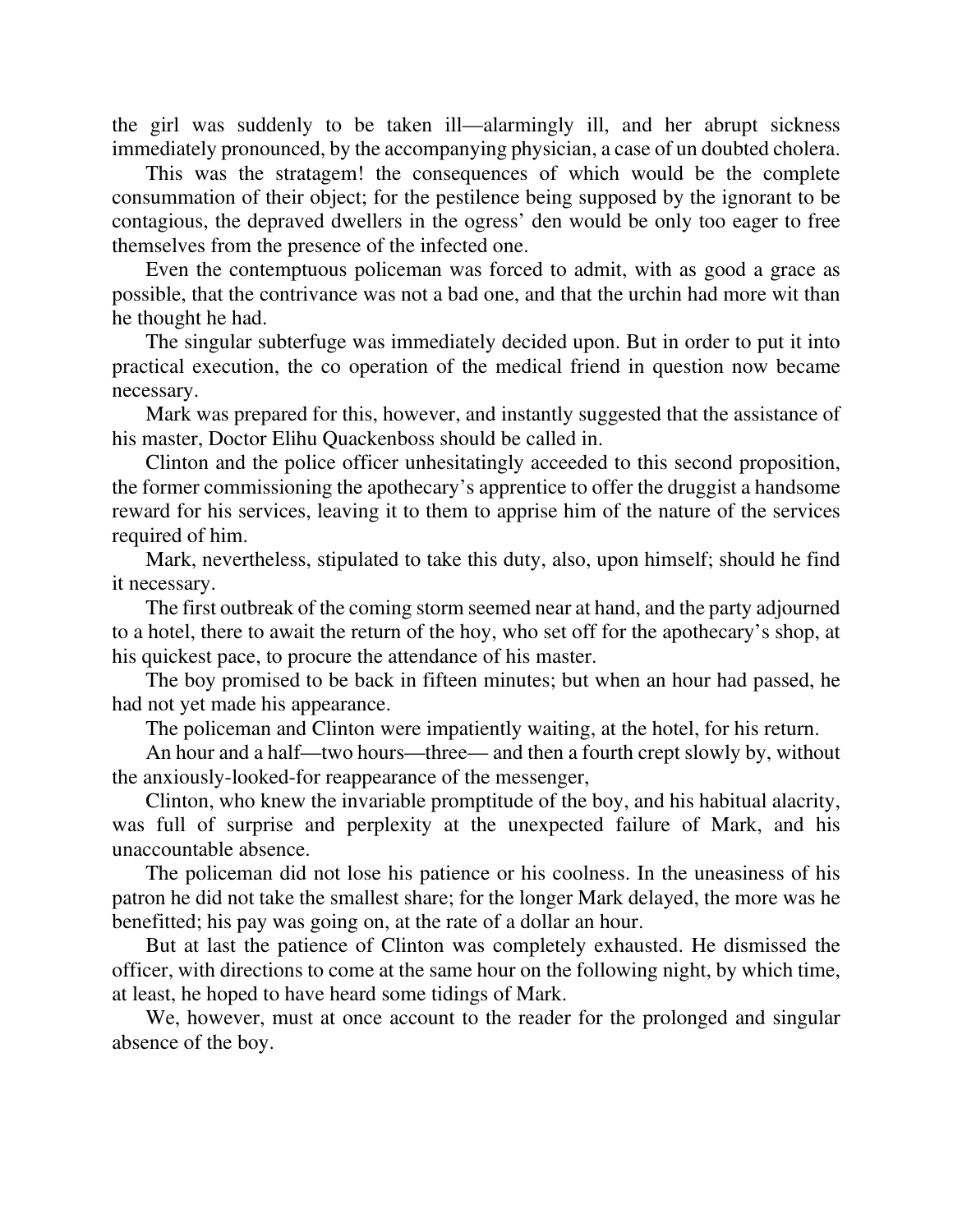the girl was suddenly to be taken ill—alarmingly ill, and her abrupt sickness immediately pronounced, by the accompanying physician, a case of un doubted cholera.

This was the stratagem! the consequences of which would be the complete consummation of their object; for the pestilence being supposed by the ignorant to be contagious, the depraved dwellers in the ogress' den would be only too eager to free themselves from the presence of the infected one.

Even the contemptuous policeman was forced to admit, with as good a grace as possible, that the contrivance was not a bad one, and that the urchin had more wit than he thought he had.

The singular subterfuge was immediately decided upon. But in order to put it into practical execution, the co operation of the medical friend in question now became necessary.

Mark was prepared for this, however, and instantly suggested that the assistance of his master, Doctor Elihu Quackenboss should be called in.

Clinton and the police officer unhesitatingly acceeded to this second proposition, the former commissioning the apothecary's apprentice to offer the druggist a handsome reward for his services, leaving it to them to apprise him of the nature of the services required of him.

Mark, nevertheless, stipulated to take this duty, also, upon himself; should he find it necessary.

The first outbreak of the coming storm seemed near at hand, and the party adjourned to a hotel, there to await the return of the hoy, who set off for the apothecary's shop, at his quickest pace, to procure the attendance of his master.

The boy promised to be back in fifteen minutes; but when an hour had passed, he had not yet made his appearance.

The policeman and Clinton were impatiently waiting, at the hotel, for his return.

An hour and a half—two hours—three— and then a fourth crept slowly by, without the anxiously-looked-for reappearance of the messenger,

Clinton, who knew the invariable promptitude of the boy, and his habitual alacrity, was full of surprise and perplexity at the unexpected failure of Mark, and his unaccountable absence.

The policeman did not lose his patience or his coolness. In the uneasiness of his patron he did not take the smallest share; for the longer Mark delayed, the more was he benefitted; his pay was going on, at the rate of a dollar an hour.

But at last the patience of Clinton was completely exhausted. He dismissed the officer, with directions to come at the same hour on the following night, by which time, at least, he hoped to have heard some tidings of Mark.

We, however, must at once account to the reader for the prolonged and singular absence of the boy.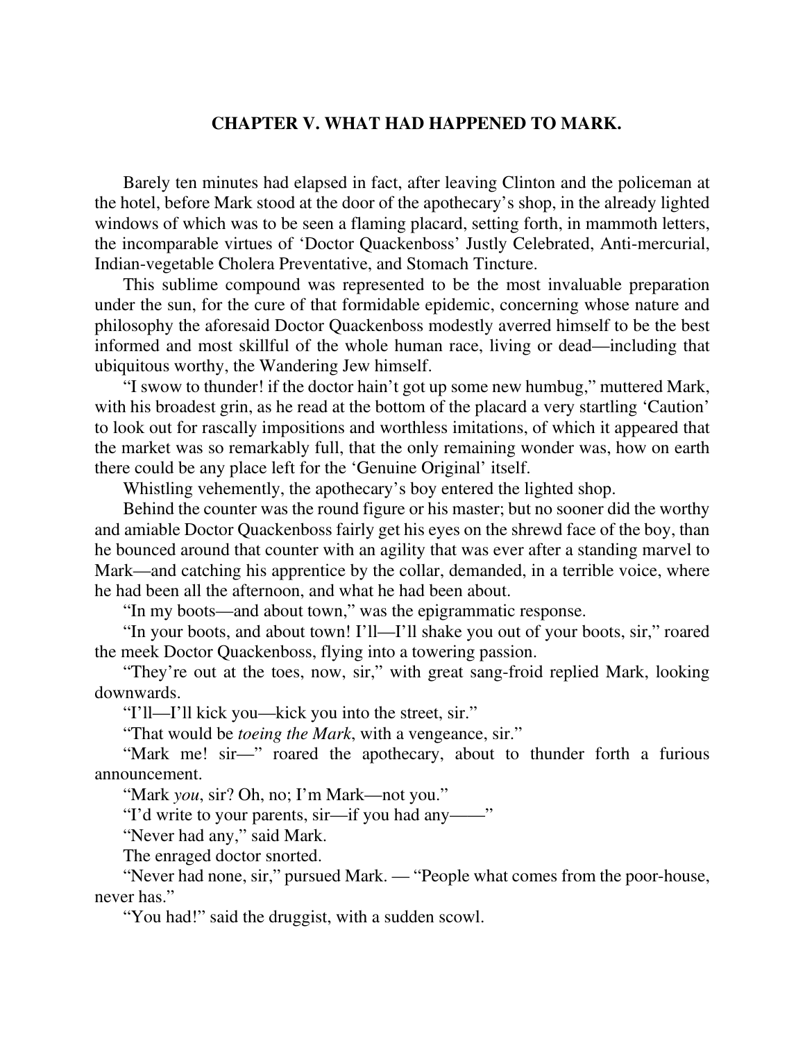## CHAPTER V. WHAT HAD HAPPENED TO MARK.

Barely ten minutes had elapsed in fact, after leaving Clinton and the policeman at the hotel, before Mark stood at the door of the apothecary's shop, in the already lighted windows of which was to be seen a flaming placard, setting forth, in mammoth letters, the incomparable virtues of 'Doctor Quackenboss' Justly Celebrated, Anti-mercurial, Indian-vegetable Cholera Preventative, and Stomach Tincture.

This sublime compound was represented to be the most invaluable preparation under the sun, for the cure of that formidable epidemic, concerning whose nature and philosophy the aforesaid Doctor Quackenboss modestly averred himself to be the best informed and most skillful of the whole human race, living or dead—including that ubiquitous worthy, the Wandering Jew himself.

"I swow to thunder! if the doctor hain't got up some new humbug," muttered Mark, with his broadest grin, as he read at the bottom of the placard a very startling 'Caution' to look out for rascally impositions and worthless imitations, of which it appeared that the market was so remarkably full, that the only remaining wonder was, how on earth there could be any place left for the 'Genuine Original' itself.

Whistling vehemently, the apothecary's boy entered the lighted shop.

Behind the counter was the round figure or his master; but no sooner did the worthy and amiable Doctor Quackenboss fairly get his eyes on the shrewd face of the boy, than he bounced around that counter with an agility that was ever after a standing marvel to Mark—and catching his apprentice by the collar, demanded, in a terrible voice, where he had been all the afternoon, and what he had been about.

"In my boots—and about town," was the epigrammatic response.

"In your boots, and about town! I'll—I'll shake you out of your boots, sir," roared the meek Doctor Quackenboss, flying into a towering passion.

"They're out at the toes, now, sir," with great sang-froid replied Mark, looking downwards.

"I'll—I'll kick you—kick you into the street, sir."

"That would be *toeing the Mark*, with a vengeance, sir."

"Mark me! sir—" roared the apothecary, about to thunder forth a furious announcement.

"Mark *you*, sir? Oh, no; I'm Mark—not you."

"I'd write to your parents, sir—if you had any——"

"Never had any," said Mark.

The enraged doctor snorted.

"Never had none, sir," pursued Mark. — "People what comes from the poor-house, never has."

"You had!" said the druggist, with a sudden scowl.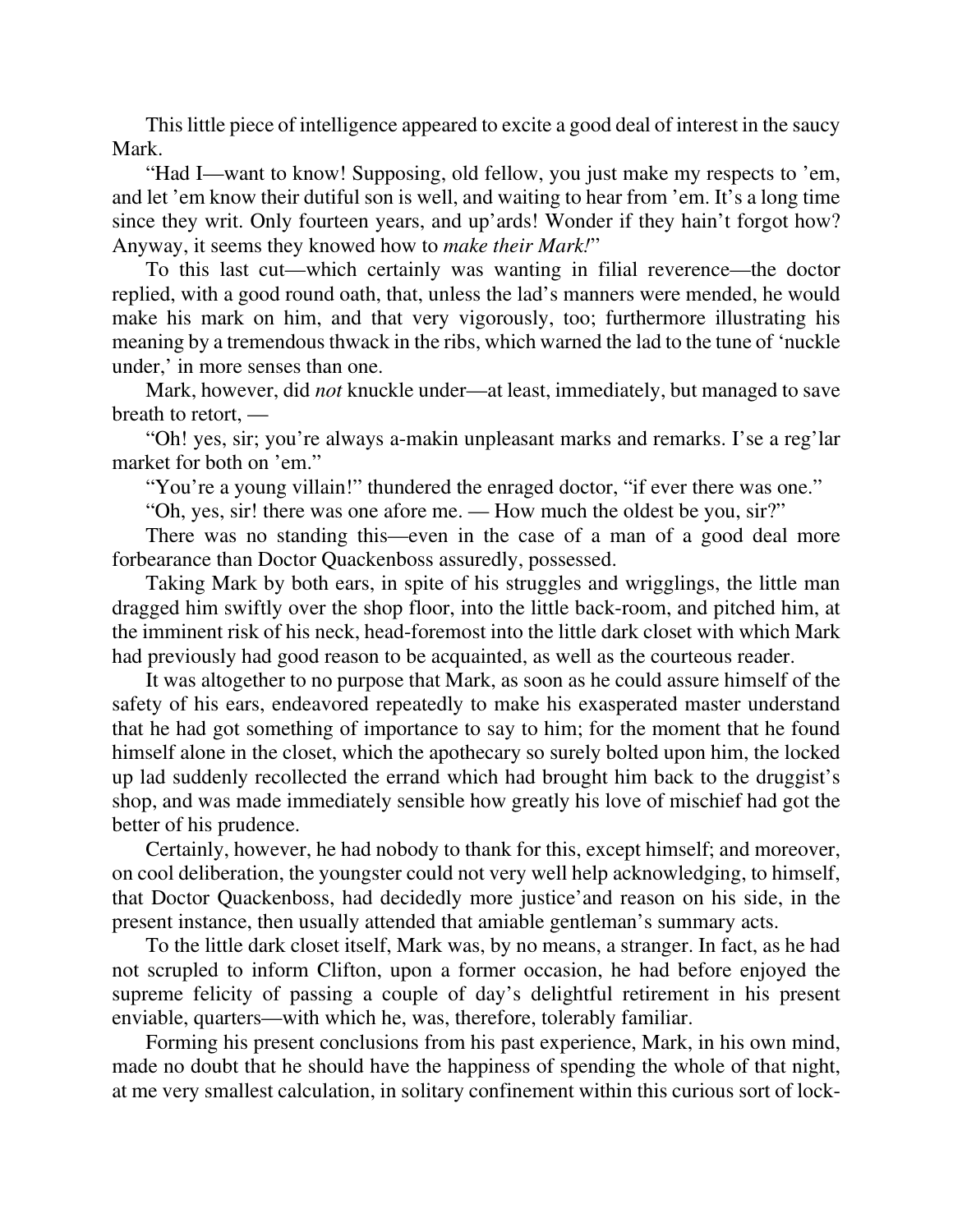This little piece of intelligence appeared to excite a good deal of interest in the saucy Mark.

"Had I—want to know! Supposing, old fellow, you just make my respects to 'em, and let 'em know their dutiful son is well, and waiting to hear from 'em. It's a long time since they writ. Only fourteen years, and up'ards! Wonder if they hain't forgot how? Anyway, it seems they knowed how to *make their Mark!*"

To this last cut—which certainly was wanting in filial reverence—the doctor replied, with a good round oath, that, unless the lad's manners were mended, he would make his mark on him, and that very vigorously, too; furthermore illustrating his meaning by a tremendous thwack in the ribs, which warned the lad to the tune of 'nuckle under,' in more senses than one.

Mark, however, did *not* knuckle under—at least, immediately, but managed to save breath to retort, —

"Oh! yes, sir; you're always a-makin unpleasant marks and remarks. I'se a reg'lar market for both on 'em."

"You're a young villain!" thundered the enraged doctor, "if ever there was one."

"Oh, yes, sir! there was one afore me. — How much the oldest be you, sir?"

There was no standing this—even in the case of a man of a good deal more forbearance than Doctor Quackenboss assuredly, possessed.

Taking Mark by both ears, in spite of his struggles and wrigglings, the little man dragged him swiftly over the shop floor, into the little back-room, and pitched him, at the imminent risk of his neck, head-foremost into the little dark closet with which Mark had previously had good reason to be acquainted, as well as the courteous reader.

It was altogether to no purpose that Mark, as soon as he could assure himself of the safety of his ears, endeavored repeatedly to make his exasperated master understand that he had got something of importance to say to him; for the moment that he found himself alone in the closet, which the apothecary so surely bolted upon him, the locked up lad suddenly recollected the errand which had brought him back to the druggist's shop, and was made immediately sensible how greatly his love of mischief had got the better of his prudence.

Certainly, however, he had nobody to thank for this, except himself; and moreover, on cool deliberation, the youngster could not very well help acknowledging, to himself, that Doctor Quackenboss, had decidedly more justice'and reason on his side, in the present instance, then usually attended that amiable gentleman's summary acts.

To the little dark closet itself, Mark was, by no means, a stranger. In fact, as he had not scrupled to inform Clifton, upon a former occasion, he had before enjoyed the supreme felicity of passing a couple of day's delightful retirement in his present enviable, quarters—with which he, was, therefore, tolerably familiar.

Forming his present conclusions from his past experience, Mark, in his own mind, made no doubt that he should have the happiness of spending the whole of that night, at me very smallest calculation, in solitary confinement within this curious sort of lock-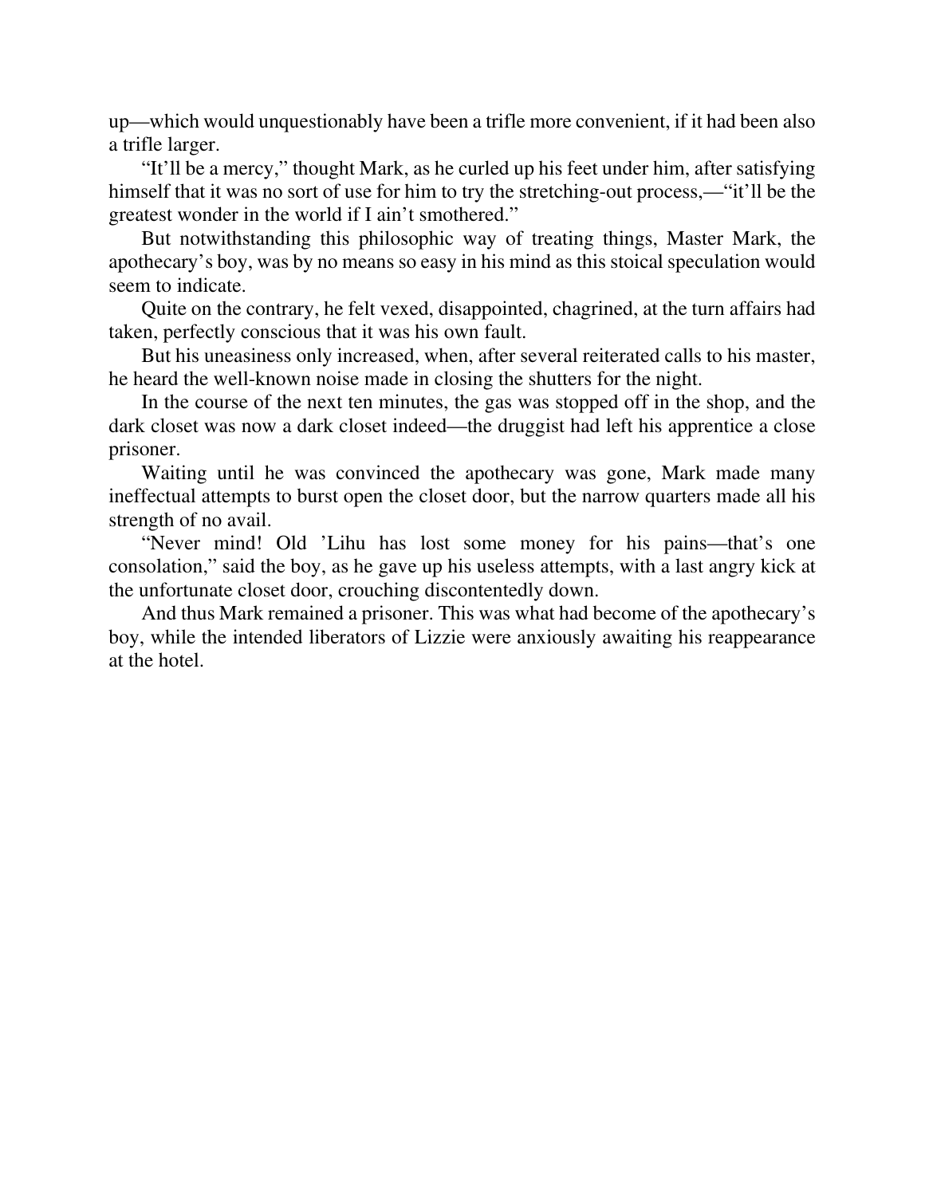up—which would unquestionably have been a trifle more convenient, if it had been also a trifle larger.

"It'll be a mercy," thought Mark, as he curled up his feet under him, after satisfying himself that it was no sort of use for him to try the stretching-out process,—"it'll be the greatest wonder in the world if I ain't smothered."

But notwithstanding this philosophic way of treating things, Master Mark, the apothecary's boy, was by no means so easy in his mind as this stoical speculation would seem to indicate.

Quite on the contrary, he felt vexed, disappointed, chagrined, at the turn affairs had taken, perfectly conscious that it was his own fault.

But his uneasiness only increased, when, after several reiterated calls to his master, he heard the well-known noise made in closing the shutters for the night.

In the course of the next ten minutes, the gas was stopped off in the shop, and the dark closet was now a dark closet indeed—the druggist had left his apprentice a close prisoner.

Waiting until he was convinced the apothecary was gone, Mark made many ineffectual attempts to burst open the closet door, but the narrow quarters made all his strength of no avail.

"Never mind! Old 'Lihu has lost some money for his pains—that's one consolation," said the boy, as he gave up his useless attempts, with a last angry kick at the unfortunate closet door, crouching discontentedly down.

And thus Mark remained a prisoner. This was what had become of the apothecary's boy, while the intended liberators of Lizzie were anxiously awaiting his reappearance at the hotel.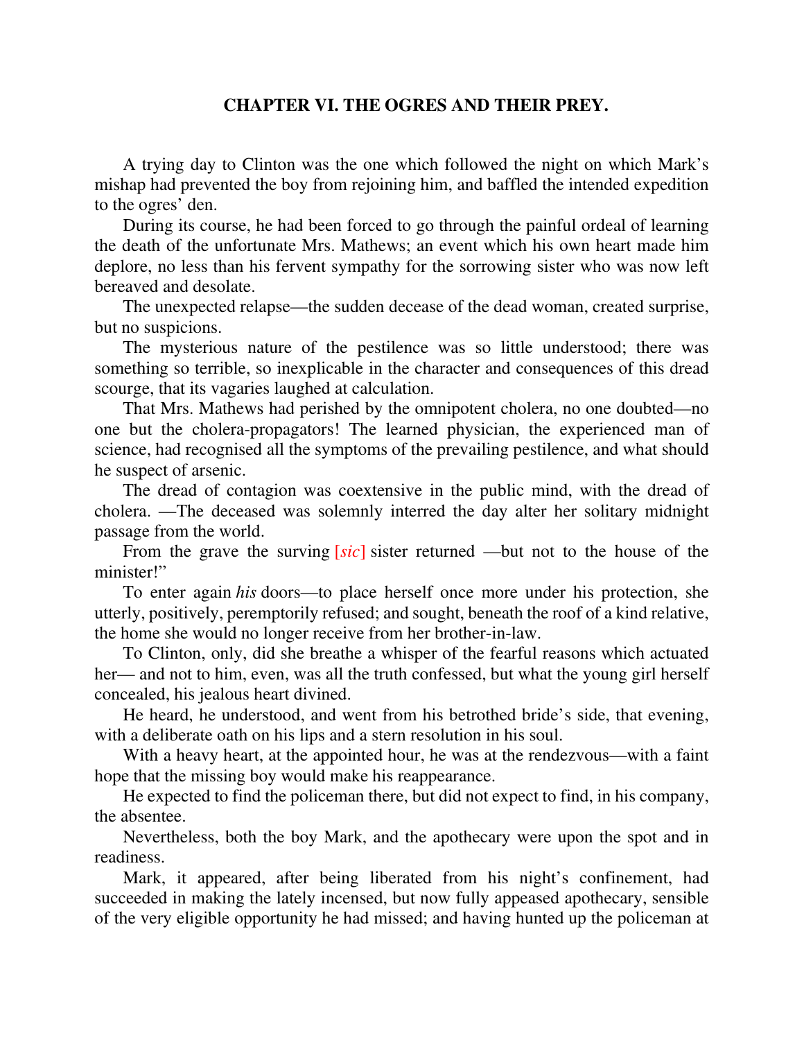## CHAPTER VI. THE OGRES AND THEIR PREY.

A trying day to Clinton was the one which followed the night on which Mark's mishap had prevented the boy from rejoining him, and baffled the intended expedition to the ogres' den.

During its course, he had been forced to go through the painful ordeal of learning the death of the unfortunate Mrs. Mathews; an event which his own heart made him deplore, no less than his fervent sympathy for the sorrowing sister who was now left bereaved and desolate.

The unexpected relapse—the sudden decease of the dead woman, created surprise, but no suspicions.

The mysterious nature of the pestilence was so little understood; there was something so terrible, so inexplicable in the character and consequences of this dread scourge, that its vagaries laughed at calculation.

That Mrs. Mathews had perished by the omnipotent cholera, no one doubted—no one but the cholera-propagators! The learned physician, the experienced man of science, had recognised all the symptoms of the prevailing pestilence, and what should he suspect of arsenic.

The dread of contagion was coextensive in the public mind, with the dread of cholera. —The deceased was solemnly interred the day alter her solitary midnight passage from the world.

From the grave the surving [*sic*] sister returned —but not to the house of the minister!"

To enter again *his* doors—to place herself once more under his protection, she utterly, positively, peremptorily refused; and sought, beneath the roof of a kind relative, the home she would no longer receive from her brother-in-law.

To Clinton, only, did she breathe a whisper of the fearful reasons which actuated her— and not to him, even, was all the truth confessed, but what the young girl herself concealed, his jealous heart divined.

He heard, he understood, and went from his betrothed bride's side, that evening, with a deliberate oath on his lips and a stern resolution in his soul.

With a heavy heart, at the appointed hour, he was at the rendezvous—with a faint hope that the missing boy would make his reappearance.

He expected to find the policeman there, but did not expect to find, in his company, the absentee.

Nevertheless, both the boy Mark, and the apothecary were upon the spot and in readiness.

Mark, it appeared, after being liberated from his night's confinement, had succeeded in making the lately incensed, but now fully appeased apothecary, sensible of the very eligible opportunity he had missed; and having hunted up the policeman at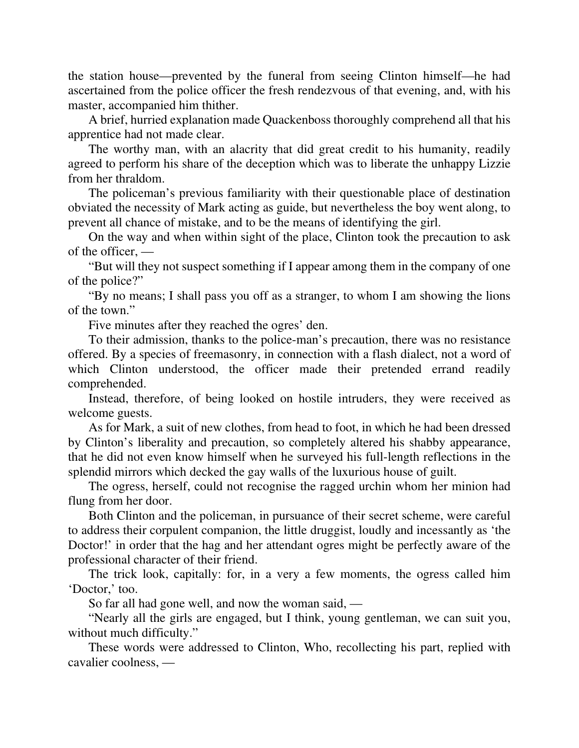the station house—prevented by the funeral from seeing Clinton himself—he had ascertained from the police officer the fresh rendezvous of that evening, and, with his master, accompanied him thither.

A brief, hurried explanation made Quackenboss thoroughly comprehend all that his apprentice had not made clear.

The worthy man, with an alacrity that did great credit to his humanity, readily agreed to perform his share of the deception which was to liberate the unhappy Lizzie from her thraldom.

The policeman's previous familiarity with their questionable place of destination obviated the necessity of Mark acting as guide, but nevertheless the boy went along, to prevent all chance of mistake, and to be the means of identifying the girl.

On the way and when within sight of the place, Clinton took the precaution to ask of the officer, —

"But will they not suspect something if I appear among them in the company of one of the police?"

"By no means; I shall pass you off as a stranger, to whom I am showing the lions of the town."

Five minutes after they reached the ogres' den.

To their admission, thanks to the police-man's precaution, there was no resistance offered. By a species of freemasonry, in connection with a flash dialect, not a word of which Clinton understood, the officer made their pretended errand readily comprehended.

Instead, therefore, of being looked on hostile intruders, they were received as welcome guests.

As for Mark, a suit of new clothes, from head to foot, in which he had been dressed by Clinton's liberality and precaution, so completely altered his shabby appearance, that he did not even know himself when he surveyed his full-length reflections in the splendid mirrors which decked the gay walls of the luxurious house of guilt.

The ogress, herself, could not recognise the ragged urchin whom her minion had flung from her door.

Both Clinton and the policeman, in pursuance of their secret scheme, were careful to address their corpulent companion, the little druggist, loudly and incessantly as 'the Doctor!' in order that the hag and her attendant ogres might be perfectly aware of the professional character of their friend.

The trick look, capitally: for, in a very a few moments, the ogress called him 'Doctor,' too.

So far all had gone well, and now the woman said, —

"Nearly all the girls are engaged, but I think, young gentleman, we can suit you, without much difficulty."

These words were addressed to Clinton, Who, recollecting his part, replied with cavalier coolness, —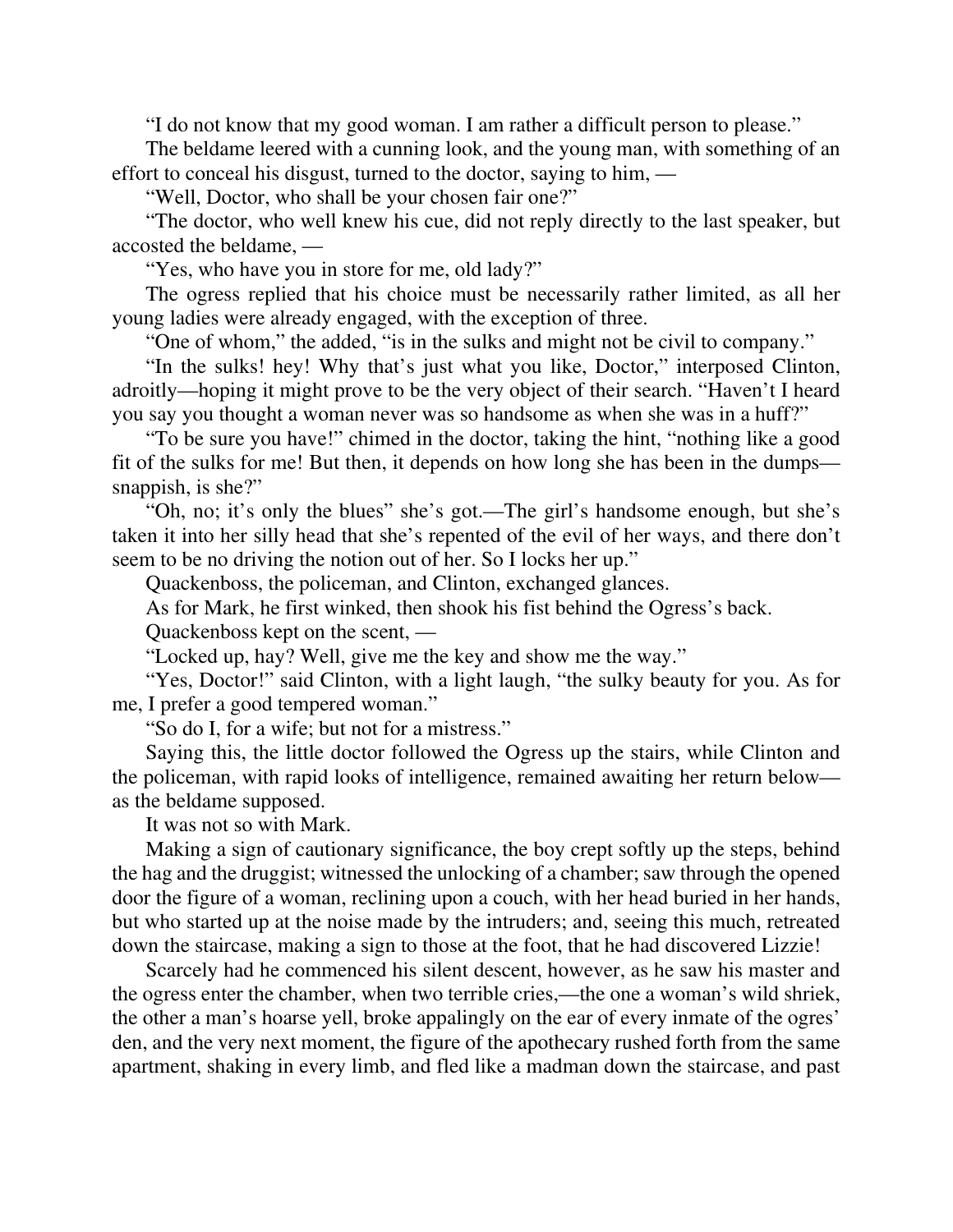"I do not know that my good woman. I am rather a difficult person to please."

The beldame leered with a cunning look, and the young man, with something of an effort to conceal his disgust, turned to the doctor, saying to him, —

"Well, Doctor, who shall be your chosen fair one?"

"The doctor, who well knew his cue, did not reply directly to the last speaker, but accosted the beldame, —

"Yes, who have you in store for me, old lady?"

The ogress replied that his choice must be necessarily rather limited, as all her young ladies were already engaged, with the exception of three.

"One of whom," the added, "is in the sulks and might not be civil to company."

"In the sulks! hey! Why that's just what you like, Doctor," interposed Clinton, adroitly—hoping it might prove to be the very object of their search. "Haven't I heard you say you thought a woman never was so handsome as when she was in a huff?"

"To be sure you have!" chimed in the doctor, taking the hint, "nothing like a good fit of the sulks for me! But then, it depends on how long she has been in the dumps—snappish, is she?"

"Oh, no; it's only the blues" she's got.—The girl's handsome enough, but she's taken it into her silly head that she's repented of the evil of her ways, and there don't seem to be no driving the notion out of her. So I locks her up."

Quackenboss, the policeman, and Clinton, exchanged glances.

As for Mark, he first winked, then shook his fist behind the Ogress's back.

Quackenboss kept on the scent, —

"Locked up, hay? Well, give me the key and show me the way."

"Yes, Doctor!" said Clinton, with a light laugh, "the sulky beauty for you. As for me, I prefer a good tempered woman."

"So do I, for a wife; but not for a mistress."

Saying this, the little doctor followed the Ogress up the stairs, while Clinton and the policeman, with rapid looks of intelligence, remained awaiting her return below—as the beldame supposed.

It was not so with Mark.

Making a sign of cautionary significance, the boy crept softly up the steps, behind the hag and the druggist; witnessed the unlocking of a chamber; saw through the opened door the figure of a woman, reclining upon a couch, with her head buried in her hands, but who started up at the noise made by the intruders; and, seeing this much, retreated down the staircase, making a sign to those at the foot, that he had discovered Lizzie!

Scarcely had he commenced his silent descent, however, as he saw his master and the ogress enter the chamber, when two terrible cries,—the one a woman's wild shriek, the other a man's hoarse yell, broke appalingly on the ear of every inmate of the ogres' den, and the very next moment, the figure of the apothecary rushed forth from the same apartment, shaking in every limb, and fled like a madman down the staircase, and past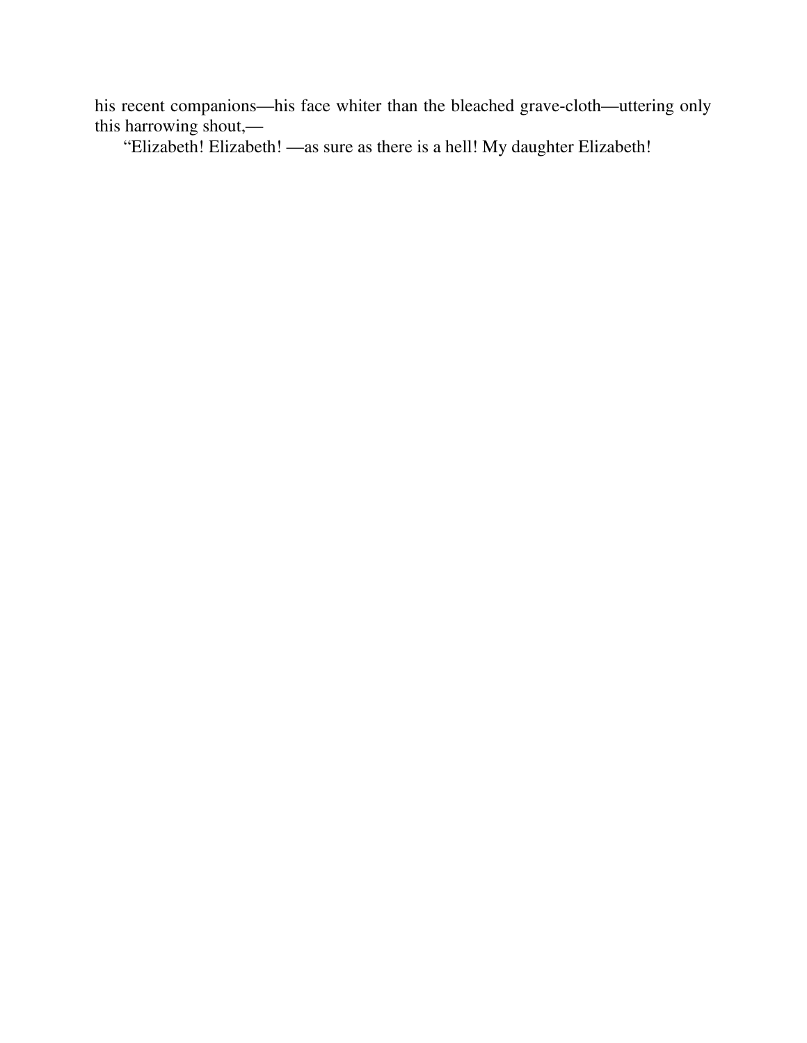his recent companions—his face whiter than the bleached grave-cloth—uttering only this harrowing shout,—

"Elizabeth! Elizabeth! —as sure as there is a hell! My daughter Elizabeth!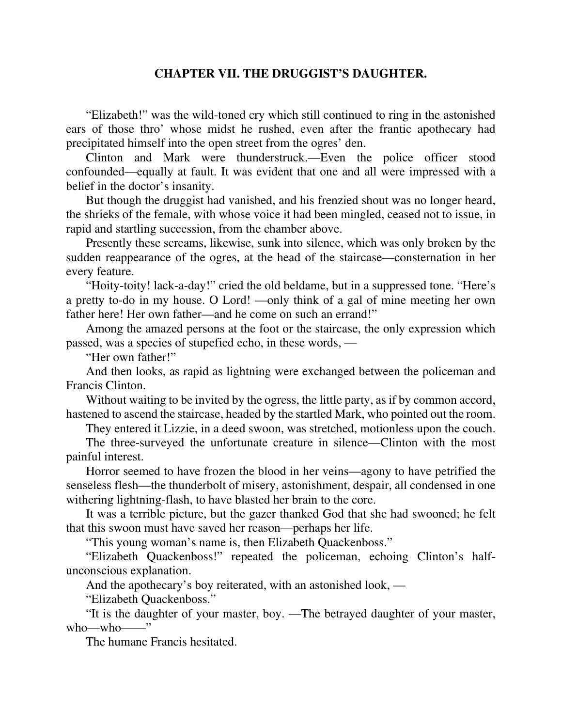## CHAPTER VII. THE DRUGGIST'S DAUGHTER.

"Elizabeth!" was the wild-toned cry which still continued to ring in the astonished ears of those thro' whose midst he rushed, even after the frantic apothecary had precipitated himself into the open street from the ogres' den.

Clinton and Mark were thunderstruck.—Even the police officer stood confounded—equally at fault. It was evident that one and all were impressed with a belief in the doctor's insanity.

But though the druggist had vanished, and his frenzied shout was no longer heard, the shrieks of the female, with whose voice it had been mingled, ceased not to issue, in rapid and startling succession, from the chamber above.

Presently these screams, likewise, sunk into silence, which was only broken by the sudden reappearance of the ogres, at the head of the staircase—consternation in her every feature.

"Hoity-toity! lack-a-day!" cried the old beldame, but in a suppressed tone. "Here's a pretty to-do in my house. O Lord! —only think of a gal of mine meeting her own father here! Her own father—and he come on such an errand!"

Among the amazed persons at the foot or the staircase, the only expression which passed, was a species of stupefied echo, in these words, —

"Her own father!"

And then looks, as rapid as lightning were exchanged between the policeman and Francis Clinton.

Without waiting to be invited by the ogress, the little party, as if by common accord, hastened to ascend the staircase, headed by the startled Mark, who pointed out the room.

They entered it Lizzie, in a deed swoon, was stretched, motionless upon the couch.

The three-surveyed the unfortunate creature in silence—Clinton with the most painful interest.

Horror seemed to have frozen the blood in her veins—agony to have petrified the senseless flesh—the thunderbolt of misery, astonishment, despair, all condensed in one withering lightning-flash, to have blasted her brain to the core.

It was a terrible picture, but the gazer thanked God that she had swooned; he felt that this swoon must have saved her reason—perhaps her life.

"This young woman's name is, then Elizabeth Quackenboss."

"Elizabeth Quackenboss!" repeated the policeman, echoing Clinton's half-unconscious explanation.

And the apothecary's boy reiterated, with an astonished look, —

"Elizabeth Quackenboss."

"It is the daughter of your master, boy. —The betrayed daughter of your master, who—who——"

The humane Francis hesitated.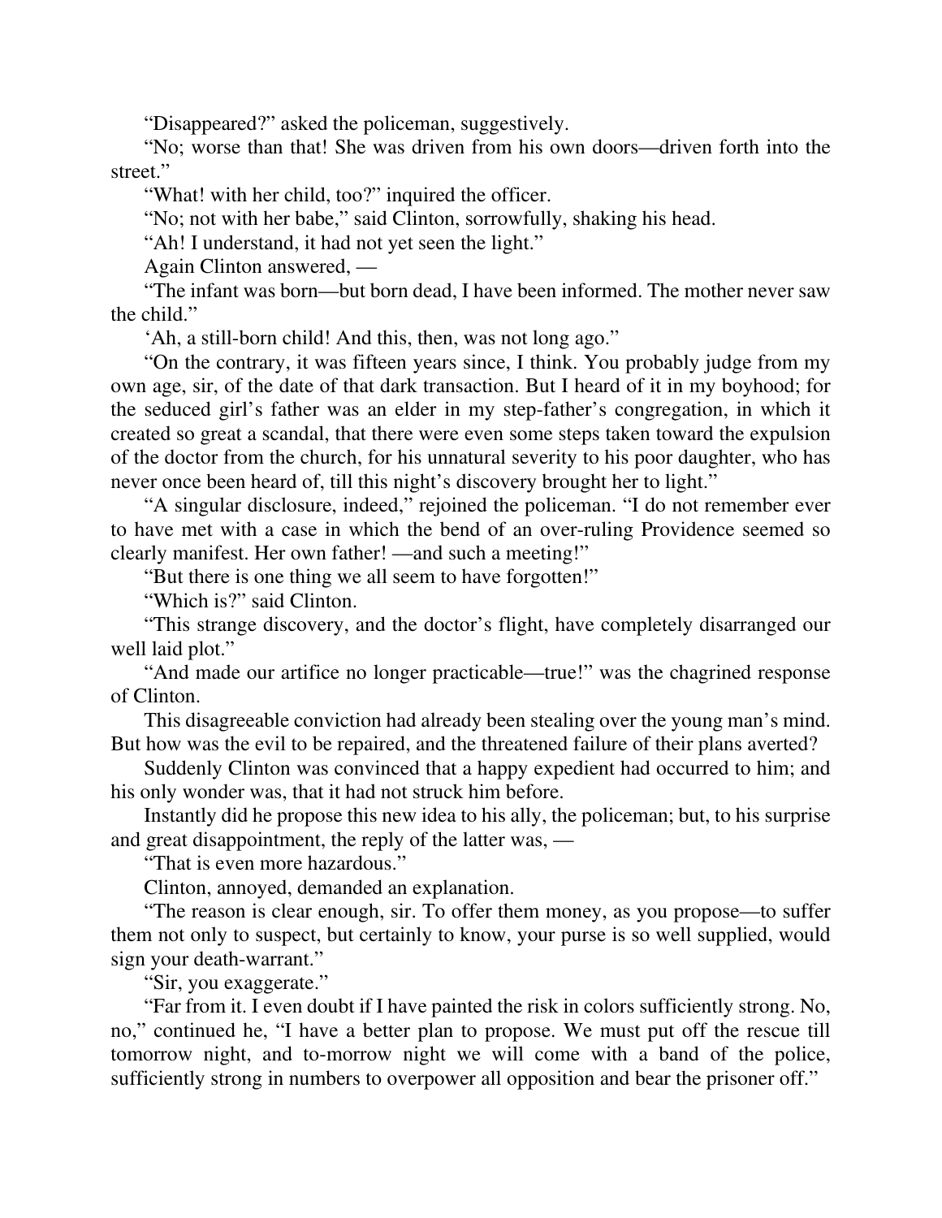"Disappeared?" asked the policeman, suggestively.

"No; worse than that! She was driven from his own doors—driven forth into the street."

"What! with her child, too?" inquired the officer.

"No; not with her babe," said Clinton, sorrowfully, shaking his head.

"Ah! I understand, it had not yet seen the light."

Again Clinton answered, —

"The infant was born—but born dead, I have been informed. The mother never saw the child."

'Ah, a still-born child! And this, then, was not long ago."

"On the contrary, it was fifteen years since, I think. You probably judge from my own age, sir, of the date of that dark transaction. But I heard of it in my boyhood; for the seduced girl's father was an elder in my step-father's congregation, in which it created so great a scandal, that there were even some steps taken toward the expulsion of the doctor from the church, for his unnatural severity to his poor daughter, who has never once been heard of, till this night's discovery brought her to light."

"A singular disclosure, indeed," rejoined the policeman. "I do not remember ever to have met with a case in which the bend of an over-ruling Providence seemed so clearly manifest. Her own father! —and such a meeting!"

"But there is one thing we all seem to have forgotten!"

"Which is?" said Clinton.

"This strange discovery, and the doctor's flight, have completely disarranged our well laid plot."

"And made our artifice no longer practicable—true!" was the chagrined response of Clinton.

This disagreeable conviction had already been stealing over the young man's mind. But how was the evil to be repaired, and the threatened failure of their plans averted?

Suddenly Clinton was convinced that a happy expedient had occurred to him; and his only wonder was, that it had not struck him before.

Instantly did he propose this new idea to his ally, the policeman; but, to his surprise and great disappointment, the reply of the latter was, —

"That is even more hazardous."

Clinton, annoyed, demanded an explanation.

"The reason is clear enough, sir. To offer them money, as you propose—to suffer them not only to suspect, but certainly to know, your purse is so well supplied, would sign your death-warrant."

"Sir, you exaggerate."

"Far from it. I even doubt if I have painted the risk in colors sufficiently strong. No, no," continued he, "I have a better plan to propose. We must put off the rescue till tomorrow night, and to-morrow night we will come with a band of the police, sufficiently strong in numbers to overpower all opposition and bear the prisoner off."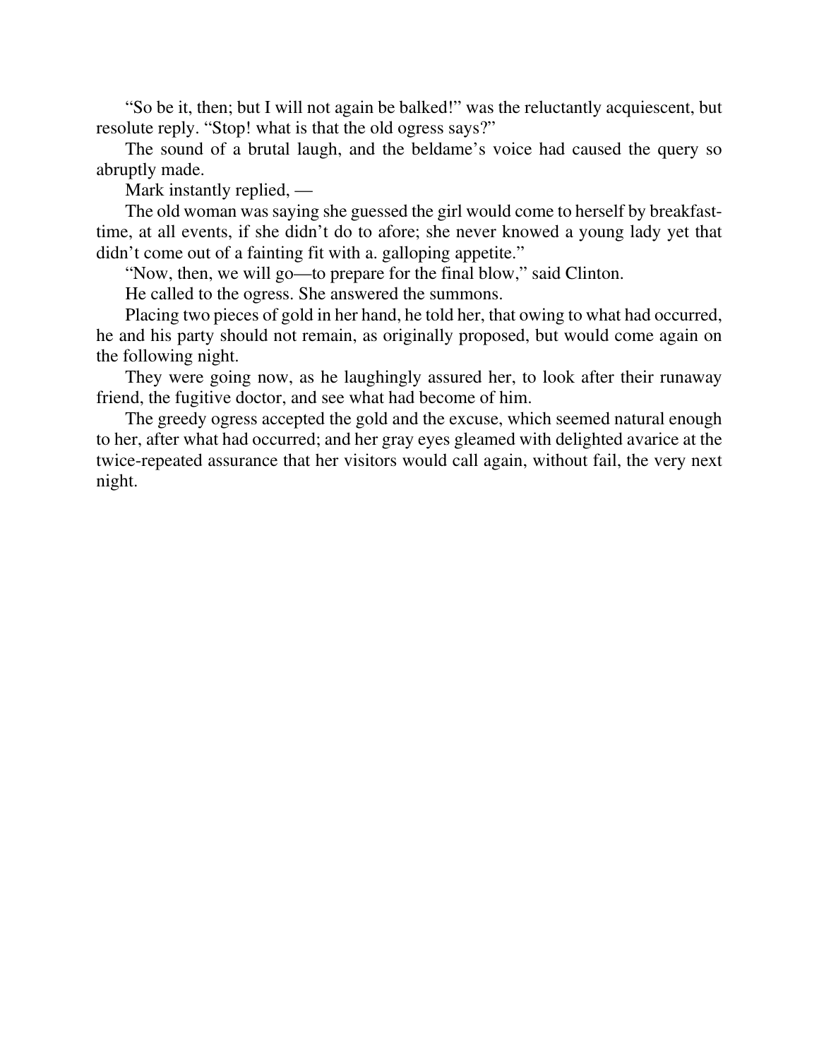“So be it, then; but I will not again be balked!” was the reluctantly acquiescent, but resolute reply. “Stop! what is that the old ogress says?”

The sound of a brutal laugh, and the beldame’s voice had caused the query so abruptly made.

Mark instantly replied, —

The old woman was saying she guessed the girl would come to herself by breakfast-time, at all events, if she didn’t do to afore; she never knowed a young lady yet that didn’t come out of a fainting fit with a. galloping appetite.”

“Now, then, we will go—to prepare for the final blow,” said Clinton.

He called to the ogress. She answered the summons.

Placing two pieces of gold in her hand, he told her, that owing to what had occurred, he and his party should not remain, as originally proposed, but would come again on the following night.

They were going now, as he laughingly assured her, to look after their runaway friend, the fugitive doctor, and see what had become of him.

The greedy ogress accepted the gold and the excuse, which seemed natural enough to her, after what had occurred; and her gray eyes gleamed with delighted avarice at the twice-repeated assurance that her visitors would call again, without fail, the very next night.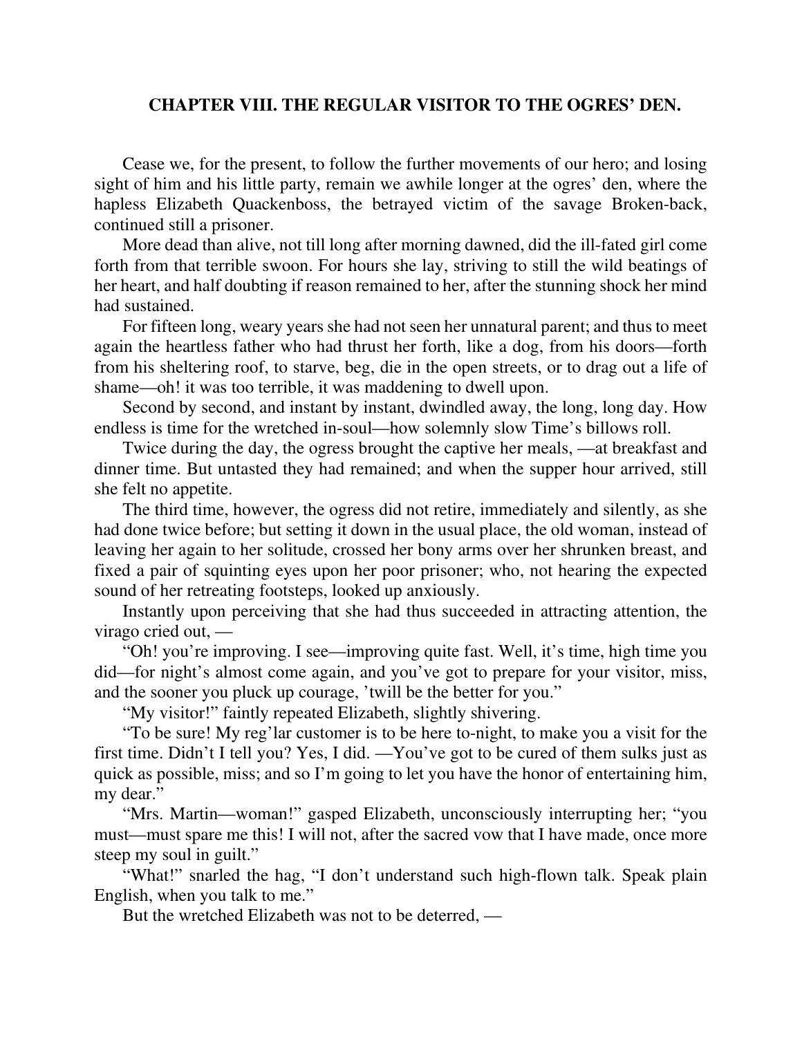## CHAPTER VIII. THE REGULAR VISITOR TO THE OGRES' DEN.

Cease we, for the present, to follow the further movements of our hero; and losing sight of him and his little party, remain we awhile longer at the ogres' den, where the hapless Elizabeth Quackenboss, the betrayed victim of the savage Broken-back, continued still a prisoner.

More dead than alive, not till long after morning dawned, did the ill-fated girl come forth from that terrible swoon. For hours she lay, striving to still the wild beatings of her heart, and half doubting if reason remained to her, after the stunning shock her mind had sustained.

For fifteen long, weary years she had not seen her unnatural parent; and thus to meet again the heartless father who had thrust her forth, like a dog, from his doors—forth from his sheltering roof, to starve, beg, die in the open streets, or to drag out a life of shame—oh! it was too terrible, it was maddening to dwell upon.

Second by second, and instant by instant, dwindled away, the long, long day. How endless is time for the wretched in-soul—how solemnly slow Time's billows roll.

Twice during the day, the ogress brought the captive her meals, —at breakfast and dinner time. But untasted they had remained; and when the supper hour arrived, still she felt no appetite.

The third time, however, the ogress did not retire, immediately and silently, as she had done twice before; but setting it down in the usual place, the old woman, instead of leaving her again to her solitude, crossed her bony arms over her shrunken breast, and fixed a pair of squinting eyes upon her poor prisoner; who, not hearing the expected sound of her retreating footsteps, looked up anxiously.

Instantly upon perceiving that she had thus succeeded in attracting attention, the virago cried out, —

"Oh! you're improving. I see—improving quite fast. Well, it's time, high time you did—for night's almost come again, and you've got to prepare for your visitor, miss, and the sooner you pluck up courage, 'twill be the better for you."

"My visitor!" faintly repeated Elizabeth, slightly shivering.

"To be sure! My reg'lar customer is to be here to-night, to make you a visit for the first time. Didn't I tell you? Yes, I did. —You've got to be cured of them sulks just as quick as possible, miss; and so I'm going to let you have the honor of entertaining him, my dear."

"Mrs. Martin—woman!" gasped Elizabeth, unconsciously interrupting her; "you must—must spare me this! I will not, after the sacred vow that I have made, once more steep my soul in guilt."

"What!" snarled the hag, "I don't understand such high-flown talk. Speak plain English, when you talk to me."

But the wretched Elizabeth was not to be deterred, —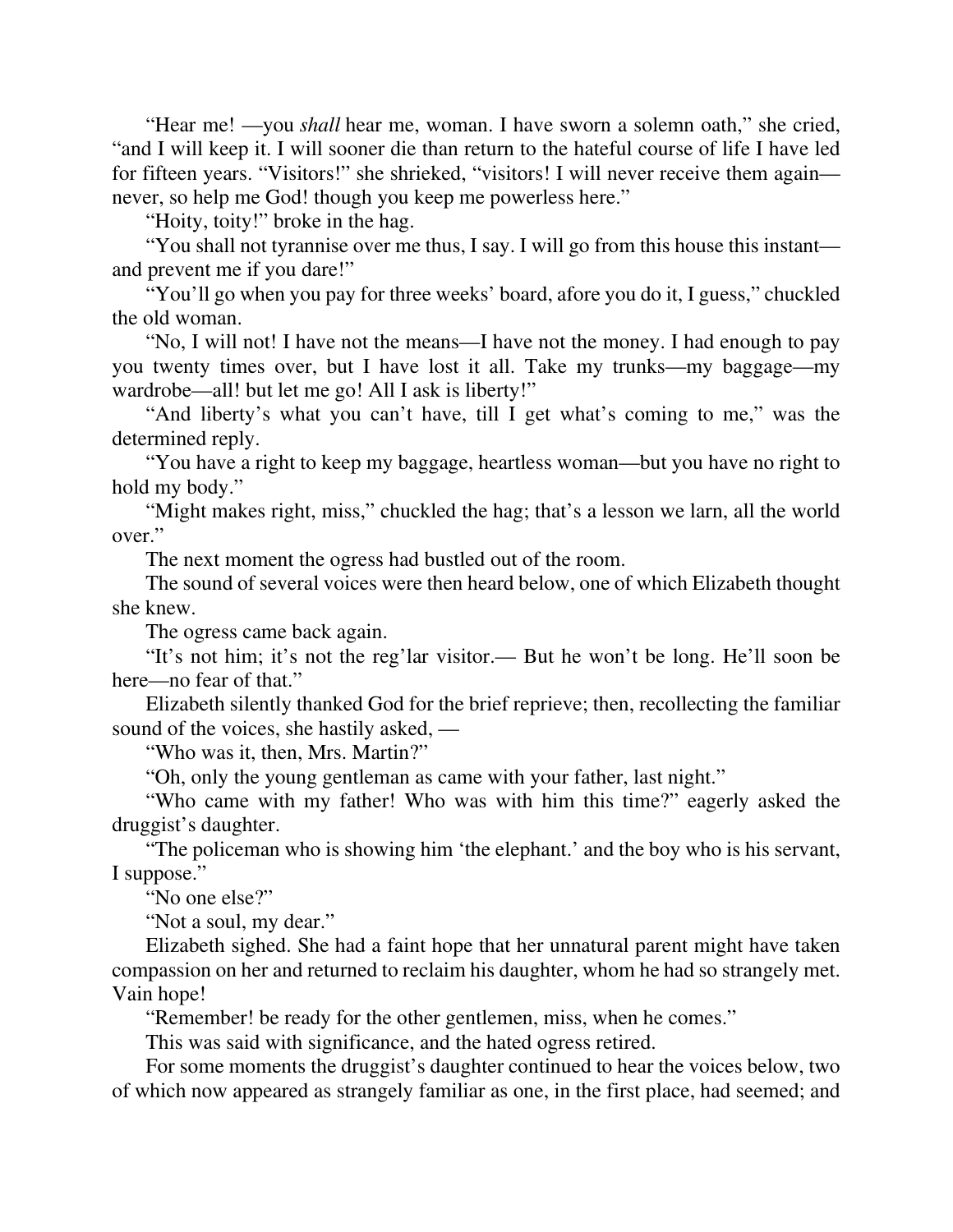"Hear me! —you *shall* hear me, woman. I have sworn a solemn oath," she cried, "and I will keep it. I will sooner die than return to the hateful course of life I have led for fifteen years. "Visitors!" she shrieked, "visitors! I will never receive them again—never, so help me God! though you keep me powerless here."

"Hoity, toity!" broke in the hag.

"You shall not tyrannise over me thus, I say. I will go from this house this instant—and prevent me if you dare!"

"You'll go when you pay for three weeks' board, afore you do it, I guess," chuckled the old woman.

"No, I will not! I have not the means—I have not the money. I had enough to pay you twenty times over, but I have lost it all. Take my trunks—my baggage—my wardrobe—all! but let me go! All I ask is liberty!"

"And liberty's what you can't have, till I get what's coming to me," was the determined reply.

"You have a right to keep my baggage, heartless woman—but you have no right to hold my body."

"Might makes right, miss," chuckled the hag; that's a lesson we larn, all the world over."

The next moment the ogress had bustled out of the room.

The sound of several voices were then heard below, one of which Elizabeth thought she knew.

The ogress came back again.

"It's not him; it's not the reg'lar visitor.— But he won't be long. He'll soon be here—no fear of that."

Elizabeth silently thanked God for the brief reprieve; then, recollecting the familiar sound of the voices, she hastily asked, —

"Who was it, then, Mrs. Martin?"

"Oh, only the young gentleman as came with your father, last night."

"Who came with my father! Who was with him this time?" eagerly asked the druggist's daughter.

"The policeman who is showing him 'the elephant.' and the boy who is his servant, I suppose."

"No one else?"

"Not a soul, my dear."

Elizabeth sighed. She had a faint hope that her unnatural parent might have taken compassion on her and returned to reclaim his daughter, whom he had so strangely met. Vain hope!

"Remember! be ready for the other gentlemen, miss, when he comes."

This was said with significance, and the hated ogress retired.

For some moments the druggist's daughter continued to hear the voices below, two of which now appeared as strangely familiar as one, in the first place, had seemed; and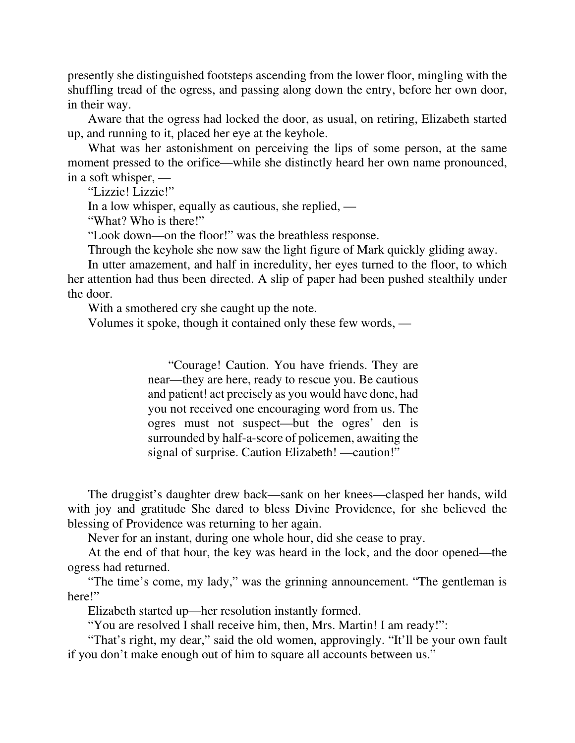presently she distinguished footsteps ascending from the lower floor, mingling with the shuffling tread of the ogress, and passing along down the entry, before her own door, in their way.

Aware that the ogress had locked the door, as usual, on retiring, Elizabeth started up, and running to it, placed her eye at the keyhole.

What was her astonishment on perceiving the lips of some person, at the same moment pressed to the orifice—while she distinctly heard her own name pronounced, in a soft whisper, —

"Lizzie! Lizzie!"

In a low whisper, equally as cautious, she replied, —

"What? Who is there!"

"Look down—on the floor!" was the breathless response.

Through the keyhole she now saw the light figure of Mark quickly gliding away.

In utter amazement, and half in incredulity, her eyes turned to the floor, to which her attention had thus been directed. A slip of paper had been pushed stealthily under the door.

With a smothered cry she caught up the note.

Volumes it spoke, though it contained only these few words, —

> "Courage! Caution. You have friends. They are near—they are here, ready to rescue you. Be cautious and patient! act precisely as you would have done, had you not received one encouraging word from us. The ogres must not suspect—but the ogres' den is surrounded by half-a-score of policemen, awaiting the signal of surprise. Caution Elizabeth! —caution!"

The druggist's daughter drew back—sank on her knees—clasped her hands, wild with joy and gratitude She dared to bless Divine Providence, for she believed the blessing of Providence was returning to her again.

Never for an instant, during one whole hour, did she cease to pray.

At the end of that hour, the key was heard in the lock, and the door opened—the ogress had returned.

"The time's come, my lady," was the grinning announcement. "The gentleman is here!"

Elizabeth started up—her resolution instantly formed.

"You are resolved I shall receive him, then, Mrs. Martin! I am ready!":

"That's right, my dear," said the old women, approvingly. "It'll be your own fault if you don't make enough out of him to square all accounts between us."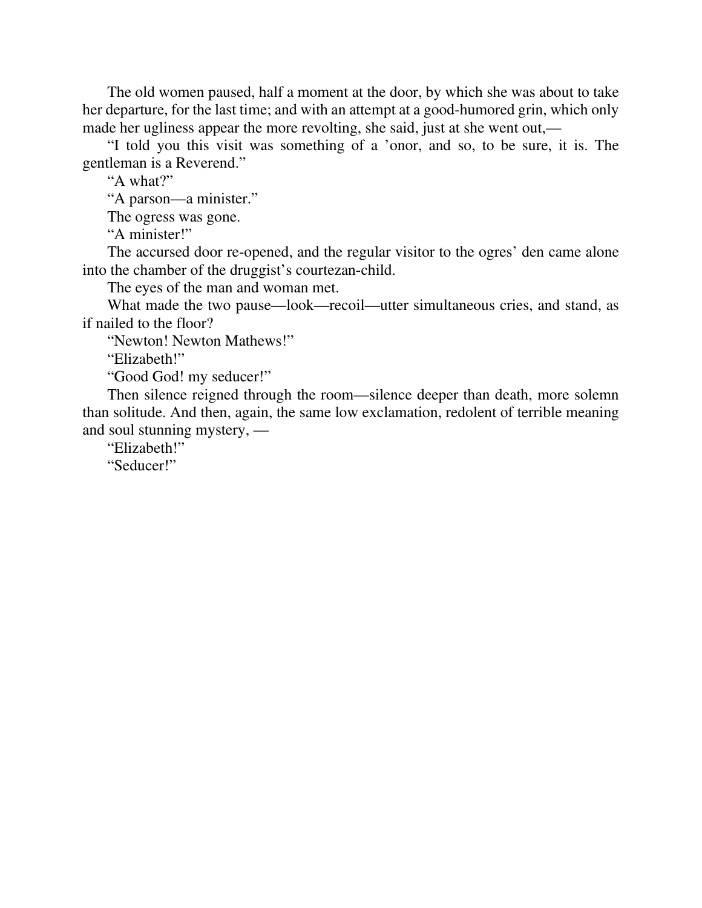The old women paused, half a moment at the door, by which she was about to take her departure, for the last time; and with an attempt at a good-humored grin, which only made her ugliness appear the more revolting, she said, just at she went out,—

"I told you this visit was something of a 'onor, and so, to be sure, it is. The gentleman is a Reverend."

"A what?"

"A parson—a minister."

The ogress was gone.

"A minister!"

The accursed door re-opened, and the regular visitor to the ogres' den came alone into the chamber of the druggist's courtezan-child.

The eyes of the man and woman met.

What made the two pause—look—recoil—utter simultaneous cries, and stand, as if nailed to the floor?

"Newton! Newton Mathews!"

"Elizabeth!"

"Good God! my seducer!"

Then silence reigned through the room—silence deeper than death, more solemn than solitude. And then, again, the same low exclamation, redolent of terrible meaning and soul stunning mystery, —

"Elizabeth!"

"Seducer!"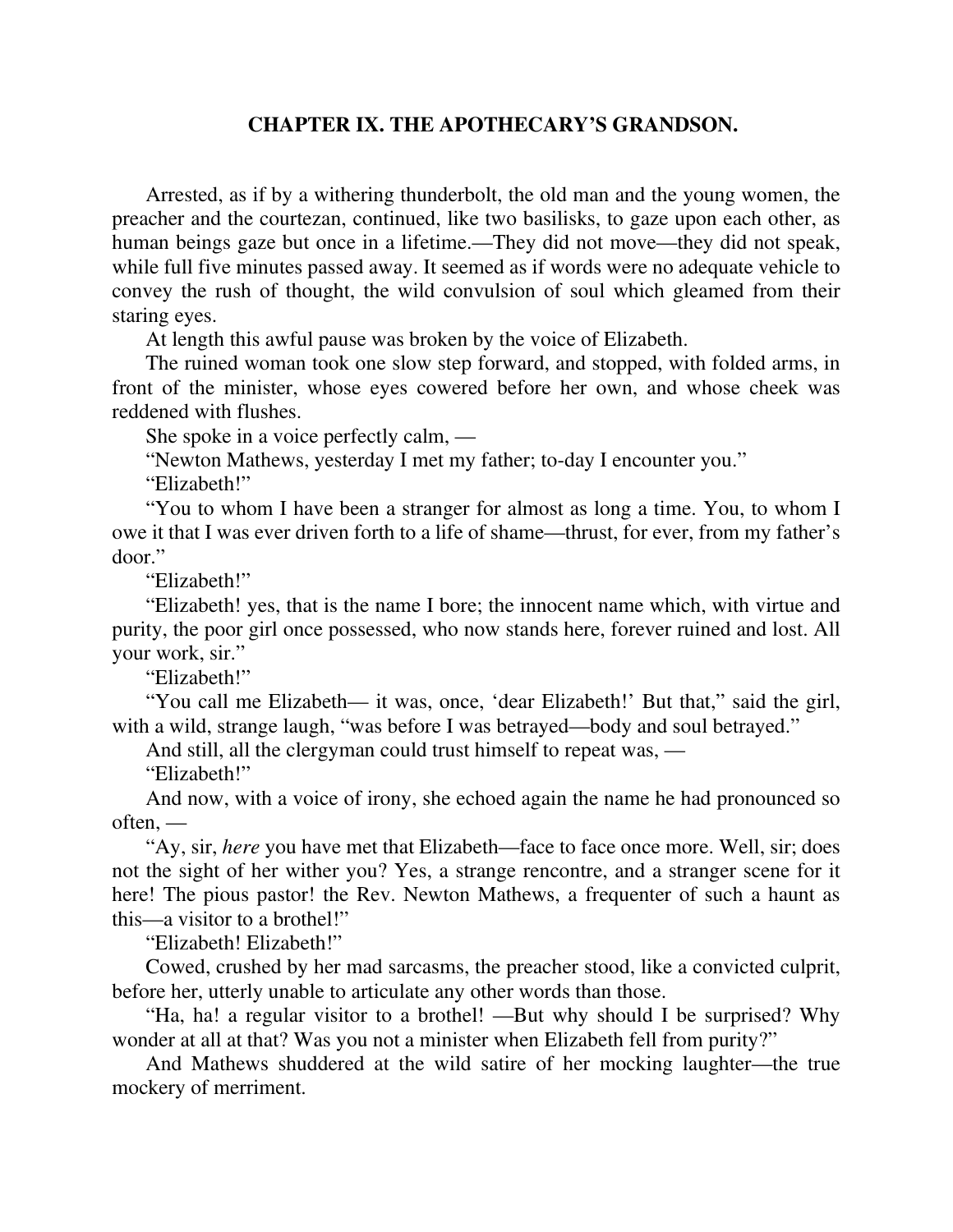## CHAPTER IX. THE APOTHECARY'S GRANDSON.

Arrested, as if by a withering thunderbolt, the old man and the young women, the preacher and the courtezan, continued, like two basilisks, to gaze upon each other, as human beings gaze but once in a lifetime.—They did not move—they did not speak, while full five minutes passed away. It seemed as if words were no adequate vehicle to convey the rush of thought, the wild convulsion of soul which gleamed from their staring eyes.

At length this awful pause was broken by the voice of Elizabeth.

The ruined woman took one slow step forward, and stopped, with folded arms, in front of the minister, whose eyes cowered before her own, and whose cheek was reddened with flushes.

She spoke in a voice perfectly calm, —

"Newton Mathews, yesterday I met my father; to-day I encounter you."

"Elizabeth!"

"You to whom I have been a stranger for almost as long a time. You, to whom I owe it that I was ever driven forth to a life of shame—thrust, for ever, from my father's door."

"Elizabeth!"

"Elizabeth! yes, that is the name I bore; the innocent name which, with virtue and purity, the poor girl once possessed, who now stands here, forever ruined and lost. All your work, sir."

"Elizabeth!"

"You call me Elizabeth— it was, once, 'dear Elizabeth!' But that," said the girl, with a wild, strange laugh, "was before I was betrayed—body and soul betrayed."

And still, all the clergyman could trust himself to repeat was, —

"Elizabeth!"

And now, with a voice of irony, she echoed again the name he had pronounced so often, —

"Ay, sir, *here* you have met that Elizabeth—face to face once more. Well, sir; does not the sight of her wither you? Yes, a strange rencontre, and a stranger scene for it here! The pious pastor! the Rev. Newton Mathews, a frequenter of such a haunt as this—a visitor to a brothel!"

"Elizabeth! Elizabeth!"

Cowed, crushed by her mad sarcasms, the preacher stood, like a convicted culprit, before her, utterly unable to articulate any other words than those.

"Ha, ha! a regular visitor to a brothel! —But why should I be surprised? Why wonder at all at that? Was you not a minister when Elizabeth fell from purity?"

And Mathews shuddered at the wild satire of her mocking laughter—the true mockery of merriment.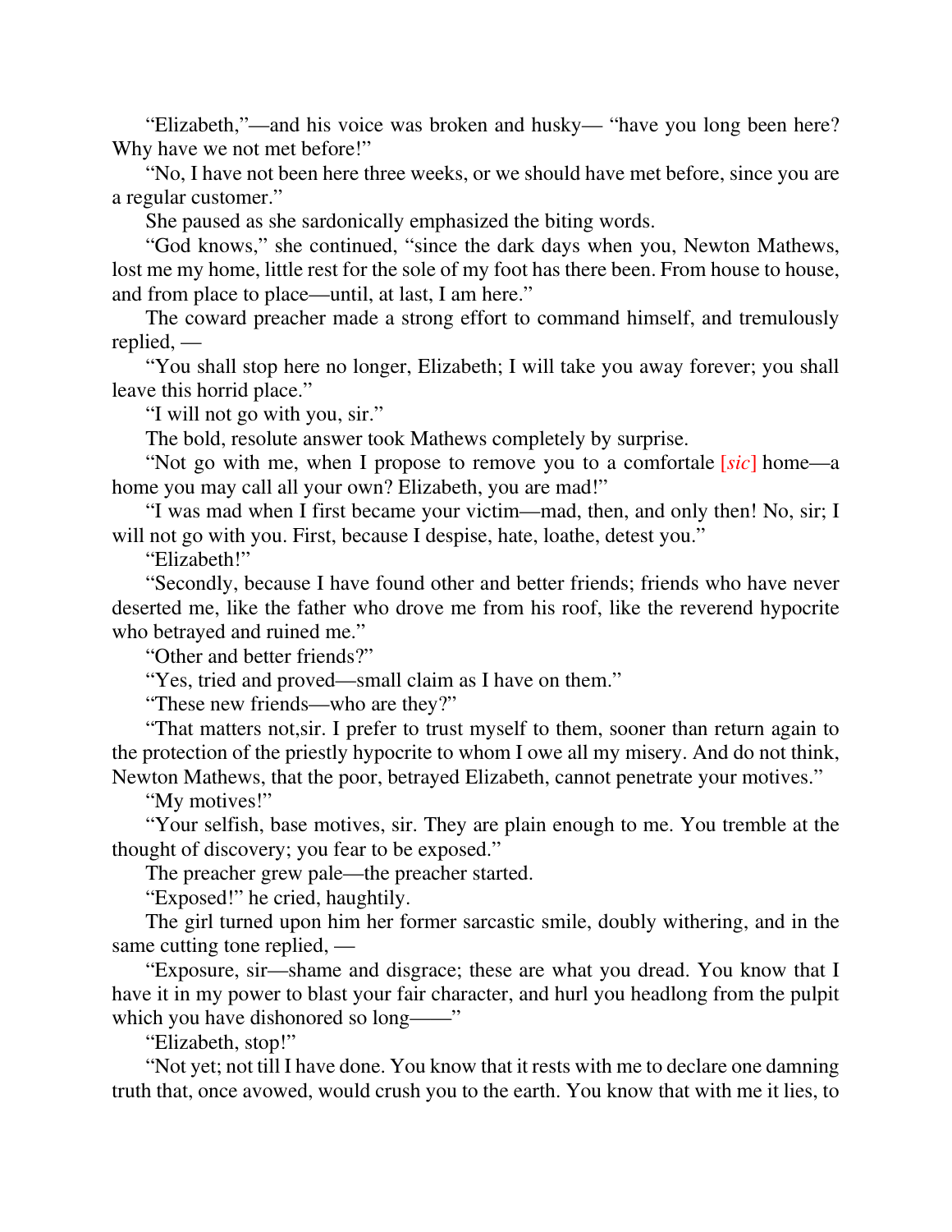"Elizabeth,"—and his voice was broken and husky— "have you long been here? Why have we not met before!"

"No, I have not been here three weeks, or we should have met before, since you are a regular customer."

She paused as she sardonically emphasized the biting words.

"God knows," she continued, "since the dark days when you, Newton Mathews, lost me my home, little rest for the sole of my foot has there been. From house to house, and from place to place—until, at last, I am here."

The coward preacher made a strong effort to command himself, and tremulously replied, —

"You shall stop here no longer, Elizabeth; I will take you away forever; you shall leave this horrid place."

"I will not go with you, sir."

The bold, resolute answer took Mathews completely by surprise.

"Not go with me, when I propose to remove you to a comfortale [*sic*] home—a home you may call all your own? Elizabeth, you are mad!"

"I was mad when I first became your victim—mad, then, and only then! No, sir; I will not go with you. First, because I despise, hate, loathe, detest you."

"Elizabeth!"

"Secondly, because I have found other and better friends; friends who have never deserted me, like the father who drove me from his roof, like the reverend hypocrite who betrayed and ruined me."

"Other and better friends?"

"Yes, tried and proved—small claim as I have on them."

"These new friends—who are they?"

"That matters not,sir. I prefer to trust myself to them, sooner than return again to the protection of the priestly hypocrite to whom I owe all my misery. And do not think, Newton Mathews, that the poor, betrayed Elizabeth, cannot penetrate your motives."

"My motives!"

"Your selfish, base motives, sir. They are plain enough to me. You tremble at the thought of discovery; you fear to be exposed."

The preacher grew pale—the preacher started.

"Exposed!" he cried, haughtily.

The girl turned upon him her former sarcastic smile, doubly withering, and in the same cutting tone replied, —

"Exposure, sir—shame and disgrace; these are what you dread. You know that I have it in my power to blast your fair character, and hurl you headlong from the pulpit which you have dishonored so long——"

"Elizabeth, stop!"

"Not yet; not till I have done. You know that it rests with me to declare one damning truth that, once avowed, would crush you to the earth. You know that with me it lies, to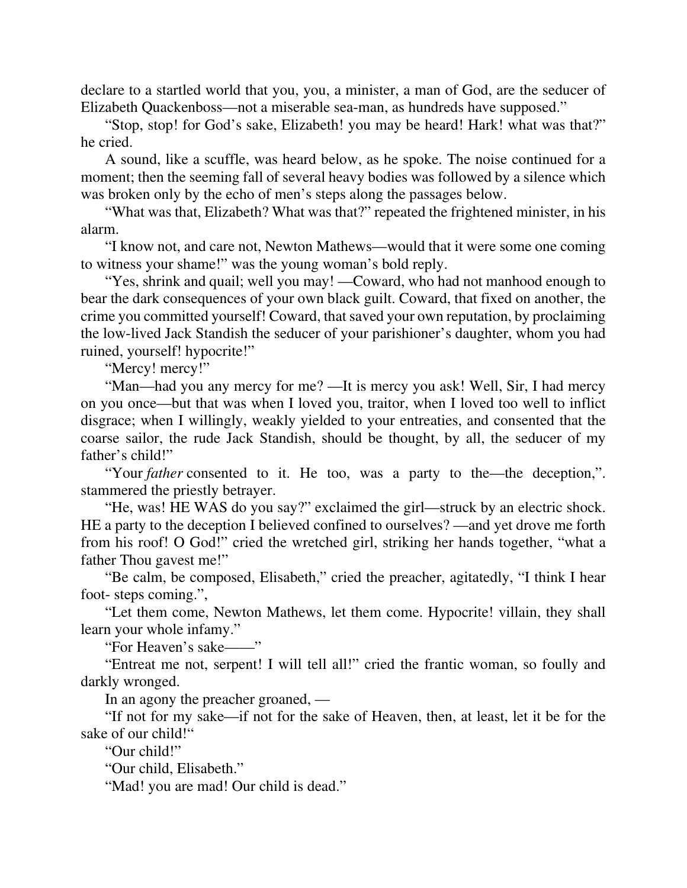declare to a startled world that you, you, a minister, a man of God, are the seducer of Elizabeth Quackenboss—not a miserable sea-man, as hundreds have supposed."

"Stop, stop! for God's sake, Elizabeth! you may be heard! Hark! what was that?" he cried.

A sound, like a scuffle, was heard below, as he spoke. The noise continued for a moment; then the seeming fall of several heavy bodies was followed by a silence which was broken only by the echo of men's steps along the passages below.

"What was that, Elizabeth? What was that?" repeated the frightened minister, in his alarm.

"I know not, and care not, Newton Mathews—would that it were some one coming to witness your shame!" was the young woman's bold reply.

"Yes, shrink and quail; well you may! —Coward, who had not manhood enough to bear the dark consequences of your own black guilt. Coward, that fixed on another, the crime you committed yourself! Coward, that saved your own reputation, by proclaiming the low-lived Jack Standish the seducer of your parishioner's daughter, whom you had ruined, yourself! hypocrite!"

"Mercy! mercy!"

"Man—had you any mercy for me? —It is mercy you ask! Well, Sir, I had mercy on you once—but that was when I loved you, traitor, when I loved too well to inflict disgrace; when I willingly, weakly yielded to your entreaties, and consented that the coarse sailor, the rude Jack Standish, should be thought, by all, the seducer of my father's child!"

"Your *father* consented to it. He too, was a party to the—the deception,". stammered the priestly betrayer.

"He, was! HE WAS do you say?" exclaimed the girl—struck by an electric shock. HE a party to the deception I believed confined to ourselves? —and yet drove me forth from his roof! O God!" cried the wretched girl, striking her hands together, "what a father Thou gavest me!"

"Be calm, be composed, Elisabeth," cried the preacher, agitatedly, "I think I hear foot- steps coming.",

"Let them come, Newton Mathews, let them come. Hypocrite! villain, they shall learn your whole infamy."

"For Heaven's sake——"

"Entreat me not, serpent! I will tell all!" cried the frantic woman, so foully and darkly wronged.

In an agony the preacher groaned, —

"If not for my sake—if not for the sake of Heaven, then, at least, let it be for the sake of our child!"

"Our child!"

"Our child, Elisabeth."

"Mad! you are mad! Our child is dead."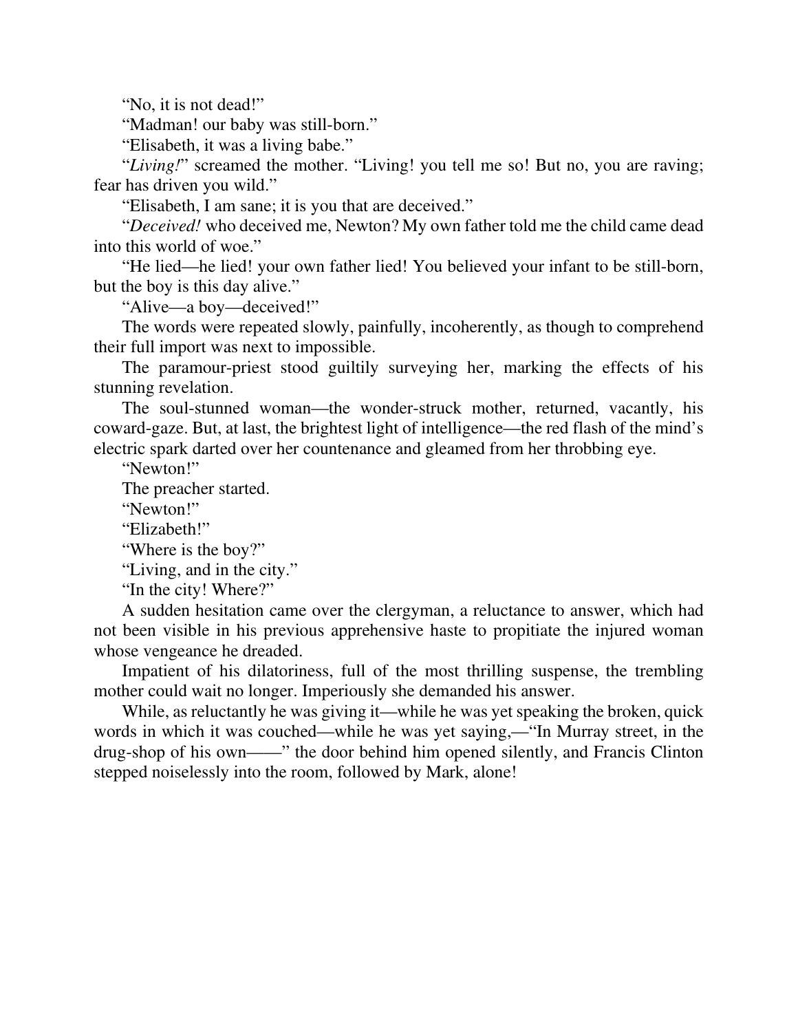"No, it is not dead!"

"Madman! our baby was still-born."

"Elisabeth, it was a living babe."

"*Living!*" screamed the mother. "Living! you tell me so! But no, you are raving; fear has driven you wild."

"Elisabeth, I am sane; it is you that are deceived."

"*Deceived!* who deceived me, Newton? My own father told me the child came dead into this world of woe."

"He lied—he lied! your own father lied! You believed your infant to be still-born, but the boy is this day alive."

"Alive—a boy—deceived!"

The words were repeated slowly, painfully, incoherently, as though to comprehend their full import was next to impossible.

The paramour-priest stood guiltily surveying her, marking the effects of his stunning revelation.

The soul-stunned woman—the wonder-struck mother, returned, vacantly, his coward-gaze. But, at last, the brightest light of intelligence—the red flash of the mind's electric spark darted over her countenance and gleamed from her throbbing eye.

"Newton!"

The preacher started.

"Newton!"

"Elizabeth!"

"Where is the boy?"

"Living, and in the city."

"In the city! Where?"

A sudden hesitation came over the clergyman, a reluctance to answer, which had not been visible in his previous apprehensive haste to propitiate the injured woman whose vengeance he dreaded.

Impatient of his dilatoriness, full of the most thrilling suspense, the trembling mother could wait no longer. Imperiously she demanded his answer.

While, as reluctantly he was giving it—while he was yet speaking the broken, quick words in which it was couched—while he was yet saying,—"In Murray street, in the drug-shop of his own——" the door behind him opened silently, and Francis Clinton stepped noiselessly into the room, followed by Mark, alone!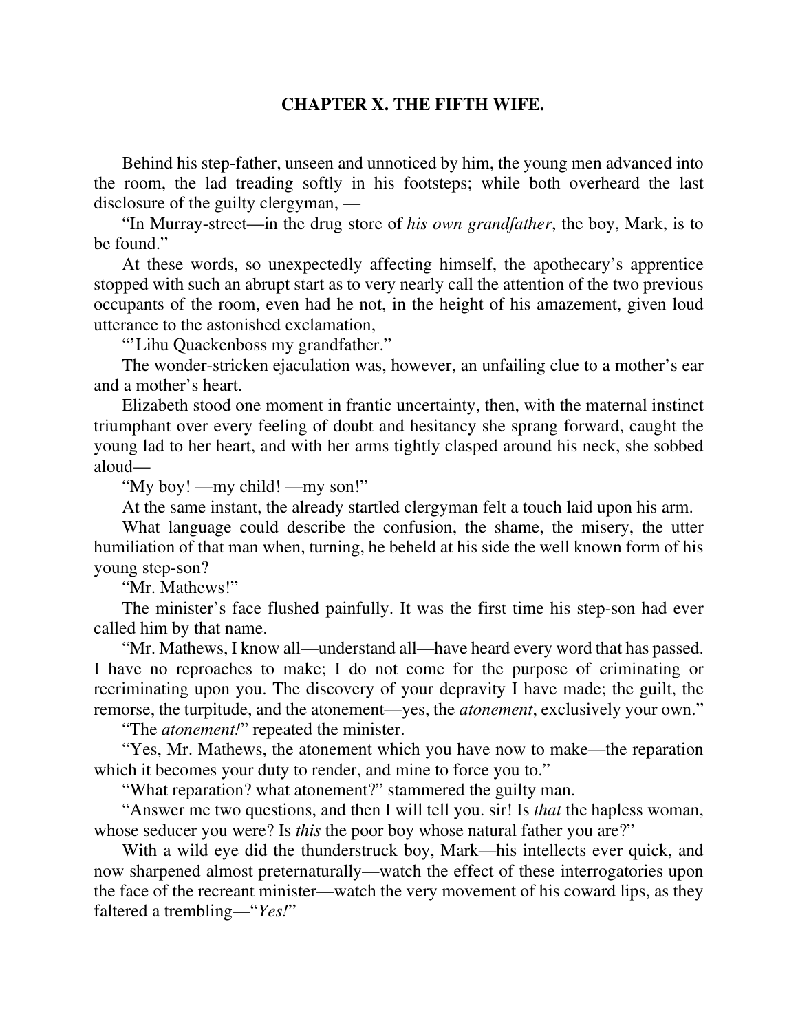## CHAPTER X. THE FIFTH WIFE.

Behind his step-father, unseen and unnoticed by him, the young men advanced into the room, the lad treading softly in his footsteps; while both overheard the last disclosure of the guilty clergyman, —

"In Murray-street—in the drug store of *his own grandfather*, the boy, Mark, is to be found."

At these words, so unexpectedly affecting himself, the apothecary's apprentice stopped with such an abrupt start as to very nearly call the attention of the two previous occupants of the room, even had he not, in the height of his amazement, given loud utterance to the astonished exclamation,

"'Lihu Quackenboss my grandfather."

The wonder-stricken ejaculation was, however, an unfailing clue to a mother's ear and a mother's heart.

Elizabeth stood one moment in frantic uncertainty, then, with the maternal instinct triumphant over every feeling of doubt and hesitancy she sprang forward, caught the young lad to her heart, and with her arms tightly clasped around his neck, she sobbed aloud—

"My boy! —my child! —my son!"

At the same instant, the already startled clergyman felt a touch laid upon his arm.

What language could describe the confusion, the shame, the misery, the utter humiliation of that man when, turning, he beheld at his side the well known form of his young step-son?

"Mr. Mathews!"

The minister's face flushed painfully. It was the first time his step-son had ever called him by that name.

"Mr. Mathews, I know all—understand all—have heard every word that has passed. I have no reproaches to make; I do not come for the purpose of criminating or recriminating upon you. The discovery of your depravity I have made; the guilt, the remorse, the turpitude, and the atonement—yes, the *atonement*, exclusively your own."

"The *atonement!*" repeated the minister.

"Yes, Mr. Mathews, the atonement which you have now to make—the reparation which it becomes your duty to render, and mine to force you to."

"What reparation? what atonement?" stammered the guilty man.

"Answer me two questions, and then I will tell you. sir! Is *that* the hapless woman, whose seducer you were? Is *this* the poor boy whose natural father you are?"

With a wild eye did the thunderstruck boy, Mark—his intellects ever quick, and now sharpened almost preternaturally—watch the effect of these interrogatories upon the face of the recreant minister—watch the very movement of his coward lips, as they faltered a trembling—"*Yes!*"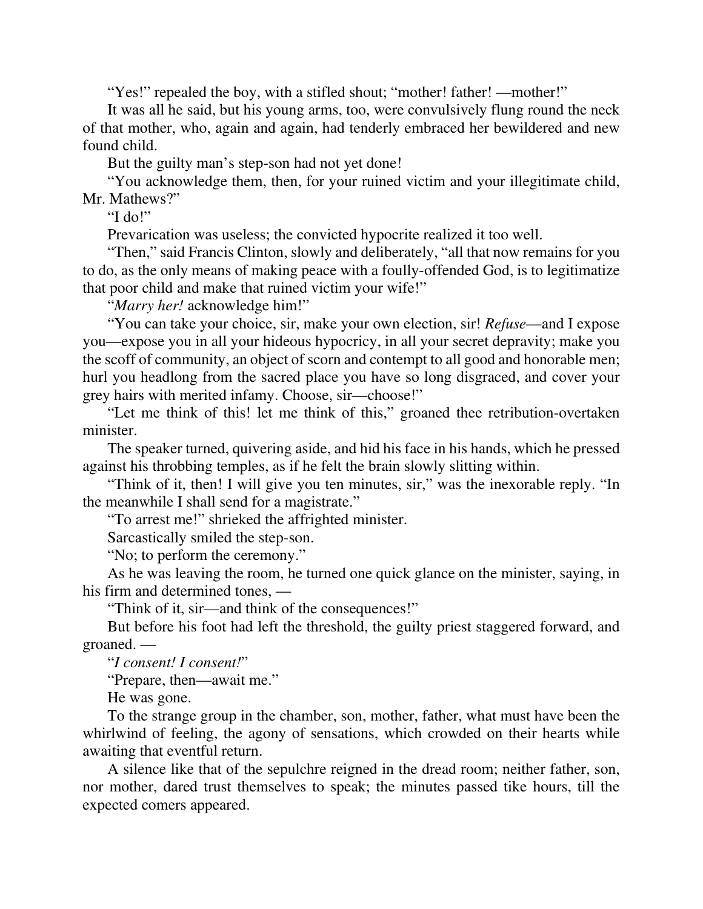"Yes!" repealed the boy, with a stifled shout; "mother! father! —mother!"

It was all he said, but his young arms, too, were convulsively flung round the neck of that mother, who, again and again, had tenderly embraced her bewildered and new found child.

But the guilty man's step-son had not yet done!

"You acknowledge them, then, for your ruined victim and your illegitimate child, Mr. Mathews?"

"I do!"

Prevarication was useless; the convicted hypocrite realized it too well.

"Then," said Francis Clinton, slowly and deliberately, "all that now remains for you to do, as the only means of making peace with a foully-offended God, is to legitimatize that poor child and make that ruined victim your wife!"

"*Marry her!* acknowledge him!"

"You can take your choice, sir, make your own election, sir! *Refuse*—and I expose you—expose you in all your hideous hypocricy, in all your secret depravity; make you the scoff of community, an object of scorn and contempt to all good and honorable men; hurl you headlong from the sacred place you have so long disgraced, and cover your grey hairs with merited infamy. Choose, sir—choose!"

"Let me think of this! let me think of this," groaned thee retribution-overtaken minister.

The speaker turned, quivering aside, and hid his face in his hands, which he pressed against his throbbing temples, as if he felt the brain slowly slitting within.

"Think of it, then! I will give you ten minutes, sir," was the inexorable reply. "In the meanwhile I shall send for a magistrate."

"To arrest me!" shrieked the affrighted minister.

Sarcastically smiled the step-son.

"No; to perform the ceremony."

As he was leaving the room, he turned one quick glance on the minister, saying, in his firm and determined tones, —

"Think of it, sir—and think of the consequences!"

But before his foot had left the threshold, the guilty priest staggered forward, and groaned. —

"*I consent! I consent!*"

"Prepare, then—await me."

He was gone.

To the strange group in the chamber, son, mother, father, what must have been the whirlwind of feeling, the agony of sensations, which crowded on their hearts while awaiting that eventful return.

A silence like that of the sepulchre reigned in the dread room; neither father, son, nor mother, dared trust themselves to speak; the minutes passed tike hours, till the expected comers appeared.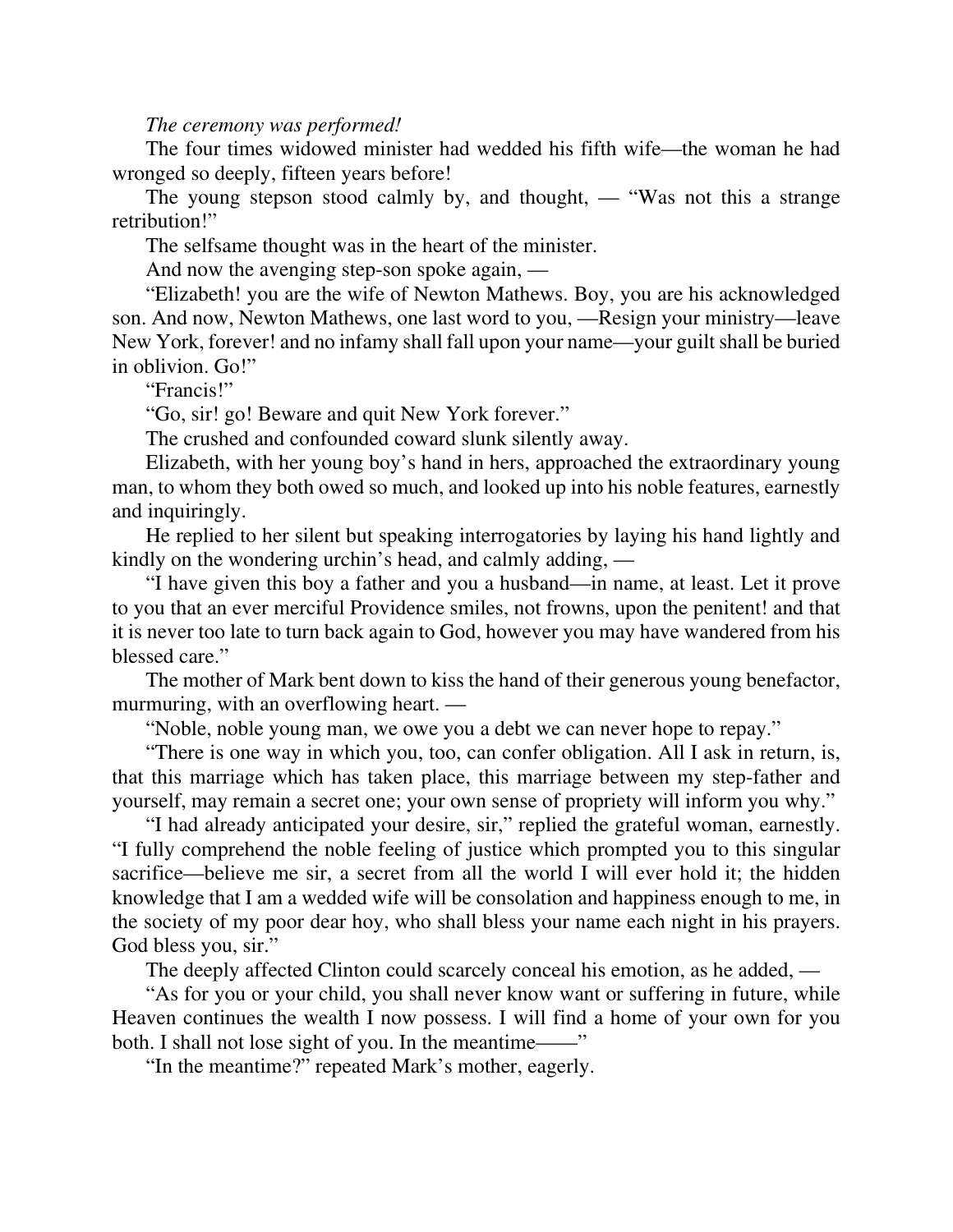*The ceremony was performed!*

The four times widowed minister had wedded his fifth wife—the woman he had wronged so deeply, fifteen years before!

The young stepson stood calmly by, and thought, — "Was not this a strange retribution!"

The selfsame thought was in the heart of the minister.

And now the avenging step-son spoke again, —

"Elizabeth! you are the wife of Newton Mathews. Boy, you are his acknowledged son. And now, Newton Mathews, one last word to you, —Resign your ministry—leave New York, forever! and no infamy shall fall upon your name—your guilt shall be buried in oblivion. Go!"

"Francis!"

"Go, sir! go! Beware and quit New York forever."

The crushed and confounded coward slunk silently away.

Elizabeth, with her young boy's hand in hers, approached the extraordinary young man, to whom they both owed so much, and looked up into his noble features, earnestly and inquiringly.

He replied to her silent but speaking interrogatories by laying his hand lightly and kindly on the wondering urchin's head, and calmly adding, —

"I have given this boy a father and you a husband—in name, at least. Let it prove to you that an ever merciful Providence smiles, not frowns, upon the penitent! and that it is never too late to turn back again to God, however you may have wandered from his blessed care."

The mother of Mark bent down to kiss the hand of their generous young benefactor, murmuring, with an overflowing heart. —

"Noble, noble young man, we owe you a debt we can never hope to repay."

"There is one way in which you, too, can confer obligation. All I ask in return, is, that this marriage which has taken place, this marriage between my step-father and yourself, may remain a secret one; your own sense of propriety will inform you why."

"I had already anticipated your desire, sir," replied the grateful woman, earnestly. "I fully comprehend the noble feeling of justice which prompted you to this singular sacrifice—believe me sir, a secret from all the world I will ever hold it; the hidden knowledge that I am a wedded wife will be consolation and happiness enough to me, in the society of my poor dear hoy, who shall bless your name each night in his prayers. God bless you, sir."

The deeply affected Clinton could scarcely conceal his emotion, as he added, —

"As for you or your child, you shall never know want or suffering in future, while Heaven continues the wealth I now possess. I will find a home of your own for you both. I shall not lose sight of you. In the meantime——"

"In the meantime?" repeated Mark's mother, eagerly.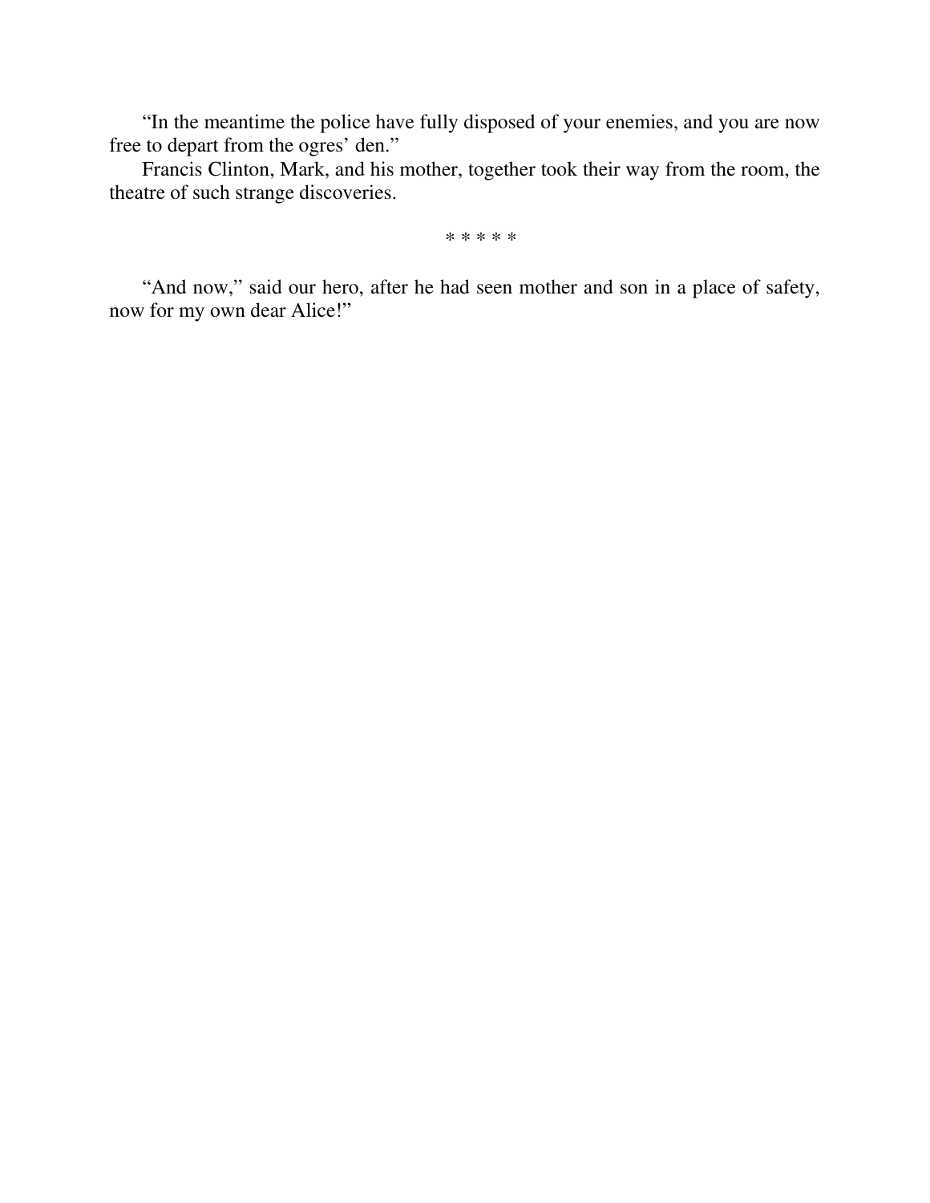"In the meantime the police have fully disposed of your enemies, and you are now free to depart from the ogres' den."

Francis Clinton, Mark, and his mother, together took their way from the room, the theatre of such strange discoveries.

\* \* \* \* \*

"And now," said our hero, after he had seen mother and son in a place of safety, now for my own dear Alice!"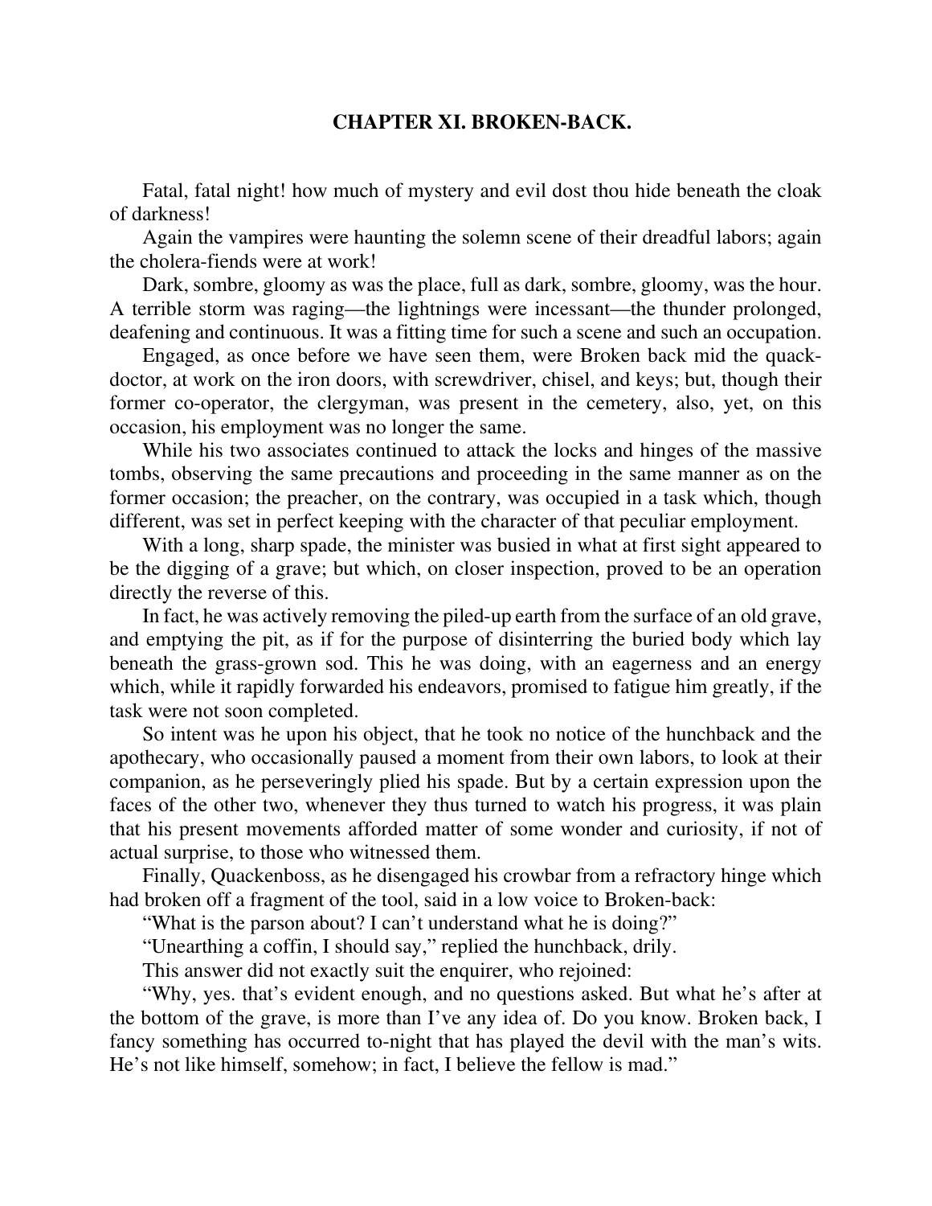## CHAPTER XI. BROKEN-BACK.

Fatal, fatal night! how much of mystery and evil dost thou hide beneath the cloak of darkness!

Again the vampires were haunting the solemn scene of their dreadful labors; again the cholera-fiends were at work!

Dark, sombre, gloomy as was the place, full as dark, sombre, gloomy, was the hour. A terrible storm was raging—the lightnings were incessant—the thunder prolonged, deafening and continuous. It was a fitting time for such a scene and such an occupation.

Engaged, as once before we have seen them, were Broken back mid the quack-doctor, at work on the iron doors, with screwdriver, chisel, and keys; but, though their former co-operator, the clergyman, was present in the cemetery, also, yet, on this occasion, his employment was no longer the same.

While his two associates continued to attack the locks and hinges of the massive tombs, observing the same precautions and proceeding in the same manner as on the former occasion; the preacher, on the contrary, was occupied in a task which, though different, was set in perfect keeping with the character of that peculiar employment.

With a long, sharp spade, the minister was busied in what at first sight appeared to be the digging of a grave; but which, on closer inspection, proved to be an operation directly the reverse of this.

In fact, he was actively removing the piled-up earth from the surface of an old grave, and emptying the pit, as if for the purpose of disinterring the buried body which lay beneath the grass-grown sod. This he was doing, with an eagerness and an energy which, while it rapidly forwarded his endeavors, promised to fatigue him greatly, if the task were not soon completed.

So intent was he upon his object, that he took no notice of the hunchback and the apothecary, who occasionally paused a moment from their own labors, to look at their companion, as he perseveringly plied his spade. But by a certain expression upon the faces of the other two, whenever they thus turned to watch his progress, it was plain that his present movements afforded matter of some wonder and curiosity, if not of actual surprise, to those who witnessed them.

Finally, Quackenboss, as he disengaged his crowbar from a refractory hinge which had broken off a fragment of the tool, said in a low voice to Broken-back:

"What is the parson about? I can't understand what he is doing?"

"Unearthing a coffin, I should say," replied the hunchback, drily.

This answer did not exactly suit the enquirer, who rejoined:

"Why, yes. that's evident enough, and no questions asked. But what he's after at the bottom of the grave, is more than I've any idea of. Do you know. Broken back, I fancy something has occurred to-night that has played the devil with the man's wits. He's not like himself, somehow; in fact, I believe the fellow is mad."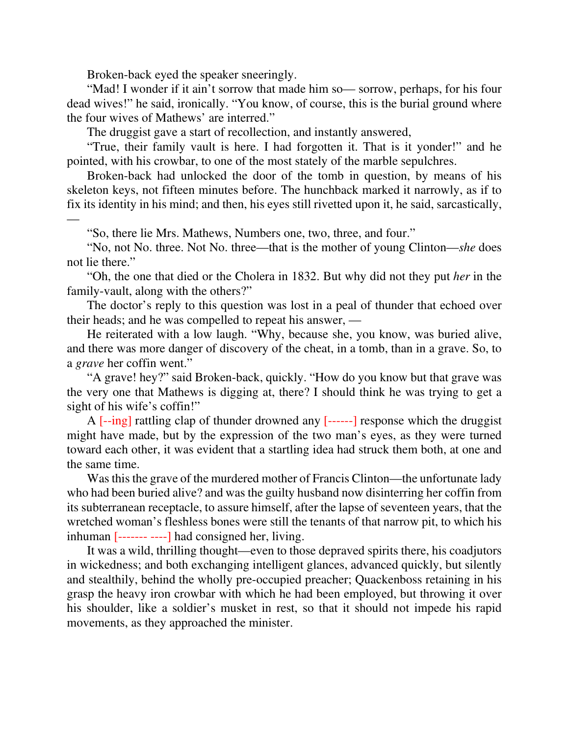Broken-back eyed the speaker sneeringly.

"Mad! I wonder if it ain't sorrow that made him so— sorrow, perhaps, for his four dead wives!" he said, ironically. "You know, of course, this is the burial ground where the four wives of Mathews' are interred."

The druggist gave a start of recollection, and instantly answered,

"True, their family vault is here. I had forgotten it. That is it yonder!" and he pointed, with his crowbar, to one of the most stately of the marble sepulchres.

Broken-back had unlocked the door of the tomb in question, by means of his skeleton keys, not fifteen minutes before. The hunchback marked it narrowly, as if to fix its identity in his mind; and then, his eyes still rivetted upon it, he said, sarcastically, —

"So, there lie Mrs. Mathews, Numbers one, two, three, and four."

"No, not No. three. Not No. three—that is the mother of young Clinton—*she* does not lie there."

"Oh, the one that died or the Cholera in 1832. But why did not they put *her* in the family-vault, along with the others?"

The doctor's reply to this question was lost in a peal of thunder that echoed over their heads; and he was compelled to repeat his answer, —

He reiterated with a low laugh. "Why, because she, you know, was buried alive, and there was more danger of discovery of the cheat, in a tomb, than in a grave. So, to a *grave* her coffin went."

"A grave! hey?" said Broken-back, quickly. "How do you know but that grave was the very one that Mathews is digging at, there? I should think he was trying to get a sight of his wife's coffin!"

A [--ing] rattling clap of thunder drowned any [------] response which the druggist might have made, but by the expression of the two man's eyes, as they were turned toward each other, it was evident that a startling idea had struck them both, at one and the same time.

Was this the grave of the murdered mother of Francis Clinton—the unfortunate lady who had been buried alive? and was the guilty husband now disinterring her coffin from its subterranean receptacle, to assure himself, after the lapse of seventeen years, that the wretched woman's fleshless bones were still the tenants of that narrow pit, to which his inhuman [------- ----] had consigned her, living.

It was a wild, thrilling thought—even to those depraved spirits there, his coadjutors in wickedness; and both exchanging intelligent glances, advanced quickly, but silently and stealthily, behind the wholly pre-occupied preacher; Quackenboss retaining in his grasp the heavy iron crowbar with which he had been employed, but throwing it over his shoulder, like a soldier's musket in rest, so that it should not impede his rapid movements, as they approached the minister.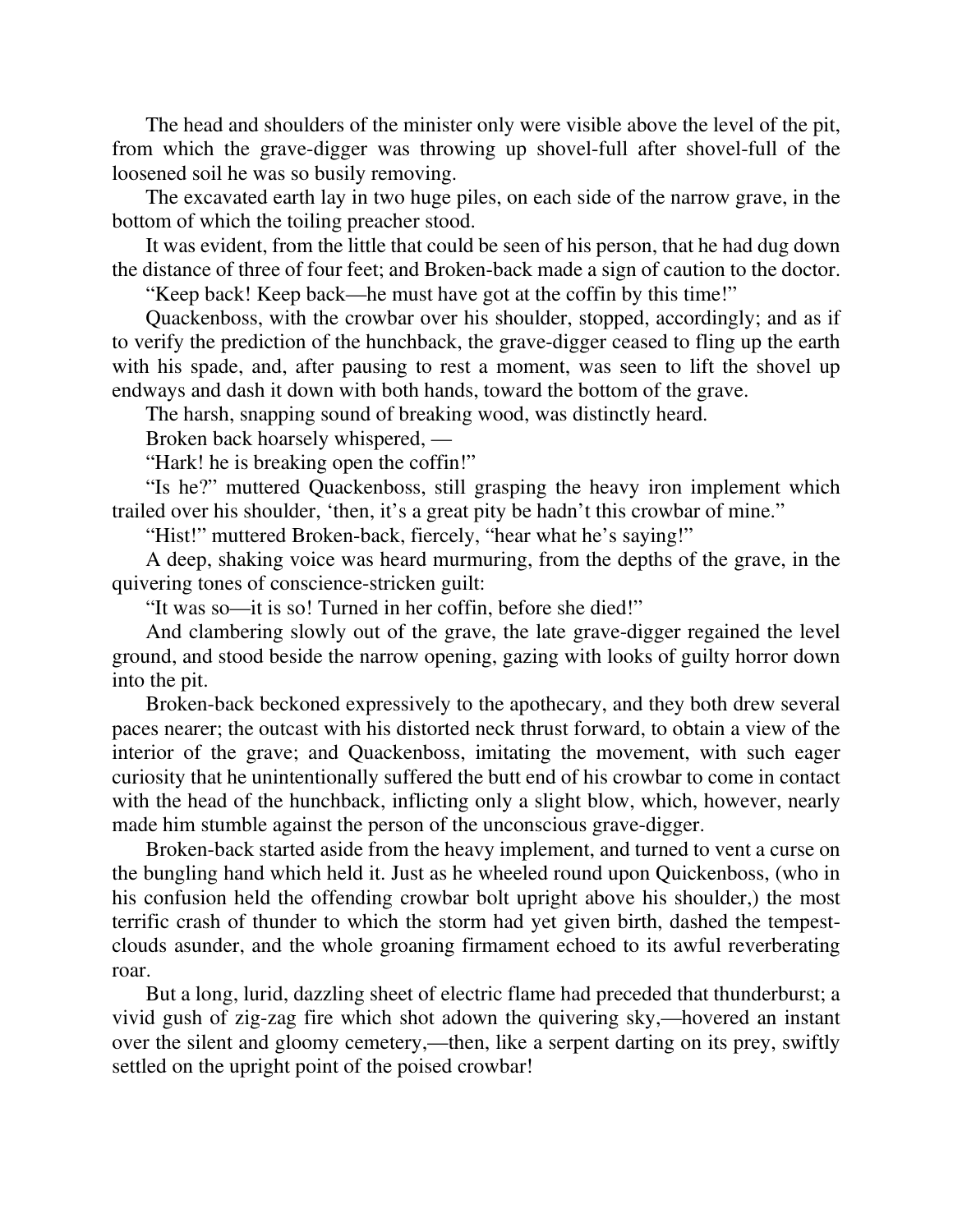The head and shoulders of the minister only were visible above the level of the pit, from which the grave-digger was throwing up shovel-full after shovel-full of the loosened soil he was so busily removing.

The excavated earth lay in two huge piles, on each side of the narrow grave, in the bottom of which the toiling preacher stood.

It was evident, from the little that could be seen of his person, that he had dug down the distance of three of four feet; and Broken-back made a sign of caution to the doctor.

"Keep back! Keep back—he must have got at the coffin by this time!"

Quackenboss, with the crowbar over his shoulder, stopped, accordingly; and as if to verify the prediction of the hunchback, the grave-digger ceased to fling up the earth with his spade, and, after pausing to rest a moment, was seen to lift the shovel up endways and dash it down with both hands, toward the bottom of the grave.

The harsh, snapping sound of breaking wood, was distinctly heard.

Broken back hoarsely whispered, —

"Hark! he is breaking open the coffin!"

"Is he?" muttered Quackenboss, still grasping the heavy iron implement which trailed over his shoulder, 'then, it's a great pity be hadn't this crowbar of mine."

"Hist!" muttered Broken-back, fiercely, "hear what he's saying!"

A deep, shaking voice was heard murmuring, from the depths of the grave, in the quivering tones of conscience-stricken guilt:

"It was so—it is so! Turned in her coffin, before she died!"

And clambering slowly out of the grave, the late grave-digger regained the level ground, and stood beside the narrow opening, gazing with looks of guilty horror down into the pit.

Broken-back beckoned expressively to the apothecary, and they both drew several paces nearer; the outcast with his distorted neck thrust forward, to obtain a view of the interior of the grave; and Quackenboss, imitating the movement, with such eager curiosity that he unintentionally suffered the butt end of his crowbar to come in contact with the head of the hunchback, inflicting only a slight blow, which, however, nearly made him stumble against the person of the unconscious grave-digger.

Broken-back started aside from the heavy implement, and turned to vent a curse on the bungling hand which held it. Just as he wheeled round upon Quickenboss, (who in his confusion held the offending crowbar bolt upright above his shoulder,) the most terrific crash of thunder to which the storm had yet given birth, dashed the tempest-clouds asunder, and the whole groaning firmament echoed to its awful reverberating roar.

But a long, lurid, dazzling sheet of electric flame had preceded that thunderburst; a vivid gush of zig-zag fire which shot adown the quivering sky,—hovered an instant over the silent and gloomy cemetery,—then, like a serpent darting on its prey, swiftly settled on the upright point of the poised crowbar!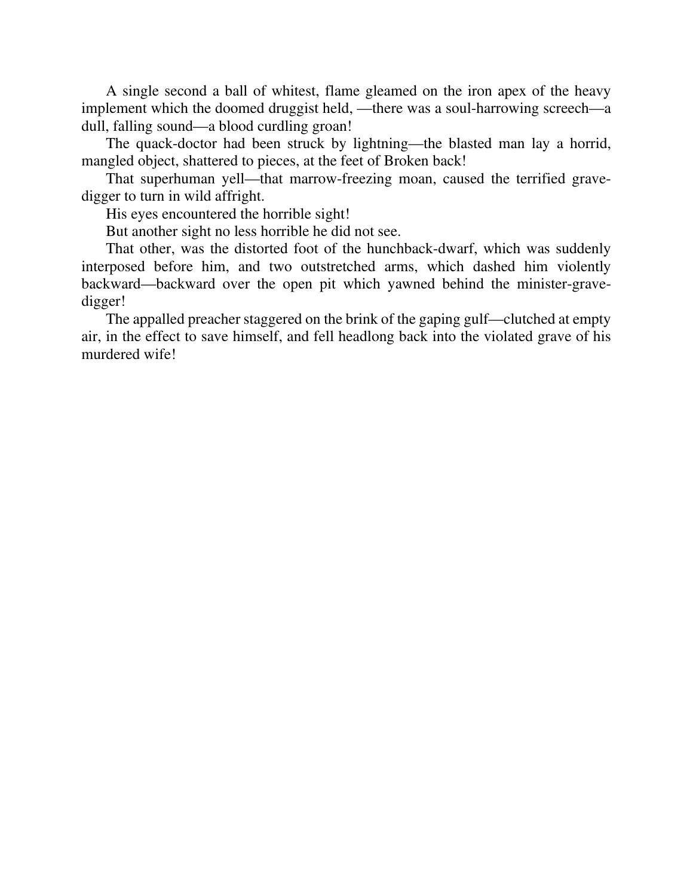A single second a ball of whitest, flame gleamed on the iron apex of the heavy implement which the doomed druggist held, —there was a soul-harrowing screech—a dull, falling sound—a blood curdling groan!

The quack-doctor had been struck by lightning—the blasted man lay a horrid, mangled object, shattered to pieces, at the feet of Broken back!

That superhuman yell—that marrow-freezing moan, caused the terrified grave-digger to turn in wild affright.

His eyes encountered the horrible sight!

But another sight no less horrible he did not see.

That other, was the distorted foot of the hunchback-dwarf, which was suddenly interposed before him, and two outstretched arms, which dashed him violently backward—backward over the open pit which yawned behind the minister-grave-digger!

The appalled preacher staggered on the brink of the gaping gulf—clutched at empty air, in the effect to save himself, and fell headlong back into the violated grave of his murdered wife!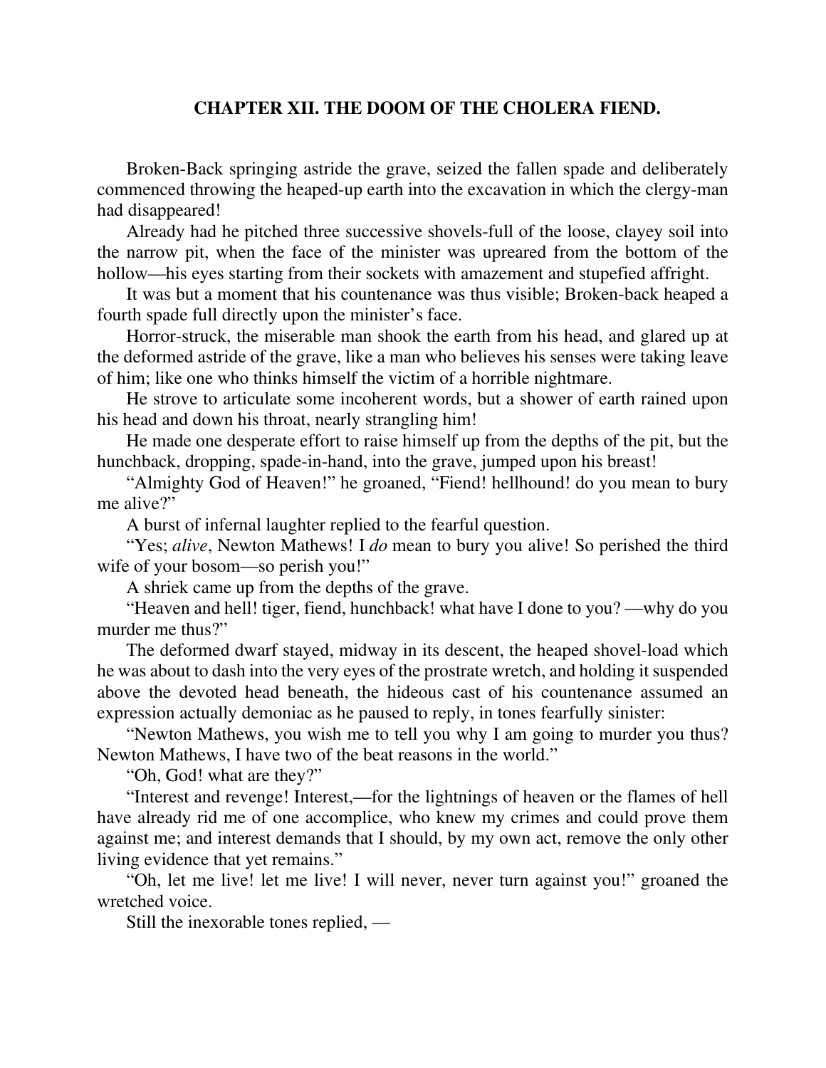## CHAPTER XII. THE DOOM OF THE CHOLERA FIEND.

Broken-Back springing astride the grave, seized the fallen spade and deliberately commenced throwing the heaped-up earth into the excavation in which the clergy-man had disappeared!

Already had he pitched three successive shovels-full of the loose, clayey soil into the narrow pit, when the face of the minister was upreared from the bottom of the hollow—his eyes starting from their sockets with amazement and stupefied affright.

It was but a moment that his countenance was thus visible; Broken-back heaped a fourth spade full directly upon the minister's face.

Horror-struck, the miserable man shook the earth from his head, and glared up at the deformed astride of the grave, like a man who believes his senses were taking leave of him; like one who thinks himself the victim of a horrible nightmare.

He strove to articulate some incoherent words, but a shower of earth rained upon his head and down his throat, nearly strangling him!

He made one desperate effort to raise himself up from the depths of the pit, but the hunchback, dropping, spade-in-hand, into the grave, jumped upon his breast!

"Almighty God of Heaven!" he groaned, "Fiend! hellhound! do you mean to bury me alive?"

A burst of infernal laughter replied to the fearful question.

"Yes; *alive*, Newton Mathews! I *do* mean to bury you alive! So perished the third wife of your bosom—so perish you!"

A shriek came up from the depths of the grave.

"Heaven and hell! tiger, fiend, hunchback! what have I done to you? —why do you murder me thus?"

The deformed dwarf stayed, midway in its descent, the heaped shovel-load which he was about to dash into the very eyes of the prostrate wretch, and holding it suspended above the devoted head beneath, the hideous cast of his countenance assumed an expression actually demoniac as he paused to reply, in tones fearfully sinister:

"Newton Mathews, you wish me to tell you why I am going to murder you thus? Newton Mathews, I have two of the beat reasons in the world."

"Oh, God! what are they?"

"Interest and revenge! Interest,—for the lightnings of heaven or the flames of hell have already rid me of one accomplice, who knew my crimes and could prove them against me; and interest demands that I should, by my own act, remove the only other living evidence that yet remains."

"Oh, let me live! let me live! I will never, never turn against you!" groaned the wretched voice.

Still the inexorable tones replied, —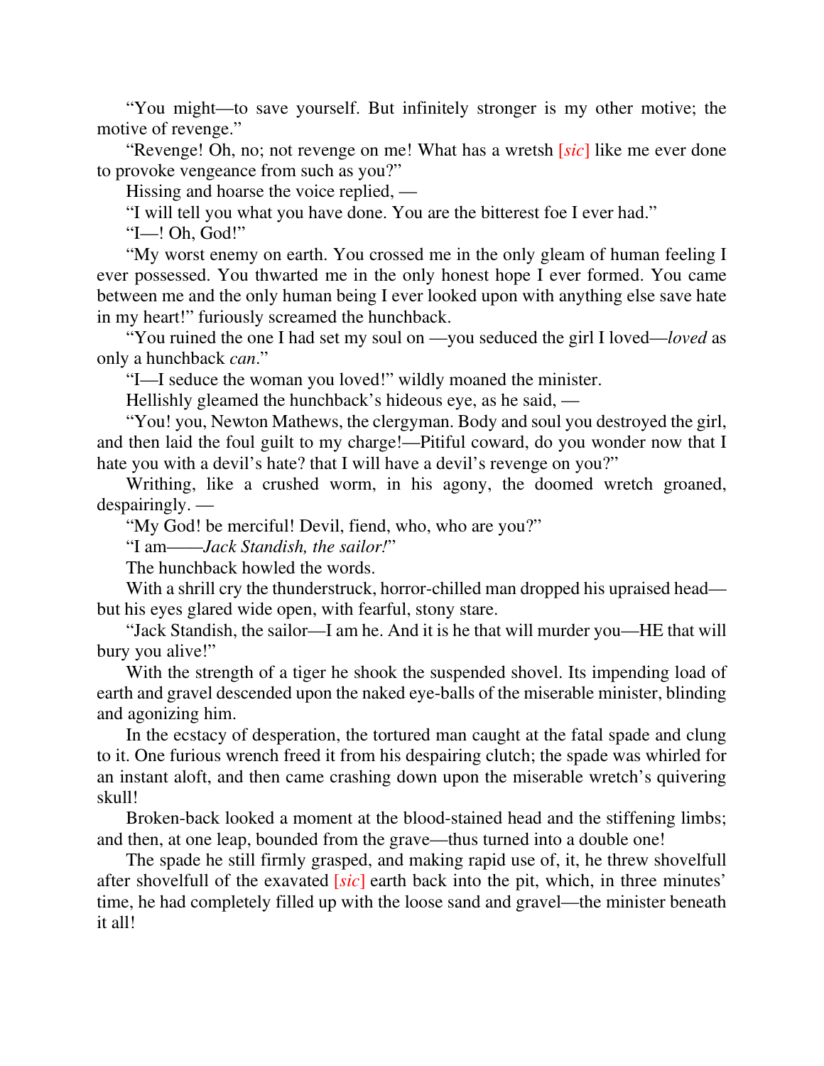"You might—to save yourself. But infinitely stronger is my other motive; the motive of revenge."

"Revenge! Oh, no; not revenge on me! What has a wretsh [*sic*] like me ever done to provoke vengeance from such as you?"

Hissing and hoarse the voice replied, —

"I will tell you what you have done. You are the bitterest foe I ever had."

"I—! Oh, God!"

"My worst enemy on earth. You crossed me in the only gleam of human feeling I ever possessed. You thwarted me in the only honest hope I ever formed. You came between me and the only human being I ever looked upon with anything else save hate in my heart!" furiously screamed the hunchback.

"You ruined the one I had set my soul on —you seduced the girl I loved—*loved* as only a hunchback *can*."

"I—I seduce the woman you loved!" wildly moaned the minister.

Hellishly gleamed the hunchback's hideous eye, as he said, —

"You! you, Newton Mathews, the clergyman. Body and soul you destroyed the girl, and then laid the foul guilt to my charge!—Pitiful coward, do you wonder now that I hate you with a devil's hate? that I will have a devil's revenge on you?"

Writhing, like a crushed worm, in his agony, the doomed wretch groaned, despairingly. —

"My God! be merciful! Devil, fiend, who, who are you?"

"I am——*Jack Standish, the sailor!*"

The hunchback howled the words.

With a shrill cry the thunderstruck, horror-chilled man dropped his upraised head—but his eyes glared wide open, with fearful, stony stare.

"Jack Standish, the sailor—I am he. And it is he that will murder you—HE that will bury you alive!"

With the strength of a tiger he shook the suspended shovel. Its impending load of earth and gravel descended upon the naked eye-balls of the miserable minister, blinding and agonizing him.

In the ecstacy of desperation, the tortured man caught at the fatal spade and clung to it. One furious wrench freed it from his despairing clutch; the spade was whirled for an instant aloft, and then came crashing down upon the miserable wretch's quivering skull!

Broken-back looked a moment at the blood-stained head and the stiffening limbs; and then, at one leap, bounded from the grave—thus turned into a double one!

The spade he still firmly grasped, and making rapid use of, it, he threw shovelfull after shovelfull of the exavated [*sic*] earth back into the pit, which, in three minutes' time, he had completely filled up with the loose sand and gravel—the minister beneath it all!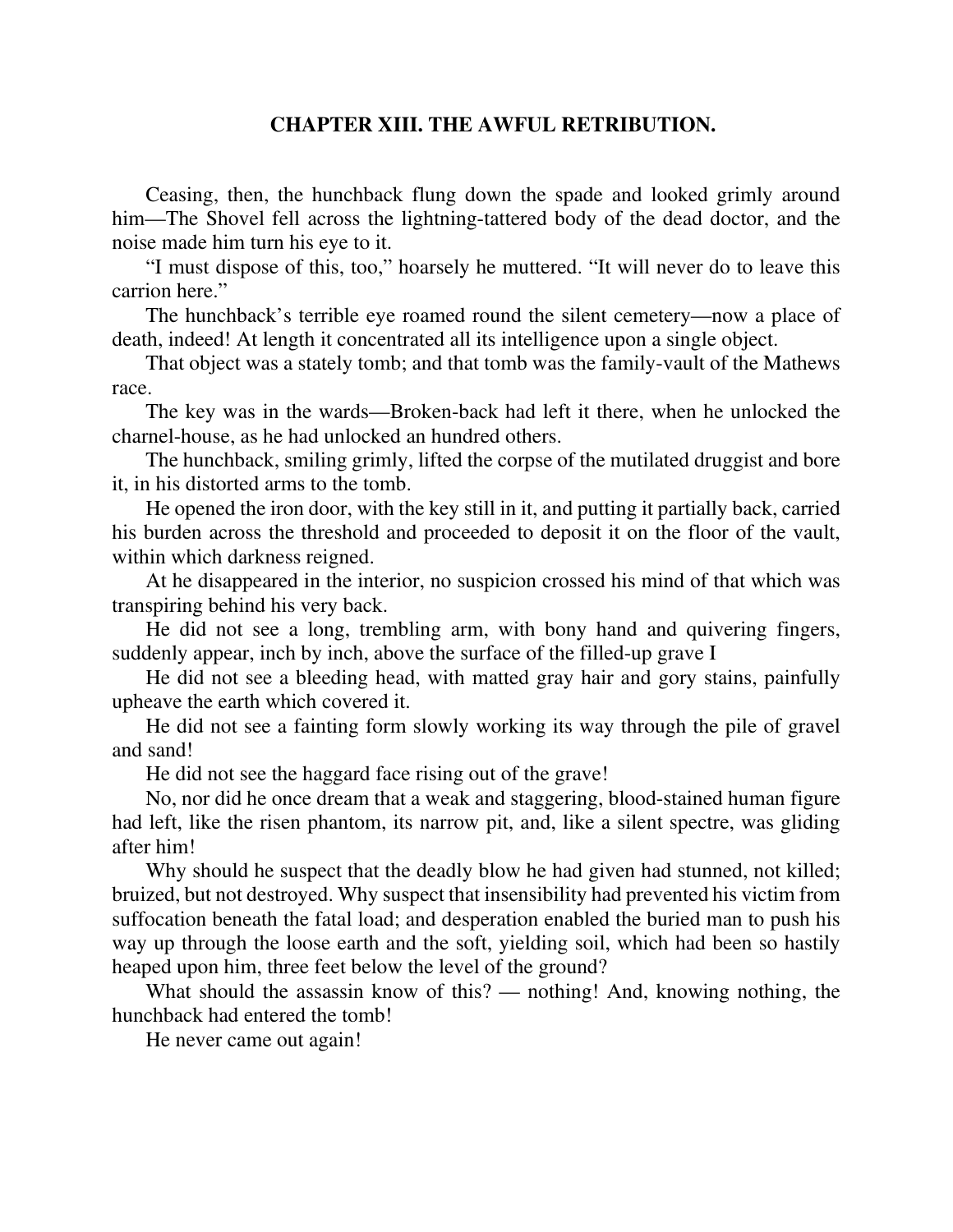## CHAPTER XIII. THE AWFUL RETRIBUTION.

Ceasing, then, the hunchback flung down the spade and looked grimly around him—The Shovel fell across the lightning-tattered body of the dead doctor, and the noise made him turn his eye to it.

"I must dispose of this, too," hoarsely he muttered. "It will never do to leave this carrion here."

The hunchback's terrible eye roamed round the silent cemetery—now a place of death, indeed! At length it concentrated all its intelligence upon a single object.

That object was a stately tomb; and that tomb was the family-vault of the Mathews race.

The key was in the wards—Broken-back had left it there, when he unlocked the charnel-house, as he had unlocked an hundred others.

The hunchback, smiling grimly, lifted the corpse of the mutilated druggist and bore it, in his distorted arms to the tomb.

He opened the iron door, with the key still in it, and putting it partially back, carried his burden across the threshold and proceeded to deposit it on the floor of the vault, within which darkness reigned.

At he disappeared in the interior, no suspicion crossed his mind of that which was transpiring behind his very back.

He did not see a long, trembling arm, with bony hand and quivering fingers, suddenly appear, inch by inch, above the surface of the filled-up grave I

He did not see a bleeding head, with matted gray hair and gory stains, painfully upheave the earth which covered it.

He did not see a fainting form slowly working its way through the pile of gravel and sand!

He did not see the haggard face rising out of the grave!

No, nor did he once dream that a weak and staggering, blood-stained human figure had left, like the risen phantom, its narrow pit, and, like a silent spectre, was gliding after him!

Why should he suspect that the deadly blow he had given had stunned, not killed; bruized, but not destroyed. Why suspect that insensibility had prevented his victim from suffocation beneath the fatal load; and desperation enabled the buried man to push his way up through the loose earth and the soft, yielding soil, which had been so hastily heaped upon him, three feet below the level of the ground?

What should the assassin know of this? — nothing! And, knowing nothing, the hunchback had entered the tomb!

He never came out again!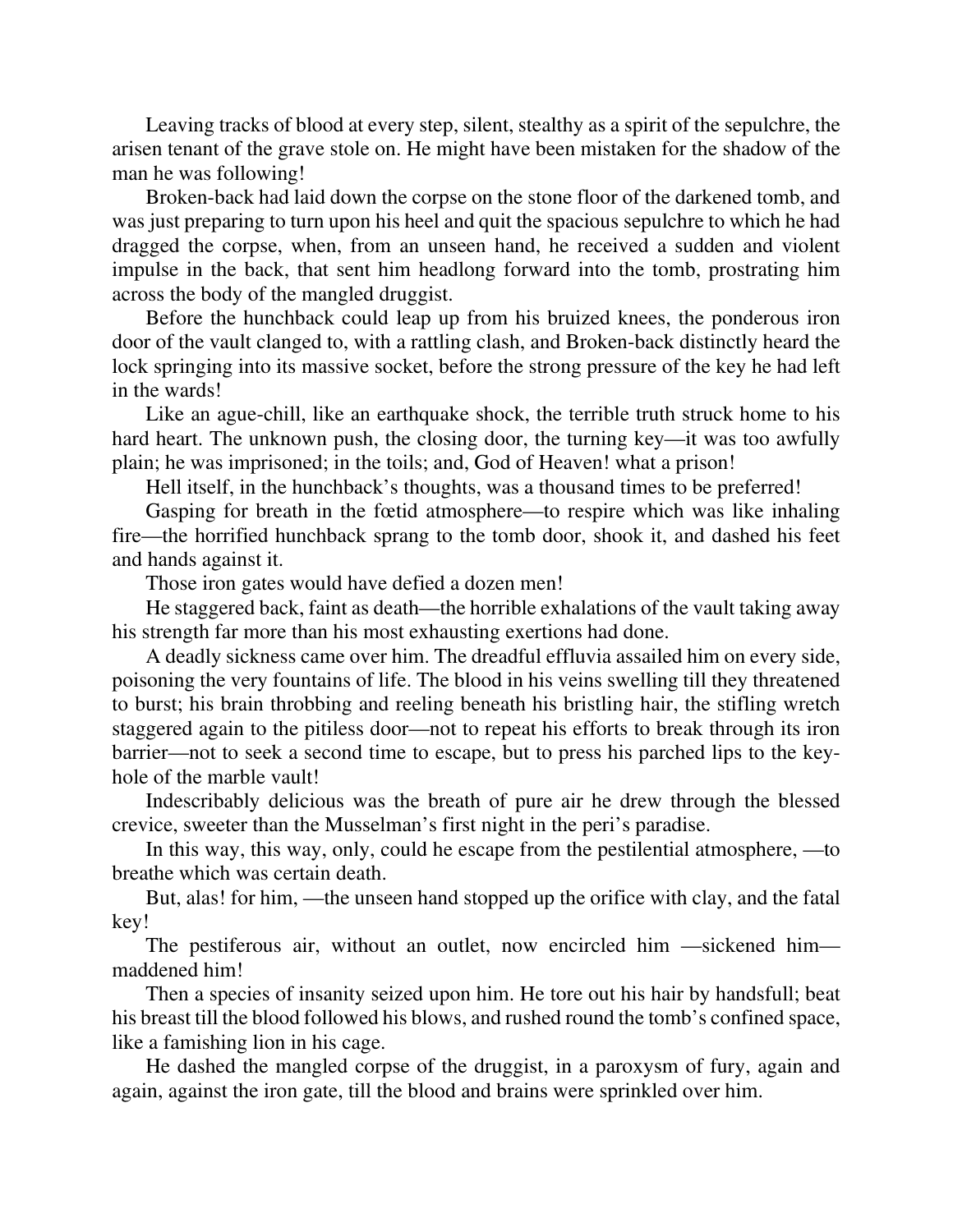Leaving tracks of blood at every step, silent, stealthy as a spirit of the sepulchre, the arisen tenant of the grave stole on. He might have been mistaken for the shadow of the man he was following!

Broken-back had laid down the corpse on the stone floor of the darkened tomb, and was just preparing to turn upon his heel and quit the spacious sepulchre to which he had dragged the corpse, when, from an unseen hand, he received a sudden and violent impulse in the back, that sent him headlong forward into the tomb, prostrating him across the body of the mangled druggist.

Before the hunchback could leap up from his bruized knees, the ponderous iron door of the vault clanged to, with a rattling clash, and Broken-back distinctly heard the lock springing into its massive socket, before the strong pressure of the key he had left in the wards!

Like an ague-chill, like an earthquake shock, the terrible truth struck home to his hard heart. The unknown push, the closing door, the turning key—it was too awfully plain; he was imprisoned; in the toils; and, God of Heaven! what a prison!

Hell itself, in the hunchback's thoughts, was a thousand times to be preferred!

Gasping for breath in the fœtid atmosphere—to respire which was like inhaling fire—the horrified hunchback sprang to the tomb door, shook it, and dashed his feet and hands against it.

Those iron gates would have defied a dozen men!

He staggered back, faint as death—the horrible exhalations of the vault taking away his strength far more than his most exhausting exertions had done.

A deadly sickness came over him. The dreadful effluvia assailed him on every side, poisoning the very fountains of life. The blood in his veins swelling till they threatened to burst; his brain throbbing and reeling beneath his bristling hair, the stifling wretch staggered again to the pitiless door—not to repeat his efforts to break through its iron barrier—not to seek a second time to escape, but to press his parched lips to the key-hole of the marble vault!

Indescribably delicious was the breath of pure air he drew through the blessed crevice, sweeter than the Musselman's first night in the peri's paradise.

In this way, this way, only, could he escape from the pestilential atmosphere, —to breathe which was certain death.

But, alas! for him, —the unseen hand stopped up the orifice with clay, and the fatal key!

The pestiferous air, without an outlet, now encircled him —sickened him—maddened him!

Then a species of insanity seized upon him. He tore out his hair by handsfull; beat his breast till the blood followed his blows, and rushed round the tomb's confined space, like a famishing lion in his cage.

He dashed the mangled corpse of the druggist, in a paroxysm of fury, again and again, against the iron gate, till the blood and brains were sprinkled over him.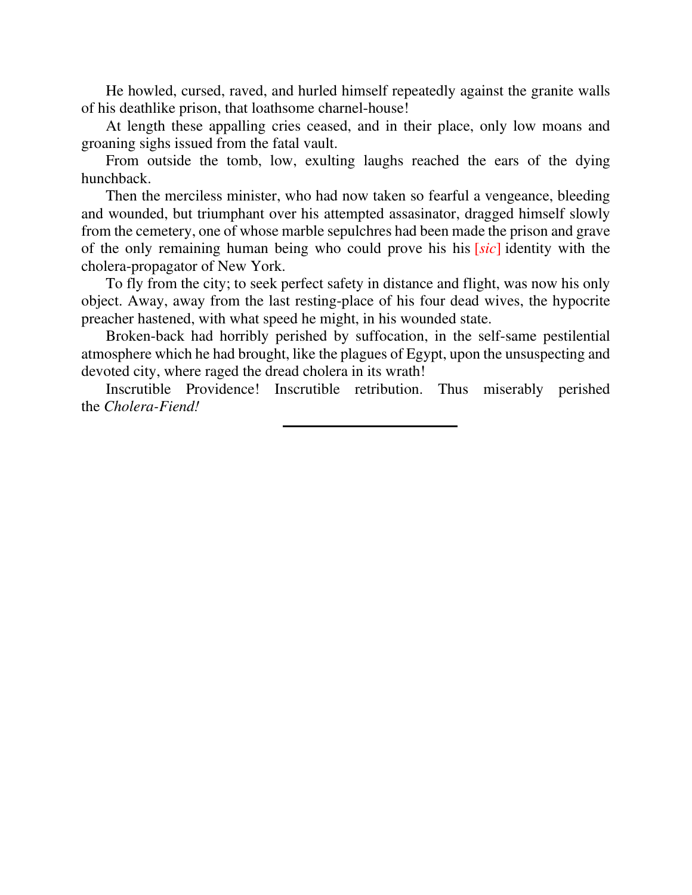He howled, cursed, raved, and hurled himself repeatedly against the granite walls of his deathlike prison, that loathsome charnel-house!

At length these appalling cries ceased, and in their place, only low moans and groaning sighs issued from the fatal vault.

From outside the tomb, low, exulting laughs reached the ears of the dying hunchback.

Then the merciless minister, who had now taken so fearful a vengeance, bleeding and wounded, but triumphant over his attempted assasinator, dragged himself slowly from the cemetery, one of whose marble sepulchres had been made the prison and grave of the only remaining human being who could prove his his [*sic*] identity with the cholera-propagator of New York.

To fly from the city; to seek perfect safety in distance and flight, was now his only object. Away, away from the last resting-place of his four dead wives, the hypocrite preacher hastened, with what speed he might, in his wounded state.

Broken-back had horribly perished by suffocation, in the self-same pestilential atmosphere which he had brought, like the plagues of Egypt, upon the unsuspecting and devoted city, where raged the dread cholera in its wrath!

Inscrutible Providence! Inscrutible retribution. Thus miserably perished the *Cholera-Fiend!*

---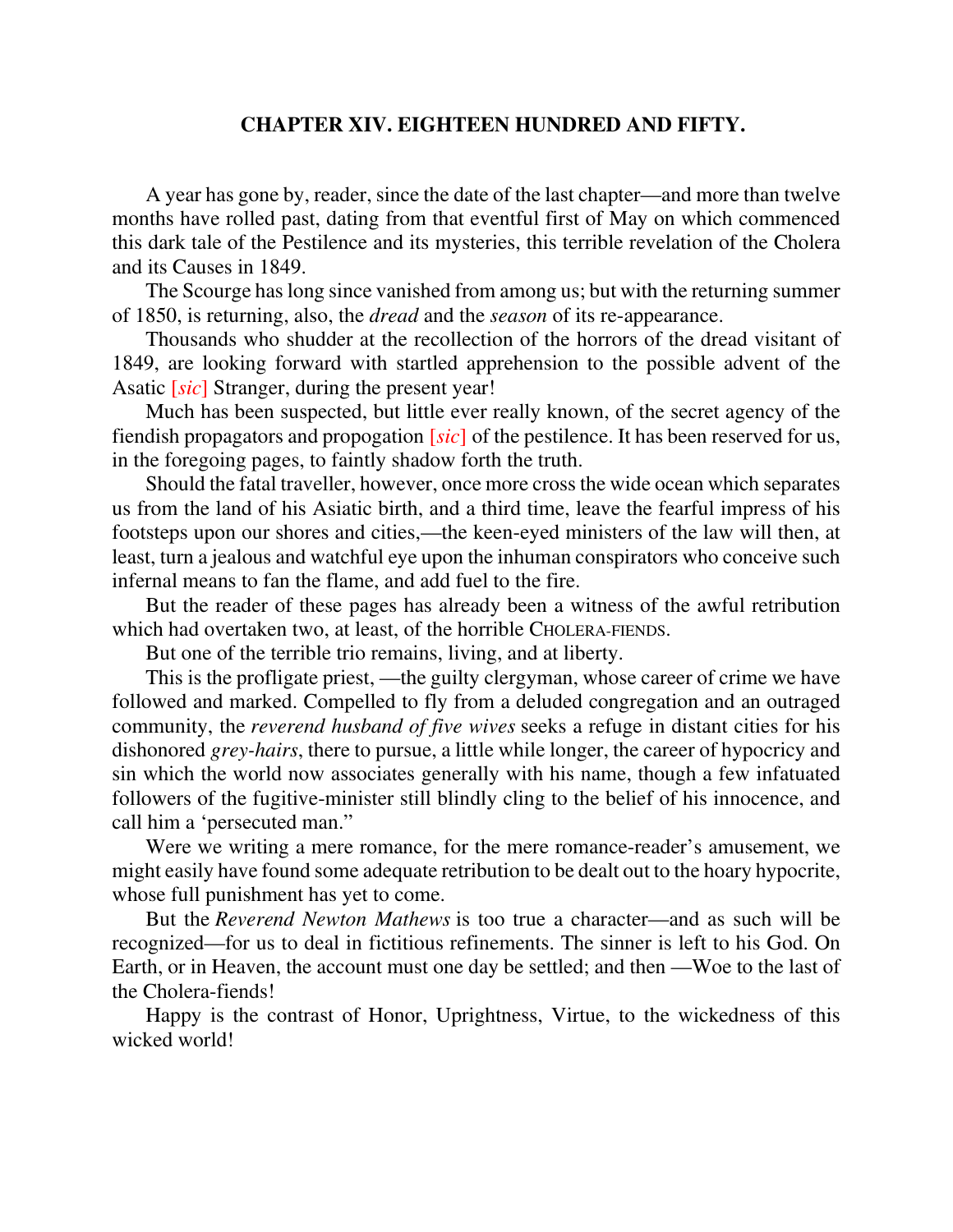## CHAPTER XIV. EIGHTEEN HUNDRED AND FIFTY.

A year has gone by, reader, since the date of the last chapter—and more than twelve months have rolled past, dating from that eventful first of May on which commenced this dark tale of the Pestilence and its mysteries, this terrible revelation of the Cholera and its Causes in 1849.

The Scourge has long since vanished from among us; but with the returning summer of 1850, is returning, also, the *dread* and the *season* of its re-appearance.

Thousands who shudder at the recollection of the horrors of the dread visitant of 1849, are looking forward with startled apprehension to the possible advent of the Asatic [*sic*] Stranger, during the present year!

Much has been suspected, but little ever really known, of the secret agency of the fiendish propagators and propogation [*sic*] of the pestilence. It has been reserved for us, in the foregoing pages, to faintly shadow forth the truth.

Should the fatal traveller, however, once more cross the wide ocean which separates us from the land of his Asiatic birth, and a third time, leave the fearful impress of his footsteps upon our shores and cities,—the keen-eyed ministers of the law will then, at least, turn a jealous and watchful eye upon the inhuman conspirators who conceive such infernal means to fan the flame, and add fuel to the fire.

But the reader of these pages has already been a witness of the awful retribution which had overtaken two, at least, of the horrible CHOLERA-FIENDS.

But one of the terrible trio remains, living, and at liberty.

This is the profligate priest, —the guilty clergyman, whose career of crime we have followed and marked. Compelled to fly from a deluded congregation and an outraged community, the *reverend husband of five wives* seeks a refuge in distant cities for his dishonored *grey-hairs*, there to pursue, a little while longer, the career of hypocricy and sin which the world now associates generally with his name, though a few infatuated followers of the fugitive-minister still blindly cling to the belief of his innocence, and call him a 'persecuted man."

Were we writing a mere romance, for the mere romance-reader's amusement, we might easily have found some adequate retribution to be dealt out to the hoary hypocrite, whose full punishment has yet to come.

But the *Reverend Newton Mathews* is too true a character—and as such will be recognized—for us to deal in fictitious refinements. The sinner is left to his God. On Earth, or in Heaven, the account must one day be settled; and then —Woe to the last of the Cholera-fiends!

Happy is the contrast of Honor, Uprightness, Virtue, to the wickedness of this wicked world!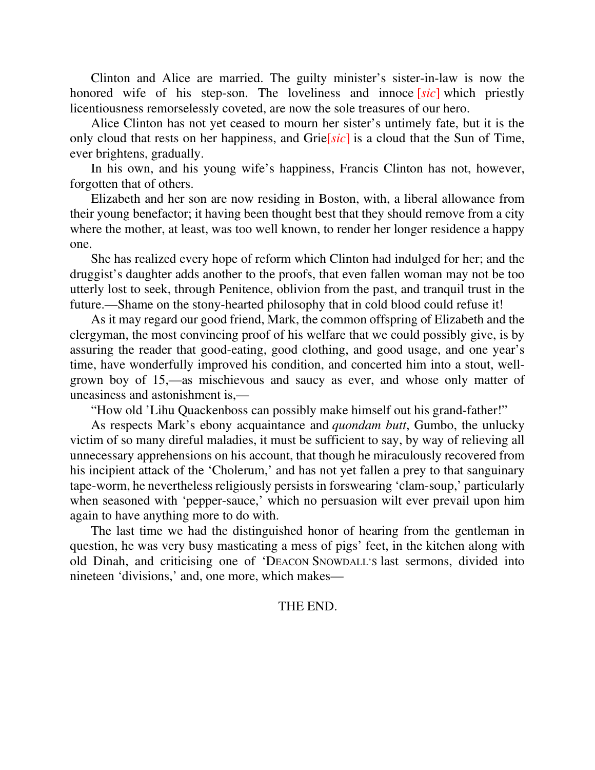Clinton and Alice are married. The guilty minister's sister-in-law is now the honored wife of his step-son. The loveliness and innoce [*sic*] which priestly licentiousness remorselessly coveted, are now the sole treasures of our hero.

Alice Clinton has not yet ceased to mourn her sister's untimely fate, but it is the only cloud that rests on her happiness, and Grie[*sic*] is a cloud that the Sun of Time, ever brightens, gradually.

In his own, and his young wife's happiness, Francis Clinton has not, however, forgotten that of others.

Elizabeth and her son are now residing in Boston, with, a liberal allowance from their young benefactor; it having been thought best that they should remove from a city where the mother, at least, was too well known, to render her longer residence a happy one.

She has realized every hope of reform which Clinton had indulged for her; and the druggist's daughter adds another to the proofs, that even fallen woman may not be too utterly lost to seek, through Penitence, oblivion from the past, and tranquil trust in the future.—Shame on the stony-hearted philosophy that in cold blood could refuse it!

As it may regard our good friend, Mark, the common offspring of Elizabeth and the clergyman, the most convincing proof of his welfare that we could possibly give, is by assuring the reader that good-eating, good clothing, and good usage, and one year's time, have wonderfully improved his condition, and concerted him into a stout, well-grown boy of 15,—as mischievous and saucy as ever, and whose only matter of uneasiness and astonishment is,—

"How old 'Lihu Quackenboss can possibly make himself out his grand-father!"

As respects Mark's ebony acquaintance and *quondam butt*, Gumbo, the unlucky victim of so many direful maladies, it must be sufficient to say, by way of relieving all unnecessary apprehensions on his account, that though he miraculously recovered from his incipient attack of the 'Cholerum,' and has not yet fallen a prey to that sanguinary tape-worm, he nevertheless religiously persists in forswearing 'clam-soup,' particularly when seasoned with 'pepper-sauce,' which no persuasion wilt ever prevail upon him again to have anything more to do with.

The last time we had the distinguished honor of hearing from the gentleman in question, he was very busy masticating a mess of pigs' feet, in the kitchen along with old Dinah, and criticising one of 'DEACON SNOWDALL'S last sermons, divided into nineteen 'divisions,' and, one more, which makes—

THE END.